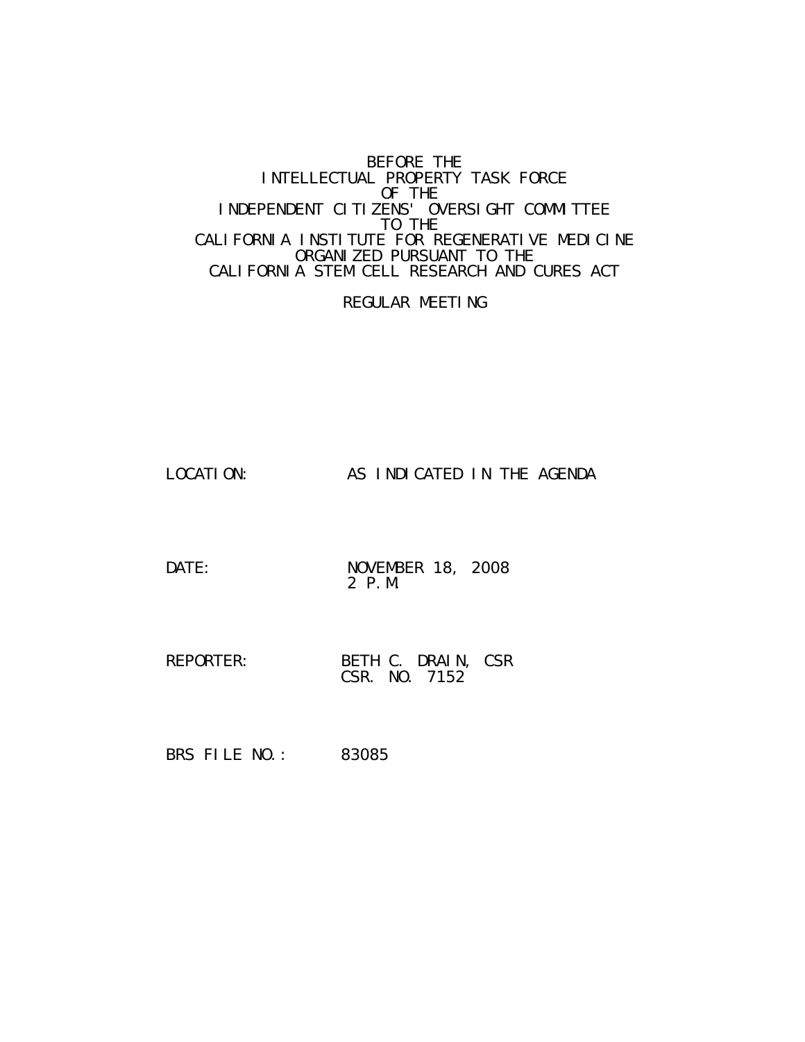BEFORE THE
INTELLECTUAL PROPERTY TASK FORCE
OF THE
INDEPENDENT CITIZENS' OVERSIGHT COMMITTEE
TO THE
CALIFORNIA INSTITUTE FOR REGENERATIVE MEDICINE
ORGANIZED PURSUANT TO THE
CALIFORNIA STEM CELL RESEARCH AND CURES ACT

REGULAR MEETING

LOCATION: AS INDICATED IN THE AGENDA

DATE: NOVEMBER 18, 2008
2 P.M.

REPORTER: BETH C. DRAIN, CSR
CSR. NO. 7152

BRS FILE NO.: 83085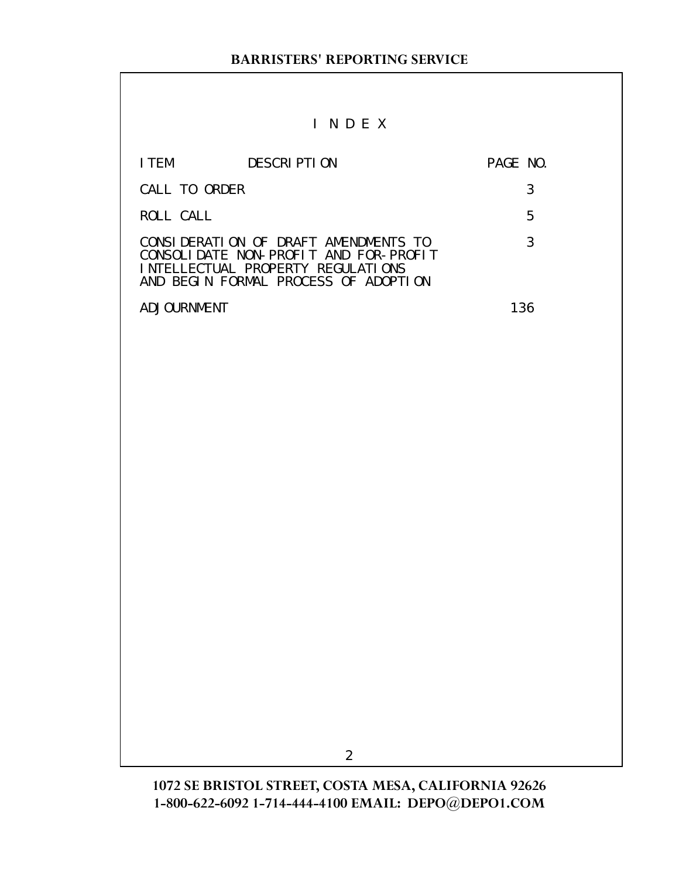# I N D E X

| ITEM DESCRIPTION | PAGE NO. |
| --- | --- |
| CALL TO ORDER | 3 |
| ROLL CALL | 5 |
| CONSIDERATION OF DRAFT AMENDMENTS TO CONSOLIDATE NON-PROFIT AND FOR-PROFIT INTELLECTUAL PROPERTY REGULATIONS AND BEGIN FORMAL PROCESS OF ADOPTION | 3 |
| ADJOURNMENT | 136 |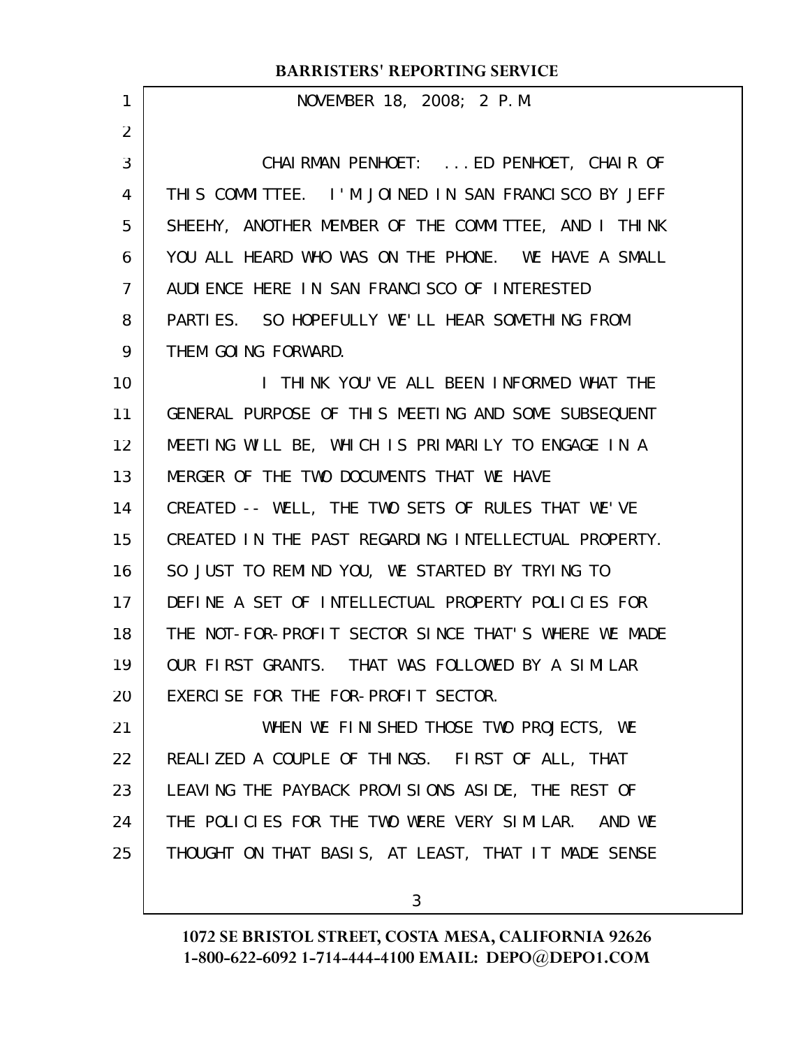NOVEMBER 18, 2008; 2 P.M.

CHAIRMAN PENHOET: ...ED PENHOET, CHAIR OF THIS COMMITTEE. I'M JOINED IN SAN FRANCISCO BY JEFF SHEEHY, ANOTHER MEMBER OF THE COMMITTEE, AND I THINK YOU ALL HEARD WHO WAS ON THE PHONE. WE HAVE A SMALL AUDIENCE HERE IN SAN FRANCISCO OF INTERESTED PARTIES. SO HOPEFULLY WE'LL HEAR SOMETHING FROM THEM GOING FORWARD.

I THINK YOU'VE ALL BEEN INFORMED WHAT THE GENERAL PURPOSE OF THIS MEETING AND SOME SUBSEQUENT MEETING WILL BE, WHICH IS PRIMARILY TO ENGAGE IN A MERGER OF THE TWO DOCUMENTS THAT WE HAVE CREATED -- WELL, THE TWO SETS OF RULES THAT WE'VE CREATED IN THE PAST REGARDING INTELLECTUAL PROPERTY. SO JUST TO REMIND YOU, WE STARTED BY TRYING TO DEFINE A SET OF INTELLECTUAL PROPERTY POLICIES FOR THE NOT-FOR-PROFIT SECTOR SINCE THAT'S WHERE WE MADE OUR FIRST GRANTS. THAT WAS FOLLOWED BY A SIMILAR EXERCISE FOR THE FOR-PROFIT SECTOR.

WHEN WE FINISHED THOSE TWO PROJECTS, WE REALIZED A COUPLE OF THINGS. FIRST OF ALL, THAT LEAVING THE PAYBACK PROVISIONS ASIDE, THE REST OF THE POLICIES FOR THE TWO WERE VERY SIMILAR. AND WE THOUGHT ON THAT BASIS, AT LEAST, THAT IT MADE SENSE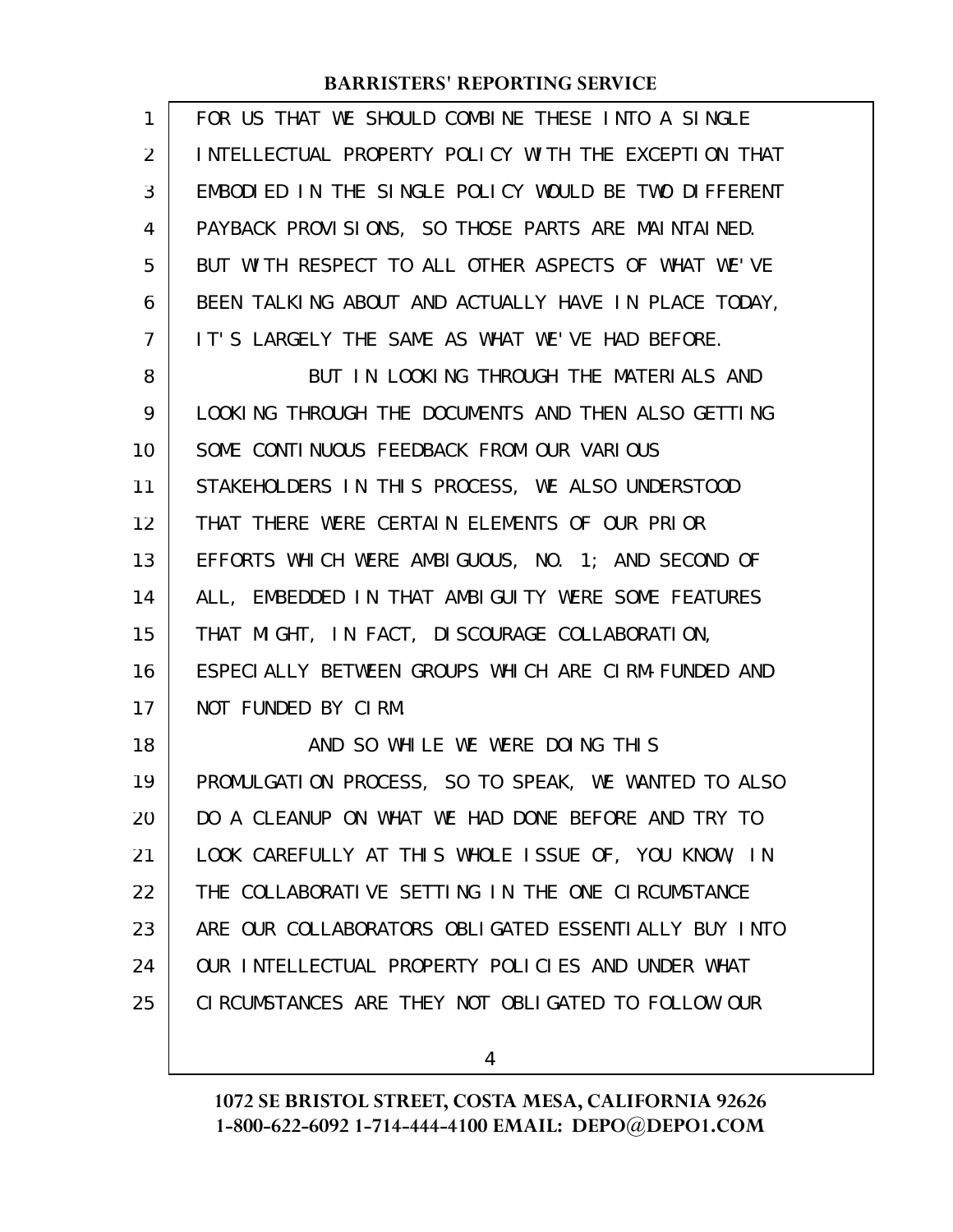FOR US THAT WE SHOULD COMBINE THESE INTO A SINGLE INTELLECTUAL PROPERTY POLICY WITH THE EXCEPTION THAT EMBODIED IN THE SINGLE POLICY WOULD BE TWO DIFFERENT PAYBACK PROVISIONS, SO THOSE PARTS ARE MAINTAINED. BUT WITH RESPECT TO ALL OTHER ASPECTS OF WHAT WE'VE BEEN TALKING ABOUT AND ACTUALLY HAVE IN PLACE TODAY, IT'S LARGELY THE SAME AS WHAT WE'VE HAD BEFORE.

BUT IN LOOKING THROUGH THE MATERIALS AND LOOKING THROUGH THE DOCUMENTS AND THEN ALSO GETTING SOME CONTINUOUS FEEDBACK FROM OUR VARIOUS STAKEHOLDERS IN THIS PROCESS, WE ALSO UNDERSTOOD THAT THERE WERE CERTAIN ELEMENTS OF OUR PRIOR EFFORTS WHICH WERE AMBIGUOUS, NO. 1; AND SECOND OF ALL, EMBEDDED IN THAT AMBIGUITY WERE SOME FEATURES THAT MIGHT, IN FACT, DISCOURAGE COLLABORATION, ESPECIALLY BETWEEN GROUPS WHICH ARE CIRM-FUNDED AND NOT FUNDED BY CIRM.

AND SO WHILE WE WERE DOING THIS PROMULGATION PROCESS, SO TO SPEAK, WE WANTED TO ALSO DO A CLEANUP ON WHAT WE HAD DONE BEFORE AND TRY TO LOOK CAREFULLY AT THIS WHOLE ISSUE OF, YOU KNOW, IN THE COLLABORATIVE SETTING IN THE ONE CIRCUMSTANCE ARE OUR COLLABORATORS OBLIGATED ESSENTIALLY BUY INTO OUR INTELLECTUAL PROPERTY POLICIES AND UNDER WHAT CIRCUMSTANCES ARE THEY NOT OBLIGATED TO FOLLOW OUR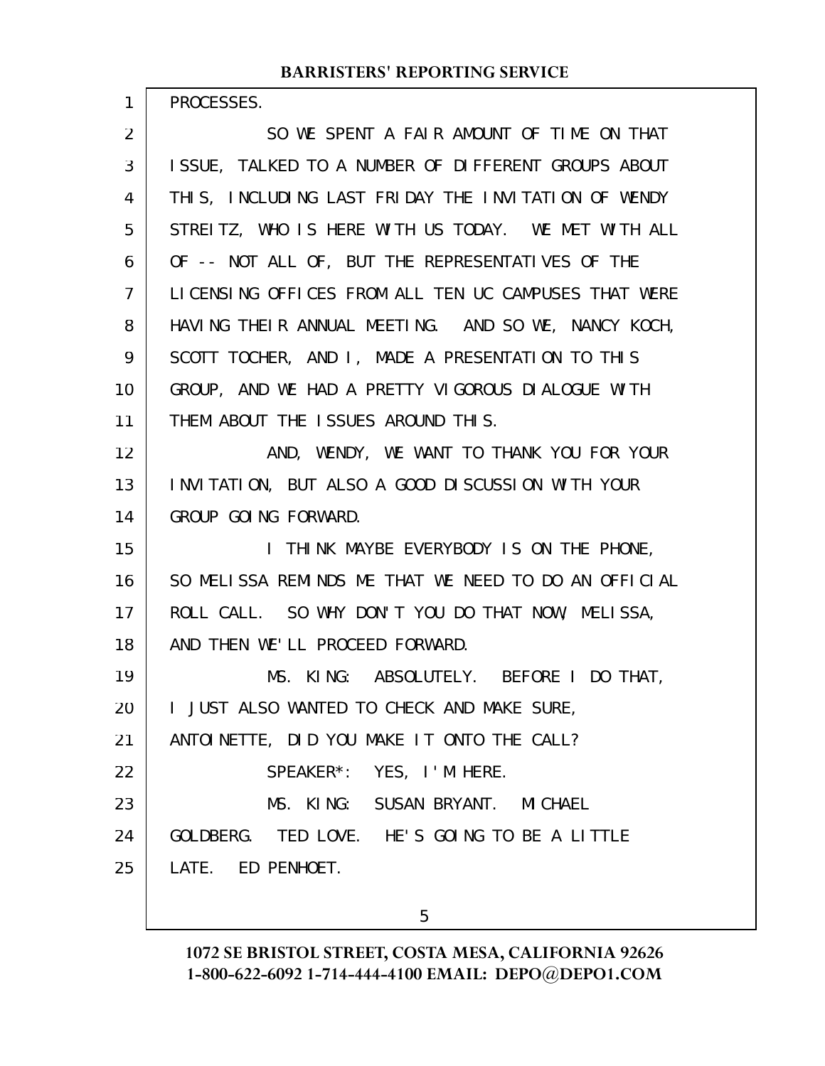PROCESSES.

SO WE SPENT A FAIR AMOUNT OF TIME ON THAT ISSUE, TALKED TO A NUMBER OF DIFFERENT GROUPS ABOUT THIS, INCLUDING LAST FRIDAY THE INVITATION OF WENDY STREITZ, WHO IS HERE WITH US TODAY. WE MET WITH ALL OF -- NOT ALL OF, BUT THE REPRESENTATIVES OF THE LICENSING OFFICES FROM ALL TEN UC CAMPUSES THAT WERE HAVING THEIR ANNUAL MEETING. AND SO WE, NANCY KOCH, SCOTT TOCHER, AND I, MADE A PRESENTATION TO THIS GROUP, AND WE HAD A PRETTY VIGOROUS DIALOGUE WITH THEM ABOUT THE ISSUES AROUND THIS.

AND, WENDY, WE WANT TO THANK YOU FOR YOUR INVITATION, BUT ALSO A GOOD DISCUSSION WITH YOUR GROUP GOING FORWARD.

I THINK MAYBE EVERYBODY IS ON THE PHONE, SO MELISSA REMINDS ME THAT WE NEED TO DO AN OFFICIAL ROLL CALL. SO WHY DON'T YOU DO THAT NOW, MELISSA, AND THEN WE'LL PROCEED FORWARD.

MS. KING: ABSOLUTELY. BEFORE I DO THAT, I JUST ALSO WANTED TO CHECK AND MAKE SURE, ANTOINETTE, DID YOU MAKE IT ONTO THE CALL?

SPEAKER*: YES, I'M HERE.

MS. KING: SUSAN BRYANT. MICHAEL GOLDBERG. TED LOVE. HE'S GOING TO BE A LITTLE LATE. ED PENHOET.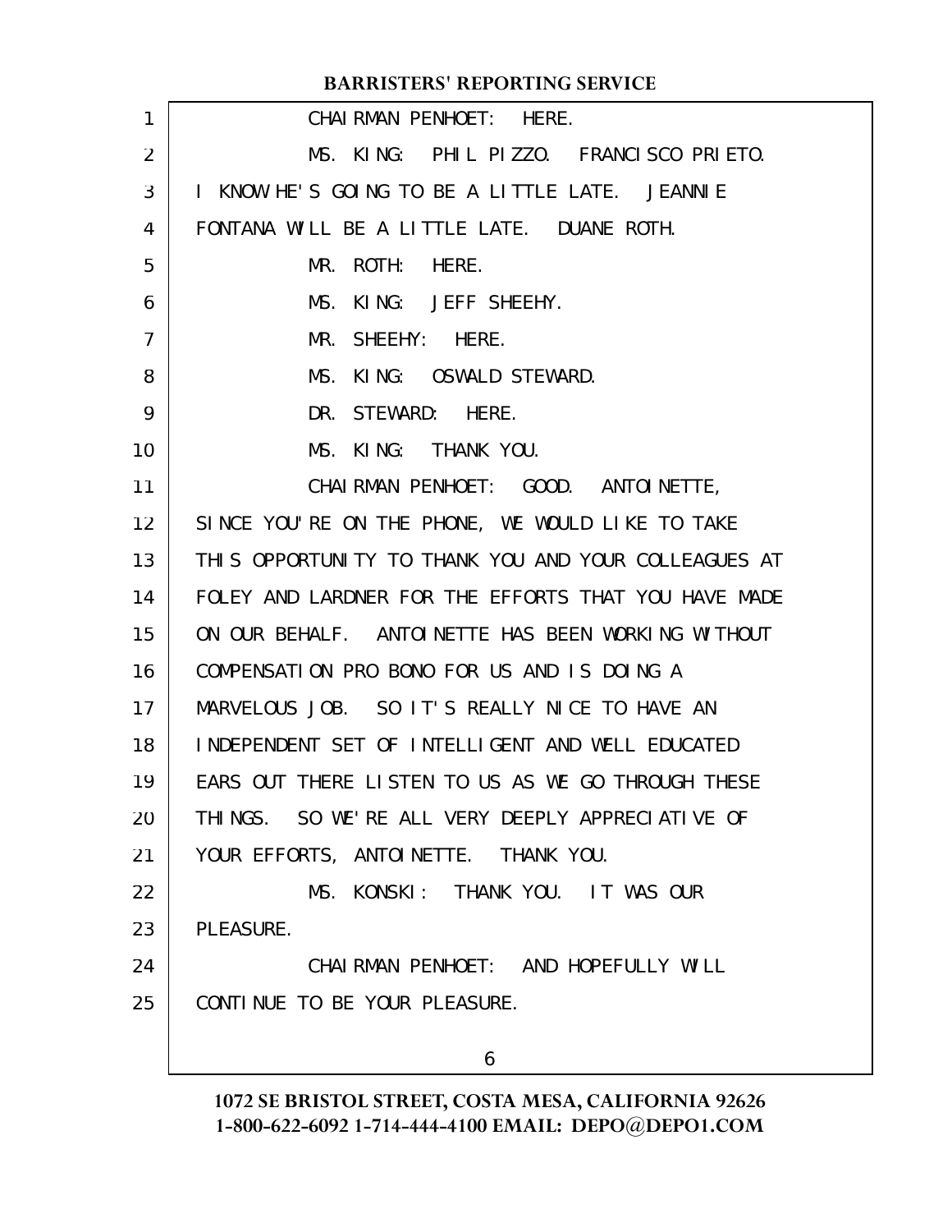CHAIRMAN PENHOET: HERE.

MS. KING: PHIL PIZZO. FRANCISCO PRIETO. I KNOW HE'S GOING TO BE A LITTLE LATE. JEANNIE FONTANA WILL BE A LITTLE LATE. DUANE ROTH.

MR. ROTH: HERE.

MS. KING: JEFF SHEEHY.

MR. SHEEHY: HERE.

MS. KING: OSWALD STEWARD.

DR. STEWARD: HERE.

MS. KING: THANK YOU.

CHAIRMAN PENHOET: GOOD. ANTOINETTE, SINCE YOU'RE ON THE PHONE, WE WOULD LIKE TO TAKE THIS OPPORTUNITY TO THANK YOU AND YOUR COLLEAGUES AT FOLEY AND LARDNER FOR THE EFFORTS THAT YOU HAVE MADE ON OUR BEHALF. ANTOINETTE HAS BEEN WORKING WITHOUT COMPENSATION PRO BONO FOR US AND IS DOING A MARVELOUS JOB. SO IT'S REALLY NICE TO HAVE AN INDEPENDENT SET OF INTELLIGENT AND WELL EDUCATED EARS OUT THERE LISTEN TO US AS WE GO THROUGH THESE THINGS. SO WE'RE ALL VERY DEEPLY APPRECIATIVE OF YOUR EFFORTS, ANTOINETTE. THANK YOU.

MS. KONSKI: THANK YOU. IT WAS OUR PLEASURE.

CHAIRMAN PENHOET: AND HOPEFULLY WILL CONTINUE TO BE YOUR PLEASURE.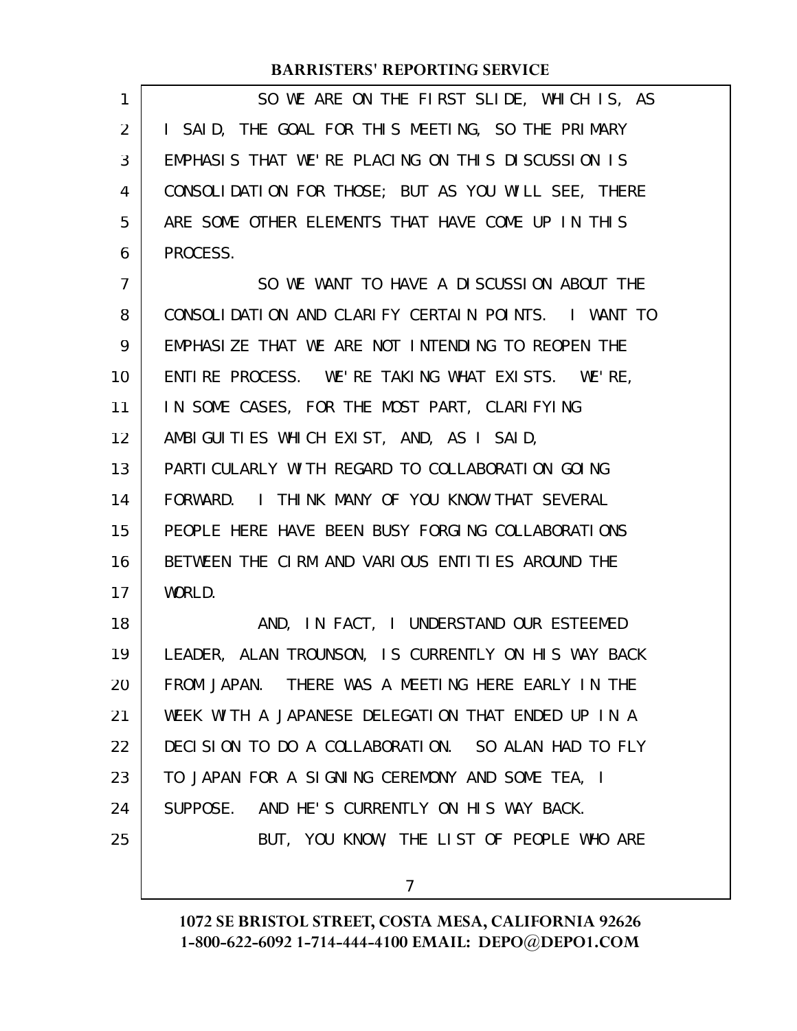SO WE ARE ON THE FIRST SLIDE, WHICH IS, AS I SAID, THE GOAL FOR THIS MEETING, SO THE PRIMARY EMPHASIS THAT WE'RE PLACING ON THIS DISCUSSION IS CONSOLIDATION FOR THOSE; BUT AS YOU WILL SEE, THERE ARE SOME OTHER ELEMENTS THAT HAVE COME UP IN THIS PROCESS.

SO WE WANT TO HAVE A DISCUSSION ABOUT THE CONSOLIDATION AND CLARIFY CERTAIN POINTS. I WANT TO EMPHASIZE THAT WE ARE NOT INTENDING TO REOPEN THE ENTIRE PROCESS. WE'RE TAKING WHAT EXISTS. WE'RE, IN SOME CASES, FOR THE MOST PART, CLARIFYING AMBIGUITIES WHICH EXIST, AND, AS I SAID, PARTICULARLY WITH REGARD TO COLLABORATION GOING FORWARD. I THINK MANY OF YOU KNOW THAT SEVERAL PEOPLE HERE HAVE BEEN BUSY FORGING COLLABORATIONS BETWEEN THE CIRM AND VARIOUS ENTITIES AROUND THE WORLD.

AND, IN FACT, I UNDERSTAND OUR ESTEEMED LEADER, ALAN TROUNSON, IS CURRENTLY ON HIS WAY BACK FROM JAPAN. THERE WAS A MEETING HERE EARLY IN THE WEEK WITH A JAPANESE DELEGATION THAT ENDED UP IN A DECISION TO DO A COLLABORATION. SO ALAN HAD TO FLY TO JAPAN FOR A SIGNING CEREMONY AND SOME TEA, I SUPPOSE. AND HE'S CURRENTLY ON HIS WAY BACK.

BUT, YOU KNOW, THE LIST OF PEOPLE WHO ARE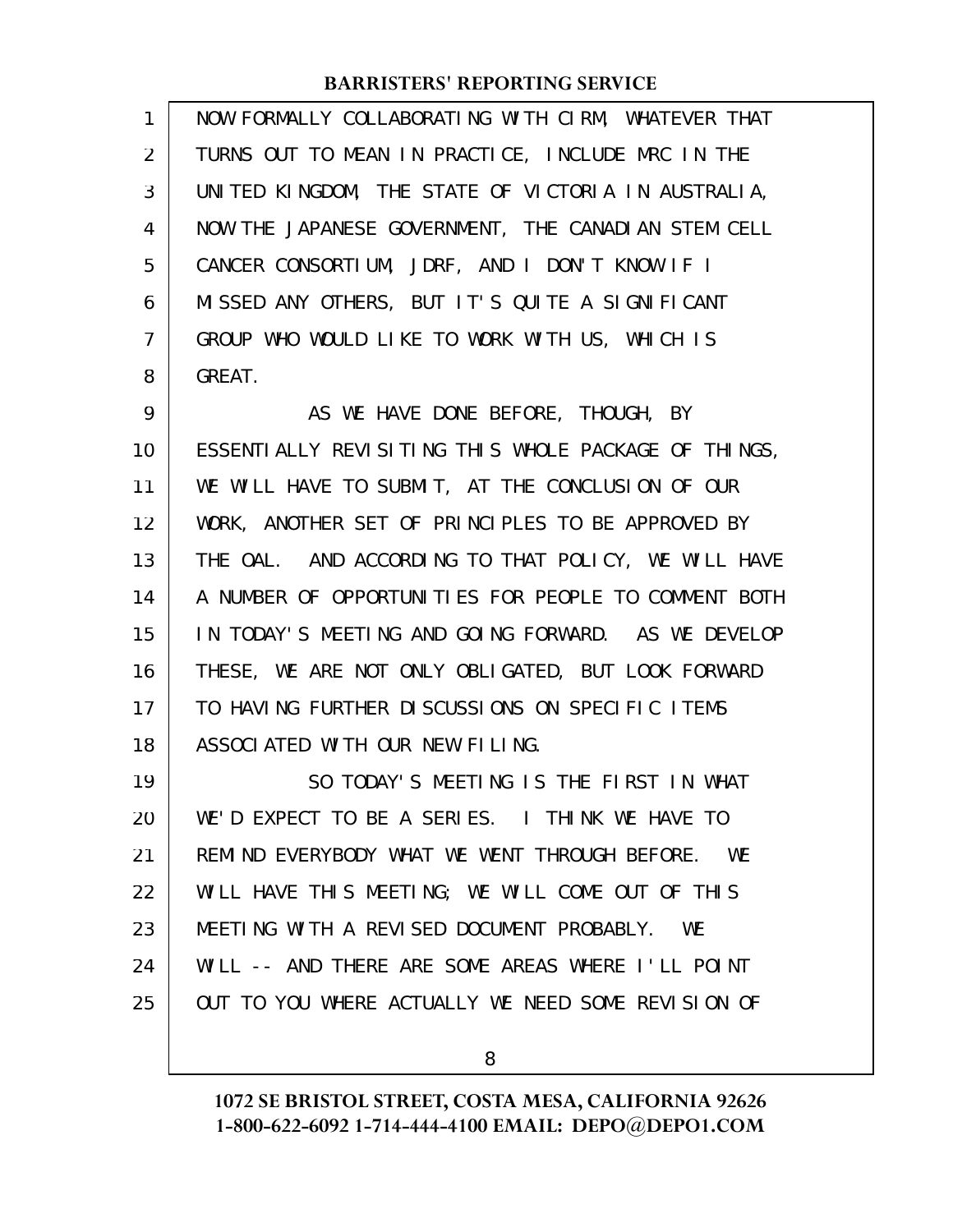NOW FORMALLY COLLABORATING WITH CIRM, WHATEVER THAT TURNS OUT TO MEAN IN PRACTICE, INCLUDE MRC IN THE UNITED KINGDOM, THE STATE OF VICTORIA IN AUSTRALIA, NOW THE JAPANESE GOVERNMENT, THE CANADIAN STEM CELL CANCER CONSORTIUM, JDRF, AND I DON'T KNOW IF I MISSED ANY OTHERS, BUT IT'S QUITE A SIGNIFICANT GROUP WHO WOULD LIKE TO WORK WITH US, WHICH IS GREAT.

AS WE HAVE DONE BEFORE, THOUGH, BY ESSENTIALLY REVISITING THIS WHOLE PACKAGE OF THINGS, WE WILL HAVE TO SUBMIT, AT THE CONCLUSION OF OUR WORK, ANOTHER SET OF PRINCIPLES TO BE APPROVED BY THE OAL. AND ACCORDING TO THAT POLICY, WE WILL HAVE A NUMBER OF OPPORTUNITIES FOR PEOPLE TO COMMENT BOTH IN TODAY'S MEETING AND GOING FORWARD. AS WE DEVELOP THESE, WE ARE NOT ONLY OBLIGATED, BUT LOOK FORWARD TO HAVING FURTHER DISCUSSIONS ON SPECIFIC ITEMS ASSOCIATED WITH OUR NEW FILING.

SO TODAY'S MEETING IS THE FIRST IN WHAT WE'D EXPECT TO BE A SERIES. I THINK WE HAVE TO REMIND EVERYBODY WHAT WE WENT THROUGH BEFORE. WE WILL HAVE THIS MEETING; WE WILL COME OUT OF THIS MEETING WITH A REVISED DOCUMENT PROBABLY. WE WILL -- AND THERE ARE SOME AREAS WHERE I'LL POINT OUT TO YOU WHERE ACTUALLY WE NEED SOME REVISION OF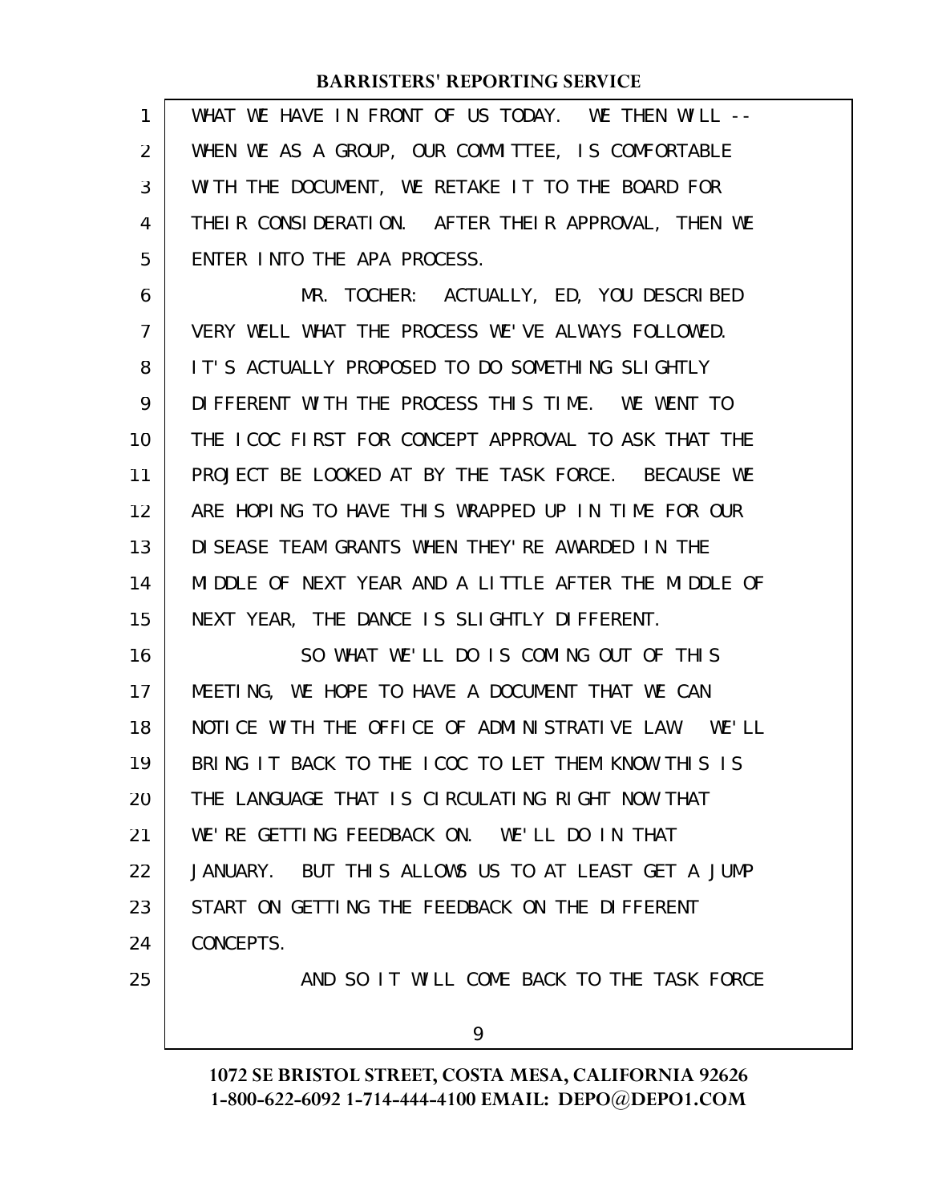WHAT WE HAVE IN FRONT OF US TODAY. WE THEN WILL -- WHEN WE AS A GROUP, OUR COMMITTEE, IS COMFORTABLE WITH THE DOCUMENT, WE RETAKE IT TO THE BOARD FOR THEIR CONSIDERATION. AFTER THEIR APPROVAL, THEN WE ENTER INTO THE APA PROCESS.

MR. TOCHER: ACTUALLY, ED, YOU DESCRIBED VERY WELL WHAT THE PROCESS WE'VE ALWAYS FOLLOWED. IT'S ACTUALLY PROPOSED TO DO SOMETHING SLIGHTLY DIFFERENT WITH THE PROCESS THIS TIME. WE WENT TO THE ICOC FIRST FOR CONCEPT APPROVAL TO ASK THAT THE PROJECT BE LOOKED AT BY THE TASK FORCE. BECAUSE WE ARE HOPING TO HAVE THIS WRAPPED UP IN TIME FOR OUR DISEASE TEAM GRANTS WHEN THEY'RE AWARDED IN THE MIDDLE OF NEXT YEAR AND A LITTLE AFTER THE MIDDLE OF NEXT YEAR, THE DANCE IS SLIGHTLY DIFFERENT.

SO WHAT WE'LL DO IS COMING OUT OF THIS MEETING, WE HOPE TO HAVE A DOCUMENT THAT WE CAN NOTICE WITH THE OFFICE OF ADMINISTRATIVE LAW. WE'LL BRING IT BACK TO THE ICOC TO LET THEM KNOW THIS IS THE LANGUAGE THAT IS CIRCULATING RIGHT NOW THAT WE'RE GETTING FEEDBACK ON. WE'LL DO IN THAT JANUARY. BUT THIS ALLOWS US TO AT LEAST GET A JUMP START ON GETTING THE FEEDBACK ON THE DIFFERENT CONCEPTS.

AND SO IT WILL COME BACK TO THE TASK FORCE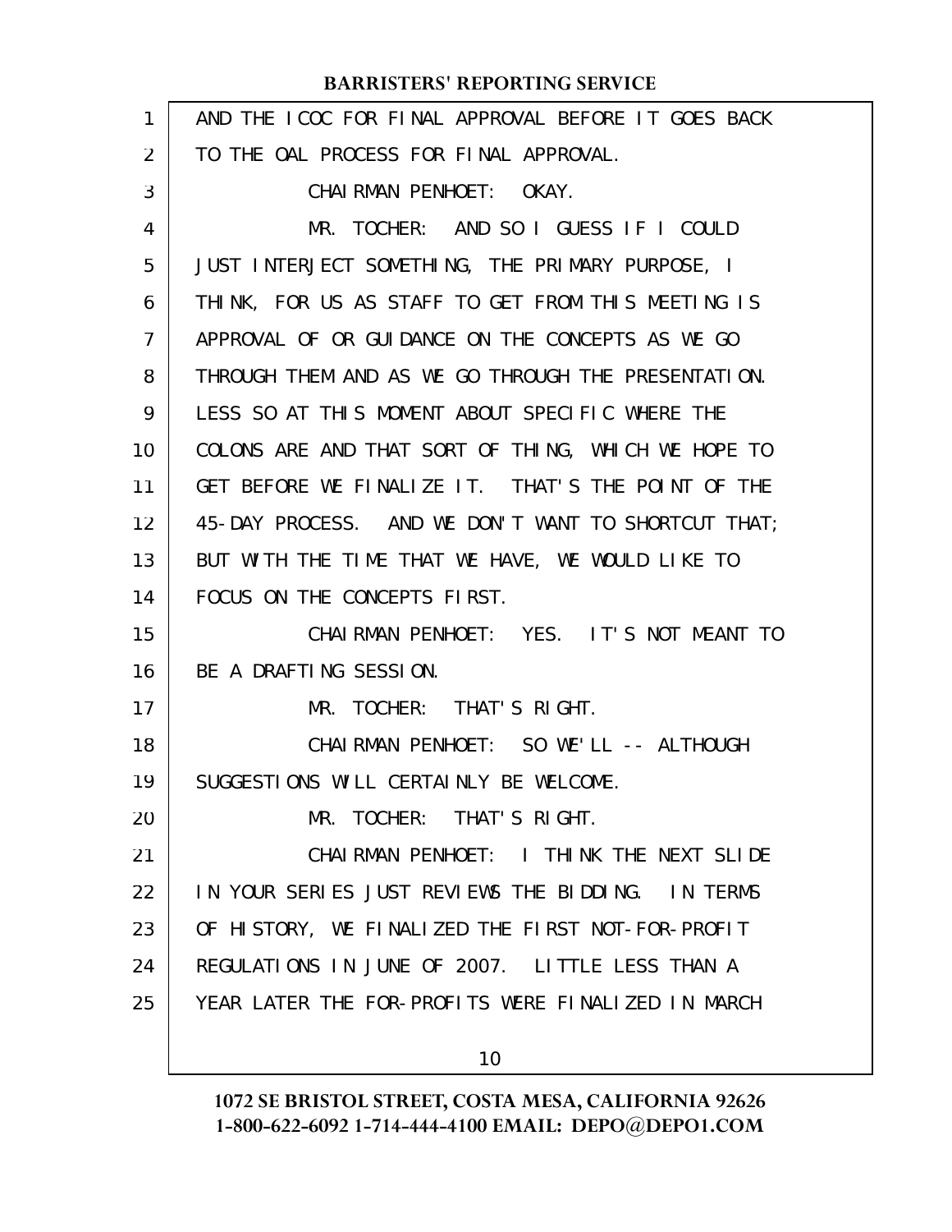AND THE ICOC FOR FINAL APPROVAL BEFORE IT GOES BACK TO THE OAL PROCESS FOR FINAL APPROVAL.

CHAIRMAN PENHOET: OKAY.

MR. TOCHER: AND SO I GUESS IF I COULD JUST INTERJECT SOMETHING, THE PRIMARY PURPOSE, I THINK, FOR US AS STAFF TO GET FROM THIS MEETING IS APPROVAL OF OR GUIDANCE ON THE CONCEPTS AS WE GO THROUGH THEM AND AS WE GO THROUGH THE PRESENTATION. LESS SO AT THIS MOMENT ABOUT SPECIFIC WHERE THE COLONS ARE AND THAT SORT OF THING, WHICH WE HOPE TO GET BEFORE WE FINALIZE IT. THAT'S THE POINT OF THE 45-DAY PROCESS. AND WE DON'T WANT TO SHORTCUT THAT; BUT WITH THE TIME THAT WE HAVE, WE WOULD LIKE TO FOCUS ON THE CONCEPTS FIRST.

CHAIRMAN PENHOET: YES. IT'S NOT MEANT TO BE A DRAFTING SESSION.

MR. TOCHER: THAT'S RIGHT.

CHAIRMAN PENHOET: SO WE'LL -- ALTHOUGH SUGGESTIONS WILL CERTAINLY BE WELCOME.

MR. TOCHER: THAT'S RIGHT.

CHAIRMAN PENHOET: I THINK THE NEXT SLIDE IN YOUR SERIES JUST REVIEWS THE BIDDING. IN TERMS OF HISTORY, WE FINALIZED THE FIRST NOT-FOR-PROFIT REGULATIONS IN JUNE OF 2007. LITTLE LESS THAN A YEAR LATER THE FOR-PROFITS WERE FINALIZED IN MARCH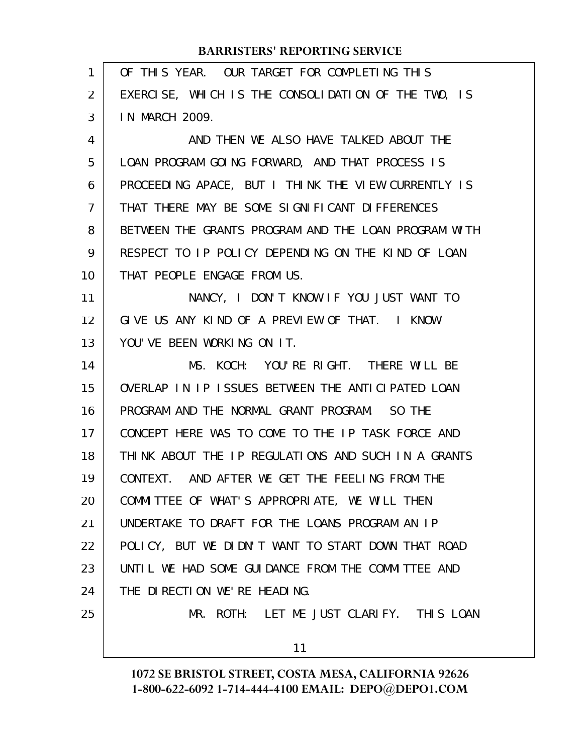OF THIS YEAR. OUR TARGET FOR COMPLETING THIS EXERCISE, WHICH IS THE CONSOLIDATION OF THE TWO, IS IN MARCH 2009.

AND THEN WE ALSO HAVE TALKED ABOUT THE LOAN PROGRAM GOING FORWARD, AND THAT PROCESS IS PROCEEDING APACE, BUT I THINK THE VIEW CURRENTLY IS THAT THERE MAY BE SOME SIGNIFICANT DIFFERENCES BETWEEN THE GRANTS PROGRAM AND THE LOAN PROGRAM WITH RESPECT TO IP POLICY DEPENDING ON THE KIND OF LOAN THAT PEOPLE ENGAGE FROM US.

NANCY, I DON'T KNOW IF YOU JUST WANT TO GIVE US ANY KIND OF A PREVIEW OF THAT. I KNOW YOU'VE BEEN WORKING ON IT.

MS. KOCH: YOU'RE RIGHT. THERE WILL BE OVERLAP IN IP ISSUES BETWEEN THE ANTICIPATED LOAN PROGRAM AND THE NORMAL GRANT PROGRAM. SO THE CONCEPT HERE WAS TO COME TO THE IP TASK FORCE AND THINK ABOUT THE IP REGULATIONS AND SUCH IN A GRANTS CONTEXT. AND AFTER WE GET THE FEELING FROM THE COMMITTEE OF WHAT'S APPROPRIATE, WE WILL THEN UNDERTAKE TO DRAFT FOR THE LOANS PROGRAM AN IP POLICY, BUT WE DIDN'T WANT TO START DOWN THAT ROAD UNTIL WE HAD SOME GUIDANCE FROM THE COMMITTEE AND THE DIRECTION WE'RE HEADING.

MR. ROTH: LET ME JUST CLARIFY. THIS LOAN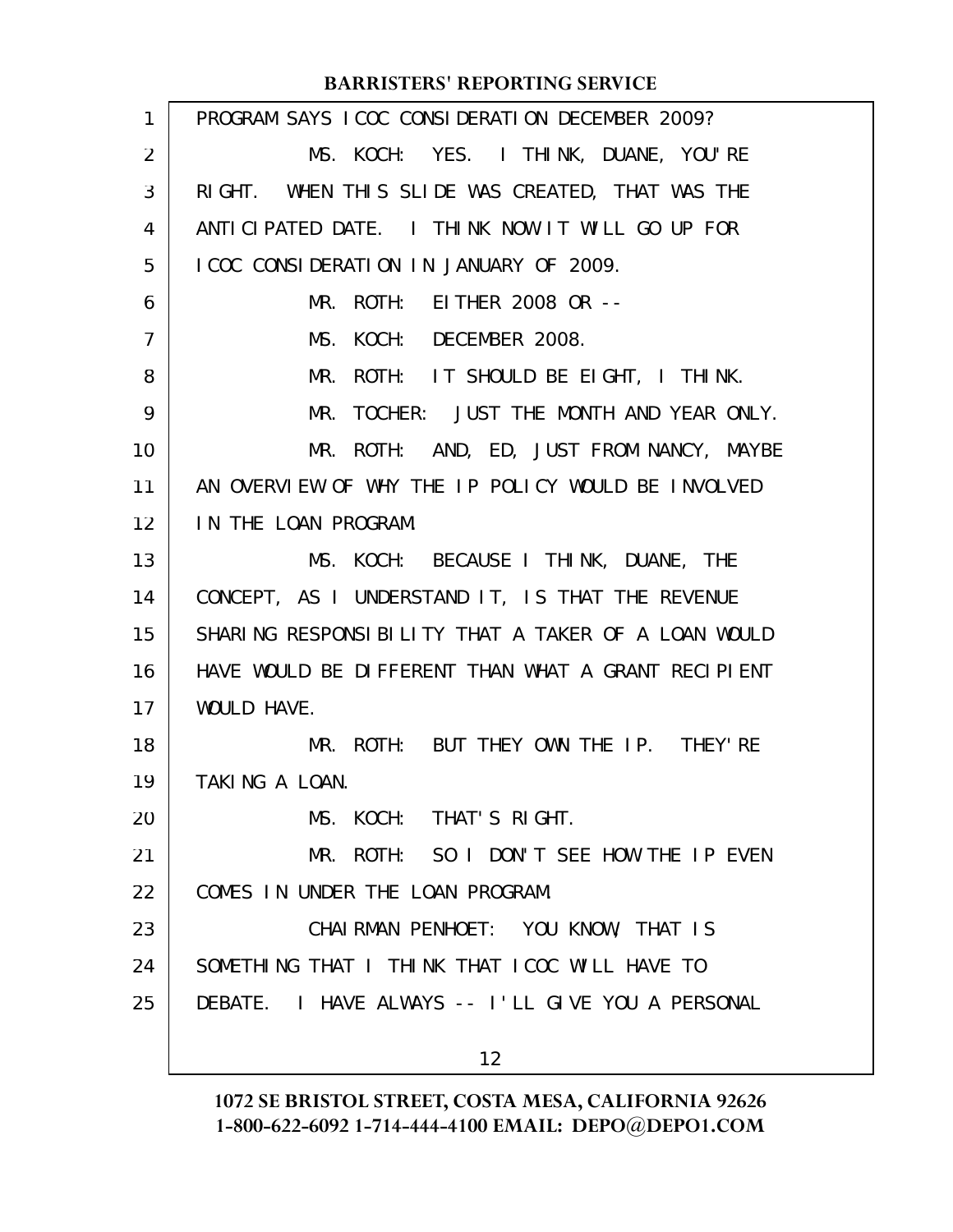PROGRAM SAYS ICOC CONSIDERATION DECEMBER 2009?

MS. KOCH: YES. I THINK, DUANE, YOU'RE RIGHT. WHEN THIS SLIDE WAS CREATED, THAT WAS THE ANTICIPATED DATE. I THINK NOW IT WILL GO UP FOR ICOC CONSIDERATION IN JANUARY OF 2009.

MR. ROTH: EITHER 2008 OR --

MS. KOCH: DECEMBER 2008.

MR. ROTH: IT SHOULD BE EIGHT, I THINK.

MR. TOCHER: JUST THE MONTH AND YEAR ONLY.

MR. ROTH: AND, ED, JUST FROM NANCY, MAYBE AN OVERVIEW OF WHY THE IP POLICY WOULD BE INVOLVED IN THE LOAN PROGRAM.

MS. KOCH: BECAUSE I THINK, DUANE, THE CONCEPT, AS I UNDERSTAND IT, IS THAT THE REVENUE SHARING RESPONSIBILITY THAT A TAKER OF A LOAN WOULD HAVE WOULD BE DIFFERENT THAN WHAT A GRANT RECIPIENT WOULD HAVE.

MR. ROTH: BUT THEY OWN THE IP. THEY'RE TAKING A LOAN.

MS. KOCH: THAT'S RIGHT.

MR. ROTH: SO I DON'T SEE HOW THE IP EVEN COMES IN UNDER THE LOAN PROGRAM.

CHAIRMAN PENHOET: YOU KNOW, THAT IS SOMETHING THAT I THINK THAT ICOC WILL HAVE TO DEBATE. I HAVE ALWAYS -- I'LL GIVE YOU A PERSONAL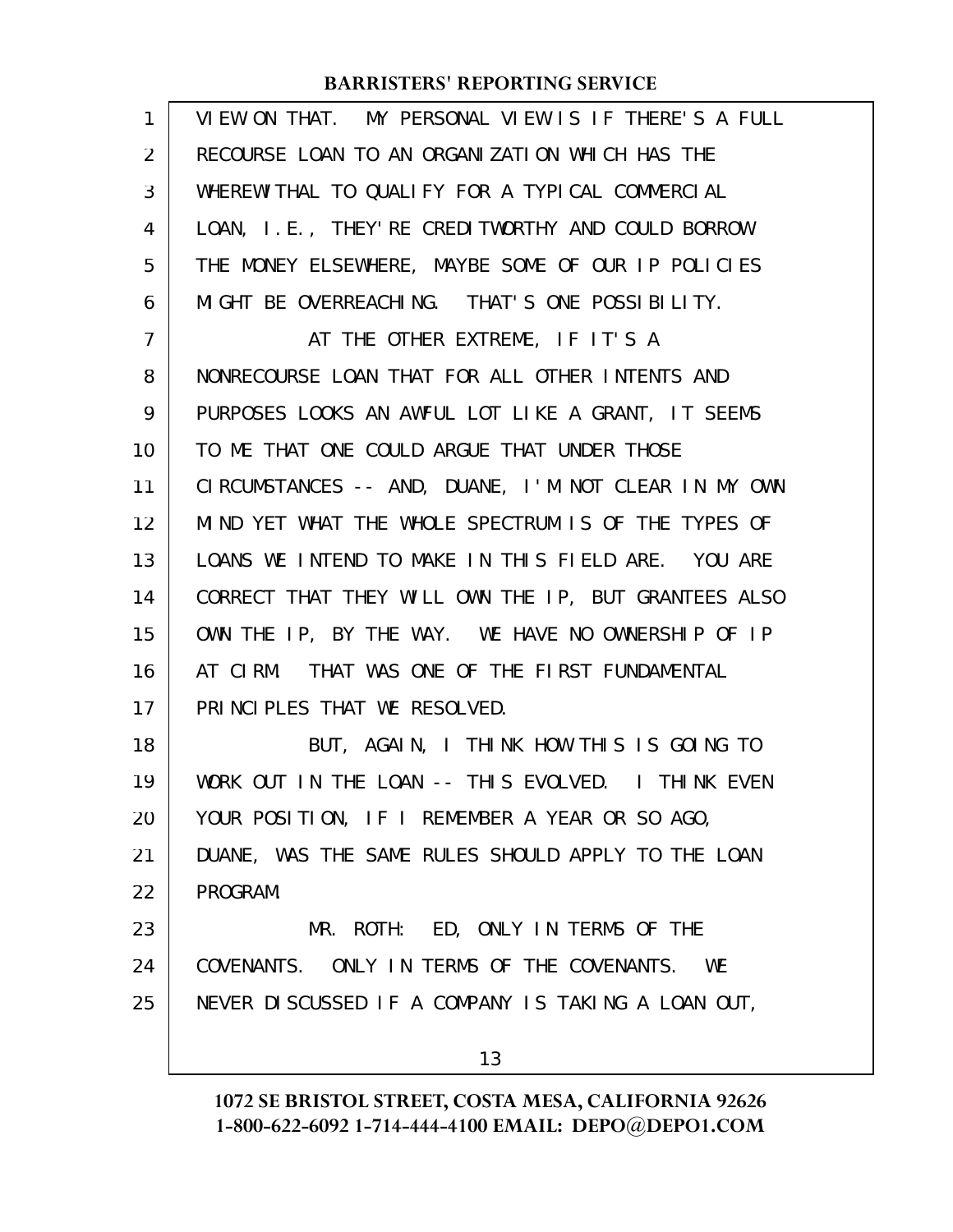VIEW ON THAT. MY PERSONAL VIEW IS IF THERE'S A FULL RECOURSE LOAN TO AN ORGANIZATION WHICH HAS THE WHEREWITHAL TO QUALIFY FOR A TYPICAL COMMERCIAL LOAN, I.E., THEY'RE CREDITWORTHY AND COULD BORROW THE MONEY ELSEWHERE, MAYBE SOME OF OUR IP POLICIES MIGHT BE OVERREACHING. THAT'S ONE POSSIBILITY.

AT THE OTHER EXTREME, IF IT'S A NONRECOURSE LOAN THAT FOR ALL OTHER INTENTS AND PURPOSES LOOKS AN AWFUL LOT LIKE A GRANT, IT SEEMS TO ME THAT ONE COULD ARGUE THAT UNDER THOSE CIRCUMSTANCES -- AND, DUANE, I'M NOT CLEAR IN MY OWN MIND YET WHAT THE WHOLE SPECTRUM IS OF THE TYPES OF LOANS WE INTEND TO MAKE IN THIS FIELD ARE. YOU ARE CORRECT THAT THEY WILL OWN THE IP, BUT GRANTEES ALSO OWN THE IP, BY THE WAY. WE HAVE NO OWNERSHIP OF IP AT CIRM. THAT WAS ONE OF THE FIRST FUNDAMENTAL PRINCIPLES THAT WE RESOLVED.

BUT, AGAIN, I THINK HOW THIS IS GOING TO WORK OUT IN THE LOAN -- THIS EVOLVED. I THINK EVEN YOUR POSITION, IF I REMEMBER A YEAR OR SO AGO, DUANE, WAS THE SAME RULES SHOULD APPLY TO THE LOAN PROGRAM.

MR. ROTH: ED, ONLY IN TERMS OF THE COVENANTS. ONLY IN TERMS OF THE COVENANTS. WE NEVER DISCUSSED IF A COMPANY IS TAKING A LOAN OUT,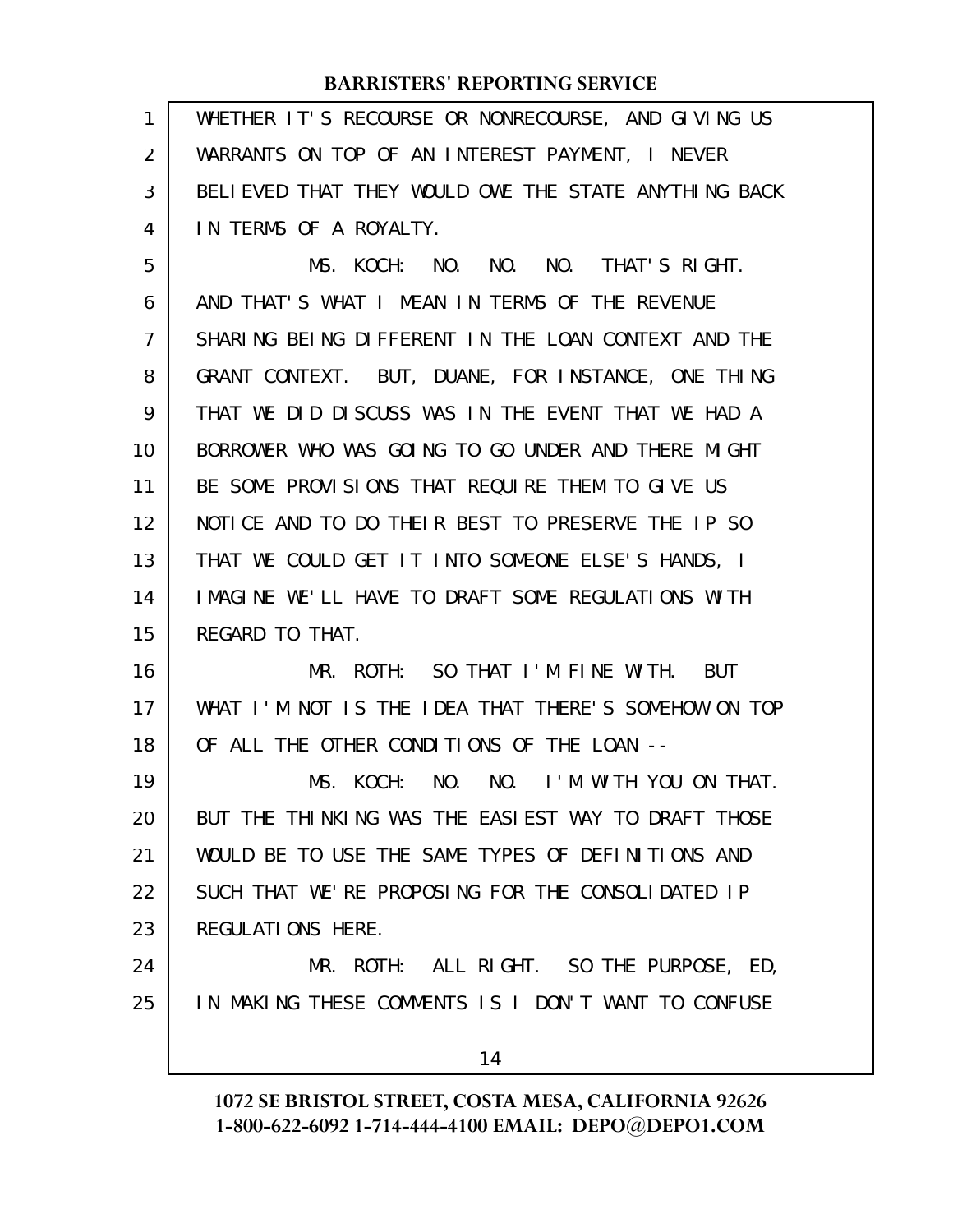WHETHER IT'S RECOURSE OR NONRECOURSE, AND GIVING US WARRANTS ON TOP OF AN INTEREST PAYMENT, I NEVER BELIEVED THAT THEY WOULD OWE THE STATE ANYTHING BACK IN TERMS OF A ROYALTY.

MS. KOCH: NO. NO. NO. THAT'S RIGHT. AND THAT'S WHAT I MEAN IN TERMS OF THE REVENUE SHARING BEING DIFFERENT IN THE LOAN CONTEXT AND THE GRANT CONTEXT. BUT, DUANE, FOR INSTANCE, ONE THING THAT WE DID DISCUSS WAS IN THE EVENT THAT WE HAD A BORROWER WHO WAS GOING TO GO UNDER AND THERE MIGHT BE SOME PROVISIONS THAT REQUIRE THEM TO GIVE US NOTICE AND TO DO THEIR BEST TO PRESERVE THE IP SO THAT WE COULD GET IT INTO SOMEONE ELSE'S HANDS, I IMAGINE WE'LL HAVE TO DRAFT SOME REGULATIONS WITH REGARD TO THAT.

MR. ROTH: SO THAT I'M FINE WITH. BUT WHAT I'M NOT IS THE IDEA THAT THERE'S SOMEHOW ON TOP OF ALL THE OTHER CONDITIONS OF THE LOAN --

MS. KOCH: NO. NO. I'M WITH YOU ON THAT. BUT THE THINKING WAS THE EASIEST WAY TO DRAFT THOSE WOULD BE TO USE THE SAME TYPES OF DEFINITIONS AND SUCH THAT WE'RE PROPOSING FOR THE CONSOLIDATED IP REGULATIONS HERE.

MR. ROTH: ALL RIGHT. SO THE PURPOSE, ED, IN MAKING THESE COMMENTS IS I DON'T WANT TO CONFUSE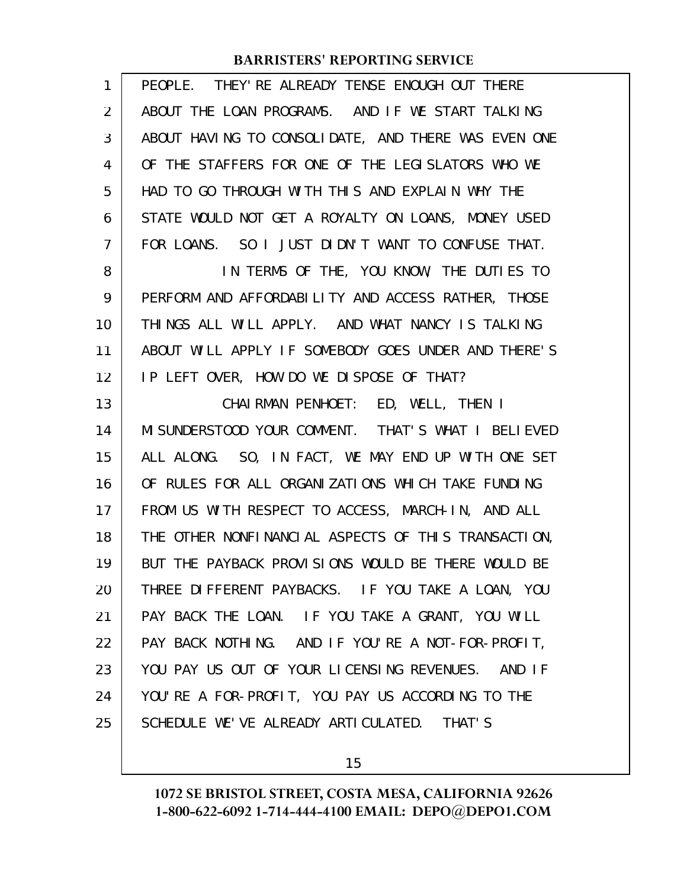PEOPLE. THEY'RE ALREADY TENSE ENOUGH OUT THERE ABOUT THE LOAN PROGRAMS. AND IF WE START TALKING ABOUT HAVING TO CONSOLIDATE, AND THERE WAS EVEN ONE OF THE STAFFERS FOR ONE OF THE LEGISLATORS WHO WE HAD TO GO THROUGH WITH THIS AND EXPLAIN WHY THE STATE WOULD NOT GET A ROYALTY ON LOANS, MONEY USED FOR LOANS. SO I JUST DIDN'T WANT TO CONFUSE THAT.

IN TERMS OF THE, YOU KNOW, THE DUTIES TO PERFORM AND AFFORDABILITY AND ACCESS RATHER, THOSE THINGS ALL WILL APPLY. AND WHAT NANCY IS TALKING ABOUT WILL APPLY IF SOMEBODY GOES UNDER AND THERE'S IP LEFT OVER, HOW DO WE DISPOSE OF THAT?

CHAIRMAN PENHOET: ED, WELL, THEN I MISUNDERSTOOD YOUR COMMENT. THAT'S WHAT I BELIEVED ALL ALONG. SO, IN FACT, WE MAY END UP WITH ONE SET OF RULES FOR ALL ORGANIZATIONS WHICH TAKE FUNDING FROM US WITH RESPECT TO ACCESS, MARCH-IN, AND ALL THE OTHER NONFINANCIAL ASPECTS OF THIS TRANSACTION, BUT THE PAYBACK PROVISIONS WOULD BE THERE WOULD BE THREE DIFFERENT PAYBACKS. IF YOU TAKE A LOAN, YOU PAY BACK THE LOAN. IF YOU TAKE A GRANT, YOU WILL PAY BACK NOTHING. AND IF YOU'RE A NOT-FOR-PROFIT, YOU PAY US OUT OF YOUR LICENSING REVENUES. AND IF YOU'RE A FOR-PROFIT, YOU PAY US ACCORDING TO THE SCHEDULE WE'VE ALREADY ARTICULATED. THAT'S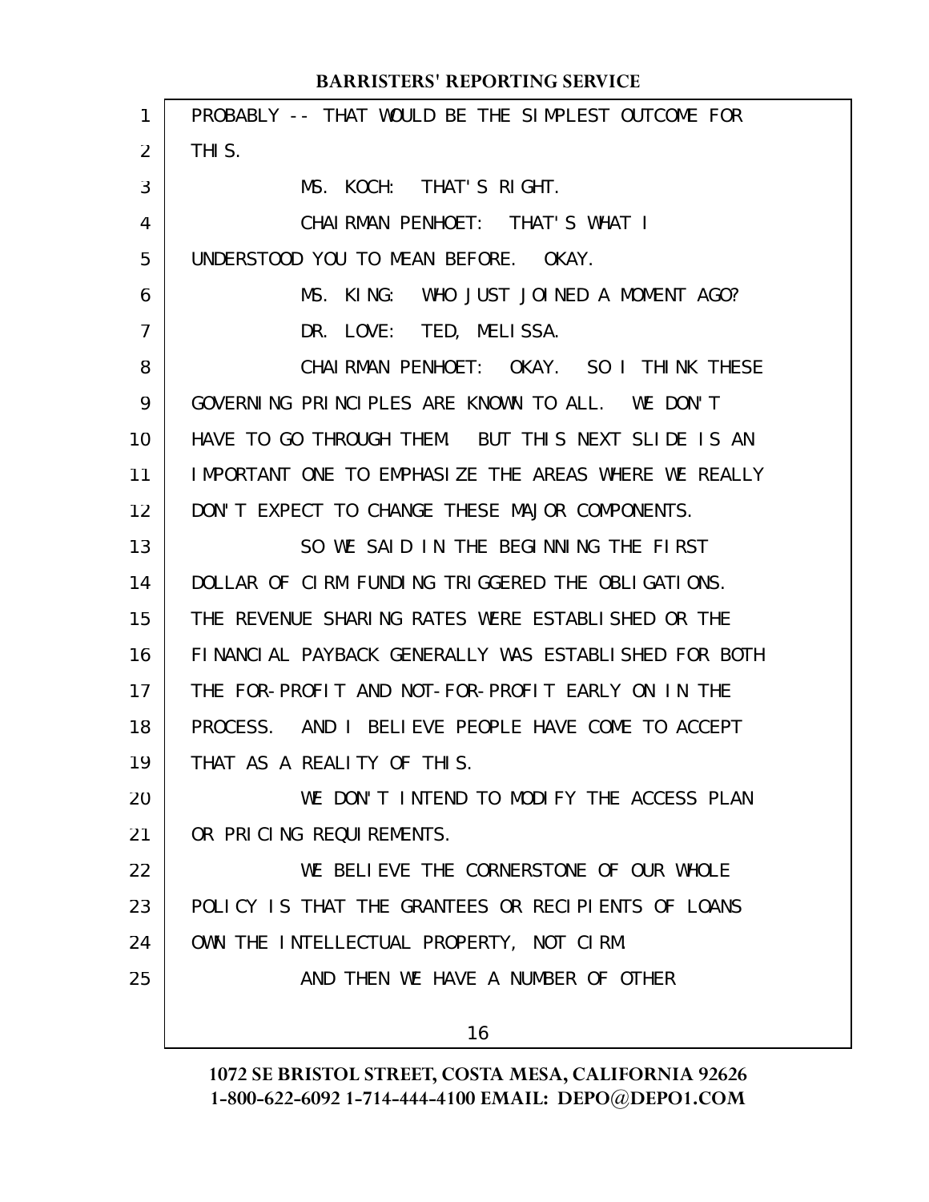PROBABLY -- THAT WOULD BE THE SIMPLEST OUTCOME FOR THIS.

MS. KOCH: THAT'S RIGHT.

CHAIRMAN PENHOET: THAT'S WHAT I UNDERSTOOD YOU TO MEAN BEFORE. OKAY.

MS. KING: WHO JUST JOINED A MOMENT AGO?

DR. LOVE: TED, MELISSA.

CHAIRMAN PENHOET: OKAY. SO I THINK THESE GOVERNING PRINCIPLES ARE KNOWN TO ALL. WE DON'T HAVE TO GO THROUGH THEM. BUT THIS NEXT SLIDE IS AN IMPORTANT ONE TO EMPHASIZE THE AREAS WHERE WE REALLY DON'T EXPECT TO CHANGE THESE MAJOR COMPONENTS.

SO WE SAID IN THE BEGINNING THE FIRST DOLLAR OF CIRM FUNDING TRIGGERED THE OBLIGATIONS. THE REVENUE SHARING RATES WERE ESTABLISHED OR THE FINANCIAL PAYBACK GENERALLY WAS ESTABLISHED FOR BOTH THE FOR-PROFIT AND NOT-FOR-PROFIT EARLY ON IN THE PROCESS. AND I BELIEVE PEOPLE HAVE COME TO ACCEPT THAT AS A REALITY OF THIS.

WE DON'T INTEND TO MODIFY THE ACCESS PLAN OR PRICING REQUIREMENTS.

WE BELIEVE THE CORNERSTONE OF OUR WHOLE POLICY IS THAT THE GRANTEES OR RECIPIENTS OF LOANS OWN THE INTELLECTUAL PROPERTY, NOT CIRM.

AND THEN WE HAVE A NUMBER OF OTHER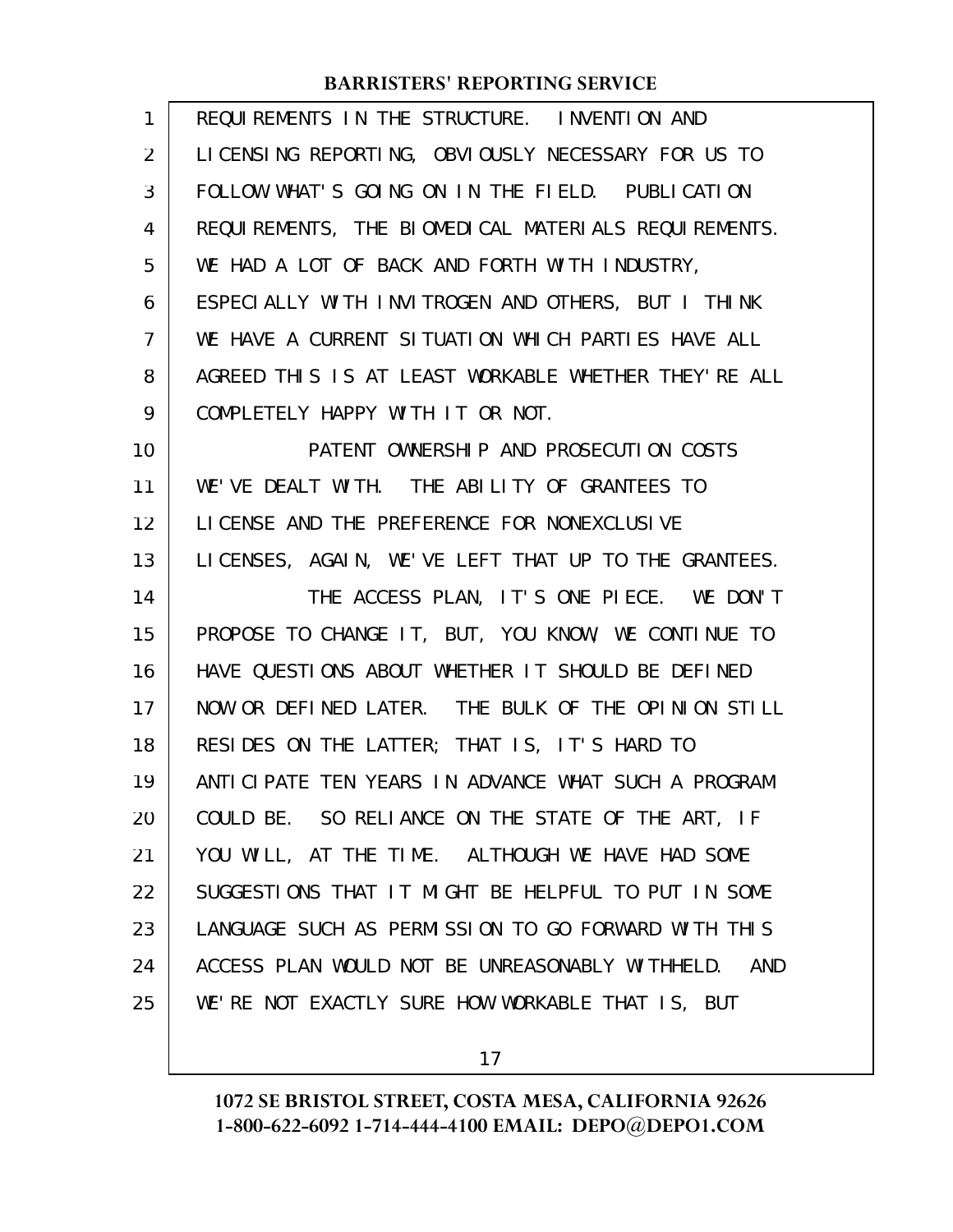REQUIREMENTS IN THE STRUCTURE. INVENTION AND LICENSING REPORTING, OBVIOUSLY NECESSARY FOR US TO FOLLOW WHAT'S GOING ON IN THE FIELD. PUBLICATION REQUIREMENTS, THE BIOMEDICAL MATERIALS REQUIREMENTS. WE HAD A LOT OF BACK AND FORTH WITH INDUSTRY, ESPECIALLY WITH INVITROGEN AND OTHERS, BUT I THINK WE HAVE A CURRENT SITUATION WHICH PARTIES HAVE ALL AGREED THIS IS AT LEAST WORKABLE WHETHER THEY'RE ALL COMPLETELY HAPPY WITH IT OR NOT.

PATENT OWNERSHIP AND PROSECUTION COSTS WE'VE DEALT WITH. THE ABILITY OF GRANTEES TO LICENSE AND THE PREFERENCE FOR NONEXCLUSIVE LICENSES, AGAIN, WE'VE LEFT THAT UP TO THE GRANTEES.

THE ACCESS PLAN, IT'S ONE PIECE. WE DON'T PROPOSE TO CHANGE IT, BUT, YOU KNOW, WE CONTINUE TO HAVE QUESTIONS ABOUT WHETHER IT SHOULD BE DEFINED NOW OR DEFINED LATER. THE BULK OF THE OPINION STILL RESIDES ON THE LATTER; THAT IS, IT'S HARD TO ANTICIPATE TEN YEARS IN ADVANCE WHAT SUCH A PROGRAM COULD BE. SO RELIANCE ON THE STATE OF THE ART, IF YOU WILL, AT THE TIME. ALTHOUGH WE HAVE HAD SOME SUGGESTIONS THAT IT MIGHT BE HELPFUL TO PUT IN SOME LANGUAGE SUCH AS PERMISSION TO GO FORWARD WITH THIS ACCESS PLAN WOULD NOT BE UNREASONABLY WITHHELD. AND WE'RE NOT EXACTLY SURE HOW WORKABLE THAT IS, BUT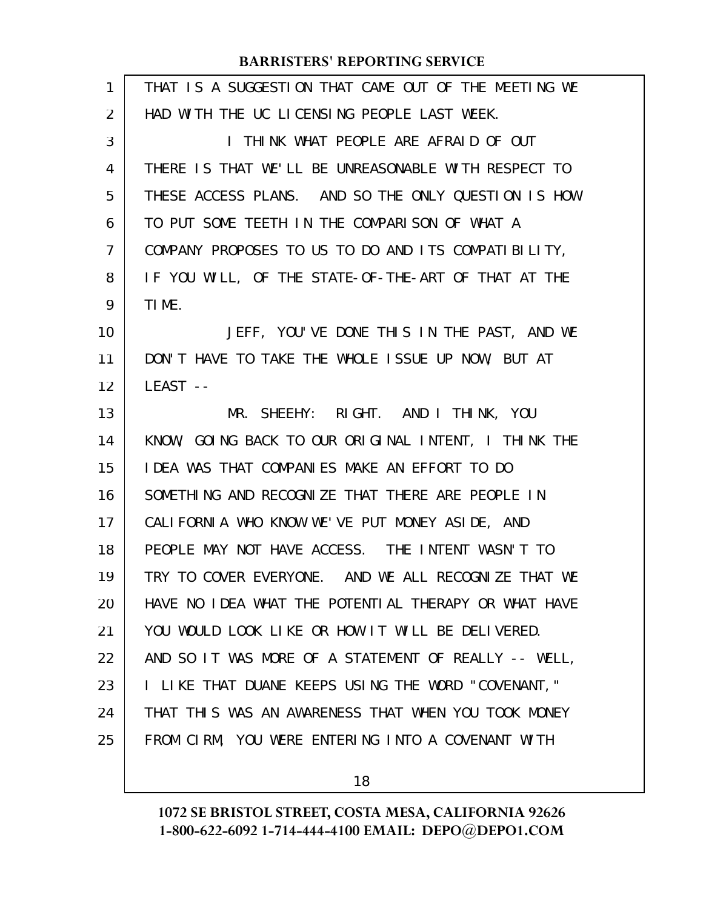THAT IS A SUGGESTION THAT CAME OUT OF THE MEETING WE HAD WITH THE UC LICENSING PEOPLE LAST WEEK.

I THINK WHAT PEOPLE ARE AFRAID OF OUT THERE IS THAT WE'LL BE UNREASONABLE WITH RESPECT TO THESE ACCESS PLANS. AND SO THE ONLY QUESTION IS HOW TO PUT SOME TEETH IN THE COMPARISON OF WHAT A COMPANY PROPOSES TO US TO DO AND ITS COMPATIBILITY, IF YOU WILL, OF THE STATE-OF-THE-ART OF THAT AT THE TIME.

JEFF, YOU'VE DONE THIS IN THE PAST, AND WE DON'T HAVE TO TAKE THE WHOLE ISSUE UP NOW, BUT AT LEAST --

MR. SHEEHY: RIGHT. AND I THINK, YOU KNOW, GOING BACK TO OUR ORIGINAL INTENT, I THINK THE IDEA WAS THAT COMPANIES MAKE AN EFFORT TO DO SOMETHING AND RECOGNIZE THAT THERE ARE PEOPLE IN CALIFORNIA WHO KNOW WE'VE PUT MONEY ASIDE, AND PEOPLE MAY NOT HAVE ACCESS. THE INTENT WASN'T TO TRY TO COVER EVERYONE. AND WE ALL RECOGNIZE THAT WE HAVE NO IDEA WHAT THE POTENTIAL THERAPY OR WHAT HAVE YOU WOULD LOOK LIKE OR HOW IT WILL BE DELIVERED. AND SO IT WAS MORE OF A STATEMENT OF REALLY -- WELL, I LIKE THAT DUANE KEEPS USING THE WORD "COVENANT," THAT THIS WAS AN AWARENESS THAT WHEN YOU TOOK MONEY FROM CIRM, YOU WERE ENTERING INTO A COVENANT WITH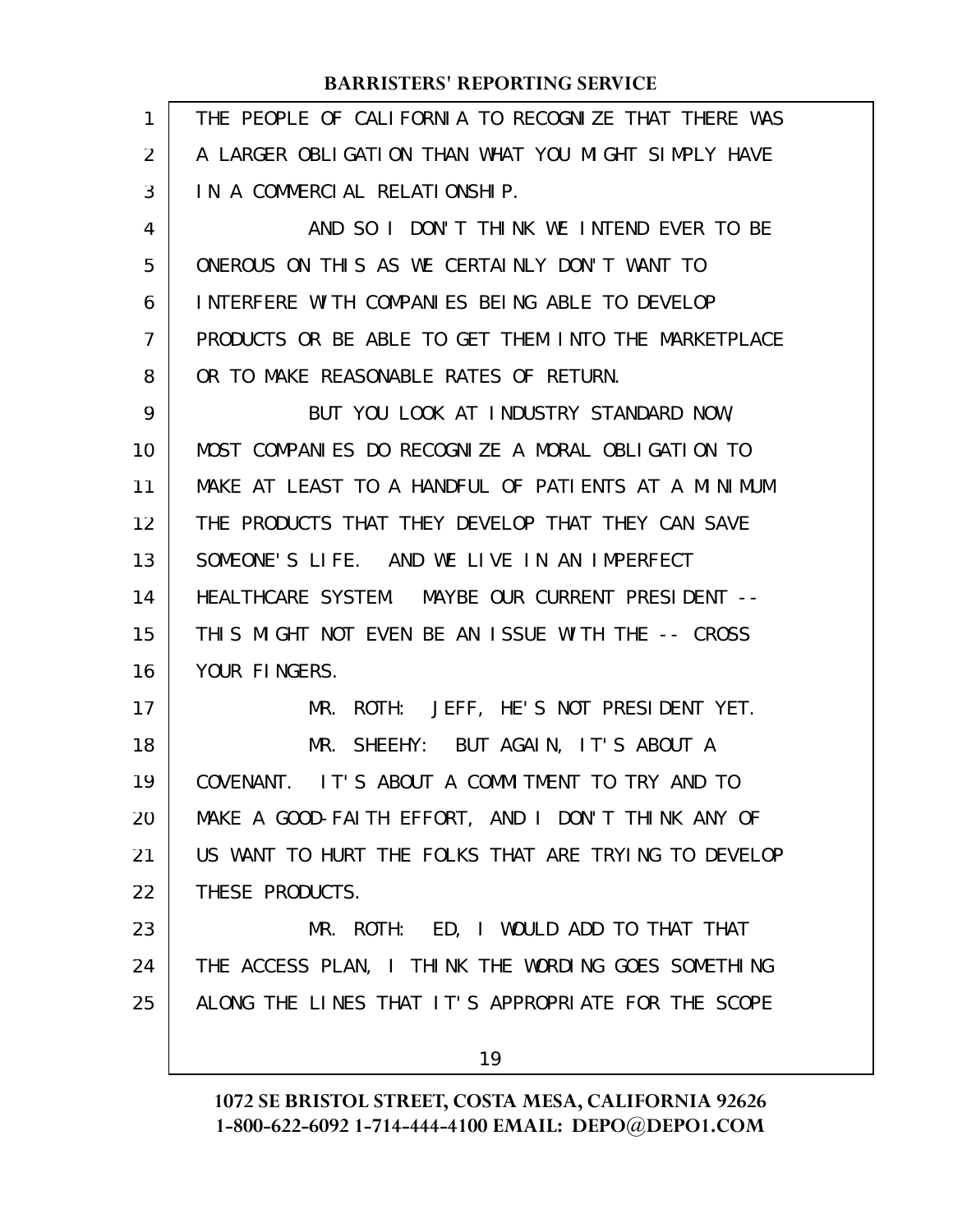THE PEOPLE OF CALIFORNIA TO RECOGNIZE THAT THERE WAS A LARGER OBLIGATION THAN WHAT YOU MIGHT SIMPLY HAVE IN A COMMERCIAL RELATIONSHIP.

AND SO I DON'T THINK WE INTEND EVER TO BE ONEROUS ON THIS AS WE CERTAINLY DON'T WANT TO INTERFERE WITH COMPANIES BEING ABLE TO DEVELOP PRODUCTS OR BE ABLE TO GET THEM INTO THE MARKETPLACE OR TO MAKE REASONABLE RATES OF RETURN.

BUT YOU LOOK AT INDUSTRY STANDARD NOW, MOST COMPANIES DO RECOGNIZE A MORAL OBLIGATION TO MAKE AT LEAST TO A HANDFUL OF PATIENTS AT A MINIMUM THE PRODUCTS THAT THEY DEVELOP THAT THEY CAN SAVE SOMEONE'S LIFE. AND WE LIVE IN AN IMPERFECT HEALTHCARE SYSTEM. MAYBE OUR CURRENT PRESIDENT -- THIS MIGHT NOT EVEN BE AN ISSUE WITH THE -- CROSS YOUR FINGERS.

MR. ROTH: JEFF, HE'S NOT PRESIDENT YET.

MR. SHEEHY: BUT AGAIN, IT'S ABOUT A COVENANT. IT'S ABOUT A COMMITMENT TO TRY AND TO MAKE A GOOD-FAITH EFFORT, AND I DON'T THINK ANY OF US WANT TO HURT THE FOLKS THAT ARE TRYING TO DEVELOP THESE PRODUCTS.

MR. ROTH: ED, I WOULD ADD TO THAT THAT THE ACCESS PLAN, I THINK THE WORDING GOES SOMETHING ALONG THE LINES THAT IT'S APPROPRIATE FOR THE SCOPE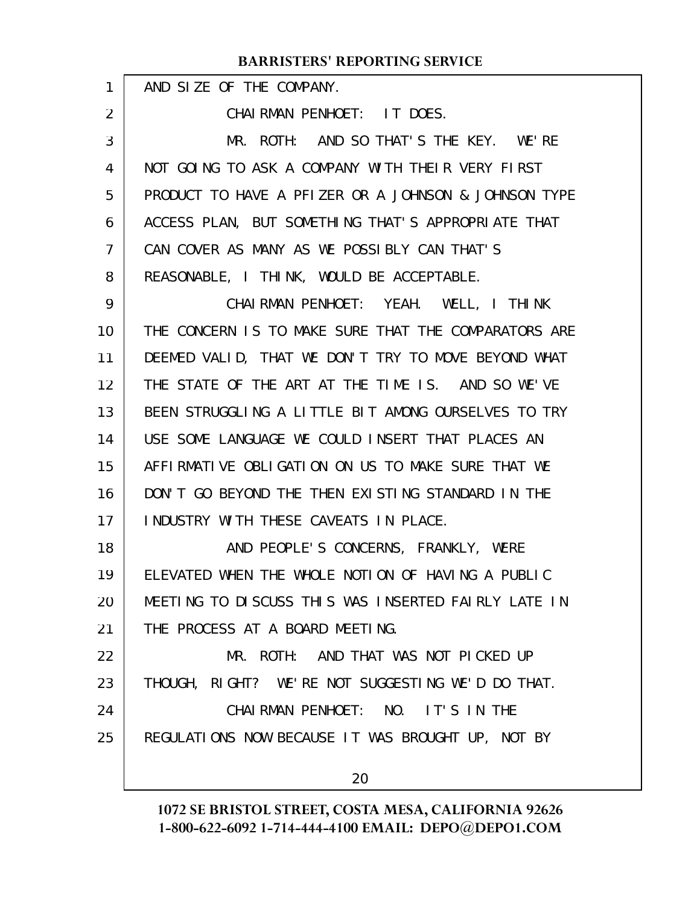AND SIZE OF THE COMPANY.

CHAIRMAN PENHOET: IT DOES.

MR. ROTH: AND SO THAT'S THE KEY. WE'RE NOT GOING TO ASK A COMPANY WITH THEIR VERY FIRST PRODUCT TO HAVE A PFIZER OR A JOHNSON & JOHNSON TYPE ACCESS PLAN, BUT SOMETHING THAT'S APPROPRIATE THAT CAN COVER AS MANY AS WE POSSIBLY CAN THAT'S REASONABLE, I THINK, WOULD BE ACCEPTABLE.

CHAIRMAN PENHOET: YEAH. WELL, I THINK THE CONCERN IS TO MAKE SURE THAT THE COMPARATORS ARE DEEMED VALID, THAT WE DON'T TRY TO MOVE BEYOND WHAT THE STATE OF THE ART AT THE TIME IS. AND SO WE'VE BEEN STRUGGLING A LITTLE BIT AMONG OURSELVES TO TRY USE SOME LANGUAGE WE COULD INSERT THAT PLACES AN AFFIRMATIVE OBLIGATION ON US TO MAKE SURE THAT WE DON'T GO BEYOND THE THEN EXISTING STANDARD IN THE INDUSTRY WITH THESE CAVEATS IN PLACE.

AND PEOPLE'S CONCERNS, FRANKLY, WERE ELEVATED WHEN THE WHOLE NOTION OF HAVING A PUBLIC MEETING TO DISCUSS THIS WAS INSERTED FAIRLY LATE IN THE PROCESS AT A BOARD MEETING.

MR. ROTH: AND THAT WAS NOT PICKED UP THOUGH, RIGHT? WE'RE NOT SUGGESTING WE'D DO THAT.

CHAIRMAN PENHOET: NO. IT'S IN THE REGULATIONS NOW BECAUSE IT WAS BROUGHT UP, NOT BY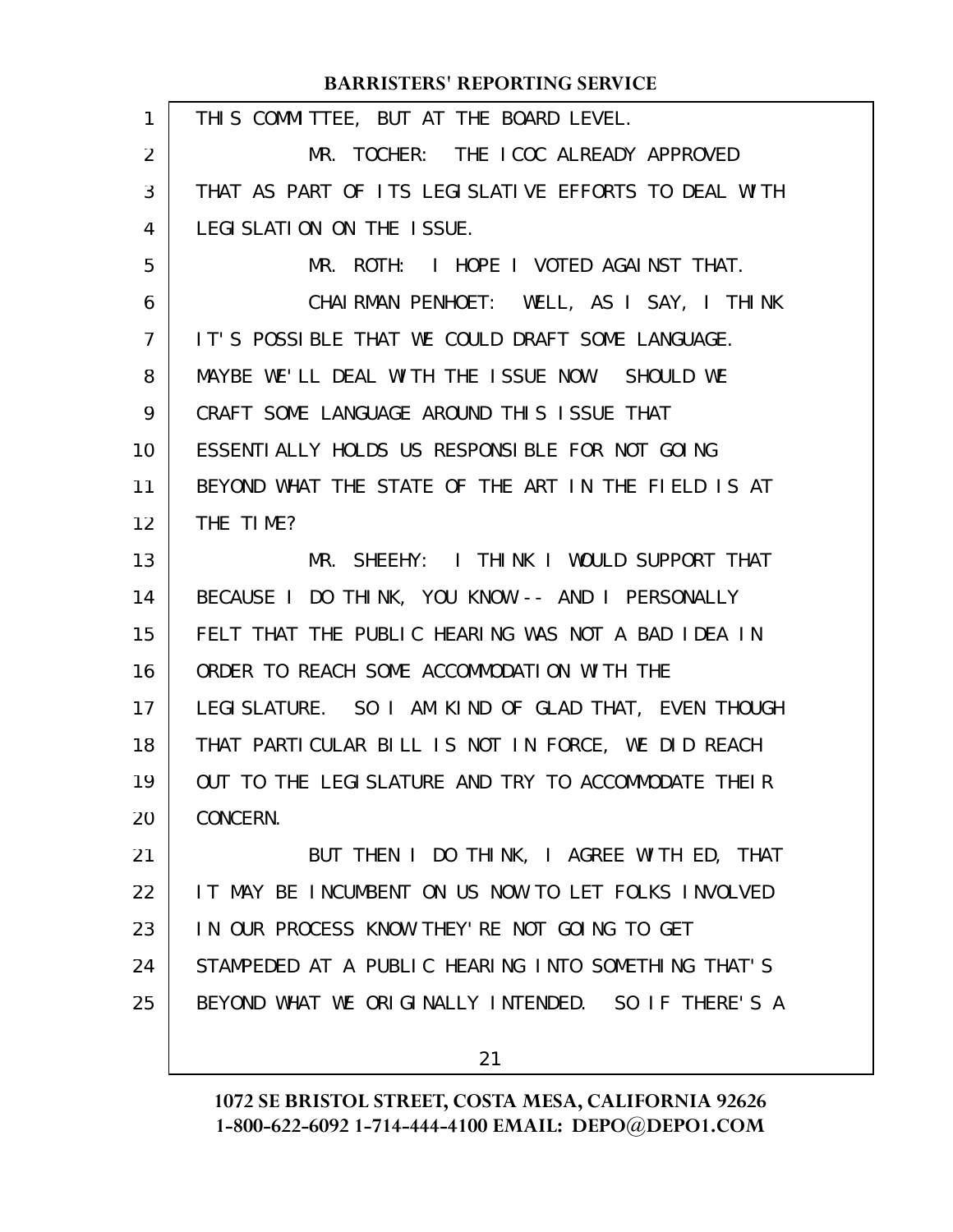THIS COMMITTEE, BUT AT THE BOARD LEVEL.

MR. TOCHER: THE ICOC ALREADY APPROVED THAT AS PART OF ITS LEGISLATIVE EFFORTS TO DEAL WITH LEGISLATION ON THE ISSUE.

MR. ROTH: I HOPE I VOTED AGAINST THAT.

CHAIRMAN PENHOET: WELL, AS I SAY, I THINK IT'S POSSIBLE THAT WE COULD DRAFT SOME LANGUAGE. MAYBE WE'LL DEAL WITH THE ISSUE NOW. SHOULD WE CRAFT SOME LANGUAGE AROUND THIS ISSUE THAT ESSENTIALLY HOLDS US RESPONSIBLE FOR NOT GOING BEYOND WHAT THE STATE OF THE ART IN THE FIELD IS AT THE TIME?

MR. SHEEHY: I THINK I WOULD SUPPORT THAT BECAUSE I DO THINK, YOU KNOW -- AND I PERSONALLY FELT THAT THE PUBLIC HEARING WAS NOT A BAD IDEA IN ORDER TO REACH SOME ACCOMMODATION WITH THE LEGISLATURE. SO I AM KIND OF GLAD THAT, EVEN THOUGH THAT PARTICULAR BILL IS NOT IN FORCE, WE DID REACH OUT TO THE LEGISLATURE AND TRY TO ACCOMMODATE THEIR CONCERN.

BUT THEN I DO THINK, I AGREE WITH ED, THAT IT MAY BE INCUMBENT ON US NOW TO LET FOLKS INVOLVED IN OUR PROCESS KNOW THEY'RE NOT GOING TO GET STAMPEDED AT A PUBLIC HEARING INTO SOMETHING THAT'S BEYOND WHAT WE ORIGINALLY INTENDED. SO IF THERE'S A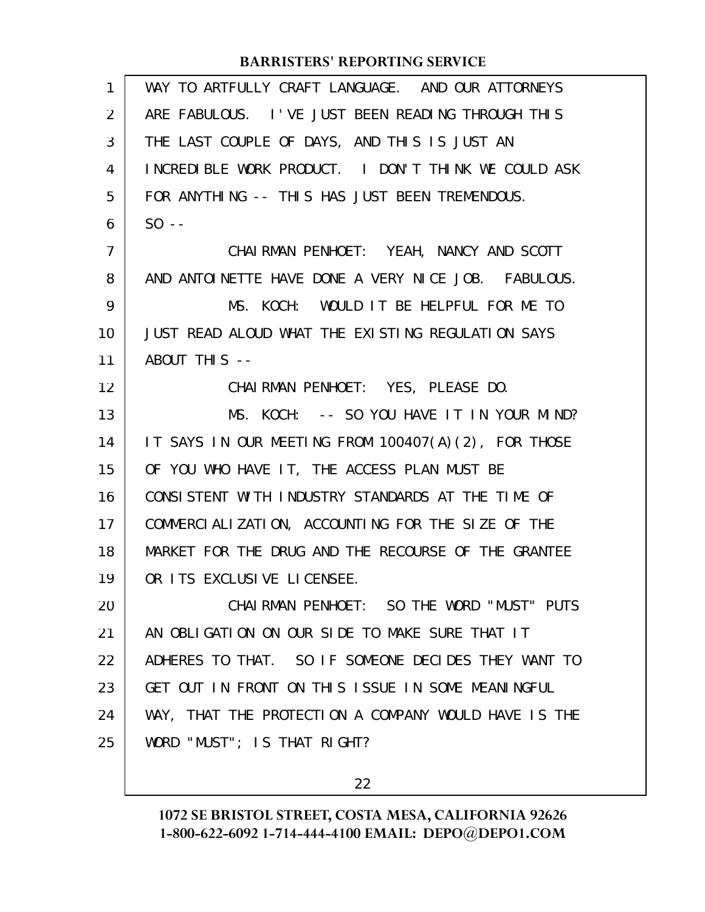WAY TO ARTFULLY CRAFT LANGUAGE. AND OUR ATTORNEYS ARE FABULOUS. I'VE JUST BEEN READING THROUGH THIS THE LAST COUPLE OF DAYS, AND THIS IS JUST AN INCREDIBLE WORK PRODUCT. I DON'T THINK WE COULD ASK FOR ANYTHING -- THIS HAS JUST BEEN TREMENDOUS. SO --

CHAIRMAN PENHOET: YEAH, NANCY AND SCOTT AND ANTOINETTE HAVE DONE A VERY NICE JOB. FABULOUS.

MS. KOCH: WOULD IT BE HELPFUL FOR ME TO JUST READ ALOUD WHAT THE EXISTING REGULATION SAYS ABOUT THIS --

CHAIRMAN PENHOET: YES, PLEASE DO.

MS. KOCH: -- SO YOU HAVE IT IN YOUR MIND? IT SAYS IN OUR MEETING FROM 100407(A)(2), FOR THOSE OF YOU WHO HAVE IT, THE ACCESS PLAN MUST BE CONSISTENT WITH INDUSTRY STANDARDS AT THE TIME OF COMMERCIALIZATION, ACCOUNTING FOR THE SIZE OF THE MARKET FOR THE DRUG AND THE RECOURSE OF THE GRANTEE OR ITS EXCLUSIVE LICENSEE.

CHAIRMAN PENHOET: SO THE WORD "MUST" PUTS AN OBLIGATION ON OUR SIDE TO MAKE SURE THAT IT ADHERES TO THAT. SO IF SOMEONE DECIDES THEY WANT TO GET OUT IN FRONT ON THIS ISSUE IN SOME MEANINGFUL WAY, THAT THE PROTECTION A COMPANY WOULD HAVE IS THE WORD "MUST"; IS THAT RIGHT?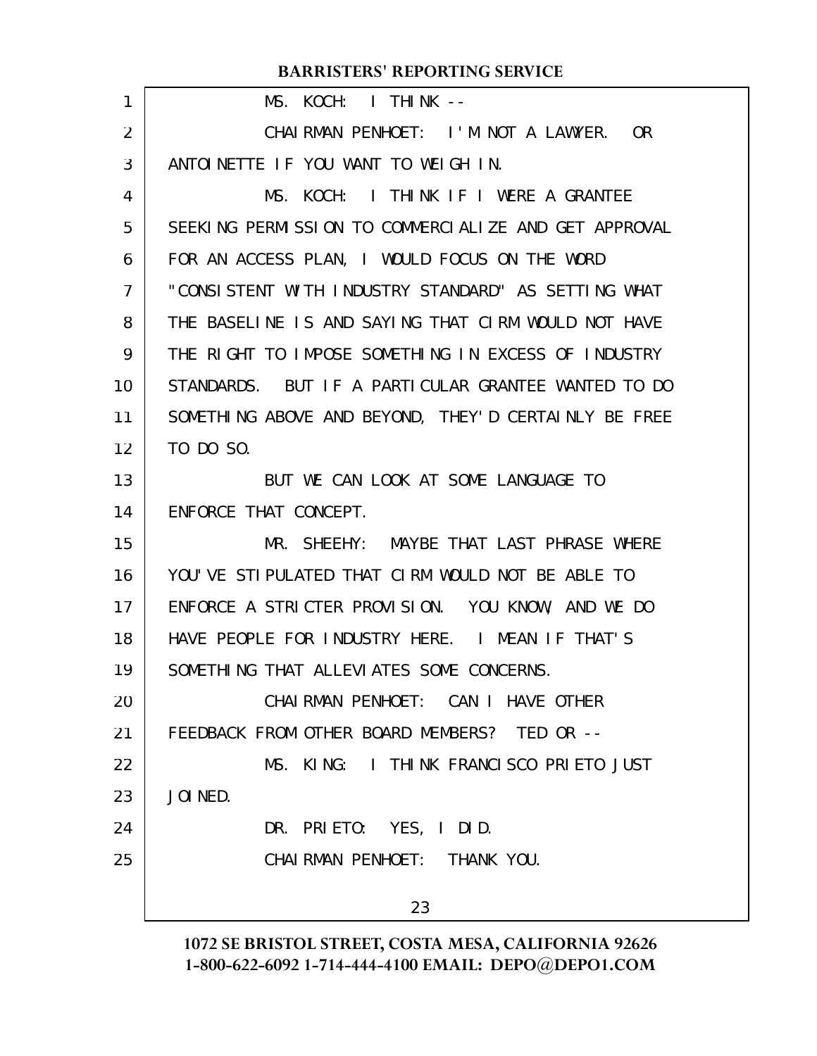MS. KOCH: I THINK --

CHAIRMAN PENHOET: I'M NOT A LAWYER. OR ANTOINETTE IF YOU WANT TO WEIGH IN.

MS. KOCH: I THINK IF I WERE A GRANTEE SEEKING PERMISSION TO COMMERCIALIZE AND GET APPROVAL FOR AN ACCESS PLAN, I WOULD FOCUS ON THE WORD "CONSISTENT WITH INDUSTRY STANDARD" AS SETTING WHAT THE BASELINE IS AND SAYING THAT CIRM WOULD NOT HAVE THE RIGHT TO IMPOSE SOMETHING IN EXCESS OF INDUSTRY STANDARDS. BUT IF A PARTICULAR GRANTEE WANTED TO DO SOMETHING ABOVE AND BEYOND, THEY'D CERTAINLY BE FREE TO DO SO.

BUT WE CAN LOOK AT SOME LANGUAGE TO ENFORCE THAT CONCEPT.

MR. SHEEHY: MAYBE THAT LAST PHRASE WHERE YOU'VE STIPULATED THAT CIRM WOULD NOT BE ABLE TO ENFORCE A STRICTER PROVISION. YOU KNOW, AND WE DO HAVE PEOPLE FOR INDUSTRY HERE. I MEAN IF THAT'S SOMETHING THAT ALLEVIATES SOME CONCERNS.

CHAIRMAN PENHOET: CAN I HAVE OTHER FEEDBACK FROM OTHER BOARD MEMBERS? TED OR --

MS. KING: I THINK FRANCISCO PRIETO JUST JOINED.

DR. PRIETO: YES, I DID.

CHAIRMAN PENHOET: THANK YOU.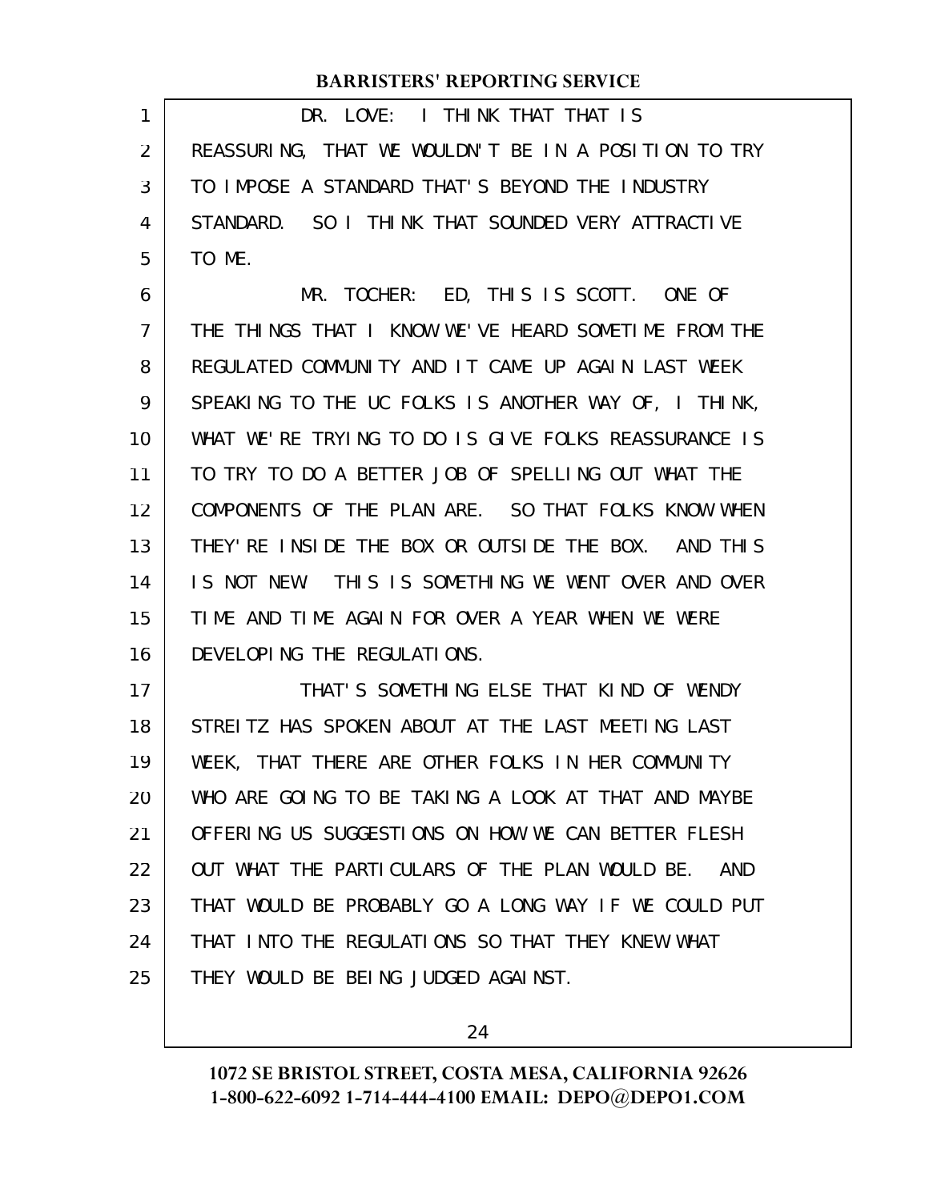DR. LOVE: I THINK THAT THAT IS REASSURING, THAT WE WOULDN'T BE IN A POSITION TO TRY TO IMPOSE A STANDARD THAT'S BEYOND THE INDUSTRY STANDARD. SO I THINK THAT SOUNDED VERY ATTRACTIVE TO ME.

MR. TOCHER: ED, THIS IS SCOTT. ONE OF THE THINGS THAT I KNOW WE'VE HEARD SOMETIME FROM THE REGULATED COMMUNITY AND IT CAME UP AGAIN LAST WEEK SPEAKING TO THE UC FOLKS IS ANOTHER WAY OF, I THINK, WHAT WE'RE TRYING TO DO IS GIVE FOLKS REASSURANCE IS TO TRY TO DO A BETTER JOB OF SPELLING OUT WHAT THE COMPONENTS OF THE PLAN ARE. SO THAT FOLKS KNOW WHEN THEY'RE INSIDE THE BOX OR OUTSIDE THE BOX. AND THIS IS NOT NEW. THIS IS SOMETHING WE WENT OVER AND OVER TIME AND TIME AGAIN FOR OVER A YEAR WHEN WE WERE DEVELOPING THE REGULATIONS.

THAT'S SOMETHING ELSE THAT KIND OF WENDY STREITZ HAS SPOKEN ABOUT AT THE LAST MEETING LAST WEEK, THAT THERE ARE OTHER FOLKS IN HER COMMUNITY WHO ARE GOING TO BE TAKING A LOOK AT THAT AND MAYBE OFFERING US SUGGESTIONS ON HOW WE CAN BETTER FLESH OUT WHAT THE PARTICULARS OF THE PLAN WOULD BE. AND THAT WOULD BE PROBABLY GO A LONG WAY IF WE COULD PUT THAT INTO THE REGULATIONS SO THAT THEY KNEW WHAT THEY WOULD BE BEING JUDGED AGAINST.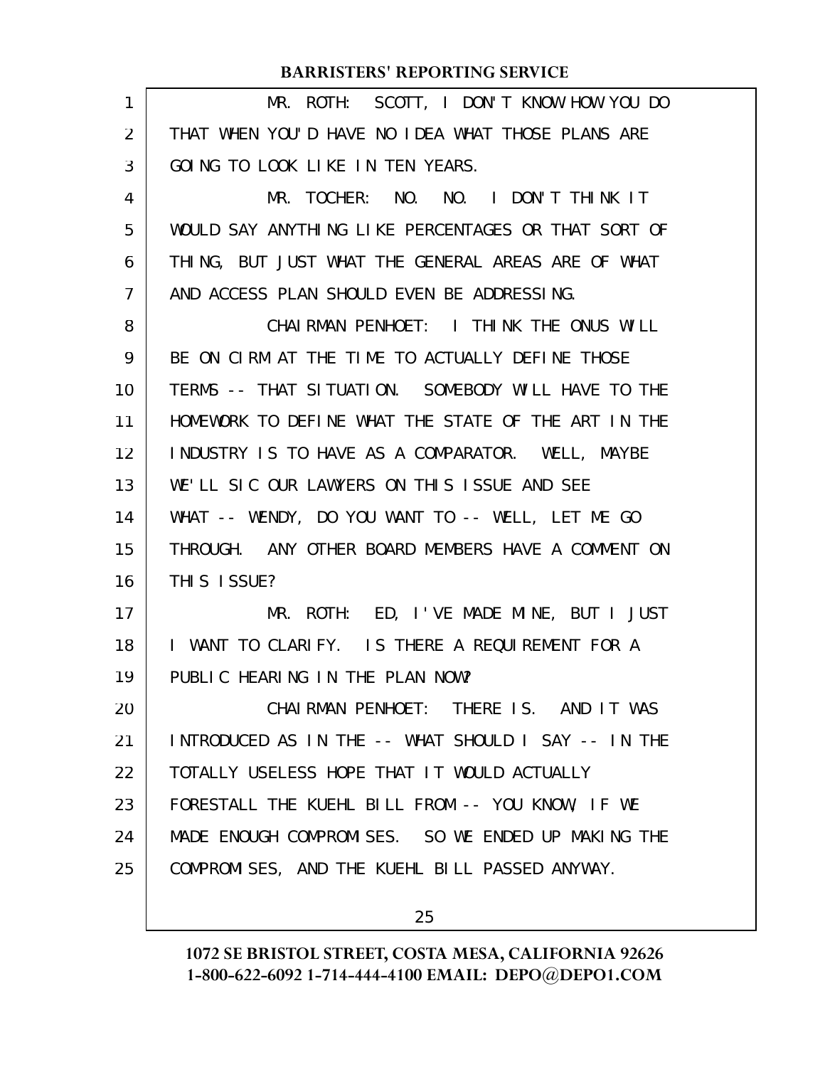MR. ROTH: SCOTT, I DON'T KNOW HOW YOU DO THAT WHEN YOU'D HAVE NO IDEA WHAT THOSE PLANS ARE GOING TO LOOK LIKE IN TEN YEARS.

MR. TOCHER: NO. NO. I DON'T THINK IT WOULD SAY ANYTHING LIKE PERCENTAGES OR THAT SORT OF THING, BUT JUST WHAT THE GENERAL AREAS ARE OF WHAT AND ACCESS PLAN SHOULD EVEN BE ADDRESSING.

CHAIRMAN PENHOET: I THINK THE ONUS WILL BE ON CIRM AT THE TIME TO ACTUALLY DEFINE THOSE TERMS -- THAT SITUATION. SOMEBODY WILL HAVE TO THE HOMEWORK TO DEFINE WHAT THE STATE OF THE ART IN THE INDUSTRY IS TO HAVE AS A COMPARATOR. WELL, MAYBE WE'LL SIC OUR LAWYERS ON THIS ISSUE AND SEE WHAT -- WENDY, DO YOU WANT TO -- WELL, LET ME GO THROUGH. ANY OTHER BOARD MEMBERS HAVE A COMMENT ON THIS ISSUE?

MR. ROTH: ED, I'VE MADE MINE, BUT I JUST I WANT TO CLARIFY. IS THERE A REQUIREMENT FOR A PUBLIC HEARING IN THE PLAN NOW?

CHAIRMAN PENHOET: THERE IS. AND IT WAS INTRODUCED AS IN THE -- WHAT SHOULD I SAY -- IN THE TOTALLY USELESS HOPE THAT IT WOULD ACTUALLY FORESTALL THE KUEHL BILL FROM -- YOU KNOW, IF WE MADE ENOUGH COMPROMISES. SO WE ENDED UP MAKING THE COMPROMISES, AND THE KUEHL BILL PASSED ANYWAY.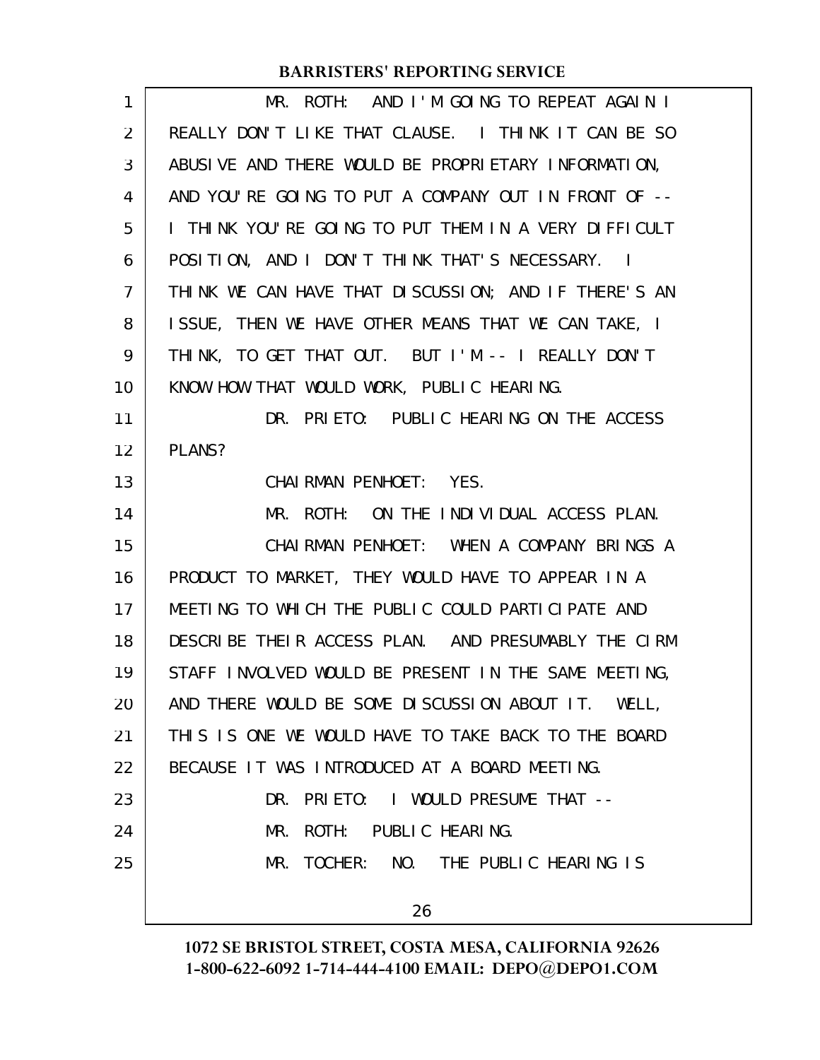MR. ROTH: AND I'M GOING TO REPEAT AGAIN I REALLY DON'T LIKE THAT CLAUSE. I THINK IT CAN BE SO ABUSIVE AND THERE WOULD BE PROPRIETARY INFORMATION, AND YOU'RE GOING TO PUT A COMPANY OUT IN FRONT OF -- I THINK YOU'RE GOING TO PUT THEM IN A VERY DIFFICULT POSITION, AND I DON'T THINK THAT'S NECESSARY. I THINK WE CAN HAVE THAT DISCUSSION; AND IF THERE'S AN ISSUE, THEN WE HAVE OTHER MEANS THAT WE CAN TAKE, I THINK, TO GET THAT OUT. BUT I'M -- I REALLY DON'T KNOW HOW THAT WOULD WORK, PUBLIC HEARING.

DR. PRIETO: PUBLIC HEARING ON THE ACCESS PLANS?

CHAIRMAN PENHOET: YES.

MR. ROTH: ON THE INDIVIDUAL ACCESS PLAN.

CHAIRMAN PENHOET: WHEN A COMPANY BRINGS A PRODUCT TO MARKET, THEY WOULD HAVE TO APPEAR IN A MEETING TO WHICH THE PUBLIC COULD PARTICIPATE AND DESCRIBE THEIR ACCESS PLAN. AND PRESUMABLY THE CIRM STAFF INVOLVED WOULD BE PRESENT IN THE SAME MEETING, AND THERE WOULD BE SOME DISCUSSION ABOUT IT. WELL, THIS IS ONE WE WOULD HAVE TO TAKE BACK TO THE BOARD BECAUSE IT WAS INTRODUCED AT A BOARD MEETING.

DR. PRIETO: I WOULD PRESUME THAT --

MR. ROTH: PUBLIC HEARING.

MR. TOCHER: NO. THE PUBLIC HEARING IS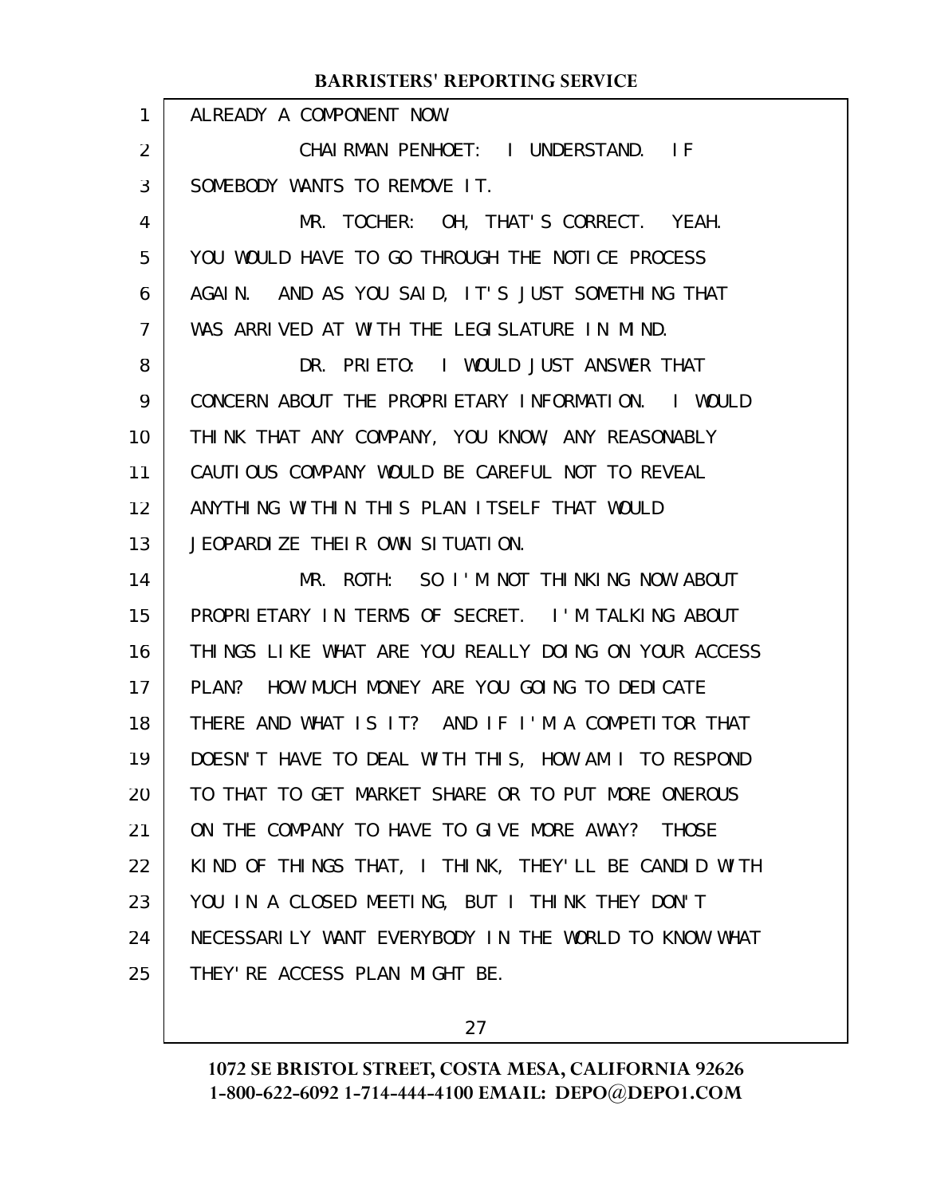ALREADY A COMPONENT NOW.

CHAIRMAN PENHOET: I UNDERSTAND. IF SOMEBODY WANTS TO REMOVE IT.

MR. TOCHER: OH, THAT'S CORRECT. YEAH. YOU WOULD HAVE TO GO THROUGH THE NOTICE PROCESS AGAIN. AND AS YOU SAID, IT'S JUST SOMETHING THAT WAS ARRIVED AT WITH THE LEGISLATURE IN MIND.

DR. PRIETO: I WOULD JUST ANSWER THAT CONCERN ABOUT THE PROPRIETARY INFORMATION. I WOULD THINK THAT ANY COMPANY, YOU KNOW, ANY REASONABLY CAUTIOUS COMPANY WOULD BE CAREFUL NOT TO REVEAL ANYTHING WITHIN THIS PLAN ITSELF THAT WOULD JEOPARDIZE THEIR OWN SITUATION.

MR. ROTH: SO I'M NOT THINKING NOW ABOUT PROPRIETARY IN TERMS OF SECRET. I'M TALKING ABOUT THINGS LIKE WHAT ARE YOU REALLY DOING ON YOUR ACCESS PLAN? HOW MUCH MONEY ARE YOU GOING TO DEDICATE THERE AND WHAT IS IT? AND IF I'M A COMPETITOR THAT DOESN'T HAVE TO DEAL WITH THIS, HOW AM I TO RESPOND TO THAT TO GET MARKET SHARE OR TO PUT MORE ONEROUS ON THE COMPANY TO HAVE TO GIVE MORE AWAY? THOSE KIND OF THINGS THAT, I THINK, THEY'LL BE CANDID WITH YOU IN A CLOSED MEETING, BUT I THINK THEY DON'T NECESSARILY WANT EVERYBODY IN THE WORLD TO KNOW WHAT THEY'RE ACCESS PLAN MIGHT BE.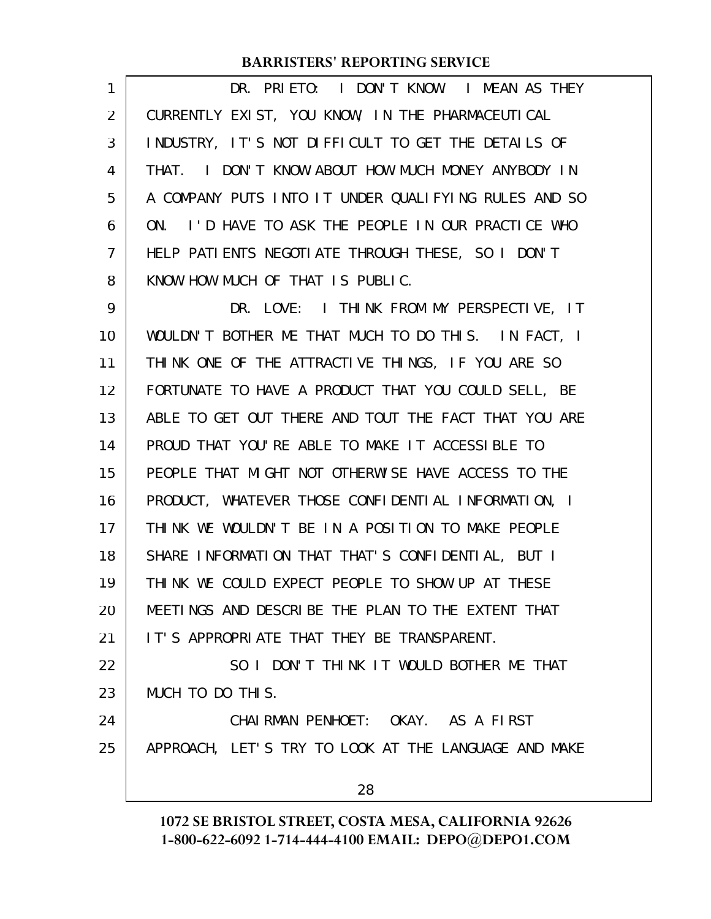DR. PRIETO: I DON'T KNOW. I MEAN AS THEY CURRENTLY EXIST, YOU KNOW, IN THE PHARMACEUTICAL INDUSTRY, IT'S NOT DIFFICULT TO GET THE DETAILS OF THAT. I DON'T KNOW ABOUT HOW MUCH MONEY ANYBODY IN A COMPANY PUTS INTO IT UNDER QUALIFYING RULES AND SO ON. I'D HAVE TO ASK THE PEOPLE IN OUR PRACTICE WHO HELP PATIENTS NEGOTIATE THROUGH THESE, SO I DON'T KNOW HOW MUCH OF THAT IS PUBLIC.

DR. LOVE: I THINK FROM MY PERSPECTIVE, IT WOULDN'T BOTHER ME THAT MUCH TO DO THIS. IN FACT, I THINK ONE OF THE ATTRACTIVE THINGS, IF YOU ARE SO FORTUNATE TO HAVE A PRODUCT THAT YOU COULD SELL, BE ABLE TO GET OUT THERE AND TOUT THE FACT THAT YOU ARE PROUD THAT YOU'RE ABLE TO MAKE IT ACCESSIBLE TO PEOPLE THAT MIGHT NOT OTHERWISE HAVE ACCESS TO THE PRODUCT, WHATEVER THOSE CONFIDENTIAL INFORMATION, I THINK WE WOULDN'T BE IN A POSITION TO MAKE PEOPLE SHARE INFORMATION THAT THAT'S CONFIDENTIAL, BUT I THINK WE COULD EXPECT PEOPLE TO SHOW UP AT THESE MEETINGS AND DESCRIBE THE PLAN TO THE EXTENT THAT IT'S APPROPRIATE THAT THEY BE TRANSPARENT.

SO I DON'T THINK IT WOULD BOTHER ME THAT MUCH TO DO THIS.

CHAIRMAN PENHOET: OKAY. AS A FIRST APPROACH, LET'S TRY TO LOOK AT THE LANGUAGE AND MAKE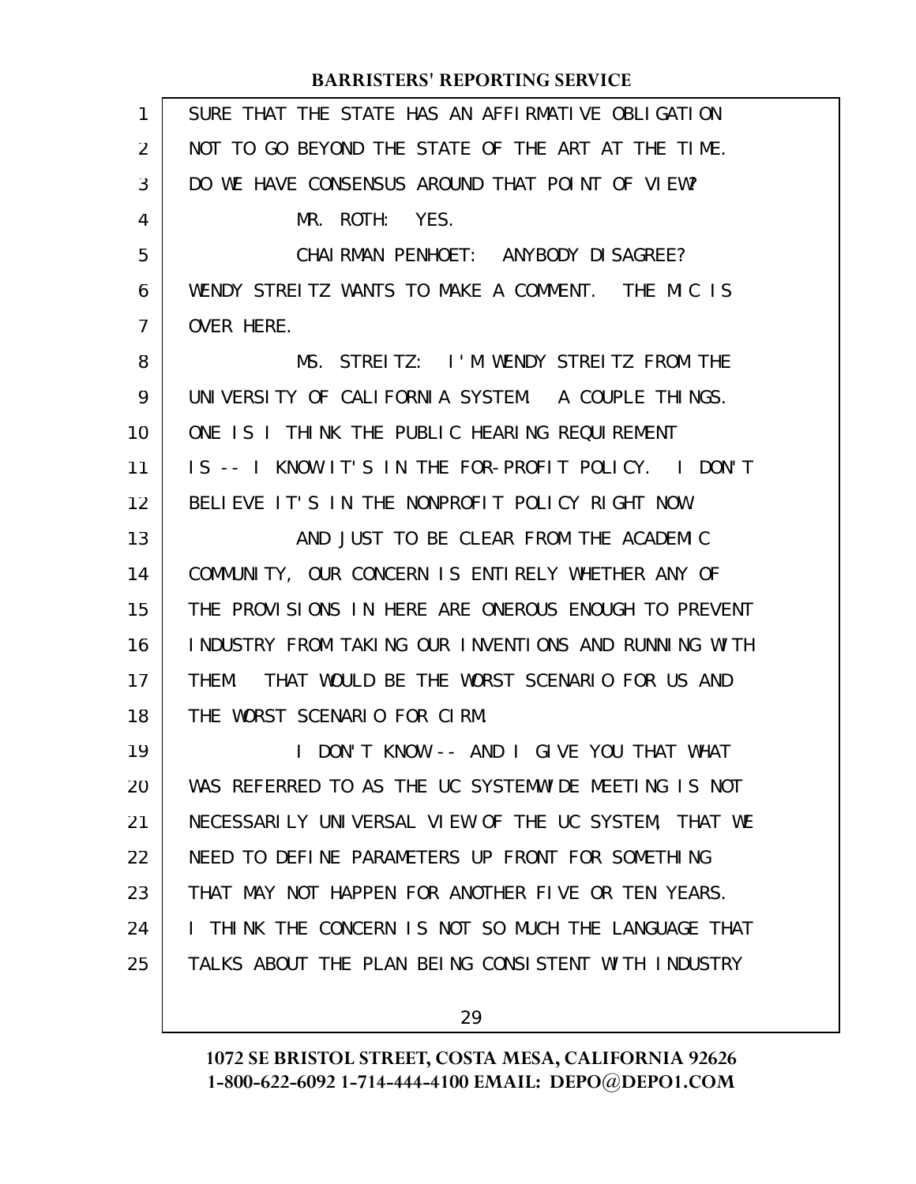SURE THAT THE STATE HAS AN AFFIRMATIVE OBLIGATION NOT TO GO BEYOND THE STATE OF THE ART AT THE TIME. DO WE HAVE CONSENSUS AROUND THAT POINT OF VIEW?

MR. ROTH: YES.

CHAIRMAN PENHOET: ANYBODY DISAGREE? WENDY STREITZ WANTS TO MAKE A COMMENT. THE MIC IS OVER HERE.

MS. STREITZ: I'M WENDY STREITZ FROM THE UNIVERSITY OF CALIFORNIA SYSTEM. A COUPLE THINGS. ONE IS I THINK THE PUBLIC HEARING REQUIREMENT IS -- I KNOW IT'S IN THE FOR-PROFIT POLICY. I DON'T BELIEVE IT'S IN THE NONPROFIT POLICY RIGHT NOW.

AND JUST TO BE CLEAR FROM THE ACADEMIC COMMUNITY, OUR CONCERN IS ENTIRELY WHETHER ANY OF THE PROVISIONS IN HERE ARE ONEROUS ENOUGH TO PREVENT INDUSTRY FROM TAKING OUR INVENTIONS AND RUNNING WITH THEM. THAT WOULD BE THE WORST SCENARIO FOR US AND THE WORST SCENARIO FOR CIRM.

I DON'T KNOW -- AND I GIVE YOU THAT WHAT WAS REFERRED TO AS THE UC SYSTEMWIDE MEETING IS NOT NECESSARILY UNIVERSAL VIEW OF THE UC SYSTEM, THAT WE NEED TO DEFINE PARAMETERS UP FRONT FOR SOMETHING THAT MAY NOT HAPPEN FOR ANOTHER FIVE OR TEN YEARS. I THINK THE CONCERN IS NOT SO MUCH THE LANGUAGE THAT TALKS ABOUT THE PLAN BEING CONSISTENT WITH INDUSTRY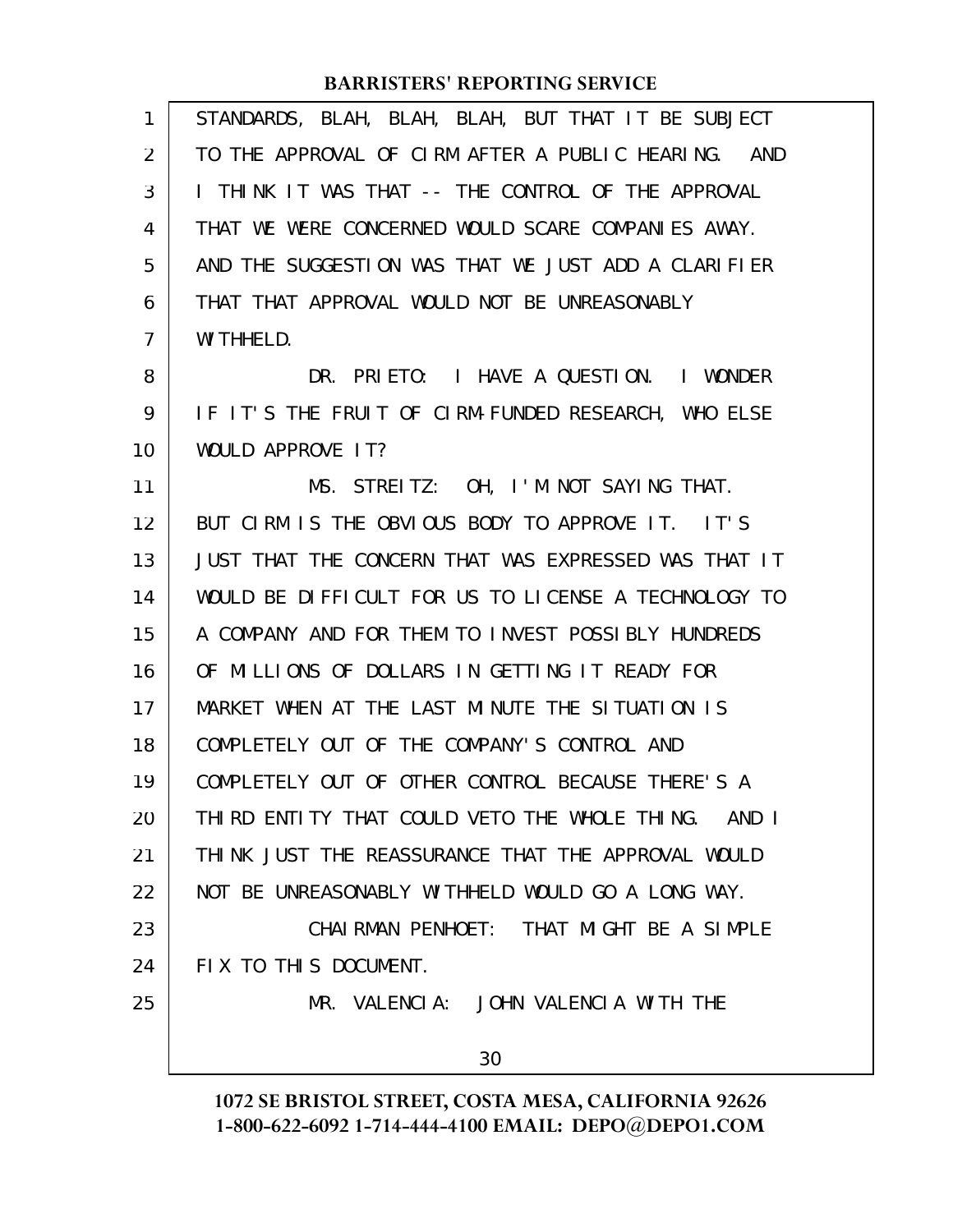STANDARDS, BLAH, BLAH, BLAH, BUT THAT IT BE SUBJECT TO THE APPROVAL OF CIRM AFTER A PUBLIC HEARING. AND I THINK IT WAS THAT -- THE CONTROL OF THE APPROVAL THAT WE WERE CONCERNED WOULD SCARE COMPANIES AWAY. AND THE SUGGESTION WAS THAT WE JUST ADD A CLARIFIER THAT THAT APPROVAL WOULD NOT BE UNREASONABLY WITHHELD.

DR. PRIETO: I HAVE A QUESTION. I WONDER IF IT'S THE FRUIT OF CIRM-FUNDED RESEARCH, WHO ELSE WOULD APPROVE IT?

MS. STREITZ: OH, I'M NOT SAYING THAT. BUT CIRM IS THE OBVIOUS BODY TO APPROVE IT. IT'S JUST THAT THE CONCERN THAT WAS EXPRESSED WAS THAT IT WOULD BE DIFFICULT FOR US TO LICENSE A TECHNOLOGY TO A COMPANY AND FOR THEM TO INVEST POSSIBLY HUNDREDS OF MILLIONS OF DOLLARS IN GETTING IT READY FOR MARKET WHEN AT THE LAST MINUTE THE SITUATION IS COMPLETELY OUT OF THE COMPANY'S CONTROL AND COMPLETELY OUT OF OTHER CONTROL BECAUSE THERE'S A THIRD ENTITY THAT COULD VETO THE WHOLE THING. AND I THINK JUST THE REASSURANCE THAT THE APPROVAL WOULD NOT BE UNREASONABLY WITHHELD WOULD GO A LONG WAY.

CHAIRMAN PENHOET: THAT MIGHT BE A SIMPLE FIX TO THIS DOCUMENT.

MR. VALENCIA: JOHN VALENCIA WITH THE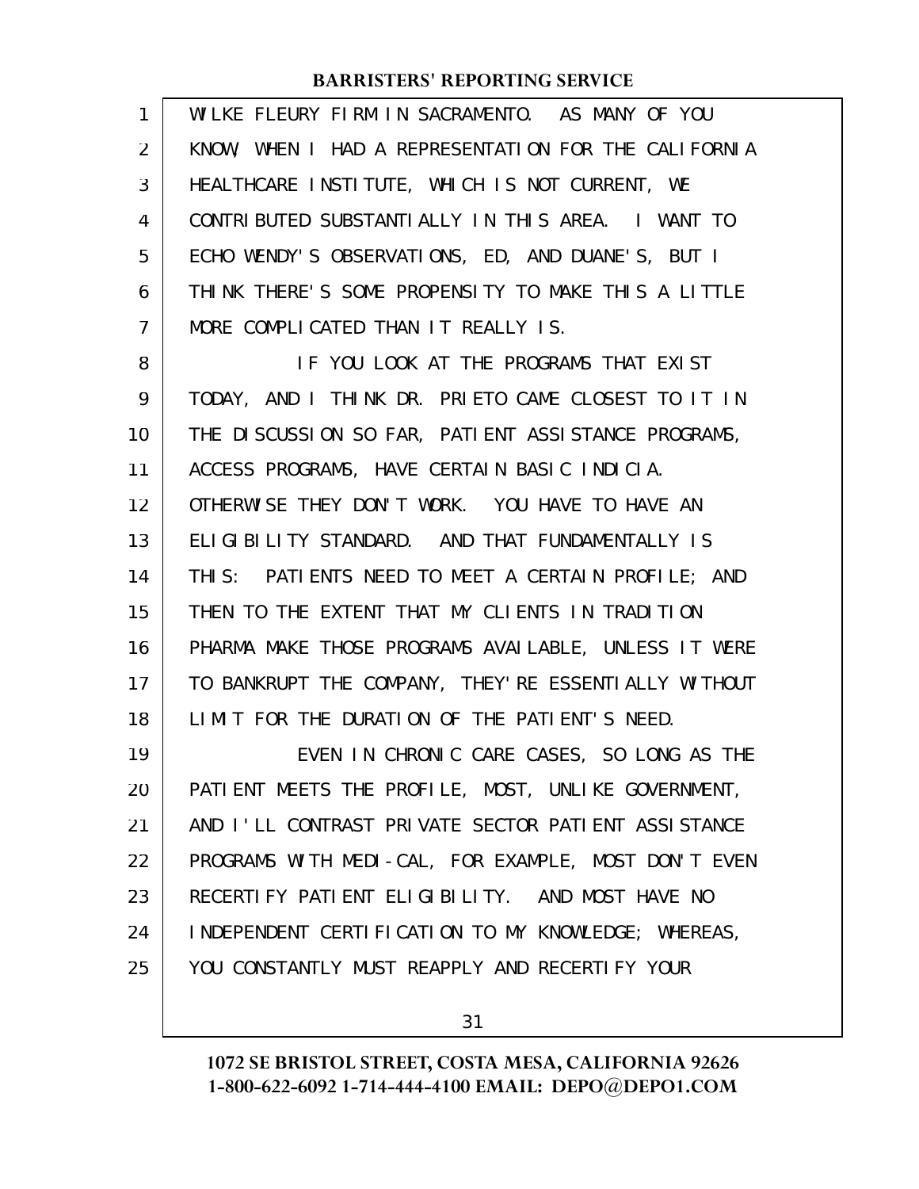WILKE FLEURY FIRM IN SACRAMENTO. AS MANY OF YOU KNOW, WHEN I HAD A REPRESENTATION FOR THE CALIFORNIA HEALTHCARE INSTITUTE, WHICH IS NOT CURRENT, WE CONTRIBUTED SUBSTANTIALLY IN THIS AREA. I WANT TO ECHO WENDY'S OBSERVATIONS, ED, AND DUANE'S, BUT I THINK THERE'S SOME PROPENSITY TO MAKE THIS A LITTLE MORE COMPLICATED THAN IT REALLY IS.

IF YOU LOOK AT THE PROGRAMS THAT EXIST TODAY, AND I THINK DR. PRIETO CAME CLOSEST TO IT IN THE DISCUSSION SO FAR, PATIENT ASSISTANCE PROGRAMS, ACCESS PROGRAMS, HAVE CERTAIN BASIC INDICIA. OTHERWISE THEY DON'T WORK. YOU HAVE TO HAVE AN ELIGIBILITY STANDARD. AND THAT FUNDAMENTALLY IS THIS: PATIENTS NEED TO MEET A CERTAIN PROFILE; AND THEN TO THE EXTENT THAT MY CLIENTS IN TRADITION PHARMA MAKE THOSE PROGRAMS AVAILABLE, UNLESS IT WERE TO BANKRUPT THE COMPANY, THEY'RE ESSENTIALLY WITHOUT LIMIT FOR THE DURATION OF THE PATIENT'S NEED.

EVEN IN CHRONIC CARE CASES, SO LONG AS THE PATIENT MEETS THE PROFILE, MOST, UNLIKE GOVERNMENT, AND I'LL CONTRAST PRIVATE SECTOR PATIENT ASSISTANCE PROGRAMS WITH MEDI-CAL, FOR EXAMPLE, MOST DON'T EVEN RECERTIFY PATIENT ELIGIBILITY. AND MOST HAVE NO INDEPENDENT CERTIFICATION TO MY KNOWLEDGE; WHEREAS, YOU CONSTANTLY MUST REAPPLY AND RECERTIFY YOUR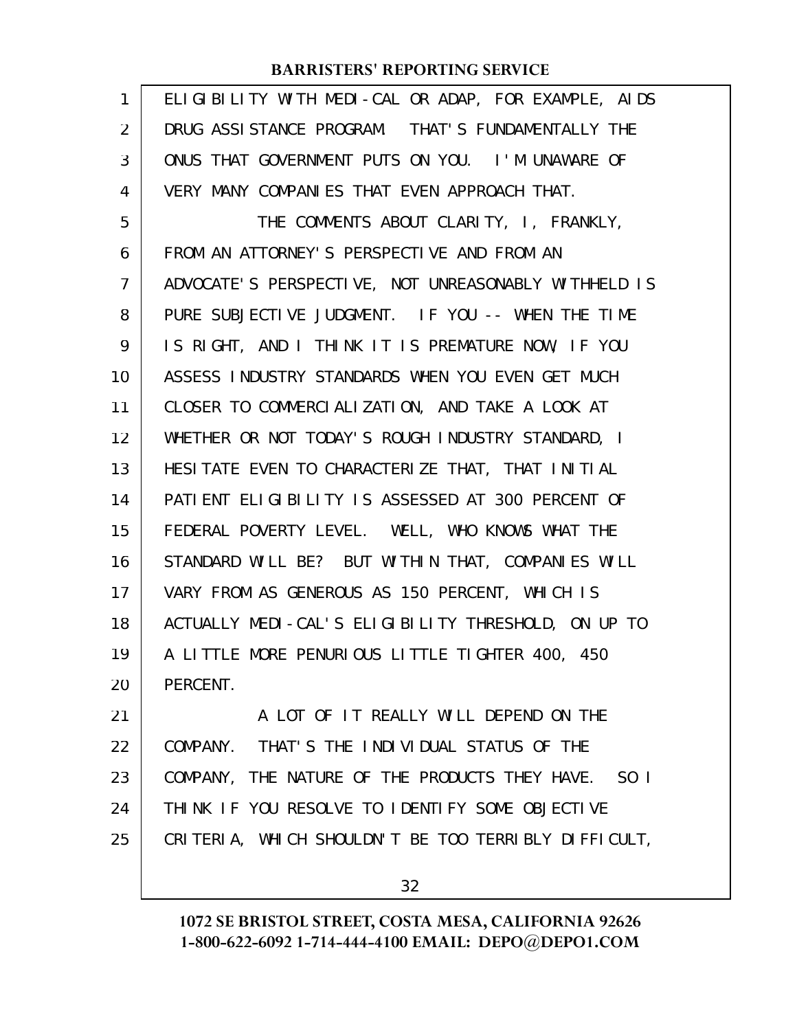ELIGIBILITY WITH MEDI-CAL OR ADAP, FOR EXAMPLE, AIDS DRUG ASSISTANCE PROGRAM. THAT'S FUNDAMENTALLY THE ONUS THAT GOVERNMENT PUTS ON YOU. I'M UNAWARE OF VERY MANY COMPANIES THAT EVEN APPROACH THAT.

THE COMMENTS ABOUT CLARITY, I, FRANKLY, FROM AN ATTORNEY'S PERSPECTIVE AND FROM AN ADVOCATE'S PERSPECTIVE, NOT UNREASONABLY WITHHELD IS PURE SUBJECTIVE JUDGMENT. IF YOU -- WHEN THE TIME IS RIGHT, AND I THINK IT IS PREMATURE NOW, IF YOU ASSESS INDUSTRY STANDARDS WHEN YOU EVEN GET MUCH CLOSER TO COMMERCIALIZATION, AND TAKE A LOOK AT WHETHER OR NOT TODAY'S ROUGH INDUSTRY STANDARD, I HESITATE EVEN TO CHARACTERIZE THAT, THAT INITIAL PATIENT ELIGIBILITY IS ASSESSED AT 300 PERCENT OF FEDERAL POVERTY LEVEL. WELL, WHO KNOWS WHAT THE STANDARD WILL BE? BUT WITHIN THAT, COMPANIES WILL VARY FROM AS GENEROUS AS 150 PERCENT, WHICH IS ACTUALLY MEDI-CAL'S ELIGIBILITY THRESHOLD, ON UP TO A LITTLE MORE PENURIOUS LITTLE TIGHTER 400, 450 PERCENT.

A LOT OF IT REALLY WILL DEPEND ON THE COMPANY. THAT'S THE INDIVIDUAL STATUS OF THE COMPANY, THE NATURE OF THE PRODUCTS THEY HAVE. SO I THINK IF YOU RESOLVE TO IDENTIFY SOME OBJECTIVE CRITERIA, WHICH SHOULDN'T BE TOO TERRIBLY DIFFICULT,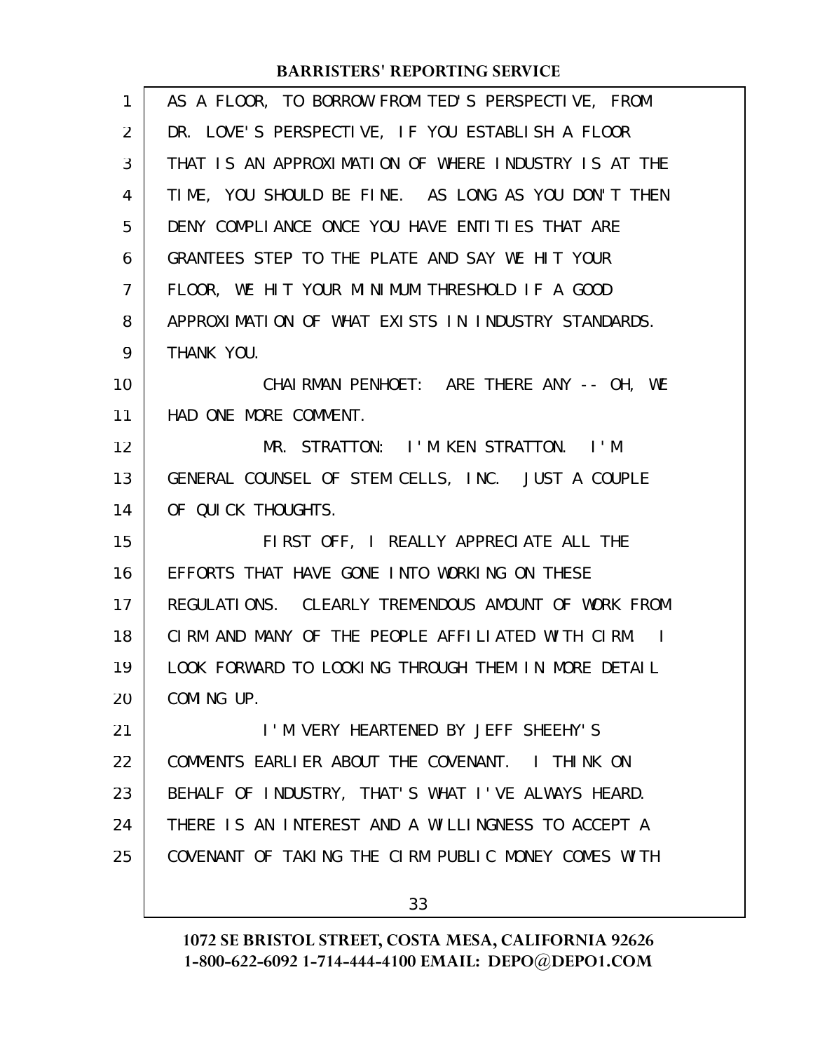AS A FLOOR, TO BORROW FROM TED'S PERSPECTIVE, FROM DR. LOVE'S PERSPECTIVE, IF YOU ESTABLISH A FLOOR THAT IS AN APPROXIMATION OF WHERE INDUSTRY IS AT THE TIME, YOU SHOULD BE FINE. AS LONG AS YOU DON'T THEN DENY COMPLIANCE ONCE YOU HAVE ENTITIES THAT ARE GRANTEES STEP TO THE PLATE AND SAY WE HIT YOUR FLOOR, WE HIT YOUR MINIMUM THRESHOLD IF A GOOD APPROXIMATION OF WHAT EXISTS IN INDUSTRY STANDARDS. THANK YOU.

CHAIRMAN PENHOET: ARE THERE ANY -- OH, WE HAD ONE MORE COMMENT.

MR. STRATTON: I'M KEN STRATTON. I'M GENERAL COUNSEL OF STEM CELLS, INC. JUST A COUPLE OF QUICK THOUGHTS.

FIRST OFF, I REALLY APPRECIATE ALL THE EFFORTS THAT HAVE GONE INTO WORKING ON THESE REGULATIONS. CLEARLY TREMENDOUS AMOUNT OF WORK FROM CIRM AND MANY OF THE PEOPLE AFFILIATED WITH CIRM. I LOOK FORWARD TO LOOKING THROUGH THEM IN MORE DETAIL COMING UP.

I'M VERY HEARTENED BY JEFF SHEEHY'S COMMENTS EARLIER ABOUT THE COVENANT. I THINK ON BEHALF OF INDUSTRY, THAT'S WHAT I'VE ALWAYS HEARD. THERE IS AN INTEREST AND A WILLINGNESS TO ACCEPT A COVENANT OF TAKING THE CIRM PUBLIC MONEY COMES WITH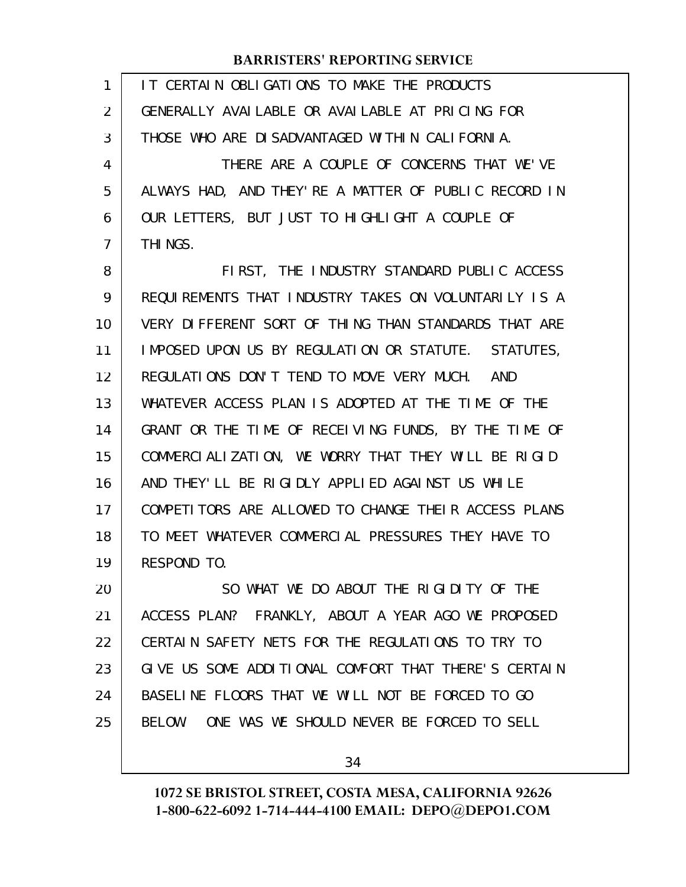IT CERTAIN OBLIGATIONS TO MAKE THE PRODUCTS GENERALLY AVAILABLE OR AVAILABLE AT PRICING FOR THOSE WHO ARE DISADVANTAGED WITHIN CALIFORNIA.

THERE ARE A COUPLE OF CONCERNS THAT WE'VE ALWAYS HAD, AND THEY'RE A MATTER OF PUBLIC RECORD IN OUR LETTERS, BUT JUST TO HIGHLIGHT A COUPLE OF THINGS.

FIRST, THE INDUSTRY STANDARD PUBLIC ACCESS REQUIREMENTS THAT INDUSTRY TAKES ON VOLUNTARILY IS A VERY DIFFERENT SORT OF THING THAN STANDARDS THAT ARE IMPOSED UPON US BY REGULATION OR STATUTE. STATUTES, REGULATIONS DON'T TEND TO MOVE VERY MUCH. AND WHATEVER ACCESS PLAN IS ADOPTED AT THE TIME OF THE GRANT OR THE TIME OF RECEIVING FUNDS, BY THE TIME OF COMMERCIALIZATION, WE WORRY THAT THEY WILL BE RIGID AND THEY'LL BE RIGIDLY APPLIED AGAINST US WHILE COMPETITORS ARE ALLOWED TO CHANGE THEIR ACCESS PLANS TO MEET WHATEVER COMMERCIAL PRESSURES THEY HAVE TO RESPOND TO.

SO WHAT WE DO ABOUT THE RIGIDITY OF THE ACCESS PLAN? FRANKLY, ABOUT A YEAR AGO WE PROPOSED CERTAIN SAFETY NETS FOR THE REGULATIONS TO TRY TO GIVE US SOME ADDITIONAL COMFORT THAT THERE'S CERTAIN BASELINE FLOORS THAT WE WILL NOT BE FORCED TO GO BELOW. ONE WAS WE SHOULD NEVER BE FORCED TO SELL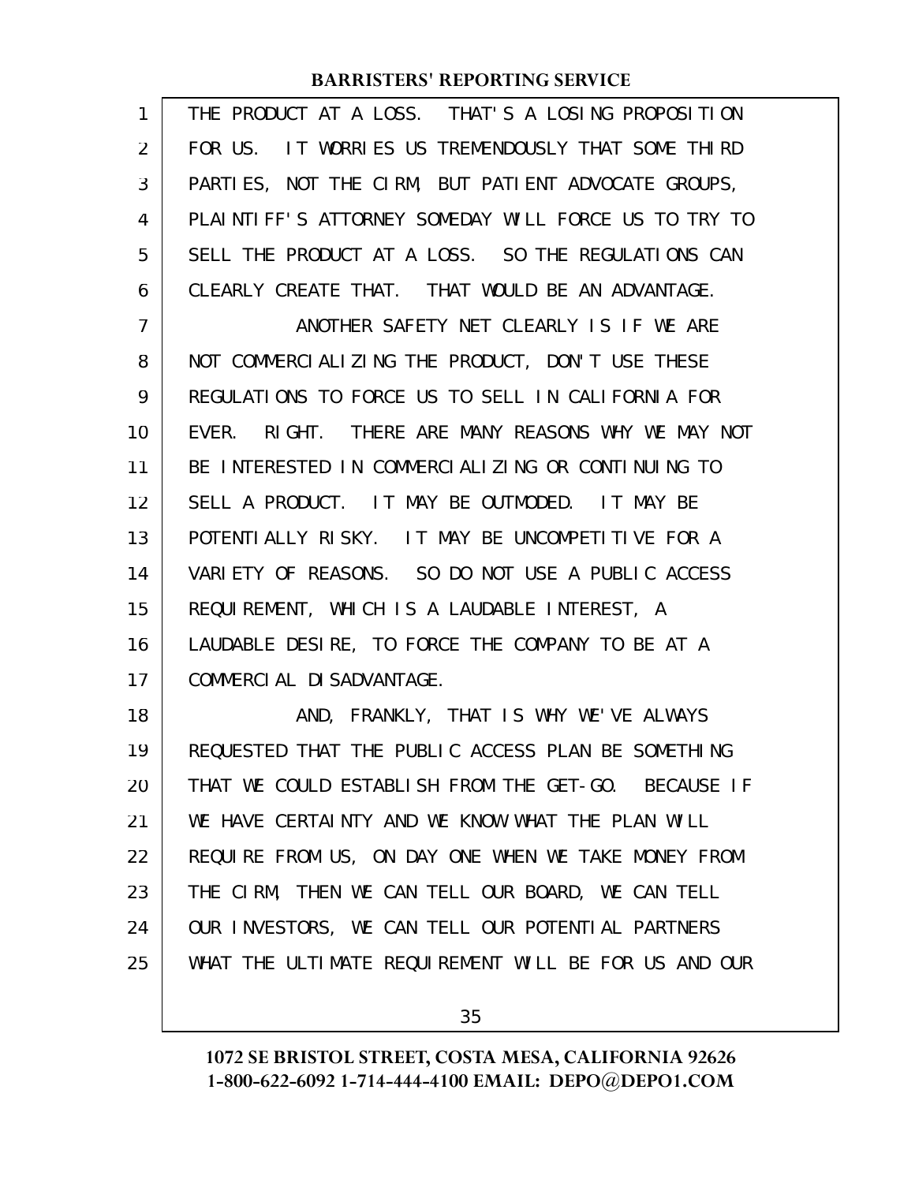THE PRODUCT AT A LOSS. THAT'S A LOSING PROPOSITION FOR US. IT WORRIES US TREMENDOUSLY THAT SOME THIRD PARTIES, NOT THE CIRM, BUT PATIENT ADVOCATE GROUPS, PLAINTIFF'S ATTORNEY SOMEDAY WILL FORCE US TO TRY TO SELL THE PRODUCT AT A LOSS. SO THE REGULATIONS CAN CLEARLY CREATE THAT. THAT WOULD BE AN ADVANTAGE.

ANOTHER SAFETY NET CLEARLY IS IF WE ARE NOT COMMERCIALIZING THE PRODUCT, DON'T USE THESE REGULATIONS TO FORCE US TO SELL IN CALIFORNIA FOR EVER. RIGHT. THERE ARE MANY REASONS WHY WE MAY NOT BE INTERESTED IN COMMERCIALIZING OR CONTINUING TO SELL A PRODUCT. IT MAY BE OUTMODED. IT MAY BE POTENTIALLY RISKY. IT MAY BE UNCOMPETITIVE FOR A VARIETY OF REASONS. SO DO NOT USE A PUBLIC ACCESS REQUIREMENT, WHICH IS A LAUDABLE INTEREST, A LAUDABLE DESIRE, TO FORCE THE COMPANY TO BE AT A COMMERCIAL DISADVANTAGE.

AND, FRANKLY, THAT IS WHY WE'VE ALWAYS REQUESTED THAT THE PUBLIC ACCESS PLAN BE SOMETHING THAT WE COULD ESTABLISH FROM THE GET-GO. BECAUSE IF WE HAVE CERTAINTY AND WE KNOW WHAT THE PLAN WILL REQUIRE FROM US, ON DAY ONE WHEN WE TAKE MONEY FROM THE CIRM, THEN WE CAN TELL OUR BOARD, WE CAN TELL OUR INVESTORS, WE CAN TELL OUR POTENTIAL PARTNERS WHAT THE ULTIMATE REQUIREMENT WILL BE FOR US AND OUR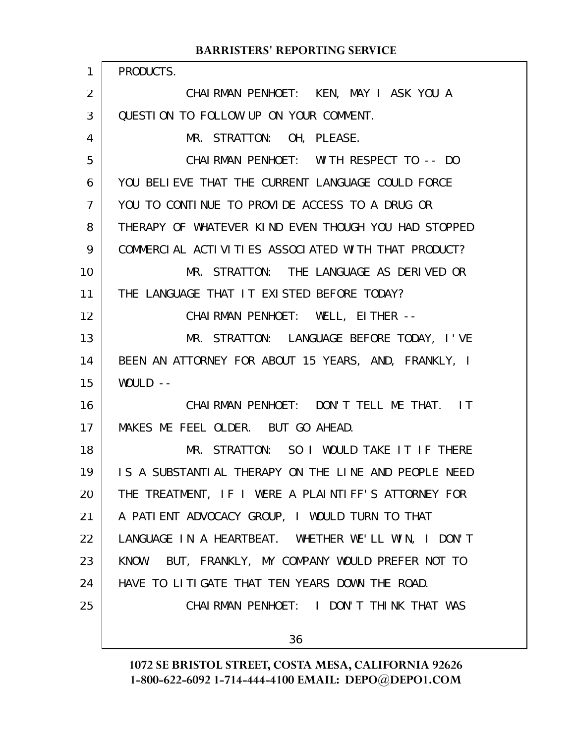PRODUCTS.

CHAIRMAN PENHOET: KEN, MAY I ASK YOU A QUESTION TO FOLLOW UP ON YOUR COMMENT.

MR. STRATTON: OH, PLEASE.

CHAIRMAN PENHOET: WITH RESPECT TO -- DO YOU BELIEVE THAT THE CURRENT LANGUAGE COULD FORCE YOU TO CONTINUE TO PROVIDE ACCESS TO A DRUG OR THERAPY OF WHATEVER KIND EVEN THOUGH YOU HAD STOPPED COMMERCIAL ACTIVITIES ASSOCIATED WITH THAT PRODUCT?

MR. STRATTON: THE LANGUAGE AS DERIVED OR THE LANGUAGE THAT IT EXISTED BEFORE TODAY?

CHAIRMAN PENHOET: WELL, EITHER --

MR. STRATTON: LANGUAGE BEFORE TODAY, I'VE BEEN AN ATTORNEY FOR ABOUT 15 YEARS, AND, FRANKLY, I WOULD --

CHAIRMAN PENHOET: DON'T TELL ME THAT. IT MAKES ME FEEL OLDER. BUT GO AHEAD.

MR. STRATTON: SO I WOULD TAKE IT IF THERE IS A SUBSTANTIAL THERAPY ON THE LINE AND PEOPLE NEED THE TREATMENT, IF I WERE A PLAINTIFF'S ATTORNEY FOR A PATIENT ADVOCACY GROUP, I WOULD TURN TO THAT LANGUAGE IN A HEARTBEAT. WHETHER WE'LL WIN, I DON'T KNOW. BUT, FRANKLY, MY COMPANY WOULD PREFER NOT TO HAVE TO LITIGATE THAT TEN YEARS DOWN THE ROAD.

CHAIRMAN PENHOET: I DON'T THINK THAT WAS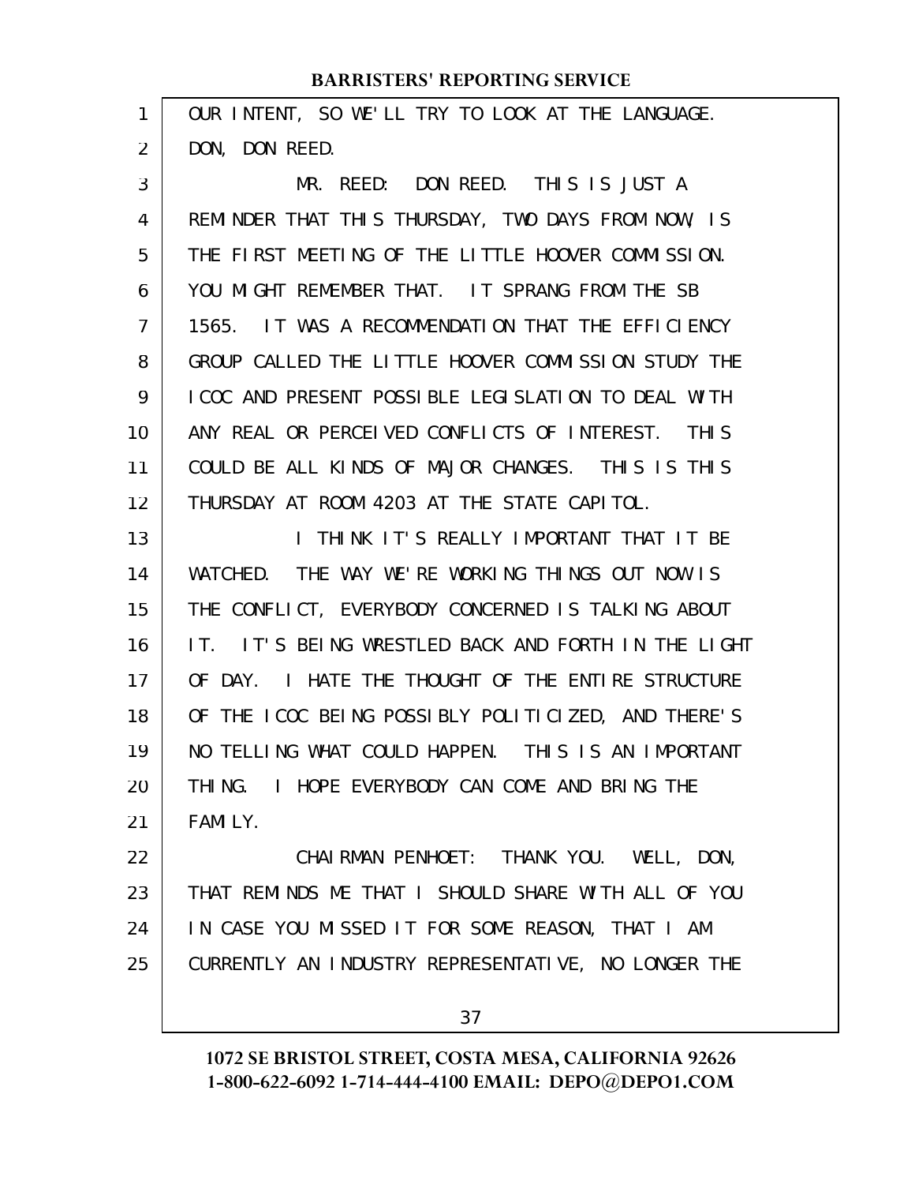OUR INTENT, SO WE'LL TRY TO LOOK AT THE LANGUAGE. DON, DON REED.

MR. REED: DON REED. THIS IS JUST A REMINDER THAT THIS THURSDAY, TWO DAYS FROM NOW, IS THE FIRST MEETING OF THE LITTLE HOOVER COMMISSION. YOU MIGHT REMEMBER THAT. IT SPRANG FROM THE SB 1565. IT WAS A RECOMMENDATION THAT THE EFFICIENCY GROUP CALLED THE LITTLE HOOVER COMMISSION STUDY THE ICOC AND PRESENT POSSIBLE LEGISLATION TO DEAL WITH ANY REAL OR PERCEIVED CONFLICTS OF INTEREST. THIS COULD BE ALL KINDS OF MAJOR CHANGES. THIS IS THIS THURSDAY AT ROOM 4203 AT THE STATE CAPITOL.

I THINK IT'S REALLY IMPORTANT THAT IT BE WATCHED. THE WAY WE'RE WORKING THINGS OUT NOW IS THE CONFLICT, EVERYBODY CONCERNED IS TALKING ABOUT IT. IT'S BEING WRESTLED BACK AND FORTH IN THE LIGHT OF DAY. I HATE THE THOUGHT OF THE ENTIRE STRUCTURE OF THE ICOC BEING POSSIBLY POLITICIZED, AND THERE'S NO TELLING WHAT COULD HAPPEN. THIS IS AN IMPORTANT THING. I HOPE EVERYBODY CAN COME AND BRING THE FAMILY.

CHAIRMAN PENHOET: THANK YOU. WELL, DON, THAT REMINDS ME THAT I SHOULD SHARE WITH ALL OF YOU IN CASE YOU MISSED IT FOR SOME REASON, THAT I AM CURRENTLY AN INDUSTRY REPRESENTATIVE, NO LONGER THE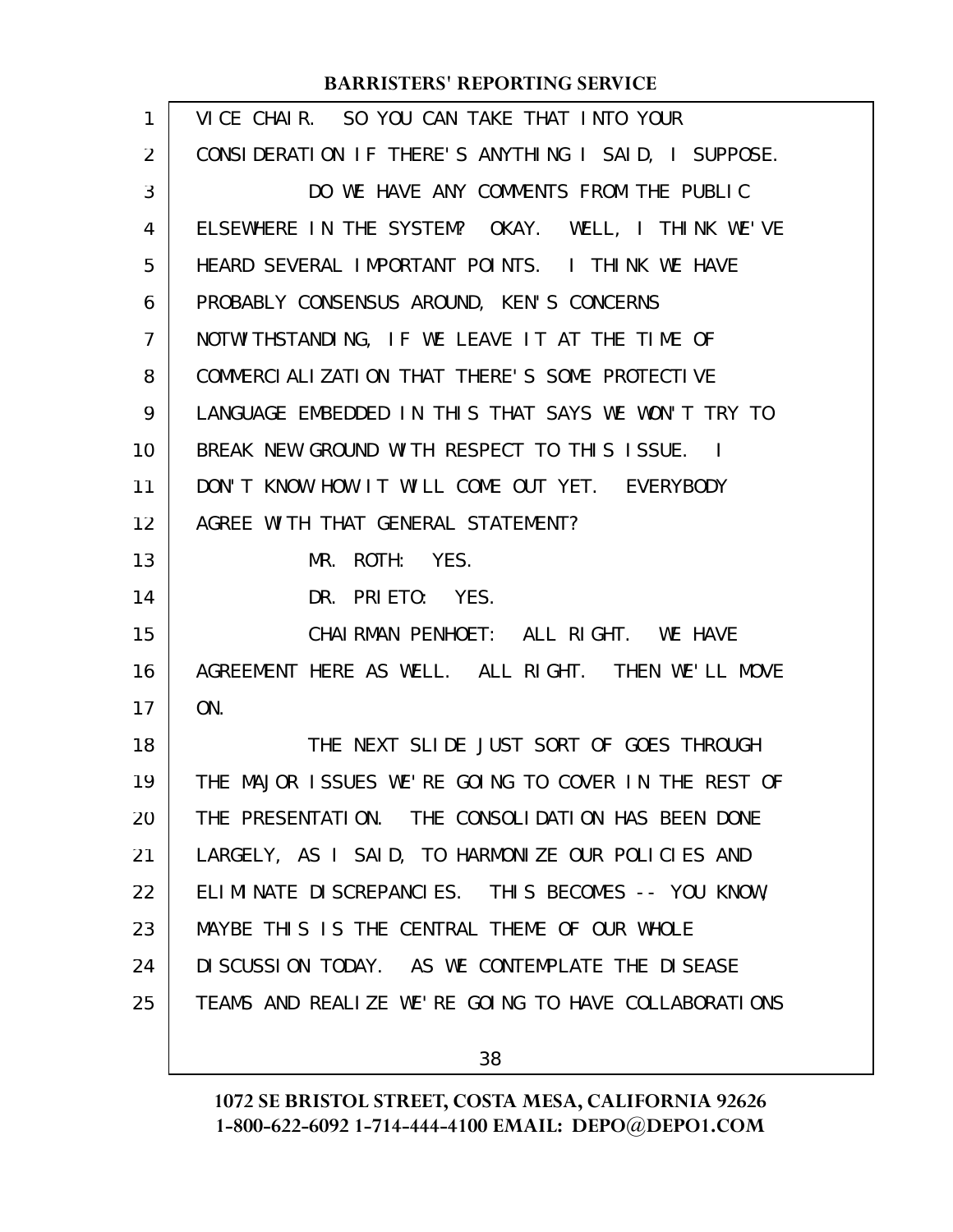VICE CHAIR. SO YOU CAN TAKE THAT INTO YOUR CONSIDERATION IF THERE'S ANYTHING I SAID, I SUPPOSE.

DO WE HAVE ANY COMMENTS FROM THE PUBLIC ELSEWHERE IN THE SYSTEM? OKAY. WELL, I THINK WE'VE HEARD SEVERAL IMPORTANT POINTS. I THINK WE HAVE PROBABLY CONSENSUS AROUND, KEN'S CONCERNS NOTWITHSTANDING, IF WE LEAVE IT AT THE TIME OF COMMERCIALIZATION THAT THERE'S SOME PROTECTIVE LANGUAGE EMBEDDED IN THIS THAT SAYS WE WON'T TRY TO BREAK NEW GROUND WITH RESPECT TO THIS ISSUE. I DON'T KNOW HOW IT WILL COME OUT YET. EVERYBODY AGREE WITH THAT GENERAL STATEMENT?

MR. ROTH: YES.

DR. PRIETO: YES.

CHAIRMAN PENHOET: ALL RIGHT. WE HAVE AGREEMENT HERE AS WELL. ALL RIGHT. THEN WE'LL MOVE ON.

THE NEXT SLIDE JUST SORT OF GOES THROUGH THE MAJOR ISSUES WE'RE GOING TO COVER IN THE REST OF THE PRESENTATION. THE CONSOLIDATION HAS BEEN DONE LARGELY, AS I SAID, TO HARMONIZE OUR POLICIES AND ELIMINATE DISCREPANCIES. THIS BECOMES -- YOU KNOW, MAYBE THIS IS THE CENTRAL THEME OF OUR WHOLE DISCUSSION TODAY. AS WE CONTEMPLATE THE DISEASE TEAMS AND REALIZE WE'RE GOING TO HAVE COLLABORATIONS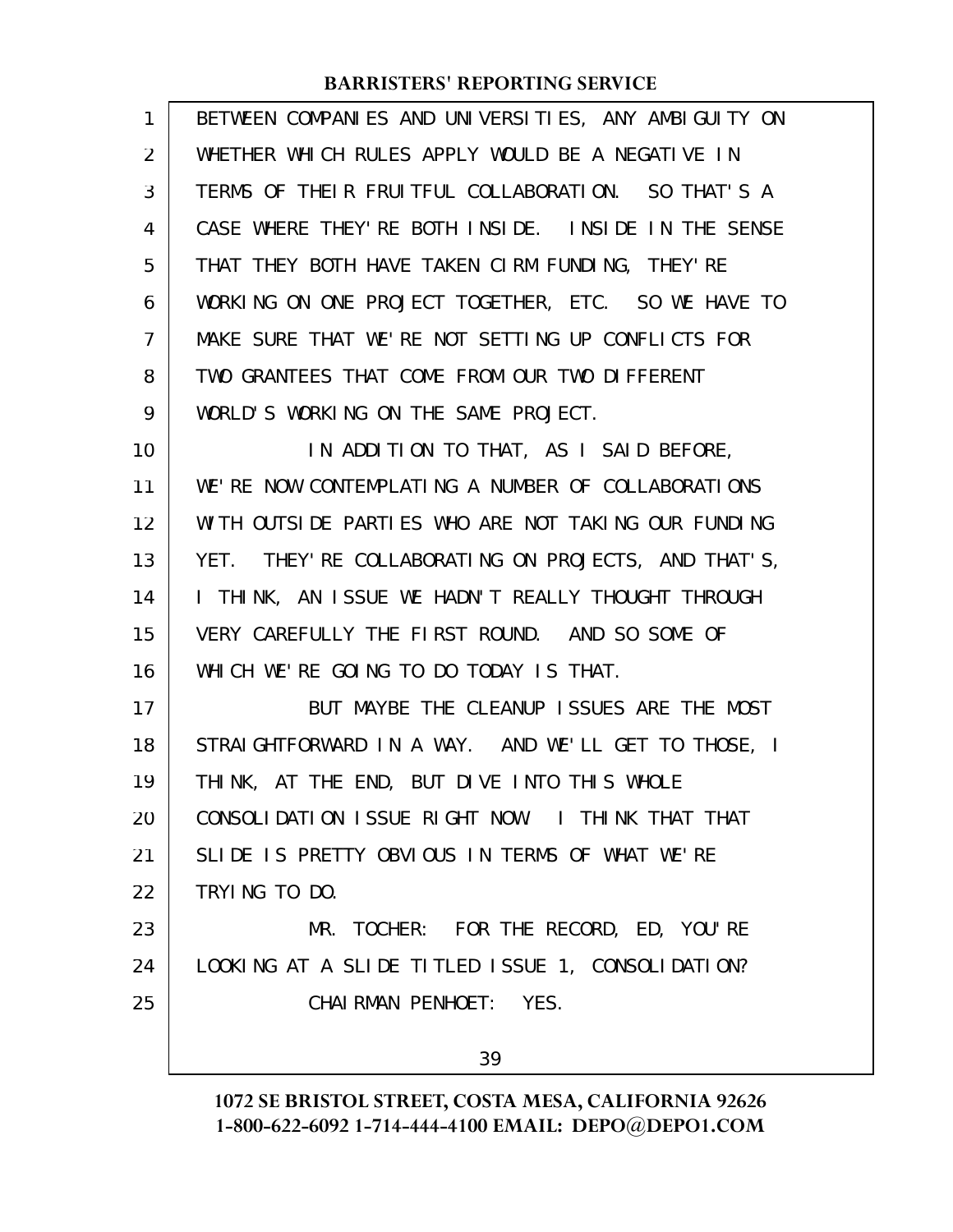BETWEEN COMPANIES AND UNIVERSITIES, ANY AMBIGUITY ON WHETHER WHICH RULES APPLY WOULD BE A NEGATIVE IN TERMS OF THEIR FRUITFUL COLLABORATION. SO THAT'S A CASE WHERE THEY'RE BOTH INSIDE. INSIDE IN THE SENSE THAT THEY BOTH HAVE TAKEN CIRM FUNDING, THEY'RE WORKING ON ONE PROJECT TOGETHER, ETC. SO WE HAVE TO MAKE SURE THAT WE'RE NOT SETTING UP CONFLICTS FOR TWO GRANTEES THAT COME FROM OUR TWO DIFFERENT WORLD'S WORKING ON THE SAME PROJECT.

IN ADDITION TO THAT, AS I SAID BEFORE, WE'RE NOW CONTEMPLATING A NUMBER OF COLLABORATIONS WITH OUTSIDE PARTIES WHO ARE NOT TAKING OUR FUNDING YET. THEY'RE COLLABORATING ON PROJECTS, AND THAT'S, I THINK, AN ISSUE WE HADN'T REALLY THOUGHT THROUGH VERY CAREFULLY THE FIRST ROUND. AND SO SOME OF WHICH WE'RE GOING TO DO TODAY IS THAT.

BUT MAYBE THE CLEANUP ISSUES ARE THE MOST STRAIGHTFORWARD IN A WAY. AND WE'LL GET TO THOSE, I THINK, AT THE END, BUT DIVE INTO THIS WHOLE CONSOLIDATION ISSUE RIGHT NOW. I THINK THAT THAT SLIDE IS PRETTY OBVIOUS IN TERMS OF WHAT WE'RE TRYING TO DO.

MR. TOCHER: FOR THE RECORD, ED, YOU'RE LOOKING AT A SLIDE TITLED ISSUE 1, CONSOLIDATION?

CHAIRMAN PENHOET: YES.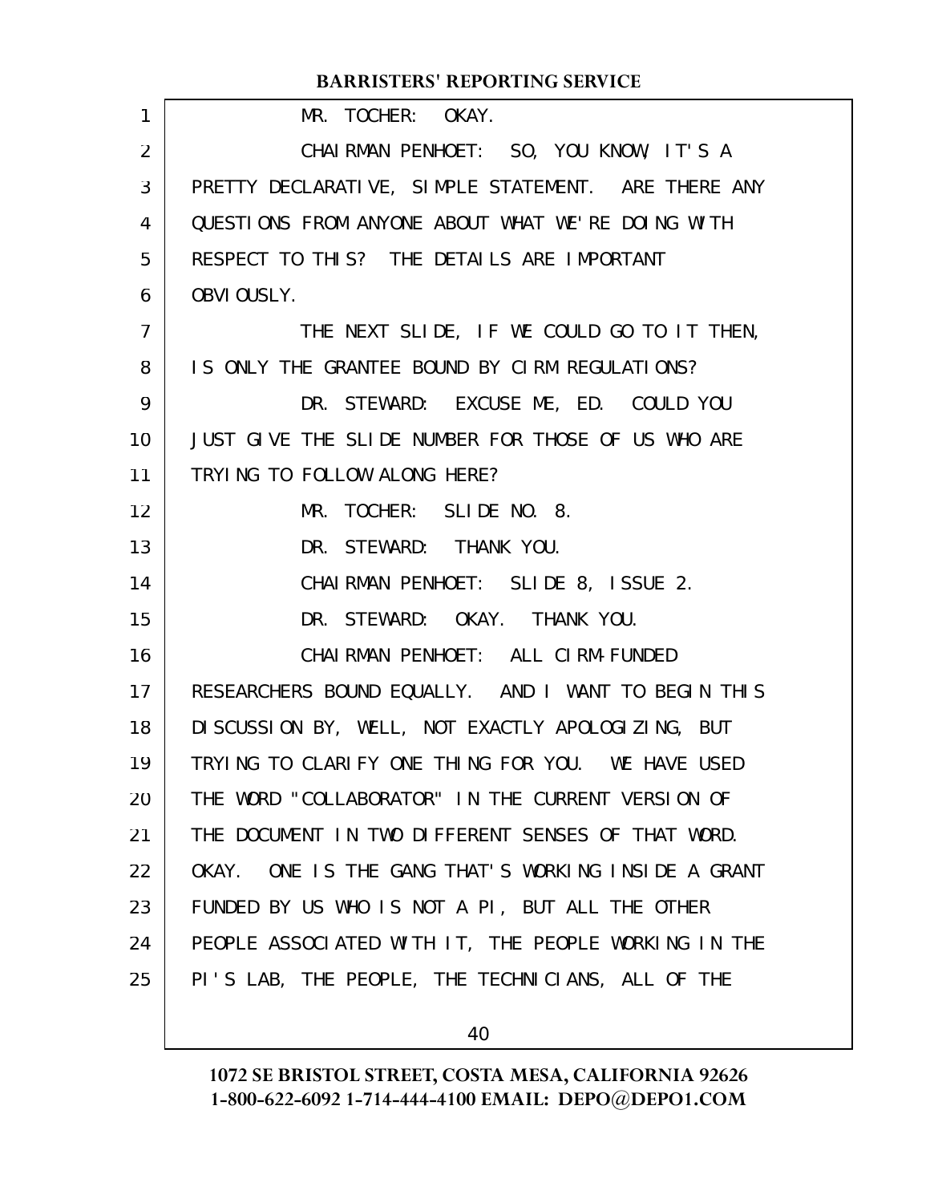MR. TOCHER: OKAY.

CHAIRMAN PENHOET: SO, YOU KNOW, IT'S A PRETTY DECLARATIVE, SIMPLE STATEMENT. ARE THERE ANY QUESTIONS FROM ANYONE ABOUT WHAT WE'RE DOING WITH RESPECT TO THIS? THE DETAILS ARE IMPORTANT OBVIOUSLY.

THE NEXT SLIDE, IF WE COULD GO TO IT THEN, IS ONLY THE GRANTEE BOUND BY CIRM REGULATIONS?

DR. STEWARD: EXCUSE ME, ED. COULD YOU JUST GIVE THE SLIDE NUMBER FOR THOSE OF US WHO ARE TRYING TO FOLLOW ALONG HERE?

MR. TOCHER: SLIDE NO. 8.

DR. STEWARD: THANK YOU.

CHAIRMAN PENHOET: SLIDE 8, ISSUE 2.

DR. STEWARD: OKAY. THANK YOU.

CHAIRMAN PENHOET: ALL CIRM-FUNDED RESEARCHERS BOUND EQUALLY. AND I WANT TO BEGIN THIS DISCUSSION BY, WELL, NOT EXACTLY APOLOGIZING, BUT TRYING TO CLARIFY ONE THING FOR YOU. WE HAVE USED THE WORD "COLLABORATOR" IN THE CURRENT VERSION OF THE DOCUMENT IN TWO DIFFERENT SENSES OF THAT WORD. OKAY. ONE IS THE GANG THAT'S WORKING INSIDE A GRANT FUNDED BY US WHO IS NOT A PI, BUT ALL THE OTHER PEOPLE ASSOCIATED WITH IT, THE PEOPLE WORKING IN THE PI'S LAB, THE PEOPLE, THE TECHNICIANS, ALL OF THE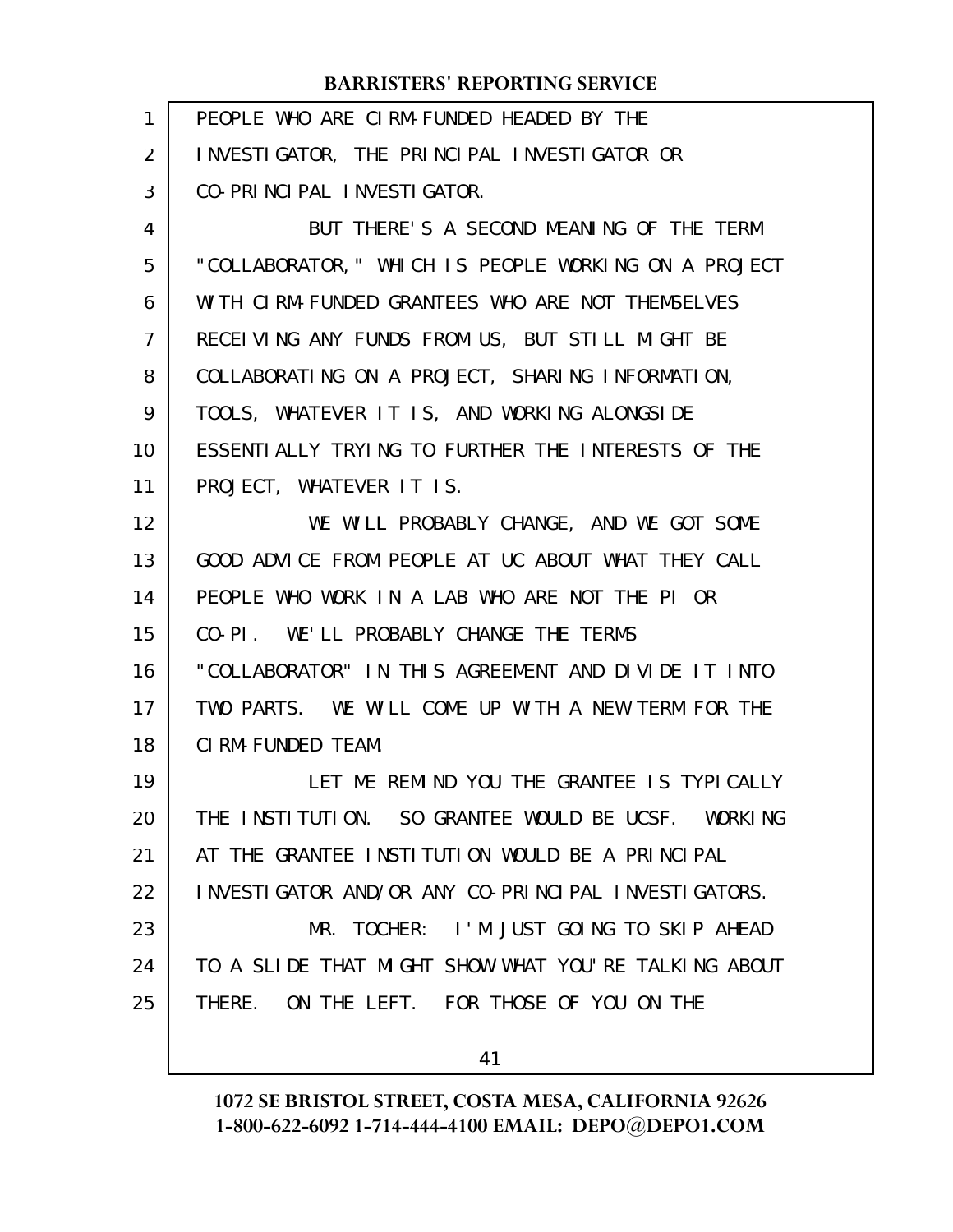PEOPLE WHO ARE CIRM-FUNDED HEADED BY THE INVESTIGATOR, THE PRINCIPAL INVESTIGATOR OR CO-PRINCIPAL INVESTIGATOR.

BUT THERE'S A SECOND MEANING OF THE TERM "COLLABORATOR," WHICH IS PEOPLE WORKING ON A PROJECT WITH CIRM-FUNDED GRANTEES WHO ARE NOT THEMSELVES RECEIVING ANY FUNDS FROM US, BUT STILL MIGHT BE COLLABORATING ON A PROJECT, SHARING INFORMATION, TOOLS, WHATEVER IT IS, AND WORKING ALONGSIDE ESSENTIALLY TRYING TO FURTHER THE INTERESTS OF THE PROJECT, WHATEVER IT IS.

WE WILL PROBABLY CHANGE, AND WE GOT SOME GOOD ADVICE FROM PEOPLE AT UC ABOUT WHAT THEY CALL PEOPLE WHO WORK IN A LAB WHO ARE NOT THE PI OR CO-PI. WE'LL PROBABLY CHANGE THE TERMS "COLLABORATOR" IN THIS AGREEMENT AND DIVIDE IT INTO TWO PARTS. WE WILL COME UP WITH A NEW TERM FOR THE CIRM-FUNDED TEAM.

LET ME REMIND YOU THE GRANTEE IS TYPICALLY THE INSTITUTION. SO GRANTEE WOULD BE UCSF. WORKING AT THE GRANTEE INSTITUTION WOULD BE A PRINCIPAL INVESTIGATOR AND/OR ANY CO-PRINCIPAL INVESTIGATORS.

MR. TOCHER: I'M JUST GOING TO SKIP AHEAD TO A SLIDE THAT MIGHT SHOW WHAT YOU'RE TALKING ABOUT THERE. ON THE LEFT. FOR THOSE OF YOU ON THE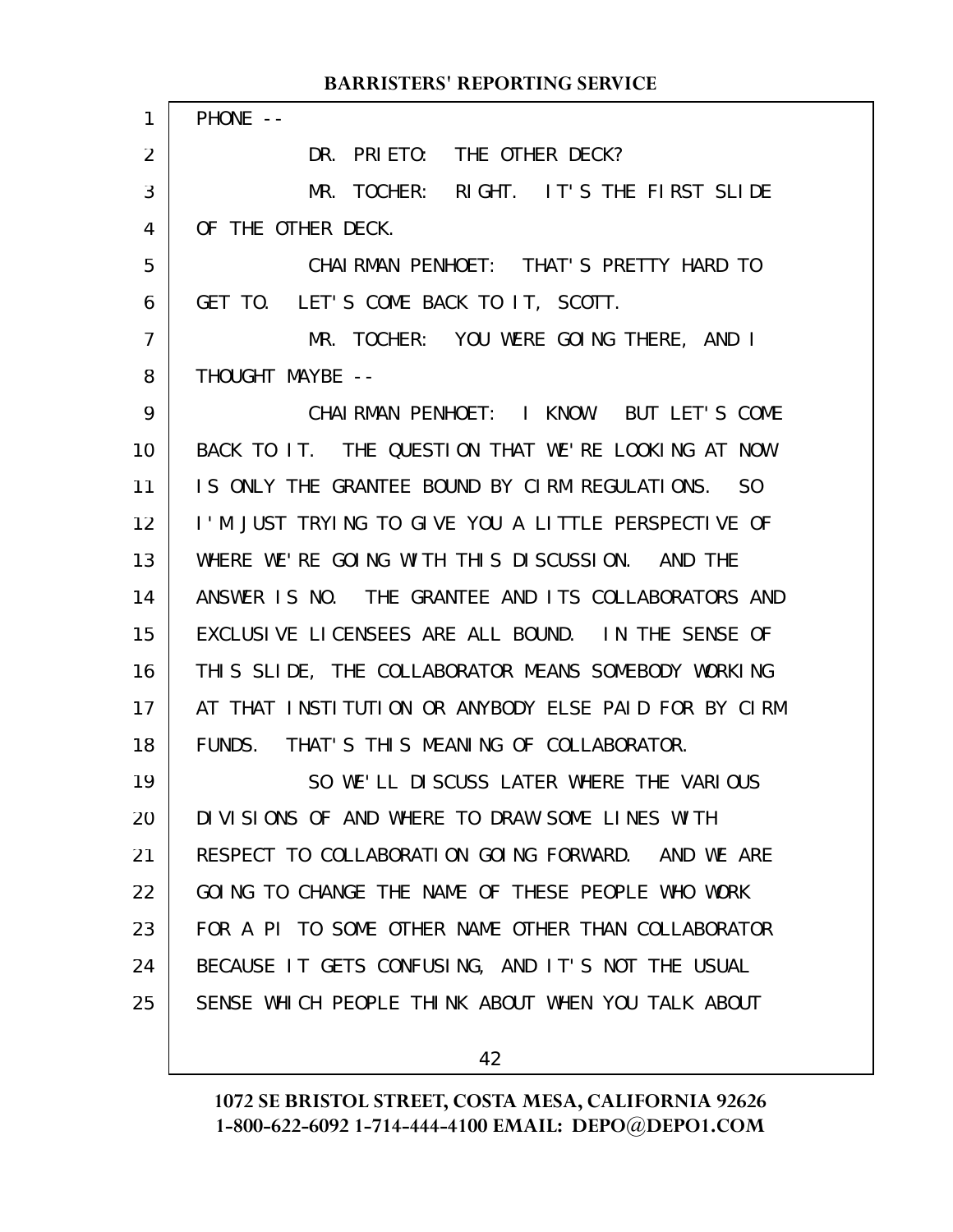PHONE --

DR. PRIETO: THE OTHER DECK?

MR. TOCHER: RIGHT. IT'S THE FIRST SLIDE OF THE OTHER DECK.

CHAIRMAN PENHOET: THAT'S PRETTY HARD TO GET TO. LET'S COME BACK TO IT, SCOTT.

MR. TOCHER: YOU WERE GOING THERE, AND I THOUGHT MAYBE --

CHAIRMAN PENHOET: I KNOW. BUT LET'S COME BACK TO IT. THE QUESTION THAT WE'RE LOOKING AT NOW IS ONLY THE GRANTEE BOUND BY CIRM REGULATIONS. SO I'M JUST TRYING TO GIVE YOU A LITTLE PERSPECTIVE OF WHERE WE'RE GOING WITH THIS DISCUSSION. AND THE ANSWER IS NO. THE GRANTEE AND ITS COLLABORATORS AND EXCLUSIVE LICENSEES ARE ALL BOUND. IN THE SENSE OF THIS SLIDE, THE COLLABORATOR MEANS SOMEBODY WORKING AT THAT INSTITUTION OR ANYBODY ELSE PAID FOR BY CIRM FUNDS. THAT'S THIS MEANING OF COLLABORATOR.

SO WE'LL DISCUSS LATER WHERE THE VARIOUS DIVISIONS OF AND WHERE TO DRAW SOME LINES WITH RESPECT TO COLLABORATION GOING FORWARD. AND WE ARE GOING TO CHANGE THE NAME OF THESE PEOPLE WHO WORK FOR A PI TO SOME OTHER NAME OTHER THAN COLLABORATOR BECAUSE IT GETS CONFUSING, AND IT'S NOT THE USUAL SENSE WHICH PEOPLE THINK ABOUT WHEN YOU TALK ABOUT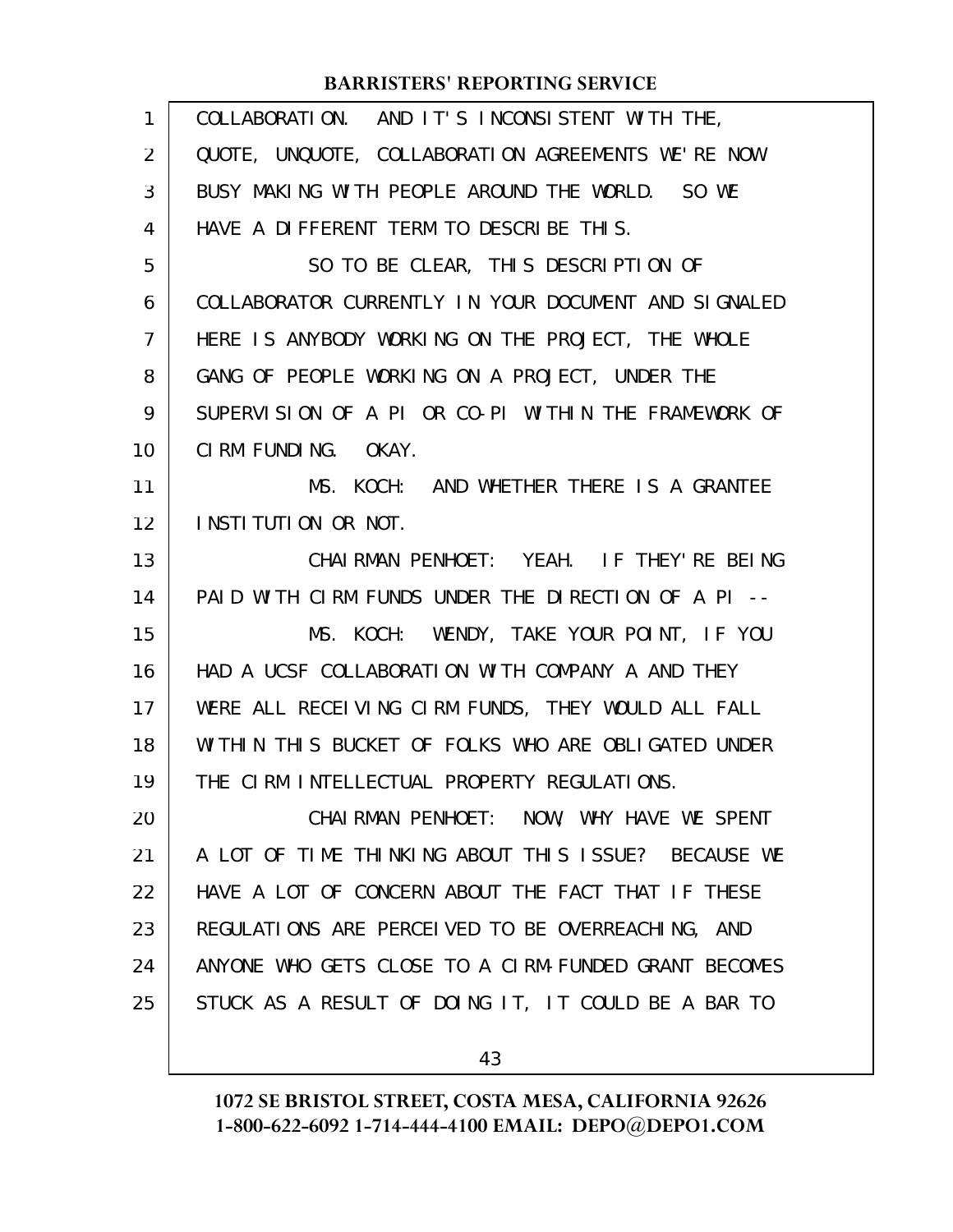COLLABORATION. AND IT'S INCONSISTENT WITH THE, QUOTE, UNQUOTE, COLLABORATION AGREEMENTS WE'RE NOW BUSY MAKING WITH PEOPLE AROUND THE WORLD. SO WE HAVE A DIFFERENT TERM TO DESCRIBE THIS.

SO TO BE CLEAR, THIS DESCRIPTION OF COLLABORATOR CURRENTLY IN YOUR DOCUMENT AND SIGNALED HERE IS ANYBODY WORKING ON THE PROJECT, THE WHOLE GANG OF PEOPLE WORKING ON A PROJECT, UNDER THE SUPERVISION OF A PI OR CO-PI WITHIN THE FRAMEWORK OF CIRM FUNDING. OKAY.

MS. KOCH: AND WHETHER THERE IS A GRANTEE INSTITUTION OR NOT.

CHAIRMAN PENHOET: YEAH. IF THEY'RE BEING PAID WITH CIRM FUNDS UNDER THE DIRECTION OF A PI --

MS. KOCH: WENDY, TAKE YOUR POINT, IF YOU HAD A UCSF COLLABORATION WITH COMPANY A AND THEY WERE ALL RECEIVING CIRM FUNDS, THEY WOULD ALL FALL WITHIN THIS BUCKET OF FOLKS WHO ARE OBLIGATED UNDER THE CIRM INTELLECTUAL PROPERTY REGULATIONS.

CHAIRMAN PENHOET: NOW, WHY HAVE WE SPENT A LOT OF TIME THINKING ABOUT THIS ISSUE? BECAUSE WE HAVE A LOT OF CONCERN ABOUT THE FACT THAT IF THESE REGULATIONS ARE PERCEIVED TO BE OVERREACHING, AND ANYONE WHO GETS CLOSE TO A CIRM-FUNDED GRANT BECOMES STUCK AS A RESULT OF DOING IT, IT COULD BE A BAR TO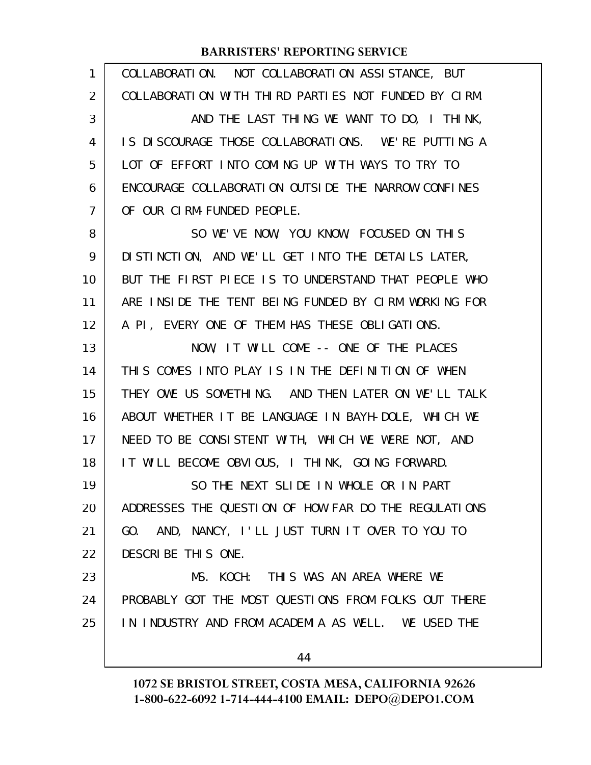COLLABORATION. NOT COLLABORATION ASSISTANCE, BUT COLLABORATION WITH THIRD PARTIES NOT FUNDED BY CIRM.

AND THE LAST THING WE WANT TO DO, I THINK, IS DISCOURAGE THOSE COLLABORATIONS. WE'RE PUTTING A LOT OF EFFORT INTO COMING UP WITH WAYS TO TRY TO ENCOURAGE COLLABORATION OUTSIDE THE NARROW CONFINES OF OUR CIRM-FUNDED PEOPLE.

SO WE'VE NOW, YOU KNOW, FOCUSED ON THIS DISTINCTION, AND WE'LL GET INTO THE DETAILS LATER, BUT THE FIRST PIECE IS TO UNDERSTAND THAT PEOPLE WHO ARE INSIDE THE TENT BEING FUNDED BY CIRM WORKING FOR A PI, EVERY ONE OF THEM HAS THESE OBLIGATIONS.

NOW, IT WILL COME -- ONE OF THE PLACES THIS COMES INTO PLAY IS IN THE DEFINITION OF WHEN THEY OWE US SOMETHING. AND THEN LATER ON WE'LL TALK ABOUT WHETHER IT BE LANGUAGE IN BAYH-DOLE, WHICH WE NEED TO BE CONSISTENT WITH, WHICH WE WERE NOT, AND IT WILL BECOME OBVIOUS, I THINK, GOING FORWARD.

SO THE NEXT SLIDE IN WHOLE OR IN PART ADDRESSES THE QUESTION OF HOW FAR DO THE REGULATIONS GO. AND, NANCY, I'LL JUST TURN IT OVER TO YOU TO DESCRIBE THIS ONE.

MS. KOCH: THIS WAS AN AREA WHERE WE PROBABLY GOT THE MOST QUESTIONS FROM FOLKS OUT THERE IN INDUSTRY AND FROM ACADEMIA AS WELL. WE USED THE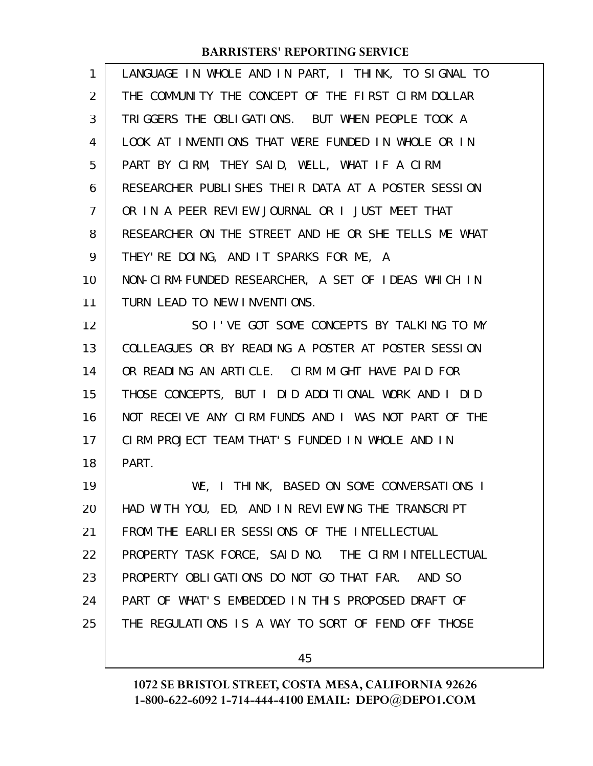LANGUAGE IN WHOLE AND IN PART, I THINK, TO SIGNAL TO THE COMMUNITY THE CONCEPT OF THE FIRST CIRM DOLLAR TRIGGERS THE OBLIGATIONS. BUT WHEN PEOPLE TOOK A LOOK AT INVENTIONS THAT WERE FUNDED IN WHOLE OR IN PART BY CIRM, THEY SAID, WELL, WHAT IF A CIRM RESEARCHER PUBLISHES THEIR DATA AT A POSTER SESSION OR IN A PEER REVIEW JOURNAL OR I JUST MEET THAT RESEARCHER ON THE STREET AND HE OR SHE TELLS ME WHAT THEY'RE DOING, AND IT SPARKS FOR ME, A NON-CIRM-FUNDED RESEARCHER, A SET OF IDEAS WHICH IN TURN LEAD TO NEW INVENTIONS.

SO I'VE GOT SOME CONCEPTS BY TALKING TO MY COLLEAGUES OR BY READING A POSTER AT POSTER SESSION OR READING AN ARTICLE. CIRM MIGHT HAVE PAID FOR THOSE CONCEPTS, BUT I DID ADDITIONAL WORK AND I DID NOT RECEIVE ANY CIRM FUNDS AND I WAS NOT PART OF THE CIRM PROJECT TEAM THAT'S FUNDED IN WHOLE AND IN PART.

WE, I THINK, BASED ON SOME CONVERSATIONS I HAD WITH YOU, ED, AND IN REVIEWING THE TRANSCRIPT FROM THE EARLIER SESSIONS OF THE INTELLECTUAL PROPERTY TASK FORCE, SAID NO. THE CIRM INTELLECTUAL PROPERTY OBLIGATIONS DO NOT GO THAT FAR. AND SO PART OF WHAT'S EMBEDDED IN THIS PROPOSED DRAFT OF THE REGULATIONS IS A WAY TO SORT OF FEND OFF THOSE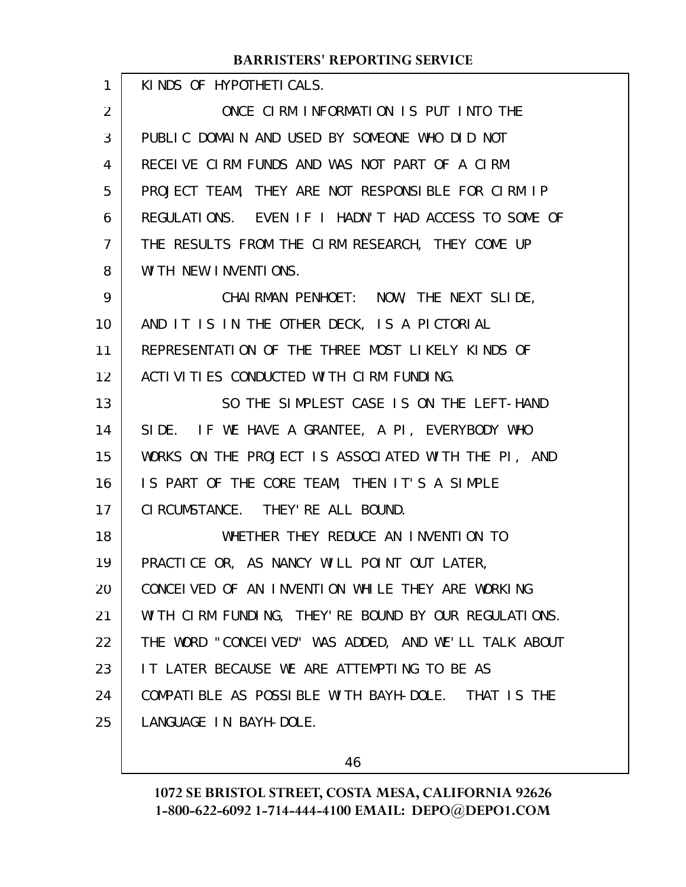KINDS OF HYPOTHETICALS.

ONCE CIRM INFORMATION IS PUT INTO THE PUBLIC DOMAIN AND USED BY SOMEONE WHO DID NOT RECEIVE CIRM FUNDS AND WAS NOT PART OF A CIRM PROJECT TEAM, THEY ARE NOT RESPONSIBLE FOR CIRM IP REGULATIONS. EVEN IF I HADN'T HAD ACCESS TO SOME OF THE RESULTS FROM THE CIRM RESEARCH, THEY COME UP WITH NEW INVENTIONS.

CHAIRMAN PENHOET: NOW, THE NEXT SLIDE, AND IT IS IN THE OTHER DECK, IS A PICTORIAL REPRESENTATION OF THE THREE MOST LIKELY KINDS OF ACTIVITIES CONDUCTED WITH CIRM FUNDING.

SO THE SIMPLEST CASE IS ON THE LEFT-HAND SIDE. IF WE HAVE A GRANTEE, A PI, EVERYBODY WHO WORKS ON THE PROJECT IS ASSOCIATED WITH THE PI, AND IS PART OF THE CORE TEAM, THEN IT'S A SIMPLE CIRCUMSTANCE. THEY'RE ALL BOUND.

WHETHER THEY REDUCE AN INVENTION TO PRACTICE OR, AS NANCY WILL POINT OUT LATER, CONCEIVED OF AN INVENTION WHILE THEY ARE WORKING WITH CIRM FUNDING, THEY'RE BOUND BY OUR REGULATIONS. THE WORD "CONCEIVED" WAS ADDED, AND WE'LL TALK ABOUT IT LATER BECAUSE WE ARE ATTEMPTING TO BE AS COMPATIBLE AS POSSIBLE WITH BAYH-DOLE. THAT IS THE LANGUAGE IN BAYH-DOLE.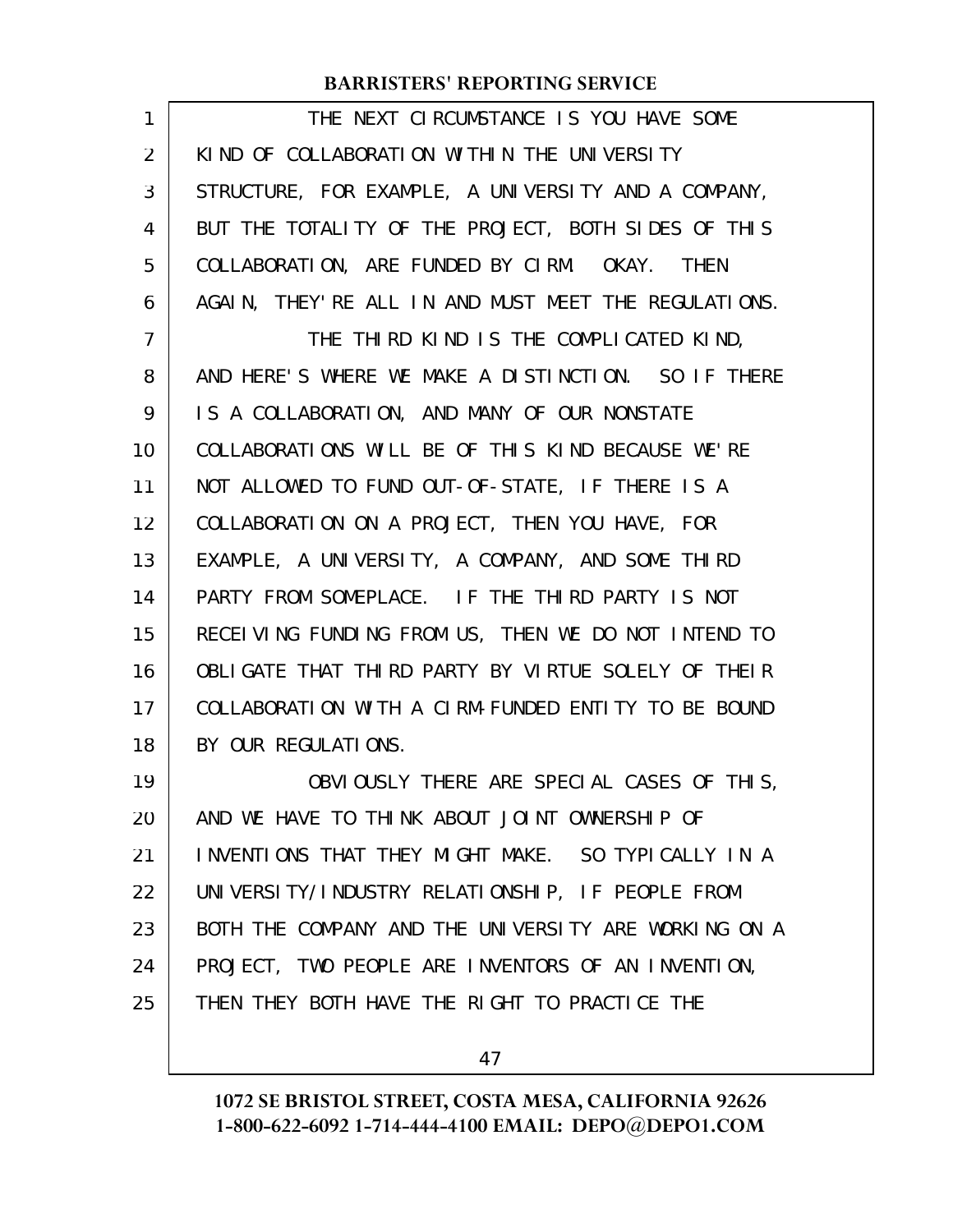THE NEXT CIRCUMSTANCE IS YOU HAVE SOME KIND OF COLLABORATION WITHIN THE UNIVERSITY STRUCTURE, FOR EXAMPLE, A UNIVERSITY AND A COMPANY, BUT THE TOTALITY OF THE PROJECT, BOTH SIDES OF THIS COLLABORATION, ARE FUNDED BY CIRM. OKAY. THEN AGAIN, THEY'RE ALL IN AND MUST MEET THE REGULATIONS.

THE THIRD KIND IS THE COMPLICATED KIND, AND HERE'S WHERE WE MAKE A DISTINCTION. SO IF THERE IS A COLLABORATION, AND MANY OF OUR NONSTATE COLLABORATIONS WILL BE OF THIS KIND BECAUSE WE'RE NOT ALLOWED TO FUND OUT-OF-STATE, IF THERE IS A COLLABORATION ON A PROJECT, THEN YOU HAVE, FOR EXAMPLE, A UNIVERSITY, A COMPANY, AND SOME THIRD PARTY FROM SOMEPLACE. IF THE THIRD PARTY IS NOT RECEIVING FUNDING FROM US, THEN WE DO NOT INTEND TO OBLIGATE THAT THIRD PARTY BY VIRTUE SOLELY OF THEIR COLLABORATION WITH A CIRM-FUNDED ENTITY TO BE BOUND BY OUR REGULATIONS.

OBVIOUSLY THERE ARE SPECIAL CASES OF THIS, AND WE HAVE TO THINK ABOUT JOINT OWNERSHIP OF INVENTIONS THAT THEY MIGHT MAKE. SO TYPICALLY IN A UNIVERSITY/INDUSTRY RELATIONSHIP, IF PEOPLE FROM BOTH THE COMPANY AND THE UNIVERSITY ARE WORKING ON A PROJECT, TWO PEOPLE ARE INVENTORS OF AN INVENTION, THEN THEY BOTH HAVE THE RIGHT TO PRACTICE THE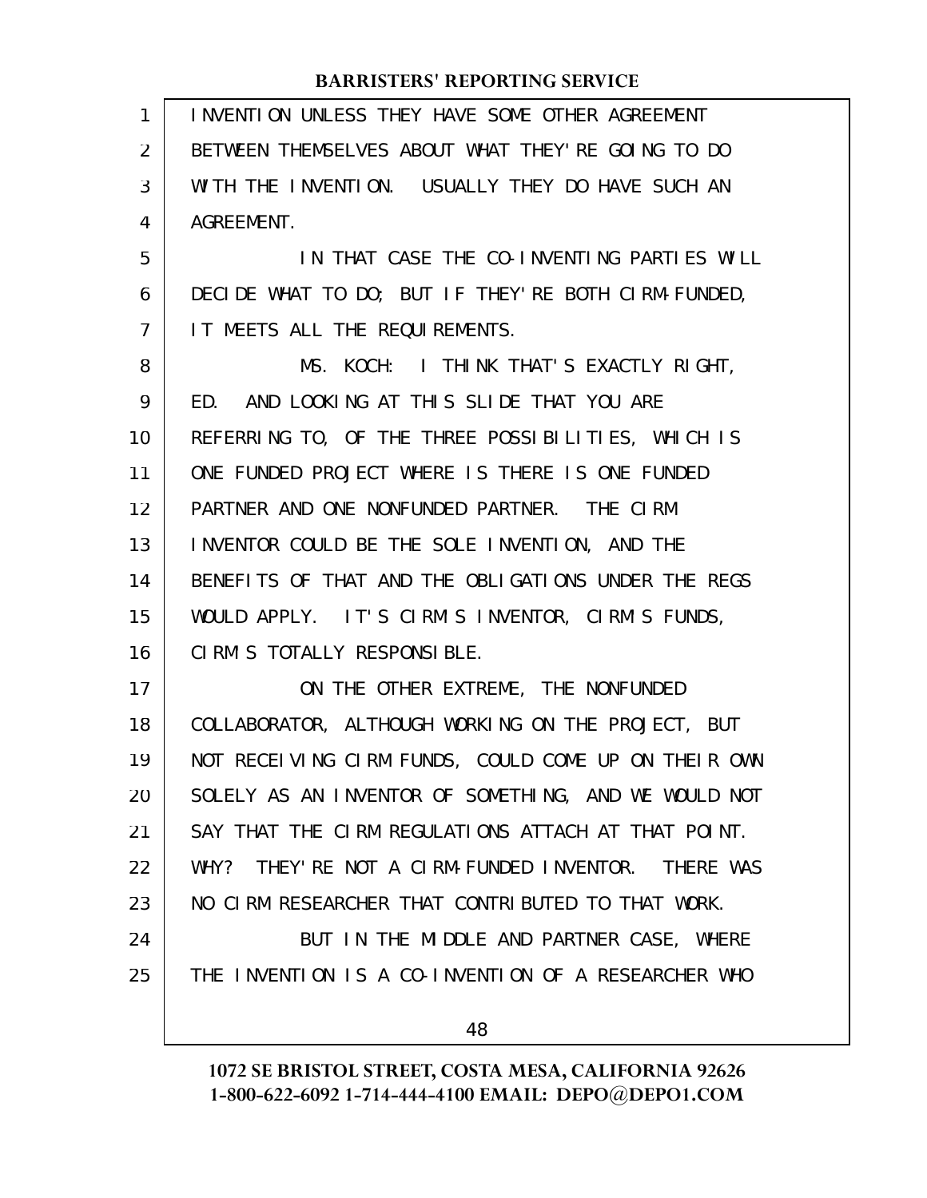INVENTION UNLESS THEY HAVE SOME OTHER AGREEMENT BETWEEN THEMSELVES ABOUT WHAT THEY'RE GOING TO DO WITH THE INVENTION. USUALLY THEY DO HAVE SUCH AN AGREEMENT.

IN THAT CASE THE CO-INVENTING PARTIES WILL DECIDE WHAT TO DO; BUT IF THEY'RE BOTH CIRM-FUNDED, IT MEETS ALL THE REQUIREMENTS.

MS. KOCH: I THINK THAT'S EXACTLY RIGHT, ED. AND LOOKING AT THIS SLIDE THAT YOU ARE REFERRING TO, OF THE THREE POSSIBILITIES, WHICH IS ONE FUNDED PROJECT WHERE IS THERE IS ONE FUNDED PARTNER AND ONE NONFUNDED PARTNER. THE CIRM INVENTOR COULD BE THE SOLE INVENTION, AND THE BENEFITS OF THAT AND THE OBLIGATIONS UNDER THE REGS WOULD APPLY. IT'S CIRM'S INVENTOR, CIRM'S FUNDS, CIRM'S TOTALLY RESPONSIBLE.

ON THE OTHER EXTREME, THE NONFUNDED COLLABORATOR, ALTHOUGH WORKING ON THE PROJECT, BUT NOT RECEIVING CIRM FUNDS, COULD COME UP ON THEIR OWN SOLELY AS AN INVENTOR OF SOMETHING, AND WE WOULD NOT SAY THAT THE CIRM REGULATIONS ATTACH AT THAT POINT. WHY? THEY'RE NOT A CIRM-FUNDED INVENTOR. THERE WAS NO CIRM RESEARCHER THAT CONTRIBUTED TO THAT WORK.

BUT IN THE MIDDLE AND PARTNER CASE, WHERE THE INVENTION IS A CO-INVENTION OF A RESEARCHER WHO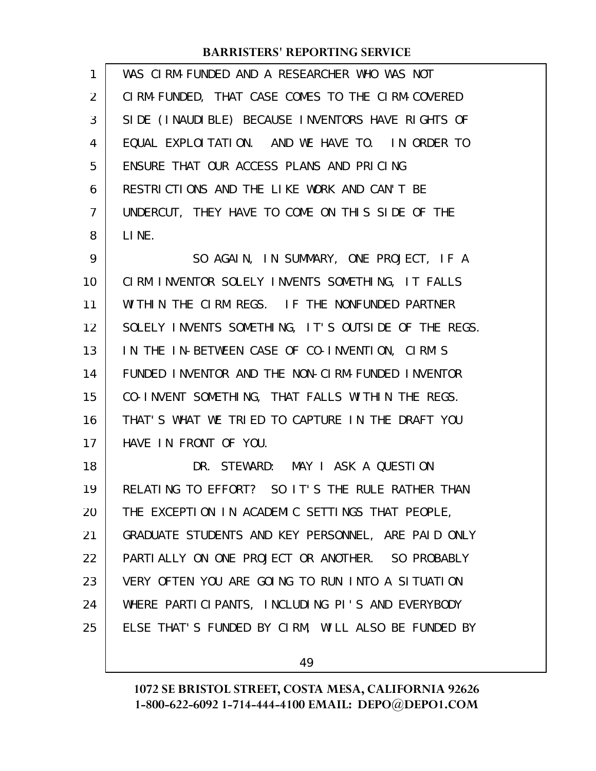WAS CIRM-FUNDED AND A RESEARCHER WHO WAS NOT CIRM-FUNDED, THAT CASE COMES TO THE CIRM-COVERED SIDE (INAUDIBLE) BECAUSE INVENTORS HAVE RIGHTS OF EQUAL EXPLOITATION. AND WE HAVE TO. IN ORDER TO ENSURE THAT OUR ACCESS PLANS AND PRICING RESTRICTIONS AND THE LIKE WORK AND CAN'T BE UNDERCUT, THEY HAVE TO COME ON THIS SIDE OF THE LINE.

SO AGAIN, IN SUMMARY, ONE PROJECT, IF A CIRM INVENTOR SOLELY INVENTS SOMETHING, IT FALLS WITHIN THE CIRM REGS. IF THE NONFUNDED PARTNER SOLELY INVENTS SOMETHING, IT'S OUTSIDE OF THE REGS. IN THE IN-BETWEEN CASE OF CO-INVENTION, CIRM'S FUNDED INVENTOR AND THE NON-CIRM-FUNDED INVENTOR CO-INVENT SOMETHING, THAT FALLS WITHIN THE REGS. THAT'S WHAT WE TRIED TO CAPTURE IN THE DRAFT YOU HAVE IN FRONT OF YOU.

DR. STEWARD: MAY I ASK A QUESTION RELATING TO EFFORT? SO IT'S THE RULE RATHER THAN THE EXCEPTION IN ACADEMIC SETTINGS THAT PEOPLE, GRADUATE STUDENTS AND KEY PERSONNEL, ARE PAID ONLY PARTIALLY ON ONE PROJECT OR ANOTHER. SO PROBABLY VERY OFTEN YOU ARE GOING TO RUN INTO A SITUATION WHERE PARTICIPANTS, INCLUDING PI'S AND EVERYBODY ELSE THAT'S FUNDED BY CIRM, WILL ALSO BE FUNDED BY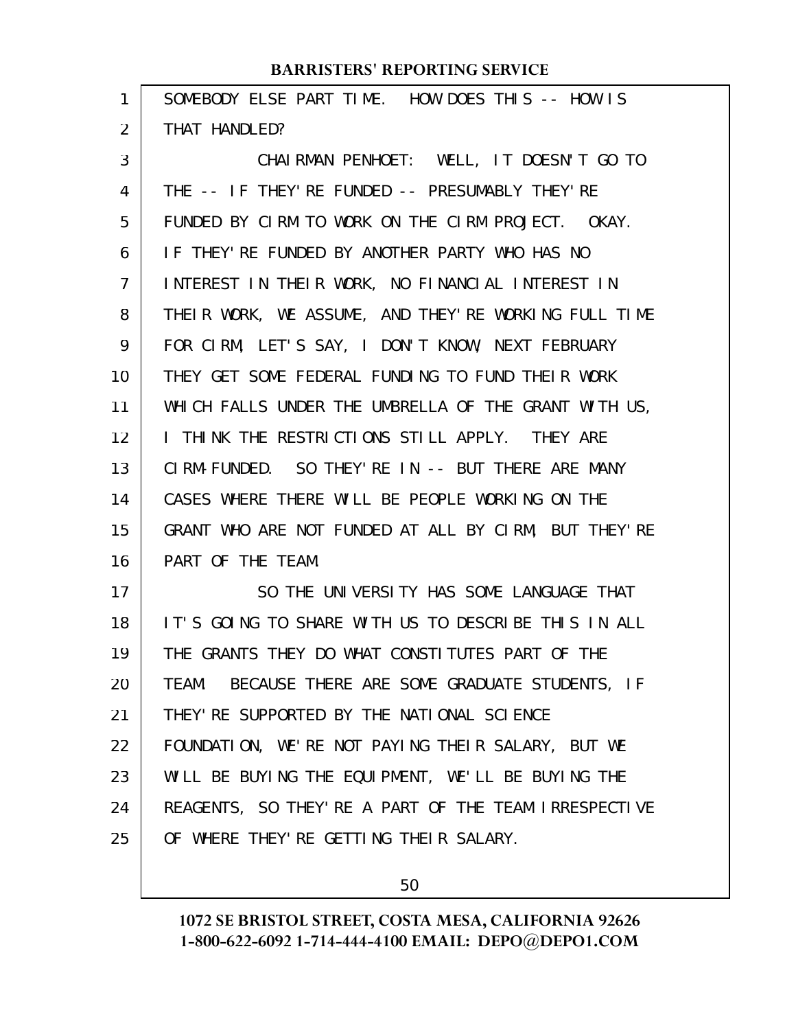SOMEBODY ELSE PART TIME. HOW DOES THIS -- HOW IS THAT HANDLED?

CHAIRMAN PENHOET: WELL, IT DOESN'T GO TO THE -- IF THEY'RE FUNDED -- PRESUMABLY THEY'RE FUNDED BY CIRM TO WORK ON THE CIRM PROJECT. OKAY. IF THEY'RE FUNDED BY ANOTHER PARTY WHO HAS NO INTEREST IN THEIR WORK, NO FINANCIAL INTEREST IN THEIR WORK, WE ASSUME, AND THEY'RE WORKING FULL TIME FOR CIRM, LET'S SAY, I DON'T KNOW, NEXT FEBRUARY THEY GET SOME FEDERAL FUNDING TO FUND THEIR WORK WHICH FALLS UNDER THE UMBRELLA OF THE GRANT WITH US, I THINK THE RESTRICTIONS STILL APPLY. THEY ARE CIRM-FUNDED. SO THEY'RE IN -- BUT THERE ARE MANY CASES WHERE THERE WILL BE PEOPLE WORKING ON THE GRANT WHO ARE NOT FUNDED AT ALL BY CIRM, BUT THEY'RE PART OF THE TEAM.

SO THE UNIVERSITY HAS SOME LANGUAGE THAT IT'S GOING TO SHARE WITH US TO DESCRIBE THIS IN ALL THE GRANTS THEY DO WHAT CONSTITUTES PART OF THE TEAM. BECAUSE THERE ARE SOME GRADUATE STUDENTS, IF THEY'RE SUPPORTED BY THE NATIONAL SCIENCE FOUNDATION, WE'RE NOT PAYING THEIR SALARY, BUT WE WILL BE BUYING THE EQUIPMENT, WE'LL BE BUYING THE REAGENTS, SO THEY'RE A PART OF THE TEAM IRRESPECTIVE OF WHERE THEY'RE GETTING THEIR SALARY.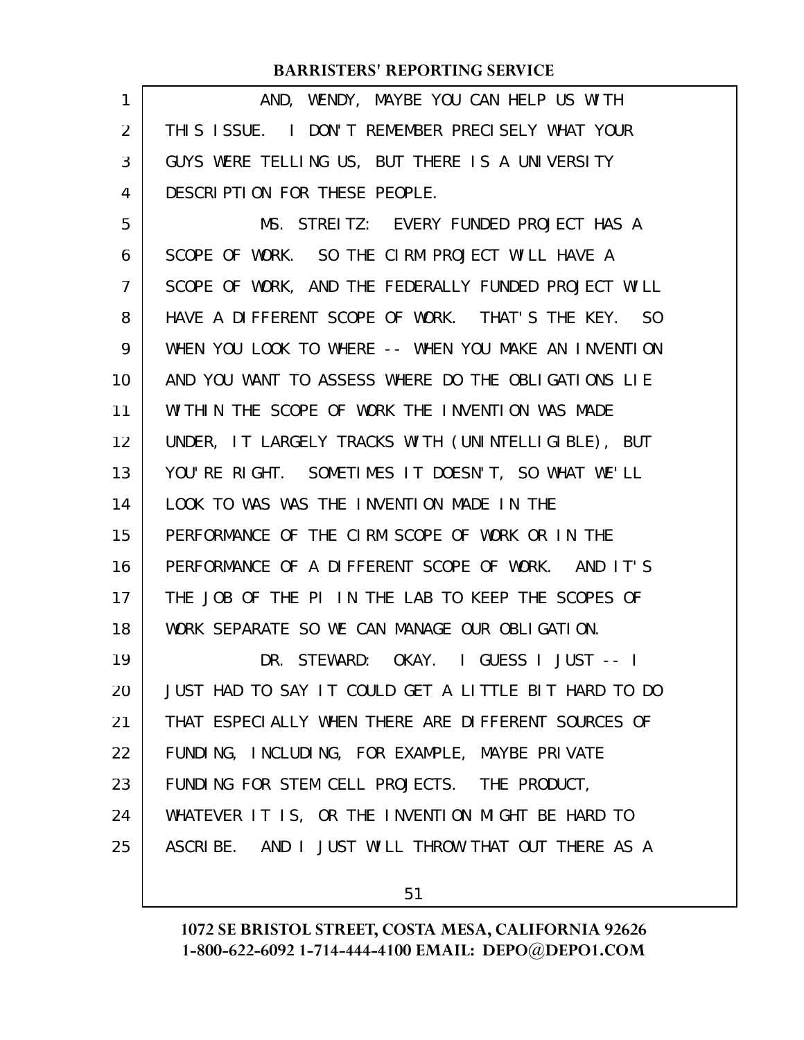AND, WENDY, MAYBE YOU CAN HELP US WITH THIS ISSUE. I DON'T REMEMBER PRECISELY WHAT YOUR GUYS WERE TELLING US, BUT THERE IS A UNIVERSITY DESCRIPTION FOR THESE PEOPLE.

MS. STREITZ: EVERY FUNDED PROJECT HAS A SCOPE OF WORK. SO THE CIRM PROJECT WILL HAVE A SCOPE OF WORK, AND THE FEDERALLY FUNDED PROJECT WILL HAVE A DIFFERENT SCOPE OF WORK. THAT'S THE KEY. SO WHEN YOU LOOK TO WHERE -- WHEN YOU MAKE AN INVENTION AND YOU WANT TO ASSESS WHERE DO THE OBLIGATIONS LIE WITHIN THE SCOPE OF WORK THE INVENTION WAS MADE UNDER, IT LARGELY TRACKS WITH (UNINTELLIGIBLE), BUT YOU'RE RIGHT. SOMETIMES IT DOESN'T, SO WHAT WE'LL LOOK TO WAS WAS THE INVENTION MADE IN THE PERFORMANCE OF THE CIRM SCOPE OF WORK OR IN THE PERFORMANCE OF A DIFFERENT SCOPE OF WORK. AND IT'S THE JOB OF THE PI IN THE LAB TO KEEP THE SCOPES OF WORK SEPARATE SO WE CAN MANAGE OUR OBLIGATION.

DR. STEWARD: OKAY. I GUESS I JUST -- I JUST HAD TO SAY IT COULD GET A LITTLE BIT HARD TO DO THAT ESPECIALLY WHEN THERE ARE DIFFERENT SOURCES OF FUNDING, INCLUDING, FOR EXAMPLE, MAYBE PRIVATE FUNDING FOR STEM CELL PROJECTS. THE PRODUCT, WHATEVER IT IS, OR THE INVENTION MIGHT BE HARD TO ASCRIBE. AND I JUST WILL THROW THAT OUT THERE AS A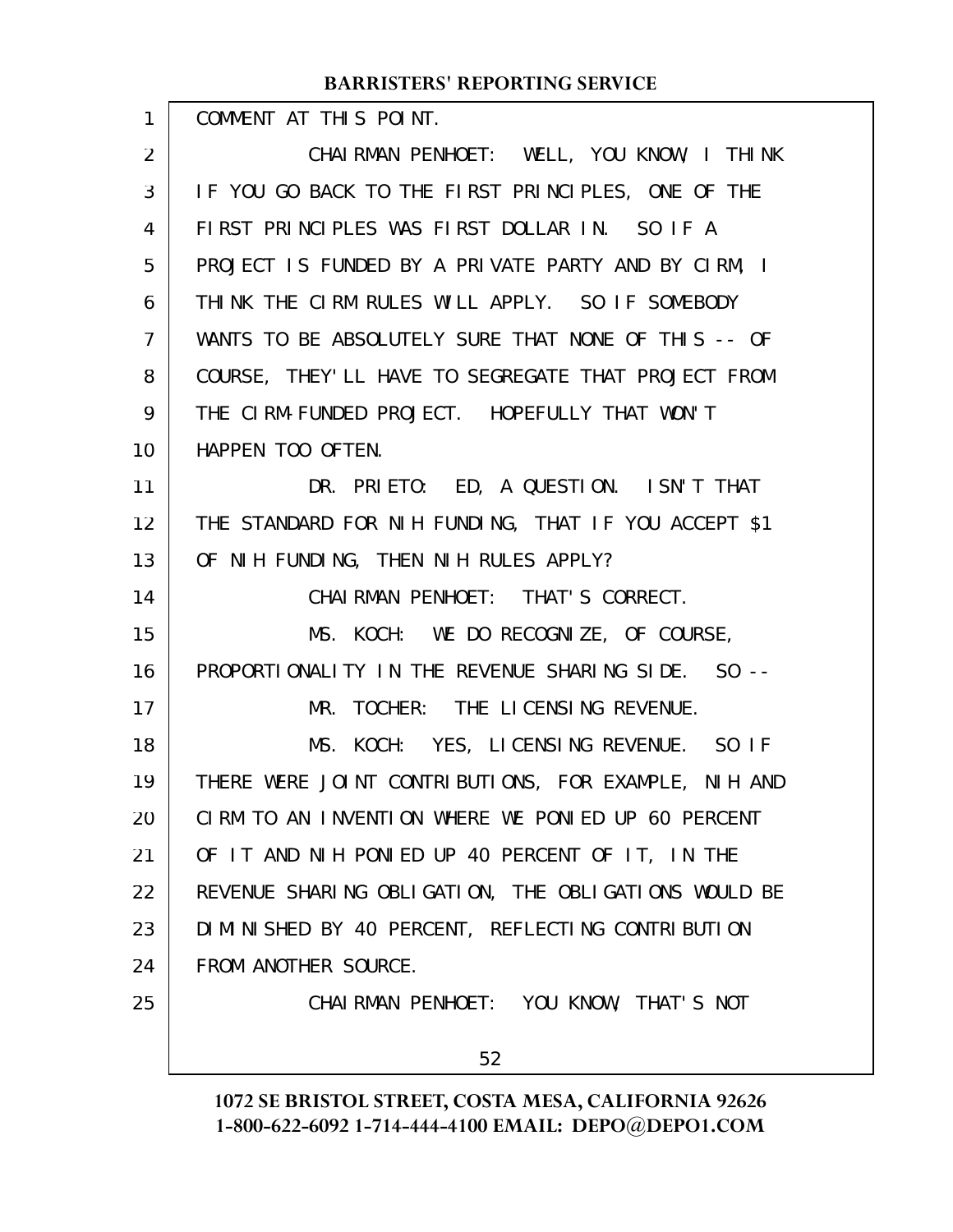COMMENT AT THIS POINT.

CHAIRMAN PENHOET: WELL, YOU KNOW, I THINK IF YOU GO BACK TO THE FIRST PRINCIPLES, ONE OF THE FIRST PRINCIPLES WAS FIRST DOLLAR IN. SO IF A PROJECT IS FUNDED BY A PRIVATE PARTY AND BY CIRM, I THINK THE CIRM RULES WILL APPLY. SO IF SOMEBODY WANTS TO BE ABSOLUTELY SURE THAT NONE OF THIS -- OF COURSE, THEY'LL HAVE TO SEGREGATE THAT PROJECT FROM THE CIRM-FUNDED PROJECT. HOPEFULLY THAT WON'T HAPPEN TOO OFTEN.

DR. PRIETO: ED, A QUESTION. ISN'T THAT THE STANDARD FOR NIH FUNDING, THAT IF YOU ACCEPT $1 OF NIH FUNDING, THEN NIH RULES APPLY?

CHAIRMAN PENHOET: THAT'S CORRECT.

MS. KOCH: WE DO RECOGNIZE, OF COURSE, PROPORTIONALITY IN THE REVENUE SHARING SIDE. SO --

MR. TOCHER: THE LICENSING REVENUE.

MS. KOCH: YES, LICENSING REVENUE. SO IF THERE WERE JOINT CONTRIBUTIONS, FOR EXAMPLE, NIH AND CIRM TO AN INVENTION WHERE WE PONIED UP 60 PERCENT OF IT AND NIH PONIED UP 40 PERCENT OF IT, IN THE REVENUE SHARING OBLIGATION, THE OBLIGATIONS WOULD BE DIMINISHED BY 40 PERCENT, REFLECTING CONTRIBUTION FROM ANOTHER SOURCE.

CHAIRMAN PENHOET: YOU KNOW, THAT'S NOT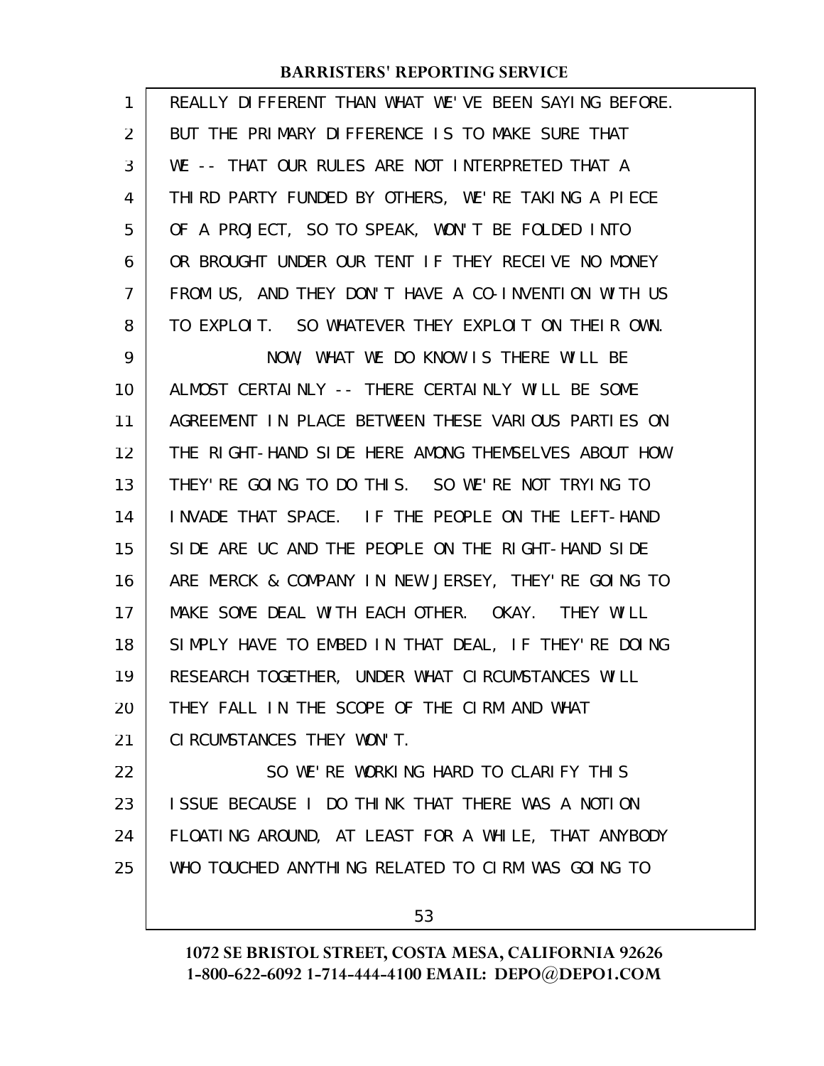REALLY DIFFERENT THAN WHAT WE'VE BEEN SAYING BEFORE. BUT THE PRIMARY DIFFERENCE IS TO MAKE SURE THAT WE -- THAT OUR RULES ARE NOT INTERPRETED THAT A THIRD PARTY FUNDED BY OTHERS, WE'RE TAKING A PIECE OF A PROJECT, SO TO SPEAK, WON'T BE FOLDED INTO OR BROUGHT UNDER OUR TENT IF THEY RECEIVE NO MONEY FROM US, AND THEY DON'T HAVE A CO-INVENTION WITH US TO EXPLOIT. SO WHATEVER THEY EXPLOIT ON THEIR OWN.

NOW, WHAT WE DO KNOW IS THERE WILL BE ALMOST CERTAINLY -- THERE CERTAINLY WILL BE SOME AGREEMENT IN PLACE BETWEEN THESE VARIOUS PARTIES ON THE RIGHT-HAND SIDE HERE AMONG THEMSELVES ABOUT HOW THEY'RE GOING TO DO THIS. SO WE'RE NOT TRYING TO INVADE THAT SPACE. IF THE PEOPLE ON THE LEFT-HAND SIDE ARE UC AND THE PEOPLE ON THE RIGHT-HAND SIDE ARE MERCK & COMPANY IN NEW JERSEY, THEY'RE GOING TO MAKE SOME DEAL WITH EACH OTHER. OKAY. THEY WILL SIMPLY HAVE TO EMBED IN THAT DEAL, IF THEY'RE DOING RESEARCH TOGETHER, UNDER WHAT CIRCUMSTANCES WILL THEY FALL IN THE SCOPE OF THE CIRM AND WHAT CIRCUMSTANCES THEY WON'T.

SO WE'RE WORKING HARD TO CLARIFY THIS ISSUE BECAUSE I DO THINK THAT THERE WAS A NOTION FLOATING AROUND, AT LEAST FOR A WHILE, THAT ANYBODY WHO TOUCHED ANYTHING RELATED TO CIRM WAS GOING TO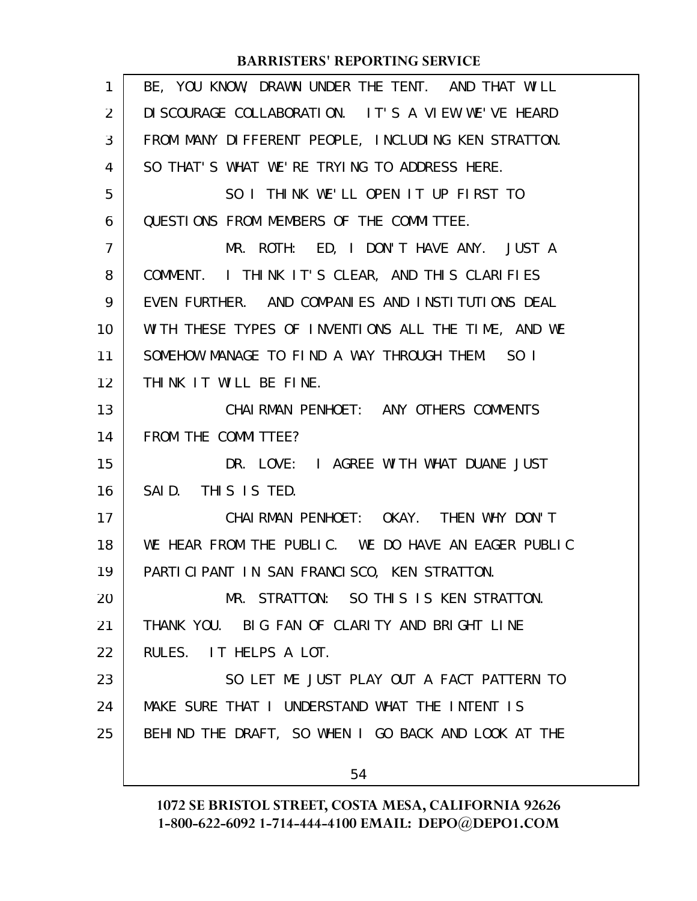BE, YOU KNOW, DRAWN UNDER THE TENT. AND THAT WILL DISCOURAGE COLLABORATION. IT'S A VIEW WE'VE HEARD FROM MANY DIFFERENT PEOPLE, INCLUDING KEN STRATTON. SO THAT'S WHAT WE'RE TRYING TO ADDRESS HERE.

SO I THINK WE'LL OPEN IT UP FIRST TO QUESTIONS FROM MEMBERS OF THE COMMITTEE.

MR. ROTH: ED, I DON'T HAVE ANY. JUST A COMMENT. I THINK IT'S CLEAR, AND THIS CLARIFIES EVEN FURTHER. AND COMPANIES AND INSTITUTIONS DEAL WITH THESE TYPES OF INVENTIONS ALL THE TIME, AND WE SOMEHOW MANAGE TO FIND A WAY THROUGH THEM. SO I THINK IT WILL BE FINE.

CHAIRMAN PENHOET: ANY OTHERS COMMENTS FROM THE COMMITTEE?

DR. LOVE: I AGREE WITH WHAT DUANE JUST SAID. THIS IS TED.

CHAIRMAN PENHOET: OKAY. THEN WHY DON'T WE HEAR FROM THE PUBLIC. WE DO HAVE AN EAGER PUBLIC PARTICIPANT IN SAN FRANCISCO, KEN STRATTON.

MR. STRATTON: SO THIS IS KEN STRATTON. THANK YOU. BIG FAN OF CLARITY AND BRIGHT LINE RULES. IT HELPS A LOT.

SO LET ME JUST PLAY OUT A FACT PATTERN TO MAKE SURE THAT I UNDERSTAND WHAT THE INTENT IS BEHIND THE DRAFT, SO WHEN I GO BACK AND LOOK AT THE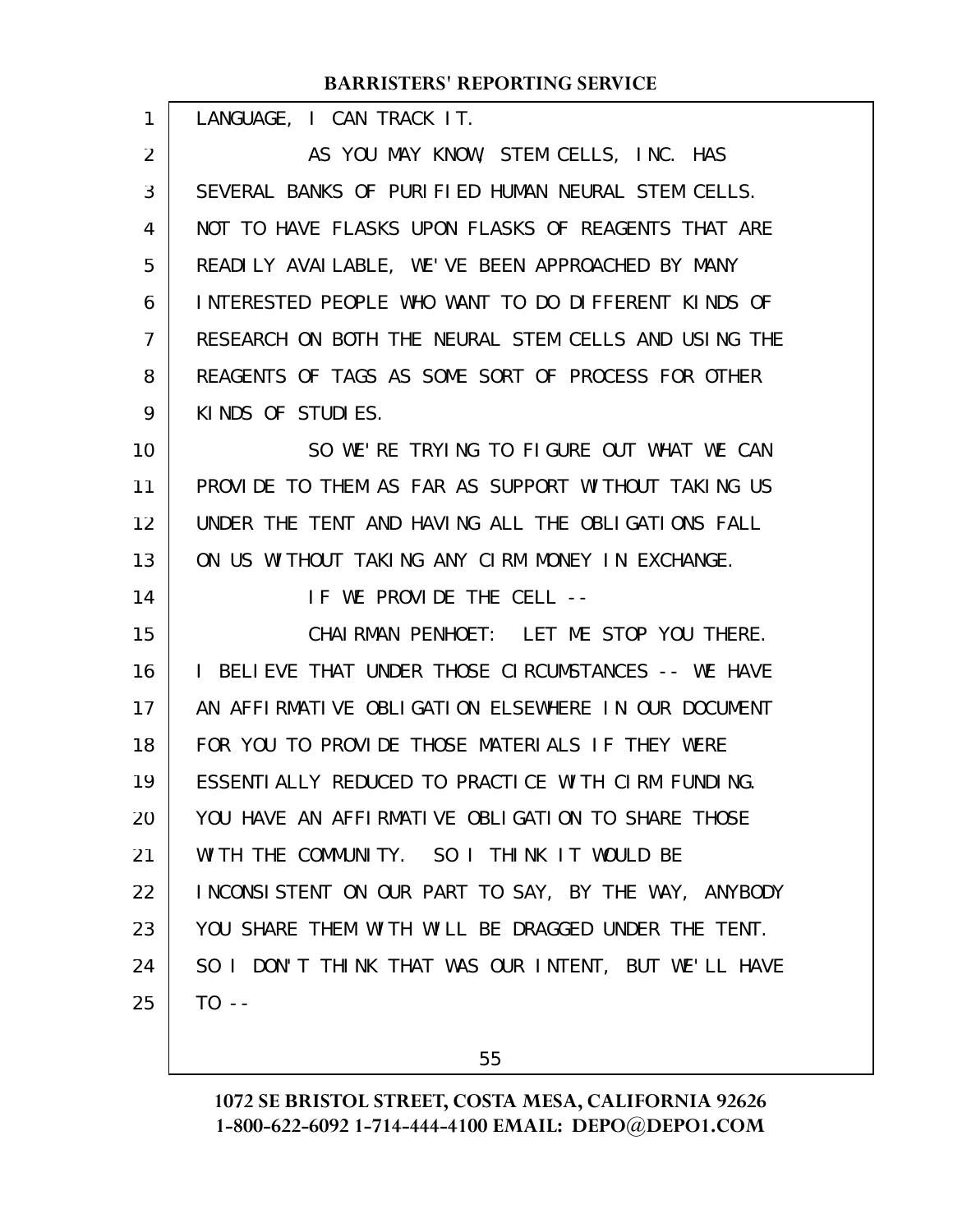LANGUAGE, I CAN TRACK IT.

AS YOU MAY KNOW, STEM CELLS, INC. HAS SEVERAL BANKS OF PURIFIED HUMAN NEURAL STEM CELLS. NOT TO HAVE FLASKS UPON FLASKS OF REAGENTS THAT ARE READILY AVAILABLE, WE'VE BEEN APPROACHED BY MANY INTERESTED PEOPLE WHO WANT TO DO DIFFERENT KINDS OF RESEARCH ON BOTH THE NEURAL STEM CELLS AND USING THE REAGENTS OF TAGS AS SOME SORT OF PROCESS FOR OTHER KINDS OF STUDIES.

SO WE'RE TRYING TO FIGURE OUT WHAT WE CAN PROVIDE TO THEM AS FAR AS SUPPORT WITHOUT TAKING US UNDER THE TENT AND HAVING ALL THE OBLIGATIONS FALL ON US WITHOUT TAKING ANY CIRM MONEY IN EXCHANGE.

IF WE PROVIDE THE CELL --

CHAIRMAN PENHOET: LET ME STOP YOU THERE. I BELIEVE THAT UNDER THOSE CIRCUMSTANCES -- WE HAVE AN AFFIRMATIVE OBLIGATION ELSEWHERE IN OUR DOCUMENT FOR YOU TO PROVIDE THOSE MATERIALS IF THEY WERE ESSENTIALLY REDUCED TO PRACTICE WITH CIRM FUNDING. YOU HAVE AN AFFIRMATIVE OBLIGATION TO SHARE THOSE WITH THE COMMUNITY. SO I THINK IT WOULD BE INCONSISTENT ON OUR PART TO SAY, BY THE WAY, ANYBODY YOU SHARE THEM WITH WILL BE DRAGGED UNDER THE TENT. SO I DON'T THINK THAT WAS OUR INTENT, BUT WE'LL HAVE TO --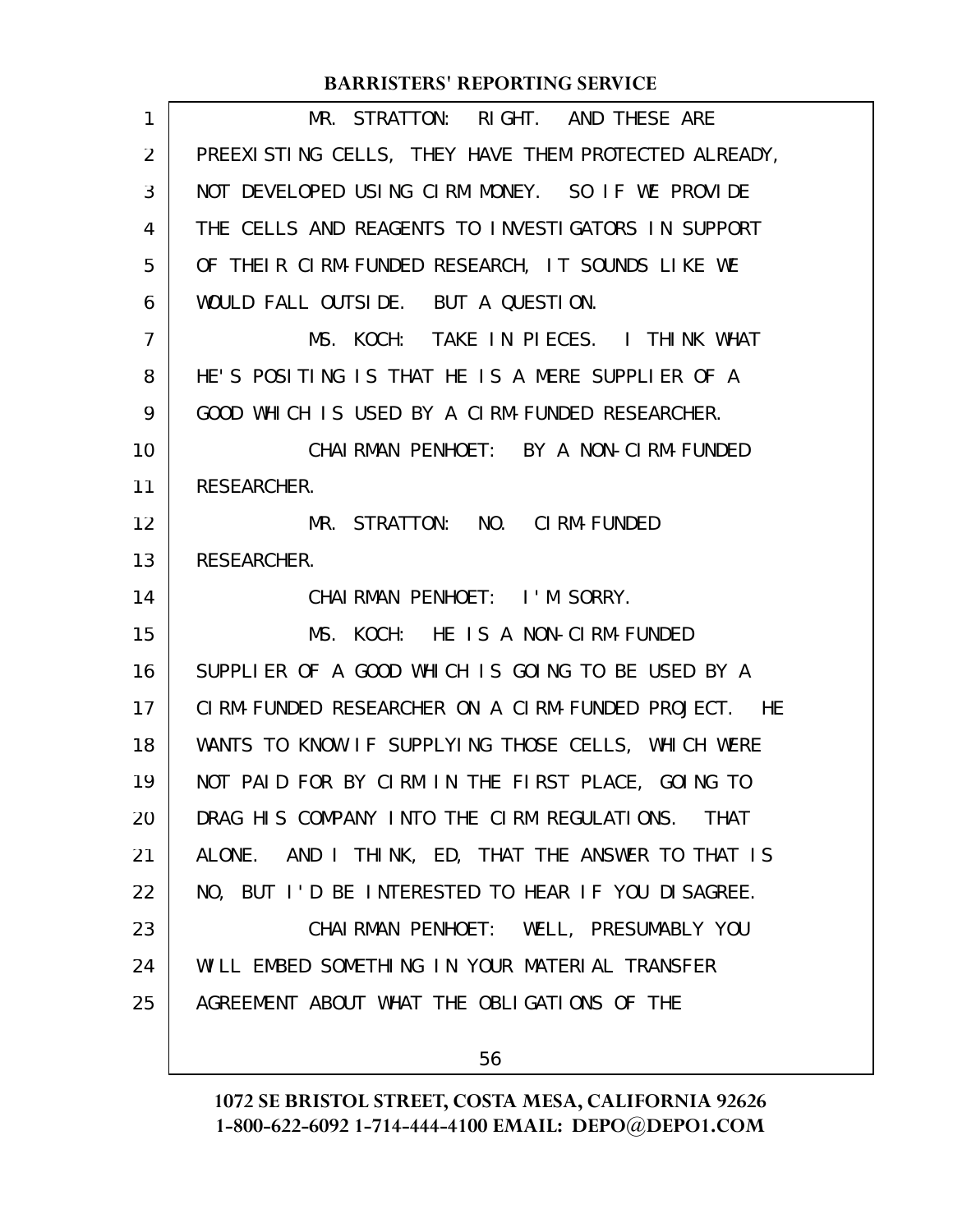MR. STRATTON: RIGHT. AND THESE ARE PREEXISTING CELLS, THEY HAVE THEM PROTECTED ALREADY, NOT DEVELOPED USING CIRM MONEY. SO IF WE PROVIDE THE CELLS AND REAGENTS TO INVESTIGATORS IN SUPPORT OF THEIR CIRM-FUNDED RESEARCH, IT SOUNDS LIKE WE WOULD FALL OUTSIDE. BUT A QUESTION.

MS. KOCH: TAKE IN PIECES. I THINK WHAT HE'S POSITING IS THAT HE IS A MERE SUPPLIER OF A GOOD WHICH IS USED BY A CIRM-FUNDED RESEARCHER.

CHAIRMAN PENHOET: BY A NON-CIRM-FUNDED RESEARCHER.

MR. STRATTON: NO. CIRM-FUNDED RESEARCHER.

CHAIRMAN PENHOET: I'M SORRY.

MS. KOCH: HE IS A NON-CIRM-FUNDED SUPPLIER OF A GOOD WHICH IS GOING TO BE USED BY A CIRM-FUNDED RESEARCHER ON A CIRM-FUNDED PROJECT. HE WANTS TO KNOW IF SUPPLYING THOSE CELLS, WHICH WERE NOT PAID FOR BY CIRM IN THE FIRST PLACE, GOING TO DRAG HIS COMPANY INTO THE CIRM REGULATIONS. THAT ALONE. AND I THINK, ED, THAT THE ANSWER TO THAT IS NO, BUT I'D BE INTERESTED TO HEAR IF YOU DISAGREE.

CHAIRMAN PENHOET: WELL, PRESUMABLY YOU WILL EMBED SOMETHING IN YOUR MATERIAL TRANSFER AGREEMENT ABOUT WHAT THE OBLIGATIONS OF THE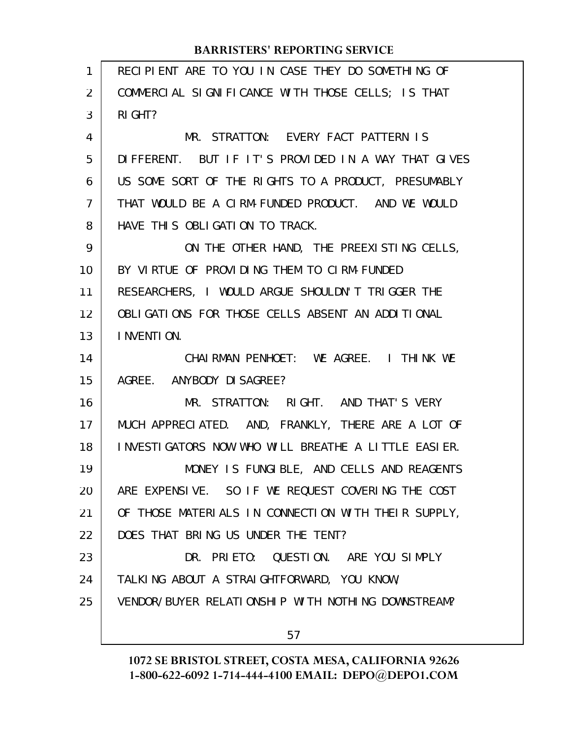RECIPIENT ARE TO YOU IN CASE THEY DO SOMETHING OF COMMERCIAL SIGNIFICANCE WITH THOSE CELLS; IS THAT RIGHT?

MR. STRATTON: EVERY FACT PATTERN IS DIFFERENT. BUT IF IT'S PROVIDED IN A WAY THAT GIVES US SOME SORT OF THE RIGHTS TO A PRODUCT, PRESUMABLY THAT WOULD BE A CIRM-FUNDED PRODUCT. AND WE WOULD HAVE THIS OBLIGATION TO TRACK.

ON THE OTHER HAND, THE PREEXISTING CELLS, BY VIRTUE OF PROVIDING THEM TO CIRM-FUNDED RESEARCHERS, I WOULD ARGUE SHOULDN'T TRIGGER THE OBLIGATIONS FOR THOSE CELLS ABSENT AN ADDITIONAL INVENTION.

CHAIRMAN PENHOET: WE AGREE. I THINK WE AGREE. ANYBODY DISAGREE?

MR. STRATTON: RIGHT. AND THAT'S VERY MUCH APPRECIATED. AND, FRANKLY, THERE ARE A LOT OF INVESTIGATORS NOW WHO WILL BREATHE A LITTLE EASIER.

MONEY IS FUNGIBLE, AND CELLS AND REAGENTS ARE EXPENSIVE. SO IF WE REQUEST COVERING THE COST OF THOSE MATERIALS IN CONNECTION WITH THEIR SUPPLY, DOES THAT BRING US UNDER THE TENT?

DR. PRIETO: QUESTION. ARE YOU SIMPLY TALKING ABOUT A STRAIGHTFORWARD, YOU KNOW, VENDOR/BUYER RELATIONSHIP WITH NOTHING DOWNSTREAM?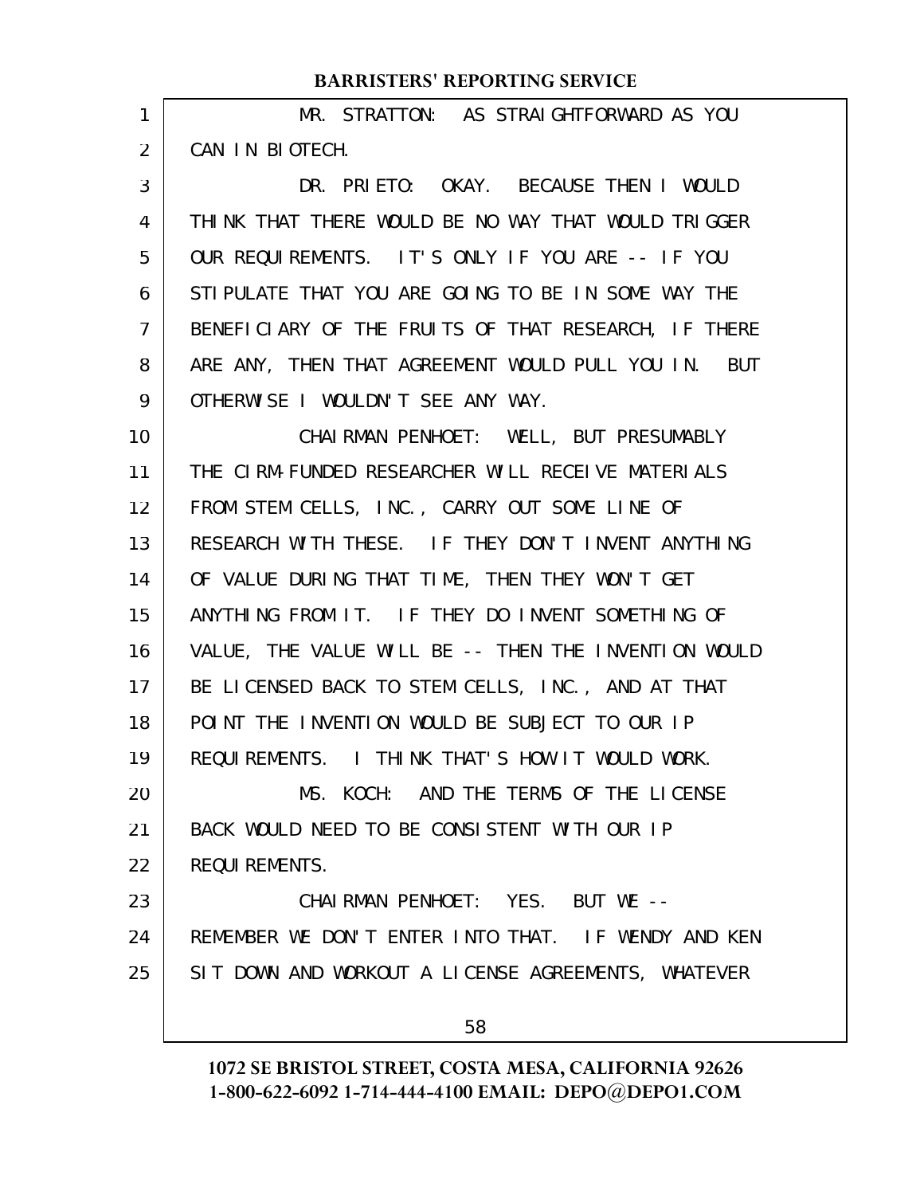MR. STRATTON: AS STRAIGHTFORWARD AS YOU CAN IN BIOTECH.

DR. PRIETO: OKAY. BECAUSE THEN I WOULD THINK THAT THERE WOULD BE NO WAY THAT WOULD TRIGGER OUR REQUIREMENTS. IT'S ONLY IF YOU ARE -- IF YOU STIPULATE THAT YOU ARE GOING TO BE IN SOME WAY THE BENEFICIARY OF THE FRUITS OF THAT RESEARCH, IF THERE ARE ANY, THEN THAT AGREEMENT WOULD PULL YOU IN. BUT OTHERWISE I WOULDN'T SEE ANY WAY.

CHAIRMAN PENHOET: WELL, BUT PRESUMABLY THE CIRM-FUNDED RESEARCHER WILL RECEIVE MATERIALS FROM STEM CELLS, INC., CARRY OUT SOME LINE OF RESEARCH WITH THESE. IF THEY DON'T INVENT ANYTHING OF VALUE DURING THAT TIME, THEN THEY WON'T GET ANYTHING FROM IT. IF THEY DO INVENT SOMETHING OF VALUE, THE VALUE WILL BE -- THEN THE INVENTION WOULD BE LICENSED BACK TO STEM CELLS, INC., AND AT THAT POINT THE INVENTION WOULD BE SUBJECT TO OUR IP REQUIREMENTS. I THINK THAT'S HOW IT WOULD WORK.

MS. KOCH: AND THE TERMS OF THE LICENSE BACK WOULD NEED TO BE CONSISTENT WITH OUR IP REQUIREMENTS.

CHAIRMAN PENHOET: YES. BUT WE -- REMEMBER WE DON'T ENTER INTO THAT. IF WENDY AND KEN SIT DOWN AND WORKOUT A LICENSE AGREEMENTS, WHATEVER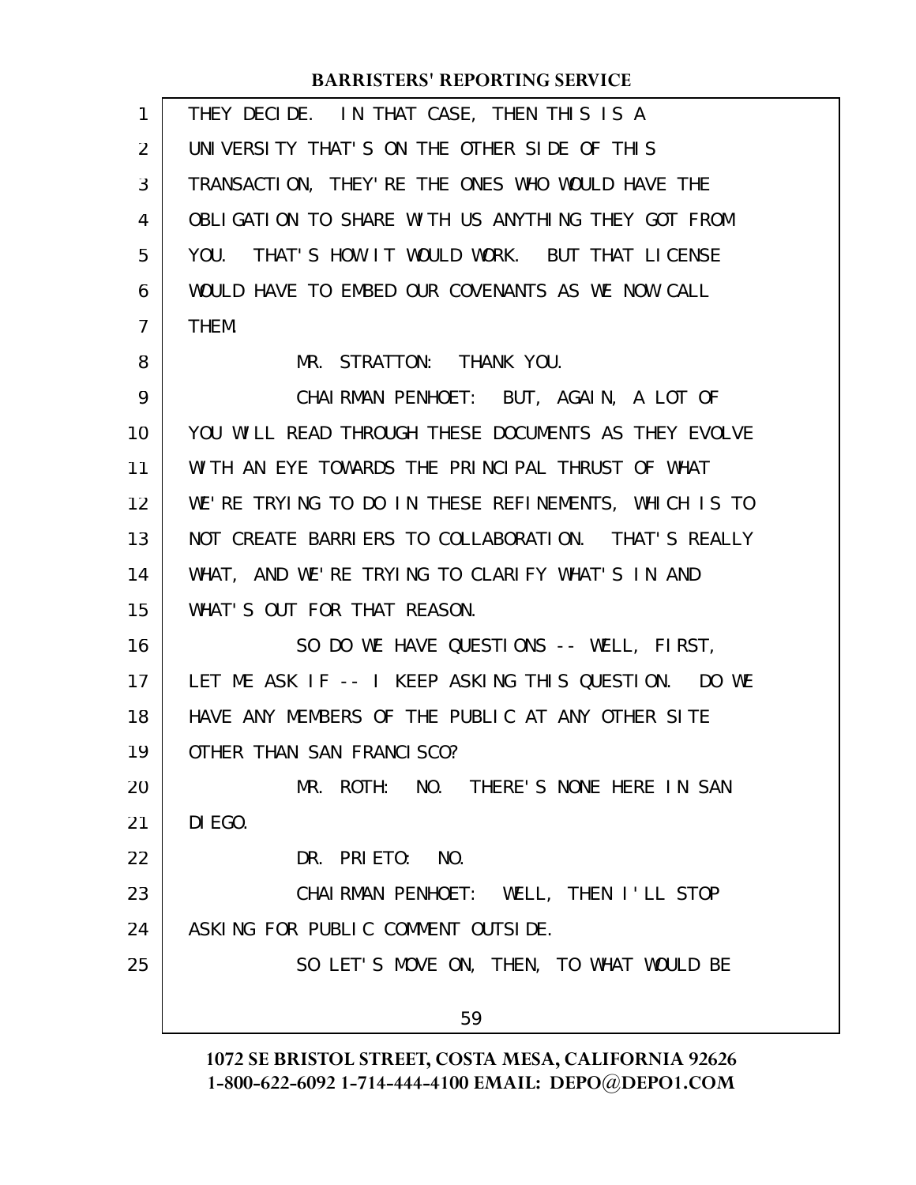THEY DECIDE. IN THAT CASE, THEN THIS IS A UNIVERSITY THAT'S ON THE OTHER SIDE OF THIS TRANSACTION, THEY'RE THE ONES WHO WOULD HAVE THE OBLIGATION TO SHARE WITH US ANYTHING THEY GOT FROM YOU. THAT'S HOW IT WOULD WORK. BUT THAT LICENSE WOULD HAVE TO EMBED OUR COVENANTS AS WE NOW CALL THEM.

MR. STRATTON: THANK YOU.

CHAIRMAN PENHOET: BUT, AGAIN, A LOT OF YOU WILL READ THROUGH THESE DOCUMENTS AS THEY EVOLVE WITH AN EYE TOWARDS THE PRINCIPAL THRUST OF WHAT WE'RE TRYING TO DO IN THESE REFINEMENTS, WHICH IS TO NOT CREATE BARRIERS TO COLLABORATION. THAT'S REALLY WHAT, AND WE'RE TRYING TO CLARIFY WHAT'S IN AND WHAT'S OUT FOR THAT REASON.

SO DO WE HAVE QUESTIONS -- WELL, FIRST, LET ME ASK IF -- I KEEP ASKING THIS QUESTION. DO WE HAVE ANY MEMBERS OF THE PUBLIC AT ANY OTHER SITE OTHER THAN SAN FRANCISCO?

MR. ROTH: NO. THERE'S NONE HERE IN SAN DIEGO.

DR. PRIETO: NO.

CHAIRMAN PENHOET: WELL, THEN I'LL STOP ASKING FOR PUBLIC COMMENT OUTSIDE.

SO LET'S MOVE ON, THEN, TO WHAT WOULD BE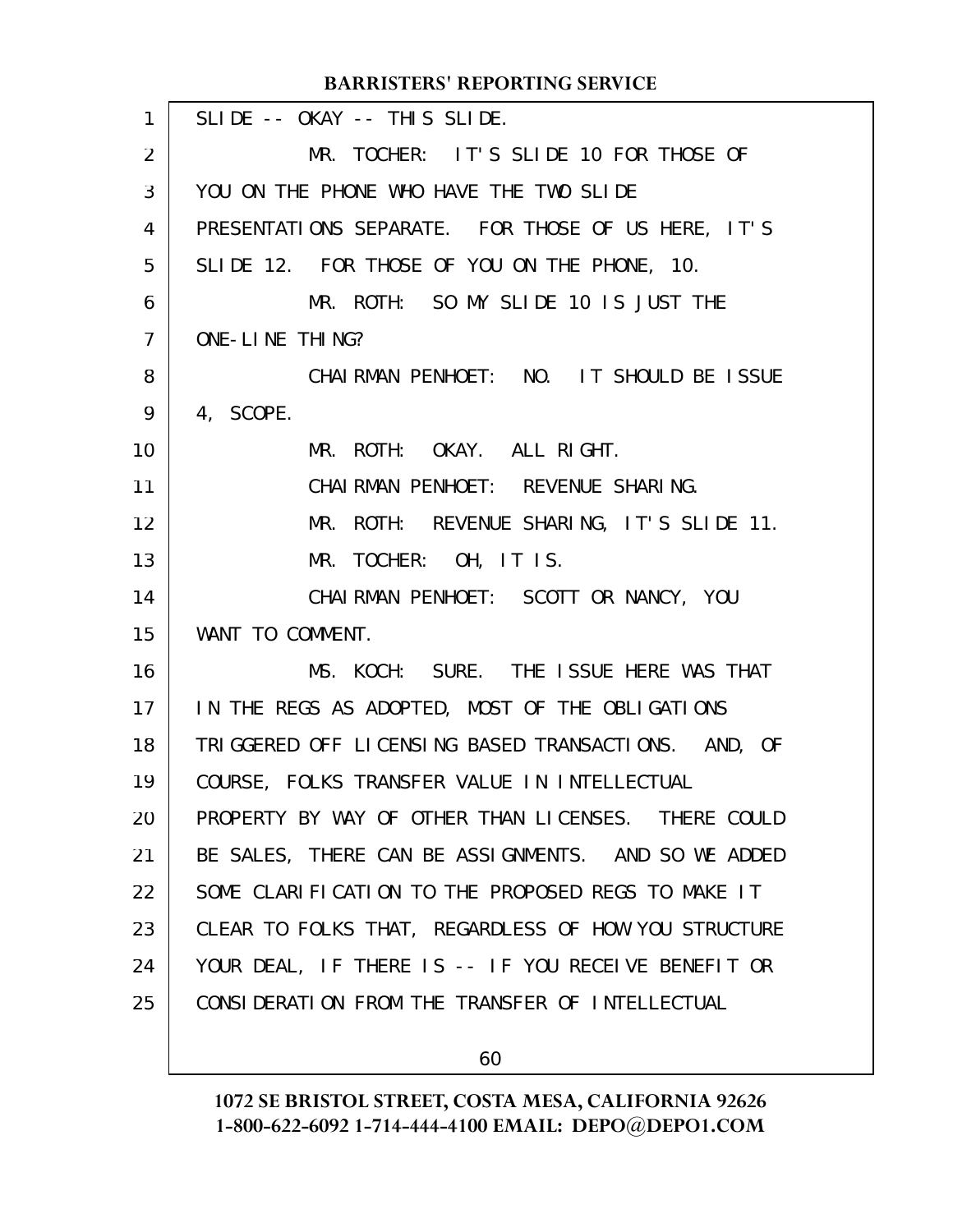SLIDE -- OKAY -- THIS SLIDE.

MR. TOCHER: IT'S SLIDE 10 FOR THOSE OF YOU ON THE PHONE WHO HAVE THE TWO SLIDE PRESENTATIONS SEPARATE. FOR THOSE OF US HERE, IT'S SLIDE 12. FOR THOSE OF YOU ON THE PHONE, 10.

MR. ROTH: SO MY SLIDE 10 IS JUST THE ONE-LINE THING?

CHAIRMAN PENHOET: NO. IT SHOULD BE ISSUE 4, SCOPE.

MR. ROTH: OKAY. ALL RIGHT.

CHAIRMAN PENHOET: REVENUE SHARING.

MR. ROTH: REVENUE SHARING, IT'S SLIDE 11.

MR. TOCHER: OH, IT IS.

CHAIRMAN PENHOET: SCOTT OR NANCY, YOU WANT TO COMMENT.

MS. KOCH: SURE. THE ISSUE HERE WAS THAT IN THE REGS AS ADOPTED, MOST OF THE OBLIGATIONS TRIGGERED OFF LICENSING BASED TRANSACTIONS. AND, OF COURSE, FOLKS TRANSFER VALUE IN INTELLECTUAL PROPERTY BY WAY OF OTHER THAN LICENSES. THERE COULD BE SALES, THERE CAN BE ASSIGNMENTS. AND SO WE ADDED SOME CLARIFICATION TO THE PROPOSED REGS TO MAKE IT CLEAR TO FOLKS THAT, REGARDLESS OF HOW YOU STRUCTURE YOUR DEAL, IF THERE IS -- IF YOU RECEIVE BENEFIT OR CONSIDERATION FROM THE TRANSFER OF INTELLECTUAL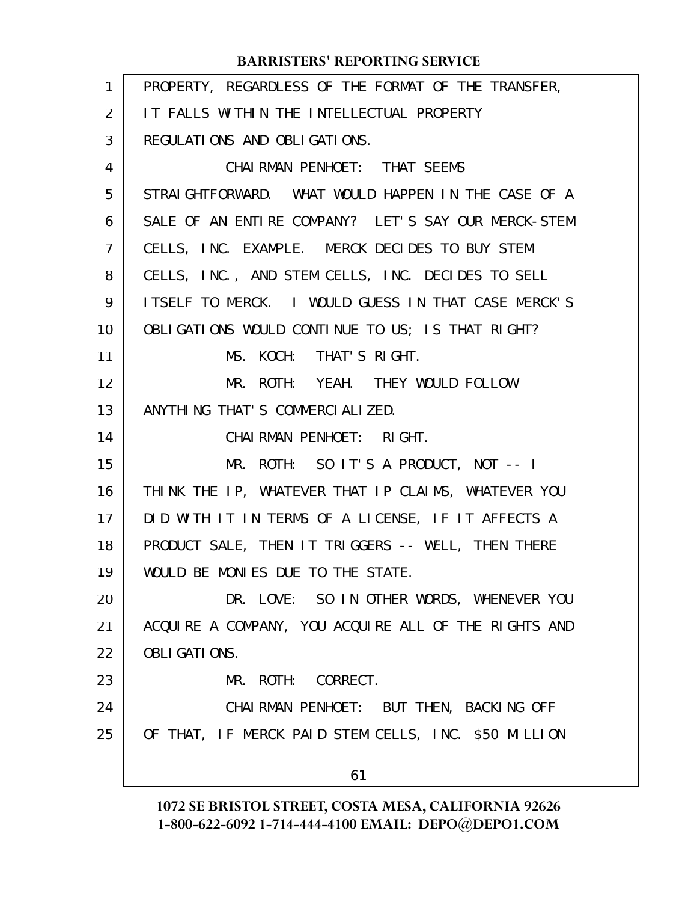PROPERTY, REGARDLESS OF THE FORMAT OF THE TRANSFER, IT FALLS WITHIN THE INTELLECTUAL PROPERTY REGULATIONS AND OBLIGATIONS.

CHAIRMAN PENHOET: THAT SEEMS STRAIGHTFORWARD. WHAT WOULD HAPPEN IN THE CASE OF A SALE OF AN ENTIRE COMPANY? LET'S SAY OUR MERCK-STEM CELLS, INC. EXAMPLE. MERCK DECIDES TO BUY STEM CELLS, INC., AND STEM CELLS, INC. DECIDES TO SELL ITSELF TO MERCK. I WOULD GUESS IN THAT CASE MERCK'S OBLIGATIONS WOULD CONTINUE TO US; IS THAT RIGHT?

MS. KOCH: THAT'S RIGHT.

MR. ROTH: YEAH. THEY WOULD FOLLOW ANYTHING THAT'S COMMERCIALIZED.

CHAIRMAN PENHOET: RIGHT.

MR. ROTH: SO IT'S A PRODUCT, NOT -- I THINK THE IP, WHATEVER THAT IP CLAIMS, WHATEVER YOU DID WITH IT IN TERMS OF A LICENSE, IF IT AFFECTS A PRODUCT SALE, THEN IT TRIGGERS -- WELL, THEN THERE WOULD BE MONIES DUE TO THE STATE.

DR. LOVE: SO IN OTHER WORDS, WHENEVER YOU ACQUIRE A COMPANY, YOU ACQUIRE ALL OF THE RIGHTS AND OBLIGATIONS.

MR. ROTH: CORRECT.

CHAIRMAN PENHOET: BUT THEN, BACKING OFF OF THAT, IF MERCK PAID STEM CELLS, INC. $50 MILLION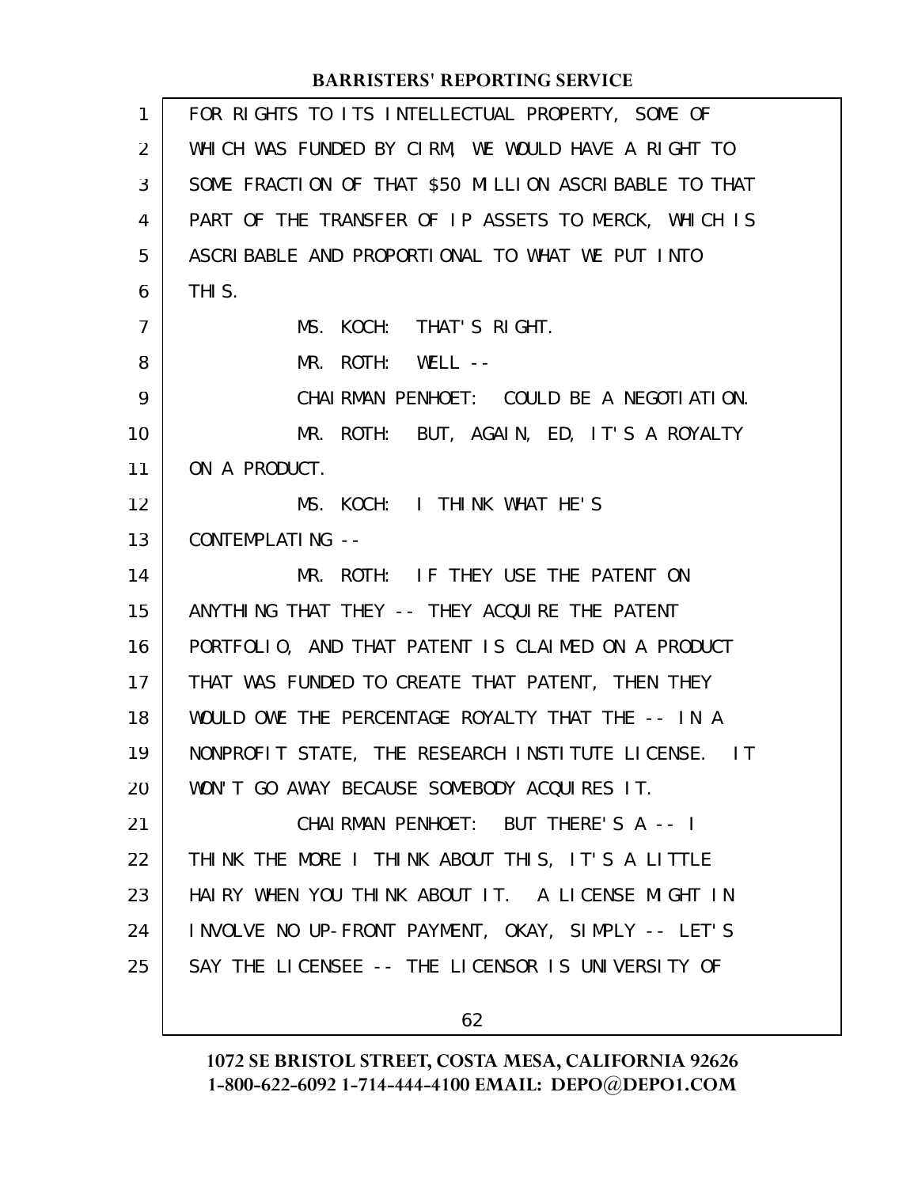FOR RIGHTS TO ITS INTELLECTUAL PROPERTY, SOME OF WHICH WAS FUNDED BY CIRM, WE WOULD HAVE A RIGHT TO SOME FRACTION OF THAT $50 MILLION ASCRIBABLE TO THAT PART OF THE TRANSFER OF IP ASSETS TO MERCK, WHICH IS ASCRIBABLE AND PROPORTIONAL TO WHAT WE PUT INTO THIS.

MS. KOCH: THAT'S RIGHT.

MR. ROTH: WELL --

CHAIRMAN PENHOET: COULD BE A NEGOTIATION.

MR. ROTH: BUT, AGAIN, ED, IT'S A ROYALTY ON A PRODUCT.

MS. KOCH: I THINK WHAT HE'S CONTEMPLATING --

MR. ROTH: IF THEY USE THE PATENT ON ANYTHING THAT THEY -- THEY ACQUIRE THE PATENT PORTFOLIO, AND THAT PATENT IS CLAIMED ON A PRODUCT THAT WAS FUNDED TO CREATE THAT PATENT, THEN THEY WOULD OWE THE PERCENTAGE ROYALTY THAT THE -- IN A NONPROFIT STATE, THE RESEARCH INSTITUTE LICENSE. IT WON'T GO AWAY BECAUSE SOMEBODY ACQUIRES IT.

CHAIRMAN PENHOET: BUT THERE'S A -- I THINK THE MORE I THINK ABOUT THIS, IT'S A LITTLE HAIRY WHEN YOU THINK ABOUT IT. A LICENSE MIGHT IN INVOLVE NO UP-FRONT PAYMENT, OKAY, SIMPLY -- LET'S SAY THE LICENSEE -- THE LICENSOR IS UNIVERSITY OF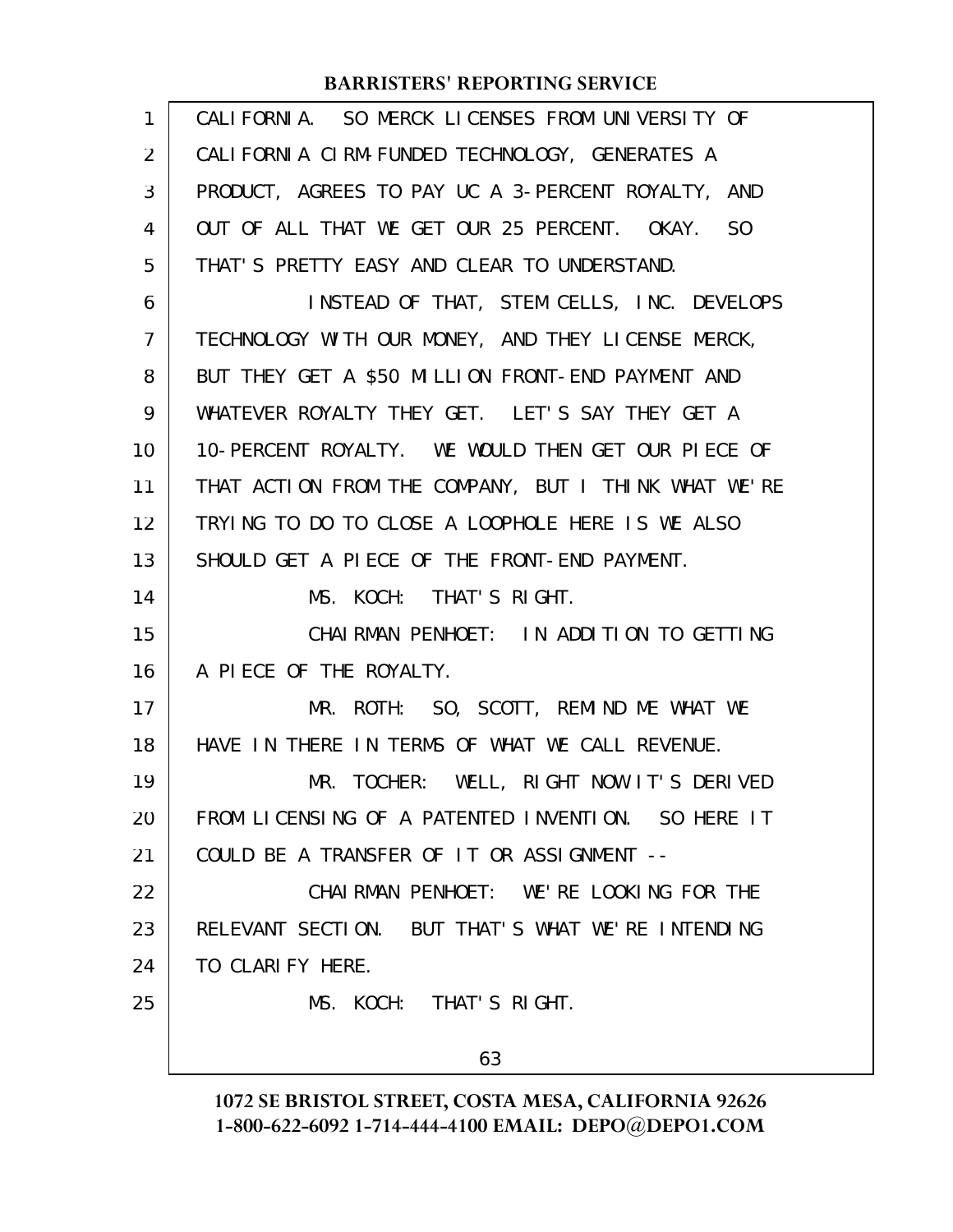CALIFORNIA. SO MERCK LICENSES FROM UNIVERSITY OF CALIFORNIA CIRM-FUNDED TECHNOLOGY, GENERATES A PRODUCT, AGREES TO PAY UC A 3-PERCENT ROYALTY, AND OUT OF ALL THAT WE GET OUR 25 PERCENT. OKAY. SO THAT'S PRETTY EASY AND CLEAR TO UNDERSTAND.

INSTEAD OF THAT, STEM CELLS, INC. DEVELOPS TECHNOLOGY WITH OUR MONEY, AND THEY LICENSE MERCK, BUT THEY GET A $50 MILLION FRONT-END PAYMENT AND WHATEVER ROYALTY THEY GET. LET'S SAY THEY GET A 10-PERCENT ROYALTY. WE WOULD THEN GET OUR PIECE OF THAT ACTION FROM THE COMPANY, BUT I THINK WHAT WE'RE TRYING TO DO TO CLOSE A LOOPHOLE HERE IS WE ALSO SHOULD GET A PIECE OF THE FRONT-END PAYMENT.

MS. KOCH: THAT'S RIGHT.

CHAIRMAN PENHOET: IN ADDITION TO GETTING A PIECE OF THE ROYALTY.

MR. ROTH: SO, SCOTT, REMIND ME WHAT WE HAVE IN THERE IN TERMS OF WHAT WE CALL REVENUE.

MR. TOCHER: WELL, RIGHT NOW IT'S DERIVED FROM LICENSING OF A PATENTED INVENTION. SO HERE IT COULD BE A TRANSFER OF IT OR ASSIGNMENT --

CHAIRMAN PENHOET: WE'RE LOOKING FOR THE RELEVANT SECTION. BUT THAT'S WHAT WE'RE INTENDING TO CLARIFY HERE.

MS. KOCH: THAT'S RIGHT.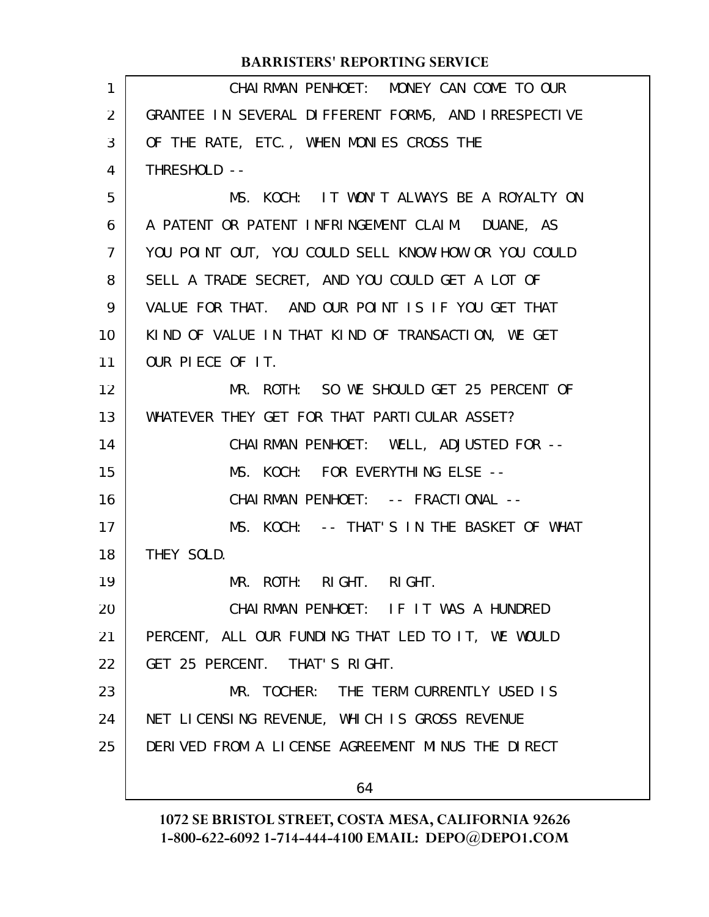CHAIRMAN PENHOET: MONEY CAN COME TO OUR GRANTEE IN SEVERAL DIFFERENT FORMS, AND IRRESPECTIVE OF THE RATE, ETC., WHEN MONIES CROSS THE THRESHOLD --

MS. KOCH: IT WON'T ALWAYS BE A ROYALTY ON A PATENT OR PATENT INFRINGEMENT CLAIM. DUANE, AS YOU POINT OUT, YOU COULD SELL KNOW-HOW OR YOU COULD SELL A TRADE SECRET, AND YOU COULD GET A LOT OF VALUE FOR THAT. AND OUR POINT IS IF YOU GET THAT KIND OF VALUE IN THAT KIND OF TRANSACTION, WE GET OUR PIECE OF IT.

MR. ROTH: SO WE SHOULD GET 25 PERCENT OF WHATEVER THEY GET FOR THAT PARTICULAR ASSET?

CHAIRMAN PENHOET: WELL, ADJUSTED FOR --

MS. KOCH: FOR EVERYTHING ELSE --

CHAIRMAN PENHOET: -- FRACTIONAL --

MS. KOCH: -- THAT'S IN THE BASKET OF WHAT THEY SOLD.

MR. ROTH: RIGHT. RIGHT.

CHAIRMAN PENHOET: IF IT WAS A HUNDRED PERCENT, ALL OUR FUNDING THAT LED TO IT, WE WOULD GET 25 PERCENT. THAT'S RIGHT.

MR. TOCHER: THE TERM CURRENTLY USED IS NET LICENSING REVENUE, WHICH IS GROSS REVENUE DERIVED FROM A LICENSE AGREEMENT MINUS THE DIRECT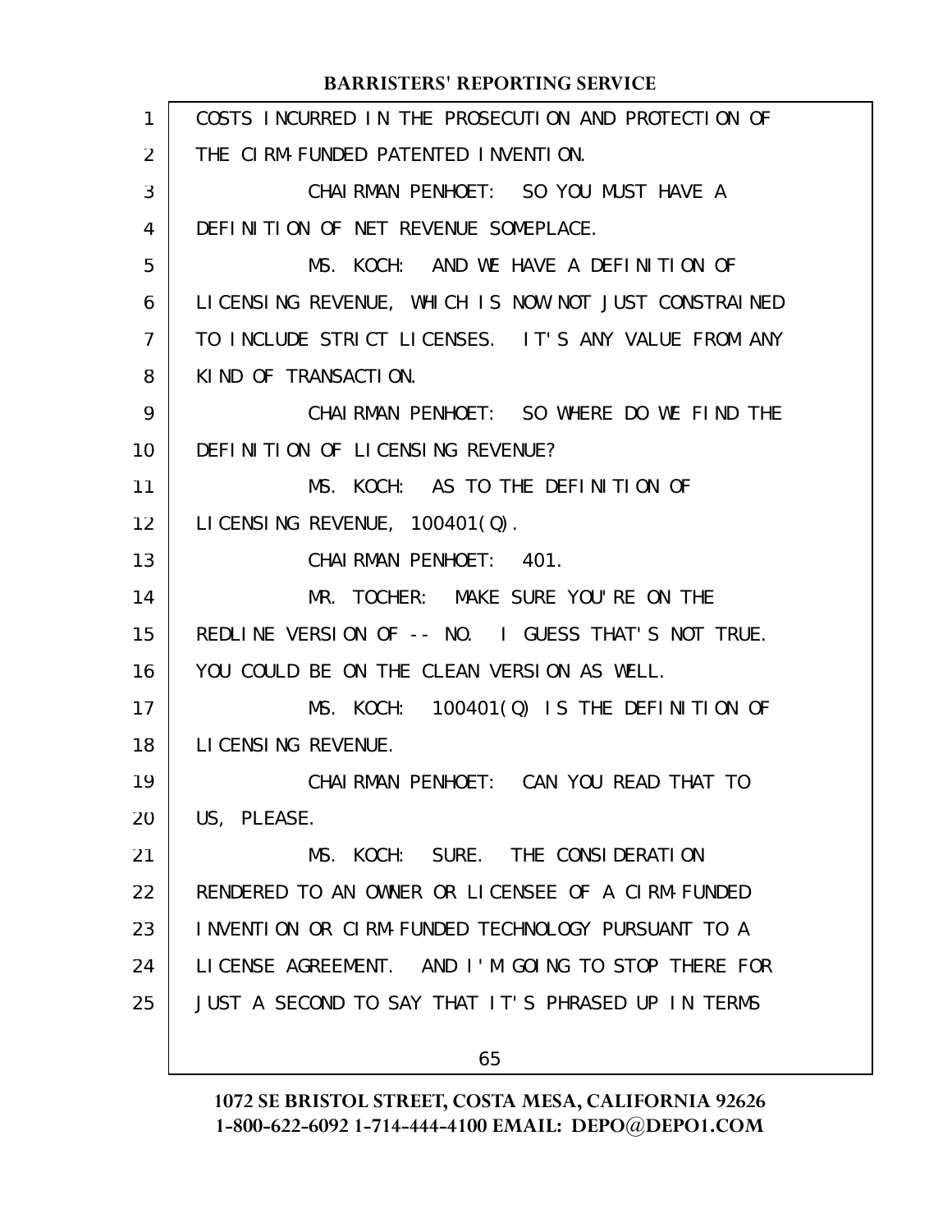COSTS INCURRED IN THE PROSECUTION AND PROTECTION OF THE CIRM-FUNDED PATENTED INVENTION.

CHAIRMAN PENHOET: SO YOU MUST HAVE A DEFINITION OF NET REVENUE SOMEPLACE.

MS. KOCH: AND WE HAVE A DEFINITION OF LICENSING REVENUE, WHICH IS NOW NOT JUST CONSTRAINED TO INCLUDE STRICT LICENSES. IT'S ANY VALUE FROM ANY KIND OF TRANSACTION.

CHAIRMAN PENHOET: SO WHERE DO WE FIND THE DEFINITION OF LICENSING REVENUE?

MS. KOCH: AS TO THE DEFINITION OF LICENSING REVENUE, 100401(Q).

CHAIRMAN PENHOET: 401.

MR. TOCHER: MAKE SURE YOU'RE ON THE REDLINE VERSION OF -- NO. I GUESS THAT'S NOT TRUE. YOU COULD BE ON THE CLEAN VERSION AS WELL.

MS. KOCH: 100401(Q) IS THE DEFINITION OF LICENSING REVENUE.

CHAIRMAN PENHOET: CAN YOU READ THAT TO US, PLEASE.

MS. KOCH: SURE. THE CONSIDERATION RENDERED TO AN OWNER OR LICENSEE OF A CIRM-FUNDED INVENTION OR CIRM-FUNDED TECHNOLOGY PURSUANT TO A LICENSE AGREEMENT. AND I'M GOING TO STOP THERE FOR JUST A SECOND TO SAY THAT IT'S PHRASED UP IN TERMS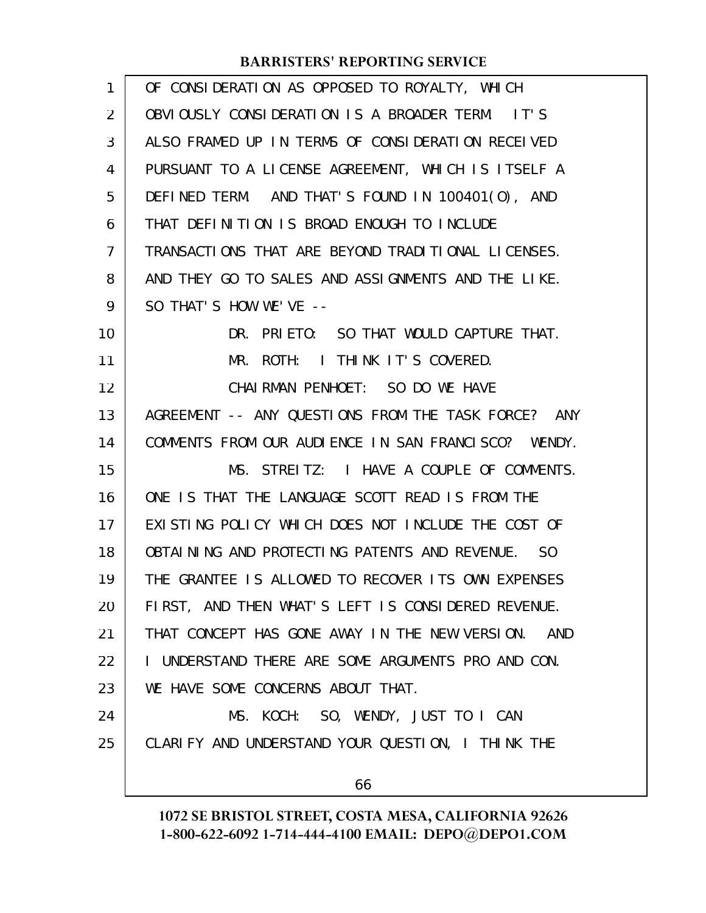OF CONSIDERATION AS OPPOSED TO ROYALTY, WHICH OBVIOUSLY CONSIDERATION IS A BROADER TERM. IT'S ALSO FRAMED UP IN TERMS OF CONSIDERATION RECEIVED PURSUANT TO A LICENSE AGREEMENT, WHICH IS ITSELF A DEFINED TERM. AND THAT'S FOUND IN 100401(O), AND THAT DEFINITION IS BROAD ENOUGH TO INCLUDE TRANSACTIONS THAT ARE BEYOND TRADITIONAL LICENSES. AND THEY GO TO SALES AND ASSIGNMENTS AND THE LIKE. SO THAT'S HOW WE'VE --

DR. PRIETO: SO THAT WOULD CAPTURE THAT.

MR. ROTH: I THINK IT'S COVERED.

CHAIRMAN PENHOET: SO DO WE HAVE AGREEMENT -- ANY QUESTIONS FROM THE TASK FORCE? ANY COMMENTS FROM OUR AUDIENCE IN SAN FRANCISCO? WENDY.

MS. STREITZ: I HAVE A COUPLE OF COMMENTS. ONE IS THAT THE LANGUAGE SCOTT READ IS FROM THE EXISTING POLICY WHICH DOES NOT INCLUDE THE COST OF OBTAINING AND PROTECTING PATENTS AND REVENUE. SO THE GRANTEE IS ALLOWED TO RECOVER ITS OWN EXPENSES FIRST, AND THEN WHAT'S LEFT IS CONSIDERED REVENUE. THAT CONCEPT HAS GONE AWAY IN THE NEW VERSION. AND I UNDERSTAND THERE ARE SOME ARGUMENTS PRO AND CON. WE HAVE SOME CONCERNS ABOUT THAT.

MS. KOCH: SO, WENDY, JUST TO I CAN CLARIFY AND UNDERSTAND YOUR QUESTION, I THINK THE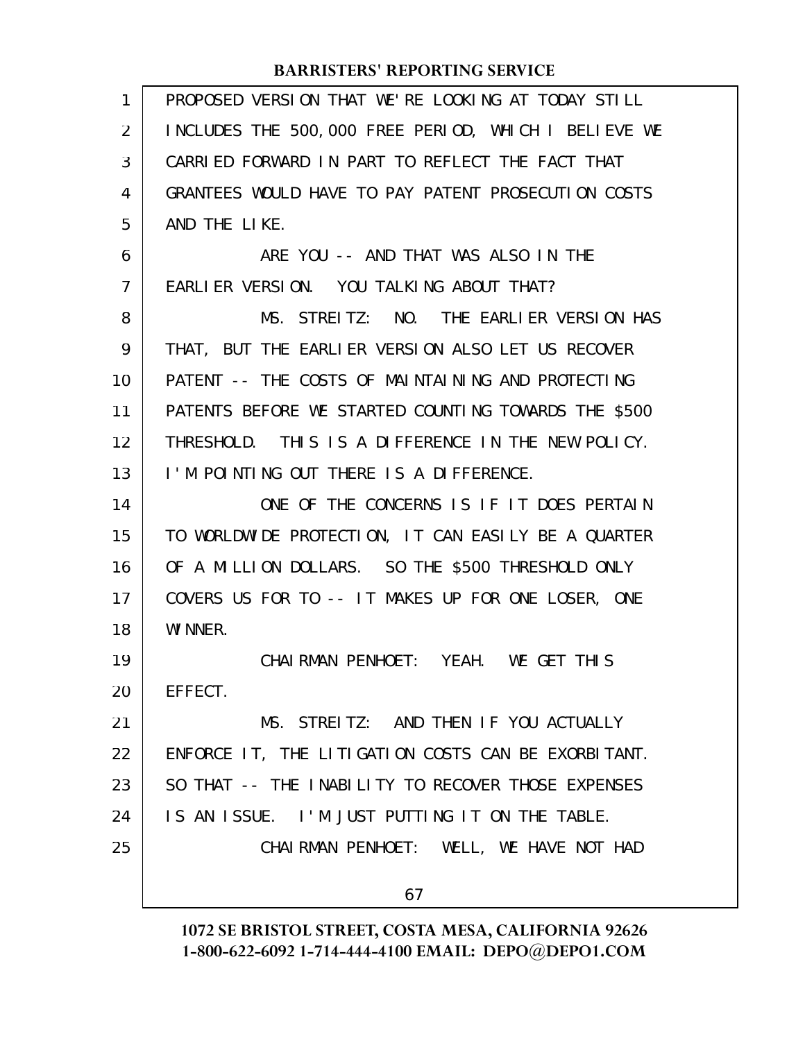PROPOSED VERSION THAT WE'RE LOOKING AT TODAY STILL INCLUDES THE 500,000 FREE PERIOD, WHICH I BELIEVE WE CARRIED FORWARD IN PART TO REFLECT THE FACT THAT GRANTEES WOULD HAVE TO PAY PATENT PROSECUTION COSTS AND THE LIKE.

ARE YOU -- AND THAT WAS ALSO IN THE EARLIER VERSION. YOU TALKING ABOUT THAT?

MS. STREITZ: NO. THE EARLIER VERSION HAS THAT, BUT THE EARLIER VERSION ALSO LET US RECOVER PATENT -- THE COSTS OF MAINTAINING AND PROTECTING PATENTS BEFORE WE STARTED COUNTING TOWARDS THE $500 THRESHOLD. THIS IS A DIFFERENCE IN THE NEW POLICY. I'M POINTING OUT THERE IS A DIFFERENCE.

ONE OF THE CONCERNS IS IF IT DOES PERTAIN TO WORLDWIDE PROTECTION, IT CAN EASILY BE A QUARTER OF A MILLION DOLLARS. SO THE $500 THRESHOLD ONLY COVERS US FOR TO -- IT MAKES UP FOR ONE LOSER, ONE WINNER.

CHAIRMAN PENHOET: YEAH. WE GET THIS EFFECT.

MS. STREITZ: AND THEN IF YOU ACTUALLY ENFORCE IT, THE LITIGATION COSTS CAN BE EXORBITANT. SO THAT -- THE INABILITY TO RECOVER THOSE EXPENSES IS AN ISSUE. I'M JUST PUTTING IT ON THE TABLE.

CHAIRMAN PENHOET: WELL, WE HAVE NOT HAD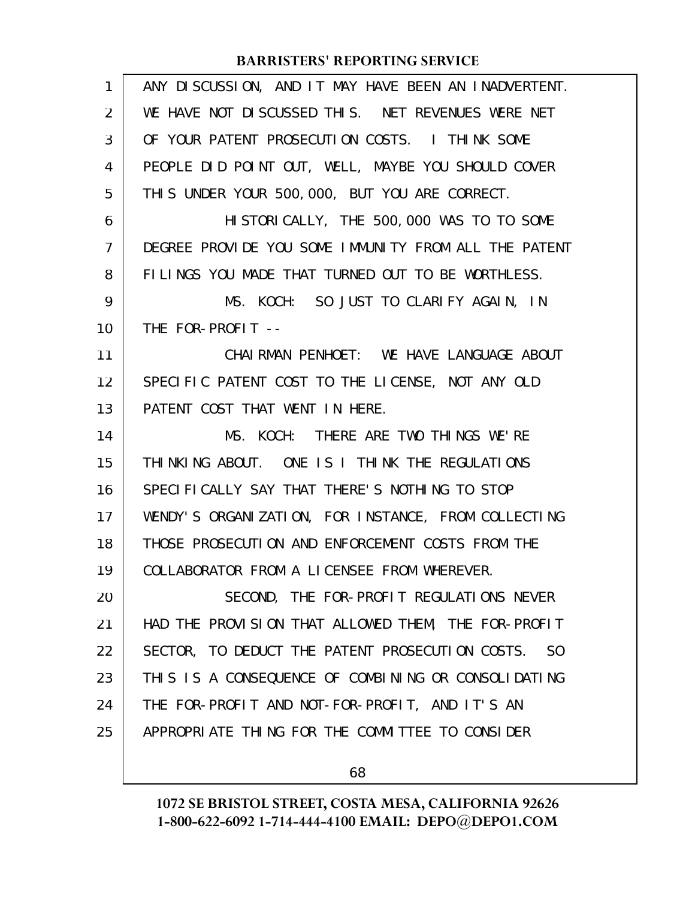ANY DISCUSSION, AND IT MAY HAVE BEEN AN INADVERTENT. WE HAVE NOT DISCUSSED THIS. NET REVENUES WERE NET OF YOUR PATENT PROSECUTION COSTS. I THINK SOME PEOPLE DID POINT OUT, WELL, MAYBE YOU SHOULD COVER THIS UNDER YOUR 500,000, BUT YOU ARE CORRECT.

HISTORICALLY, THE 500,000 WAS TO TO SOME DEGREE PROVIDE YOU SOME IMMUNITY FROM ALL THE PATENT FILINGS YOU MADE THAT TURNED OUT TO BE WORTHLESS.

MS. KOCH: SO JUST TO CLARIFY AGAIN, IN THE FOR-PROFIT --

CHAIRMAN PENHOET: WE HAVE LANGUAGE ABOUT SPECIFIC PATENT COST TO THE LICENSE, NOT ANY OLD PATENT COST THAT WENT IN HERE.

MS. KOCH: THERE ARE TWO THINGS WE'RE THINKING ABOUT. ONE IS I THINK THE REGULATIONS SPECIFICALLY SAY THAT THERE'S NOTHING TO STOP WENDY'S ORGANIZATION, FOR INSTANCE, FROM COLLECTING THOSE PROSECUTION AND ENFORCEMENT COSTS FROM THE COLLABORATOR FROM A LICENSEE FROM WHEREVER.

SECOND, THE FOR-PROFIT REGULATIONS NEVER HAD THE PROVISION THAT ALLOWED THEM, THE FOR-PROFIT SECTOR, TO DEDUCT THE PATENT PROSECUTION COSTS. SO THIS IS A CONSEQUENCE OF COMBINING OR CONSOLIDATING THE FOR-PROFIT AND NOT-FOR-PROFIT, AND IT'S AN APPROPRIATE THING FOR THE COMMITTEE TO CONSIDER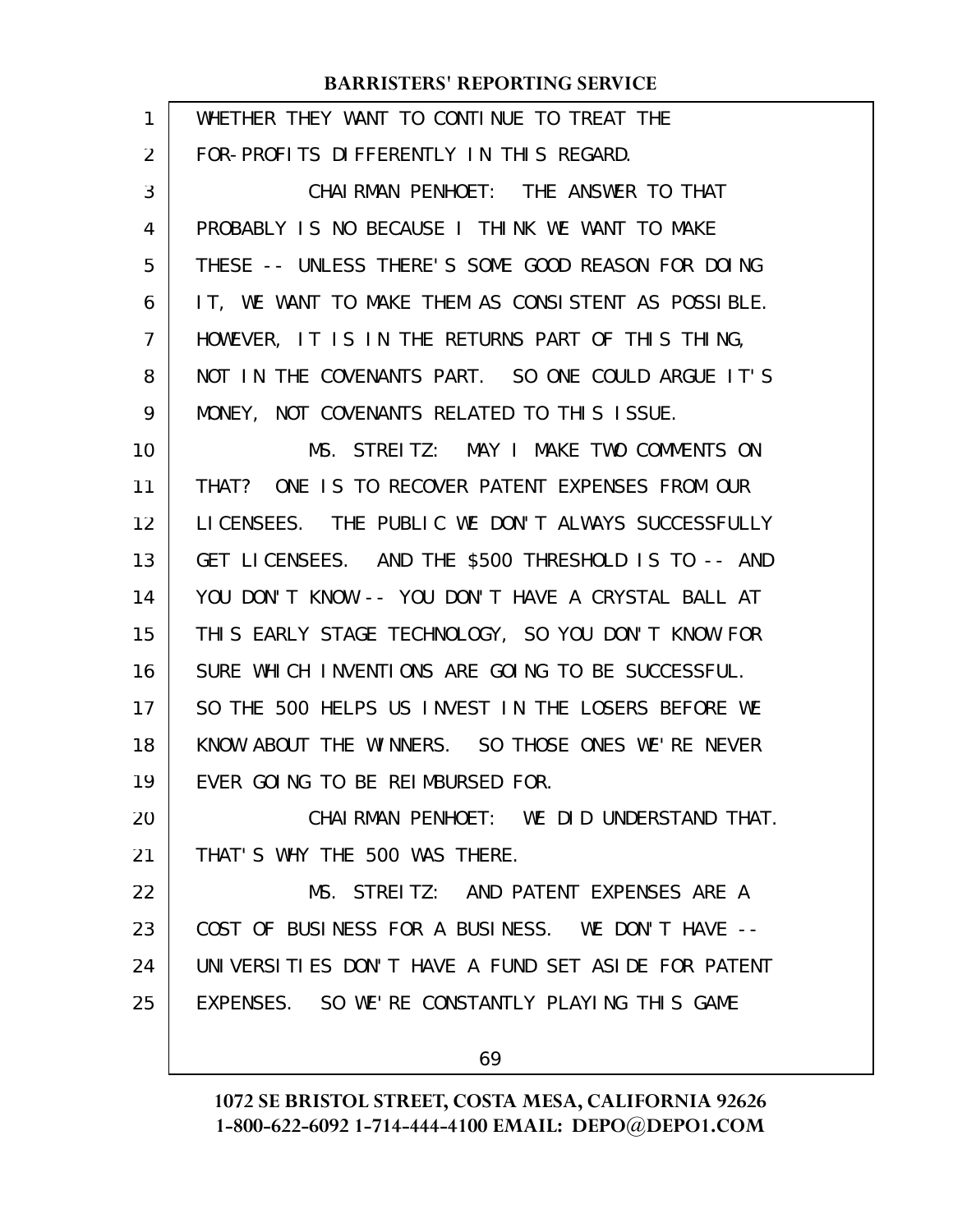WHETHER THEY WANT TO CONTINUE TO TREAT THE FOR-PROFITS DIFFERENTLY IN THIS REGARD.

CHAIRMAN PENHOET: THE ANSWER TO THAT PROBABLY IS NO BECAUSE I THINK WE WANT TO MAKE THESE -- UNLESS THERE'S SOME GOOD REASON FOR DOING IT, WE WANT TO MAKE THEM AS CONSISTENT AS POSSIBLE. HOWEVER, IT IS IN THE RETURNS PART OF THIS THING, NOT IN THE COVENANTS PART. SO ONE COULD ARGUE IT'S MONEY, NOT COVENANTS RELATED TO THIS ISSUE.

MS. STREITZ: MAY I MAKE TWO COMMENTS ON THAT? ONE IS TO RECOVER PATENT EXPENSES FROM OUR LICENSEES. THE PUBLIC WE DON'T ALWAYS SUCCESSFULLY GET LICENSEES. AND THE $500 THRESHOLD IS TO -- AND YOU DON'T KNOW -- YOU DON'T HAVE A CRYSTAL BALL AT THIS EARLY STAGE TECHNOLOGY, SO YOU DON'T KNOW FOR SURE WHICH INVENTIONS ARE GOING TO BE SUCCESSFUL. SO THE 500 HELPS US INVEST IN THE LOSERS BEFORE WE KNOW ABOUT THE WINNERS. SO THOSE ONES WE'RE NEVER EVER GOING TO BE REIMBURSED FOR.

CHAIRMAN PENHOET: WE DID UNDERSTAND THAT. THAT'S WHY THE 500 WAS THERE.

MS. STREITZ: AND PATENT EXPENSES ARE A COST OF BUSINESS FOR A BUSINESS. WE DON'T HAVE -- UNIVERSITIES DON'T HAVE A FUND SET ASIDE FOR PATENT EXPENSES. SO WE'RE CONSTANTLY PLAYING THIS GAME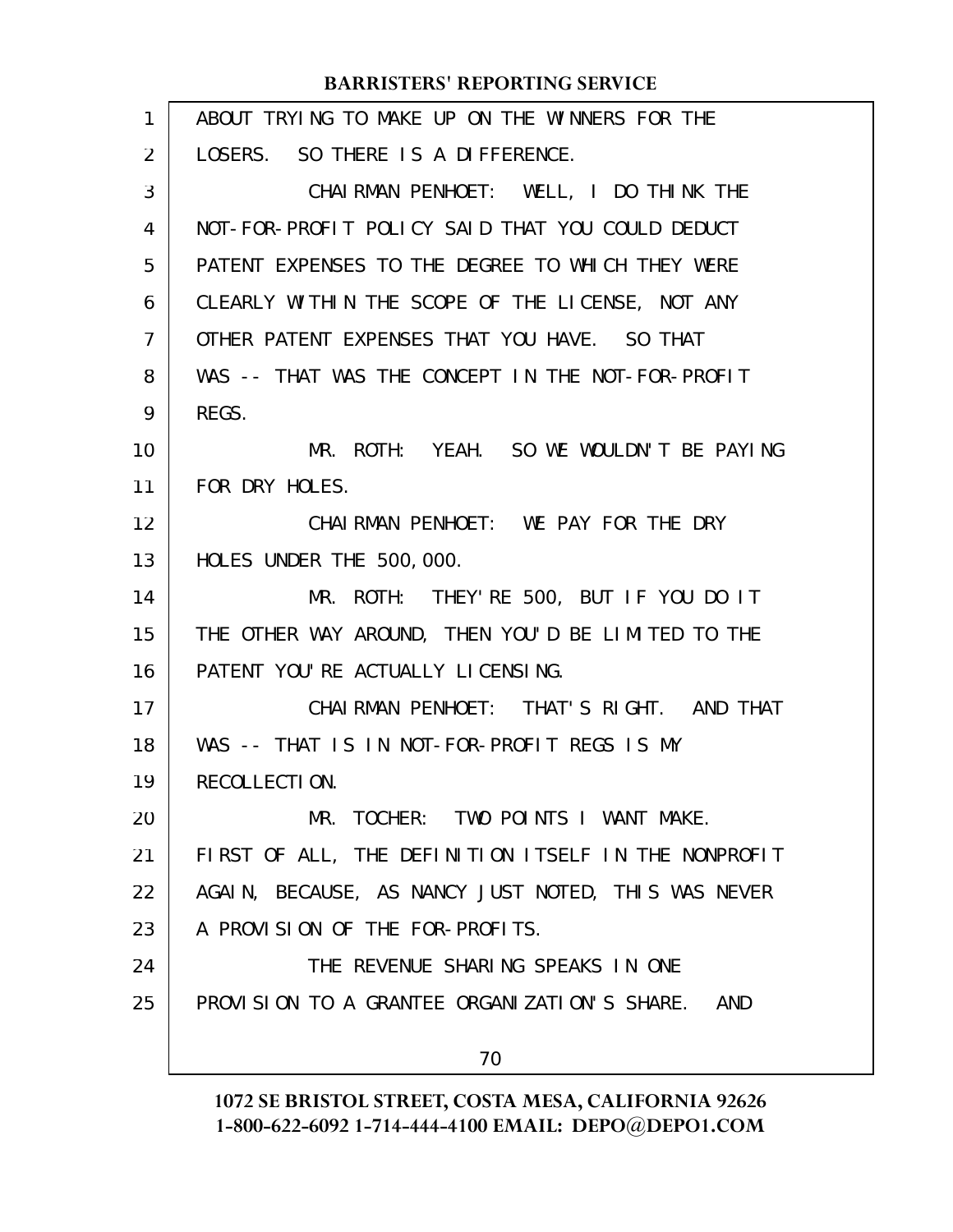ABOUT TRYING TO MAKE UP ON THE WINNERS FOR THE LOSERS. SO THERE IS A DIFFERENCE.

CHAIRMAN PENHOET: WELL, I DO THINK THE NOT-FOR-PROFIT POLICY SAID THAT YOU COULD DEDUCT PATENT EXPENSES TO THE DEGREE TO WHICH THEY WERE CLEARLY WITHIN THE SCOPE OF THE LICENSE, NOT ANY OTHER PATENT EXPENSES THAT YOU HAVE. SO THAT WAS -- THAT WAS THE CONCEPT IN THE NOT-FOR-PROFIT REGS.

MR. ROTH: YEAH. SO WE WOULDN'T BE PAYING FOR DRY HOLES.

CHAIRMAN PENHOET: WE PAY FOR THE DRY HOLES UNDER THE 500,000.

MR. ROTH: THEY'RE 500, BUT IF YOU DO IT THE OTHER WAY AROUND, THEN YOU'D BE LIMITED TO THE PATENT YOU'RE ACTUALLY LICENSING.

CHAIRMAN PENHOET: THAT'S RIGHT. AND THAT WAS -- THAT IS IN NOT-FOR-PROFIT REGS IS MY RECOLLECTION.

MR. TOCHER: TWO POINTS I WANT MAKE. FIRST OF ALL, THE DEFINITION ITSELF IN THE NONPROFIT AGAIN, BECAUSE, AS NANCY JUST NOTED, THIS WAS NEVER A PROVISION OF THE FOR-PROFITS.

THE REVENUE SHARING SPEAKS IN ONE PROVISION TO A GRANTEE ORGANIZATION'S SHARE. AND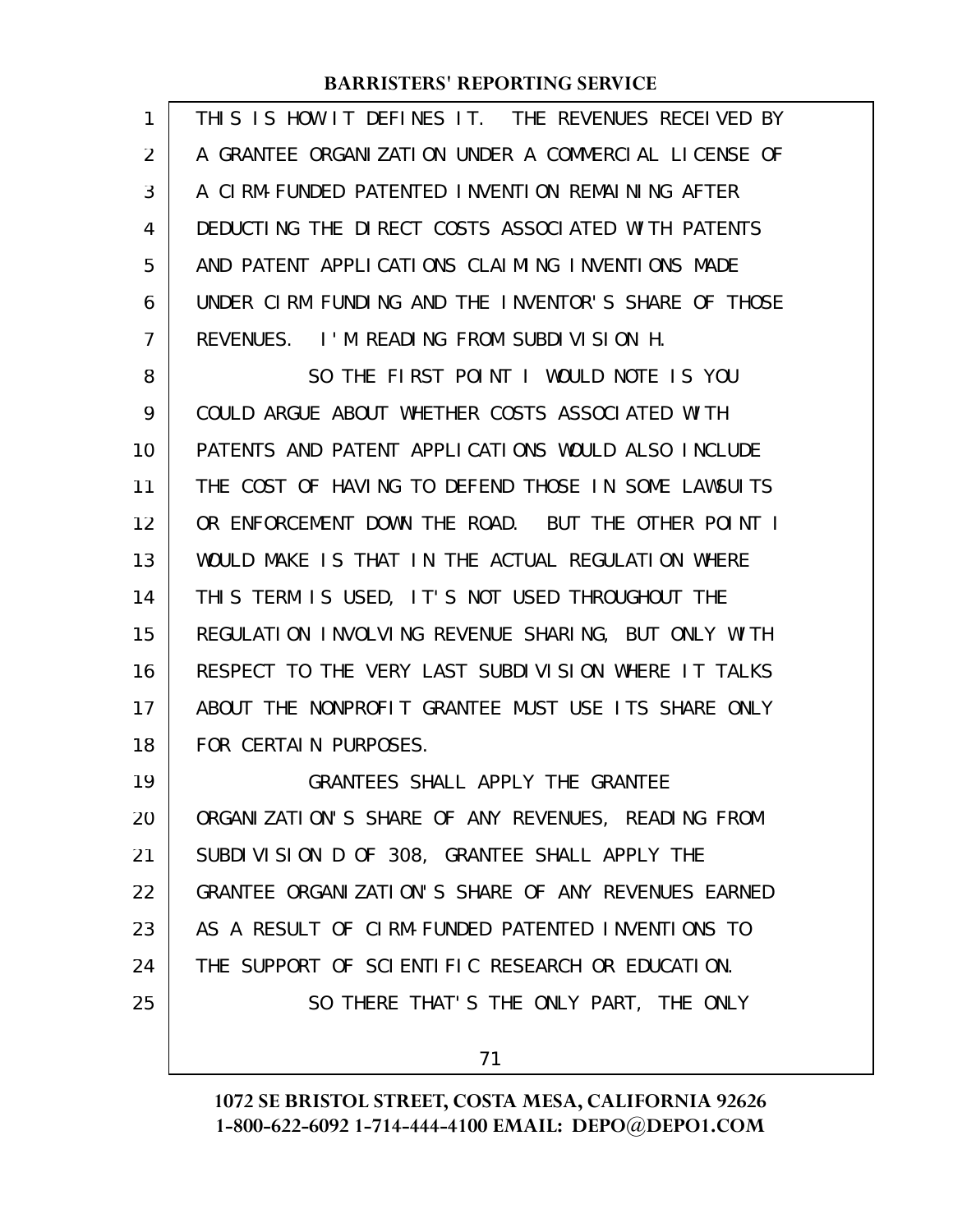THIS IS HOW IT DEFINES IT. THE REVENUES RECEIVED BY A GRANTEE ORGANIZATION UNDER A COMMERCIAL LICENSE OF A CIRM-FUNDED PATENTED INVENTION REMAINING AFTER DEDUCTING THE DIRECT COSTS ASSOCIATED WITH PATENTS AND PATENT APPLICATIONS CLAIMING INVENTIONS MADE UNDER CIRM FUNDING AND THE INVENTOR'S SHARE OF THOSE REVENUES. I'M READING FROM SUBDIVISION H.

SO THE FIRST POINT I WOULD NOTE IS YOU COULD ARGUE ABOUT WHETHER COSTS ASSOCIATED WITH PATENTS AND PATENT APPLICATIONS WOULD ALSO INCLUDE THE COST OF HAVING TO DEFEND THOSE IN SOME LAWSUITS OR ENFORCEMENT DOWN THE ROAD. BUT THE OTHER POINT I WOULD MAKE IS THAT IN THE ACTUAL REGULATION WHERE THIS TERM IS USED, IT'S NOT USED THROUGHOUT THE REGULATION INVOLVING REVENUE SHARING, BUT ONLY WITH RESPECT TO THE VERY LAST SUBDIVISION WHERE IT TALKS ABOUT THE NONPROFIT GRANTEE MUST USE ITS SHARE ONLY FOR CERTAIN PURPOSES.

GRANTEES SHALL APPLY THE GRANTEE ORGANIZATION'S SHARE OF ANY REVENUES, READING FROM SUBDIVISION D OF 308, GRANTEE SHALL APPLY THE GRANTEE ORGANIZATION'S SHARE OF ANY REVENUES EARNED AS A RESULT OF CIRM-FUNDED PATENTED INVENTIONS TO THE SUPPORT OF SCIENTIFIC RESEARCH OR EDUCATION.

SO THERE THAT'S THE ONLY PART, THE ONLY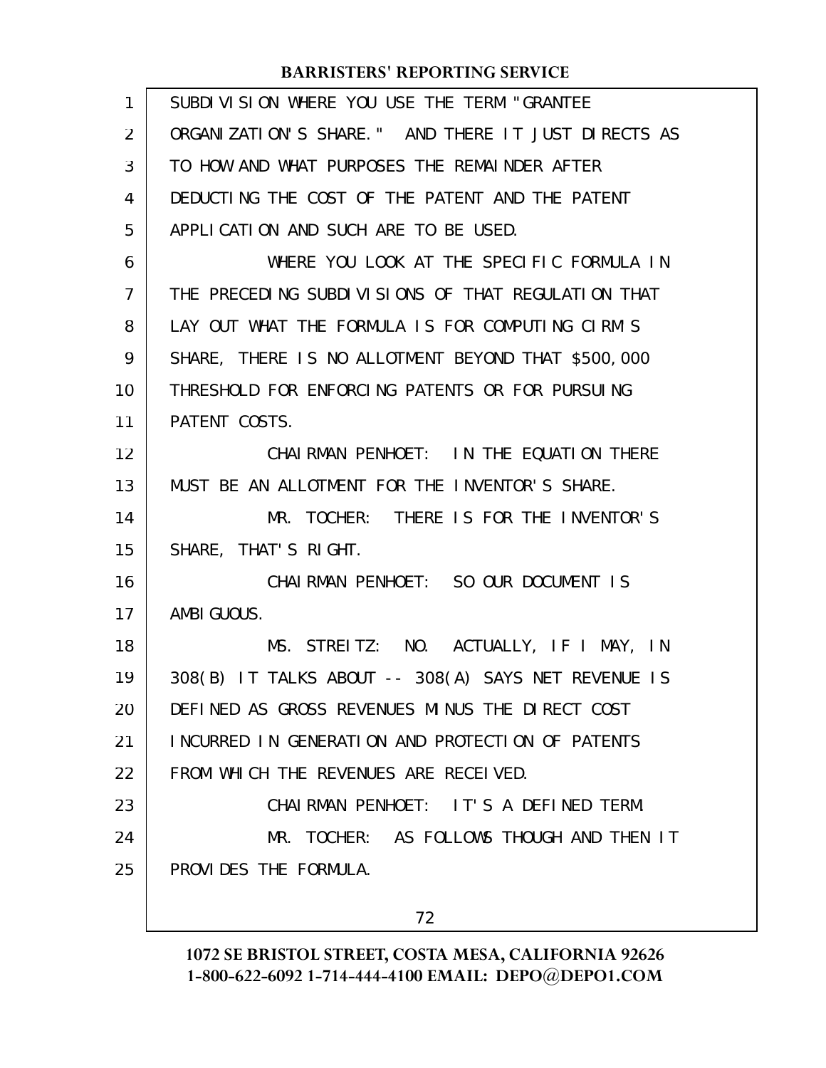SUBDIVISION WHERE YOU USE THE TERM "GRANTEE ORGANIZATION'S SHARE." AND THERE IT JUST DIRECTS AS TO HOW AND WHAT PURPOSES THE REMAINDER AFTER DEDUCTING THE COST OF THE PATENT AND THE PATENT APPLICATION AND SUCH ARE TO BE USED.

WHERE YOU LOOK AT THE SPECIFIC FORMULA IN THE PRECEDING SUBDIVISIONS OF THAT REGULATION THAT LAY OUT WHAT THE FORMULA IS FOR COMPUTING CIRM'S SHARE, THERE IS NO ALLOTMENT BEYOND THAT $500,000 THRESHOLD FOR ENFORCING PATENTS OR FOR PURSUING PATENT COSTS.

CHAIRMAN PENHOET: IN THE EQUATION THERE MUST BE AN ALLOTMENT FOR THE INVENTOR'S SHARE.

MR. TOCHER: THERE IS FOR THE INVENTOR'S SHARE, THAT'S RIGHT.

CHAIRMAN PENHOET: SO OUR DOCUMENT IS AMBIGUOUS.

MS. STREITZ: NO. ACTUALLY, IF I MAY, IN 308(B) IT TALKS ABOUT -- 308(A) SAYS NET REVENUE IS DEFINED AS GROSS REVENUES MINUS THE DIRECT COST INCURRED IN GENERATION AND PROTECTION OF PATENTS FROM WHICH THE REVENUES ARE RECEIVED.

CHAIRMAN PENHOET: IT'S A DEFINED TERM.

MR. TOCHER: AS FOLLOWS THOUGH AND THEN IT PROVIDES THE FORMULA.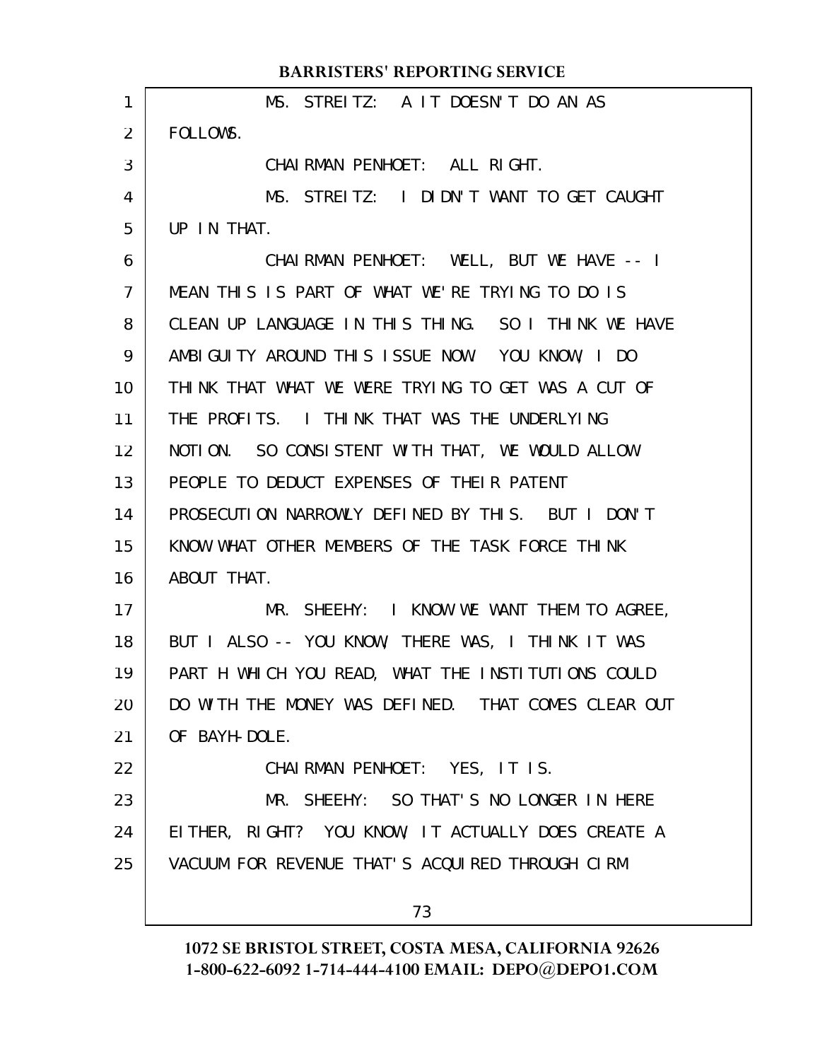MS. STREITZ: A IT DOESN'T DO AN AS FOLLOWS.

CHAIRMAN PENHOET: ALL RIGHT.

MS. STREITZ: I DIDN'T WANT TO GET CAUGHT UP IN THAT.

CHAIRMAN PENHOET: WELL, BUT WE HAVE -- I MEAN THIS IS PART OF WHAT WE'RE TRYING TO DO IS CLEAN UP LANGUAGE IN THIS THING. SO I THINK WE HAVE AMBIGUITY AROUND THIS ISSUE NOW. YOU KNOW, I DO THINK THAT WHAT WE WERE TRYING TO GET WAS A CUT OF THE PROFITS. I THINK THAT WAS THE UNDERLYING NOTION. SO CONSISTENT WITH THAT, WE WOULD ALLOW PEOPLE TO DEDUCT EXPENSES OF THEIR PATENT PROSECUTION NARROWLY DEFINED BY THIS. BUT I DON'T KNOW WHAT OTHER MEMBERS OF THE TASK FORCE THINK ABOUT THAT.

MR. SHEEHY: I KNOW WE WANT THEM TO AGREE, BUT I ALSO -- YOU KNOW, THERE WAS, I THINK IT WAS PART H WHICH YOU READ, WHAT THE INSTITUTIONS COULD DO WITH THE MONEY WAS DEFINED. THAT COMES CLEAR OUT OF BAYH-DOLE.

CHAIRMAN PENHOET: YES, IT IS.

MR. SHEEHY: SO THAT'S NO LONGER IN HERE EITHER, RIGHT? YOU KNOW, IT ACTUALLY DOES CREATE A VACUUM FOR REVENUE THAT'S ACQUIRED THROUGH CIRM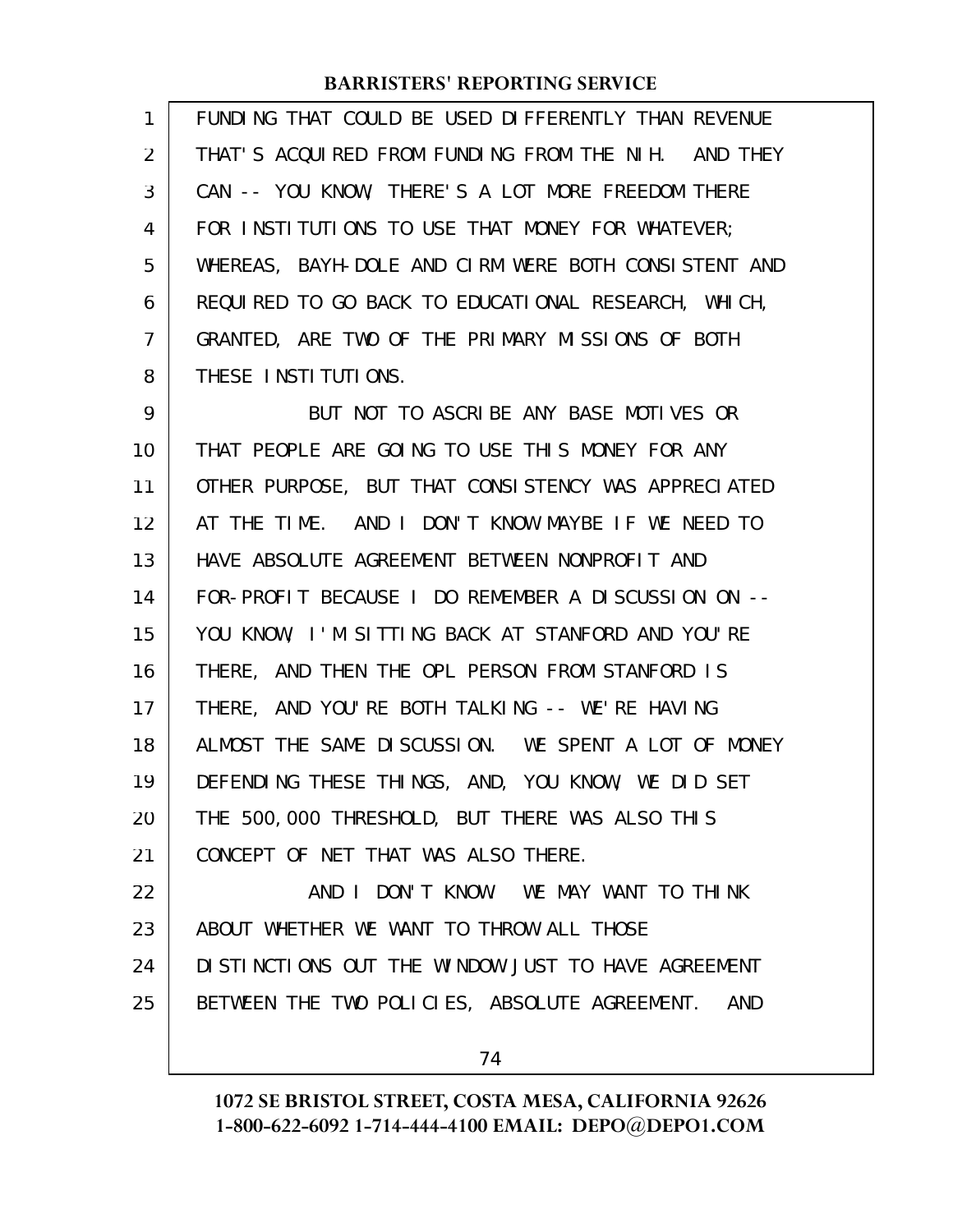FUNDING THAT COULD BE USED DIFFERENTLY THAN REVENUE THAT'S ACQUIRED FROM FUNDING FROM THE NIH. AND THEY CAN -- YOU KNOW, THERE'S A LOT MORE FREEDOM THERE FOR INSTITUTIONS TO USE THAT MONEY FOR WHATEVER; WHEREAS, BAYH-DOLE AND CIRM WERE BOTH CONSISTENT AND REQUIRED TO GO BACK TO EDUCATIONAL RESEARCH, WHICH, GRANTED, ARE TWO OF THE PRIMARY MISSIONS OF BOTH THESE INSTITUTIONS.

BUT NOT TO ASCRIBE ANY BASE MOTIVES OR THAT PEOPLE ARE GOING TO USE THIS MONEY FOR ANY OTHER PURPOSE, BUT THAT CONSISTENCY WAS APPRECIATED AT THE TIME. AND I DON'T KNOW MAYBE IF WE NEED TO HAVE ABSOLUTE AGREEMENT BETWEEN NONPROFIT AND FOR-PROFIT BECAUSE I DO REMEMBER A DISCUSSION ON -- YOU KNOW, I'M SITTING BACK AT STANFORD AND YOU'RE THERE, AND THEN THE OPL PERSON FROM STANFORD IS THERE, AND YOU'RE BOTH TALKING -- WE'RE HAVING ALMOST THE SAME DISCUSSION. WE SPENT A LOT OF MONEY DEFENDING THESE THINGS, AND, YOU KNOW, WE DID SET THE 500,000 THRESHOLD, BUT THERE WAS ALSO THIS CONCEPT OF NET THAT WAS ALSO THERE.

AND I DON'T KNOW. WE MAY WANT TO THINK ABOUT WHETHER WE WANT TO THROW ALL THOSE DISTINCTIONS OUT THE WINDOW JUST TO HAVE AGREEMENT BETWEEN THE TWO POLICIES, ABSOLUTE AGREEMENT. AND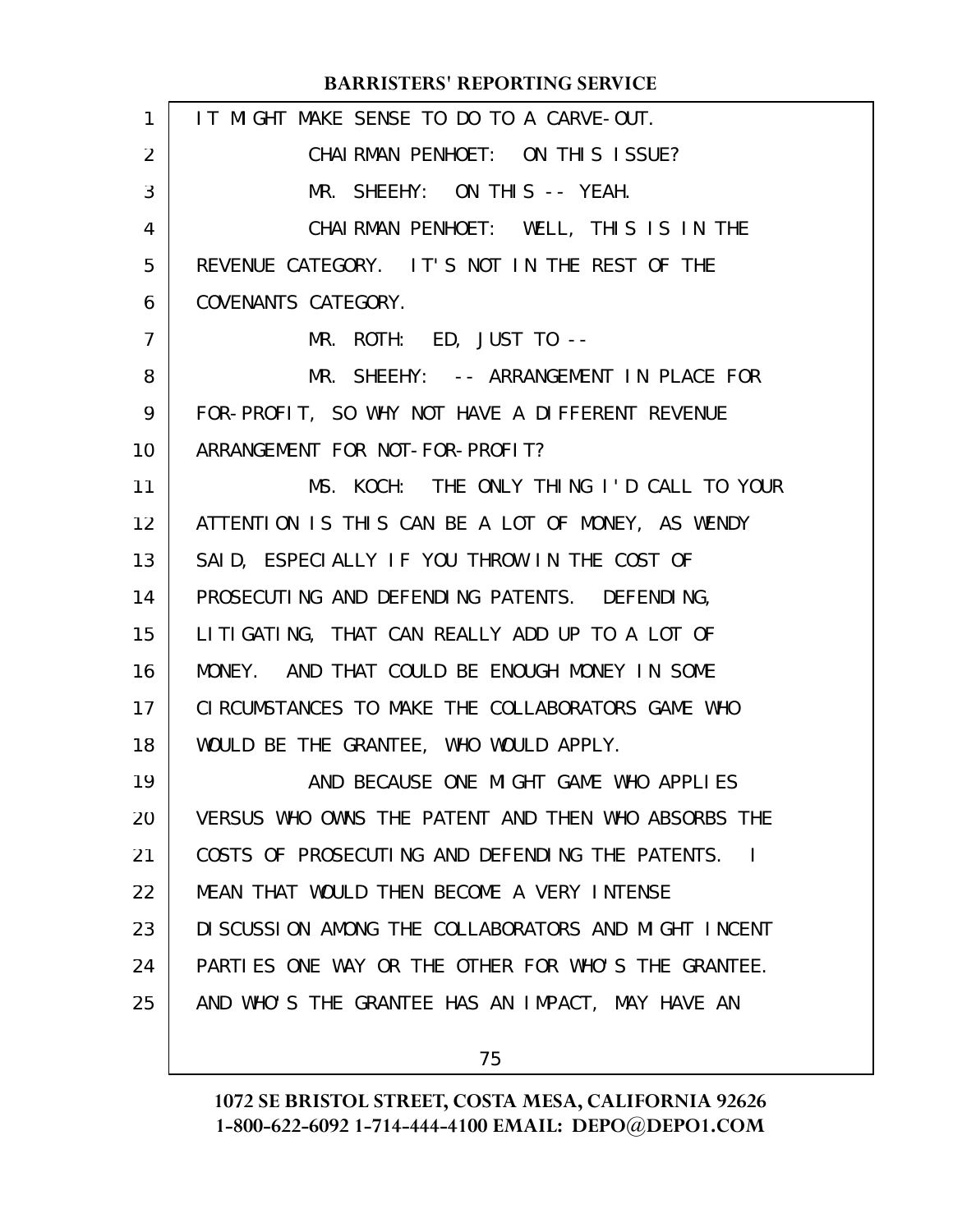IT MIGHT MAKE SENSE TO DO TO A CARVE-OUT.

CHAIRMAN PENHOET: ON THIS ISSUE?

MR. SHEEHY: ON THIS -- YEAH.

CHAIRMAN PENHOET: WELL, THIS IS IN THE REVENUE CATEGORY. IT'S NOT IN THE REST OF THE COVENANTS CATEGORY.

MR. ROTH: ED, JUST TO --

MR. SHEEHY: -- ARRANGEMENT IN PLACE FOR FOR-PROFIT, SO WHY NOT HAVE A DIFFERENT REVENUE ARRANGEMENT FOR NOT-FOR-PROFIT?

MS. KOCH: THE ONLY THING I'D CALL TO YOUR ATTENTION IS THIS CAN BE A LOT OF MONEY, AS WENDY SAID, ESPECIALLY IF YOU THROW IN THE COST OF PROSECUTING AND DEFENDING PATENTS. DEFENDING, LITIGATING, THAT CAN REALLY ADD UP TO A LOT OF MONEY. AND THAT COULD BE ENOUGH MONEY IN SOME CIRCUMSTANCES TO MAKE THE COLLABORATORS GAME WHO WOULD BE THE GRANTEE, WHO WOULD APPLY.

AND BECAUSE ONE MIGHT GAME WHO APPLIES VERSUS WHO OWNS THE PATENT AND THEN WHO ABSORBS THE COSTS OF PROSECUTING AND DEFENDING THE PATENTS. I MEAN THAT WOULD THEN BECOME A VERY INTENSE DISCUSSION AMONG THE COLLABORATORS AND MIGHT INCENT PARTIES ONE WAY OR THE OTHER FOR WHO'S THE GRANTEE. AND WHO'S THE GRANTEE HAS AN IMPACT, MAY HAVE AN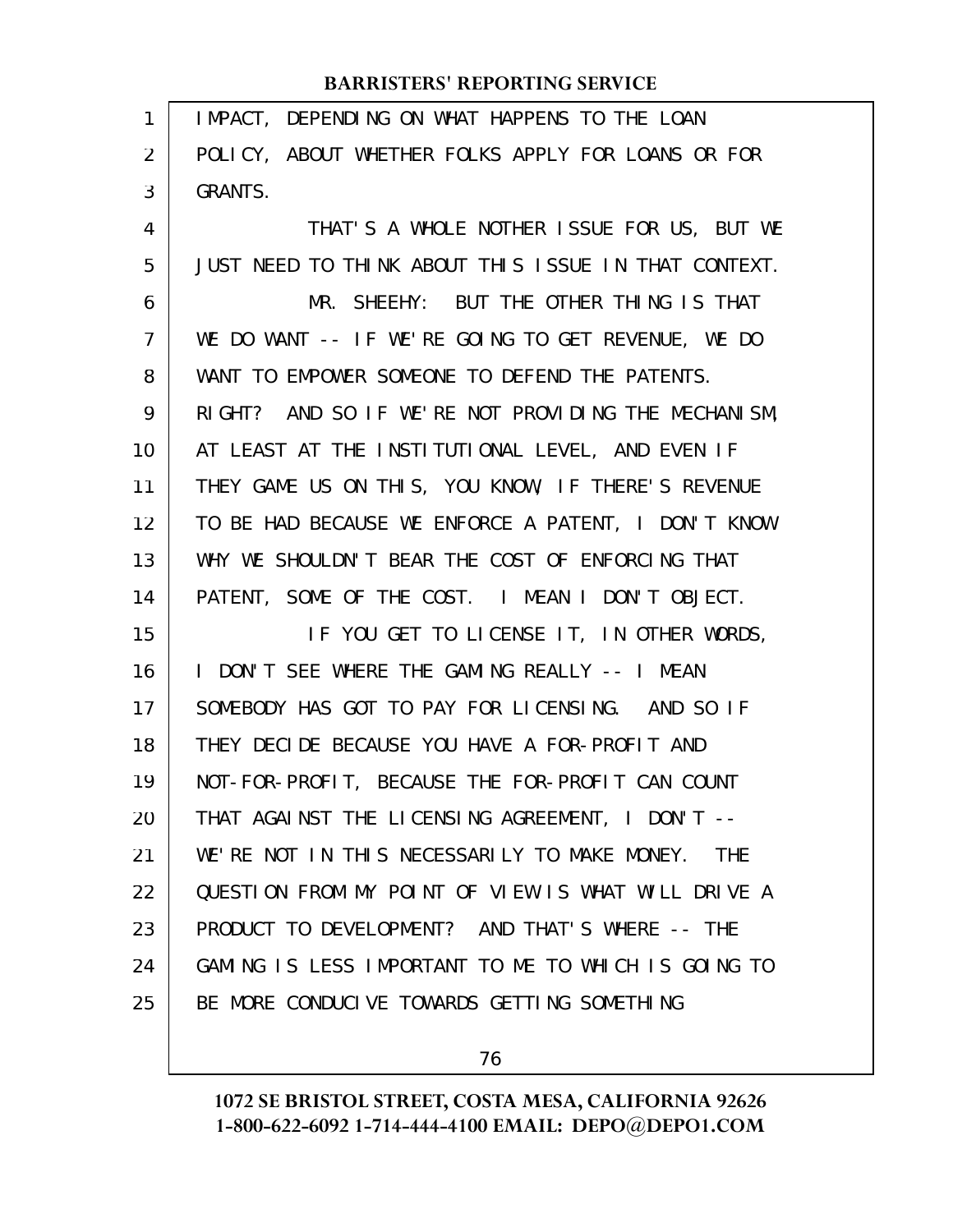IMPACT, DEPENDING ON WHAT HAPPENS TO THE LOAN POLICY, ABOUT WHETHER FOLKS APPLY FOR LOANS OR FOR GRANTS.

THAT'S A WHOLE NOTHER ISSUE FOR US, BUT WE JUST NEED TO THINK ABOUT THIS ISSUE IN THAT CONTEXT.

MR. SHEEHY: BUT THE OTHER THING IS THAT WE DO WANT -- IF WE'RE GOING TO GET REVENUE, WE DO WANT TO EMPOWER SOMEONE TO DEFEND THE PATENTS. RIGHT? AND SO IF WE'RE NOT PROVIDING THE MECHANISM, AT LEAST AT THE INSTITUTIONAL LEVEL, AND EVEN IF THEY GAME US ON THIS, YOU KNOW, IF THERE'S REVENUE TO BE HAD BECAUSE WE ENFORCE A PATENT, I DON'T KNOW WHY WE SHOULDN'T BEAR THE COST OF ENFORCING THAT PATENT, SOME OF THE COST. I MEAN I DON'T OBJECT.

IF YOU GET TO LICENSE IT, IN OTHER WORDS, I DON'T SEE WHERE THE GAMING REALLY -- I MEAN SOMEBODY HAS GOT TO PAY FOR LICENSING. AND SO IF THEY DECIDE BECAUSE YOU HAVE A FOR-PROFIT AND NOT-FOR-PROFIT, BECAUSE THE FOR-PROFIT CAN COUNT THAT AGAINST THE LICENSING AGREEMENT, I DON'T -- WE'RE NOT IN THIS NECESSARILY TO MAKE MONEY. THE QUESTION FROM MY POINT OF VIEW IS WHAT WILL DRIVE A PRODUCT TO DEVELOPMENT? AND THAT'S WHERE -- THE GAMING IS LESS IMPORTANT TO ME TO WHICH IS GOING TO BE MORE CONDUCIVE TOWARDS GETTING SOMETHING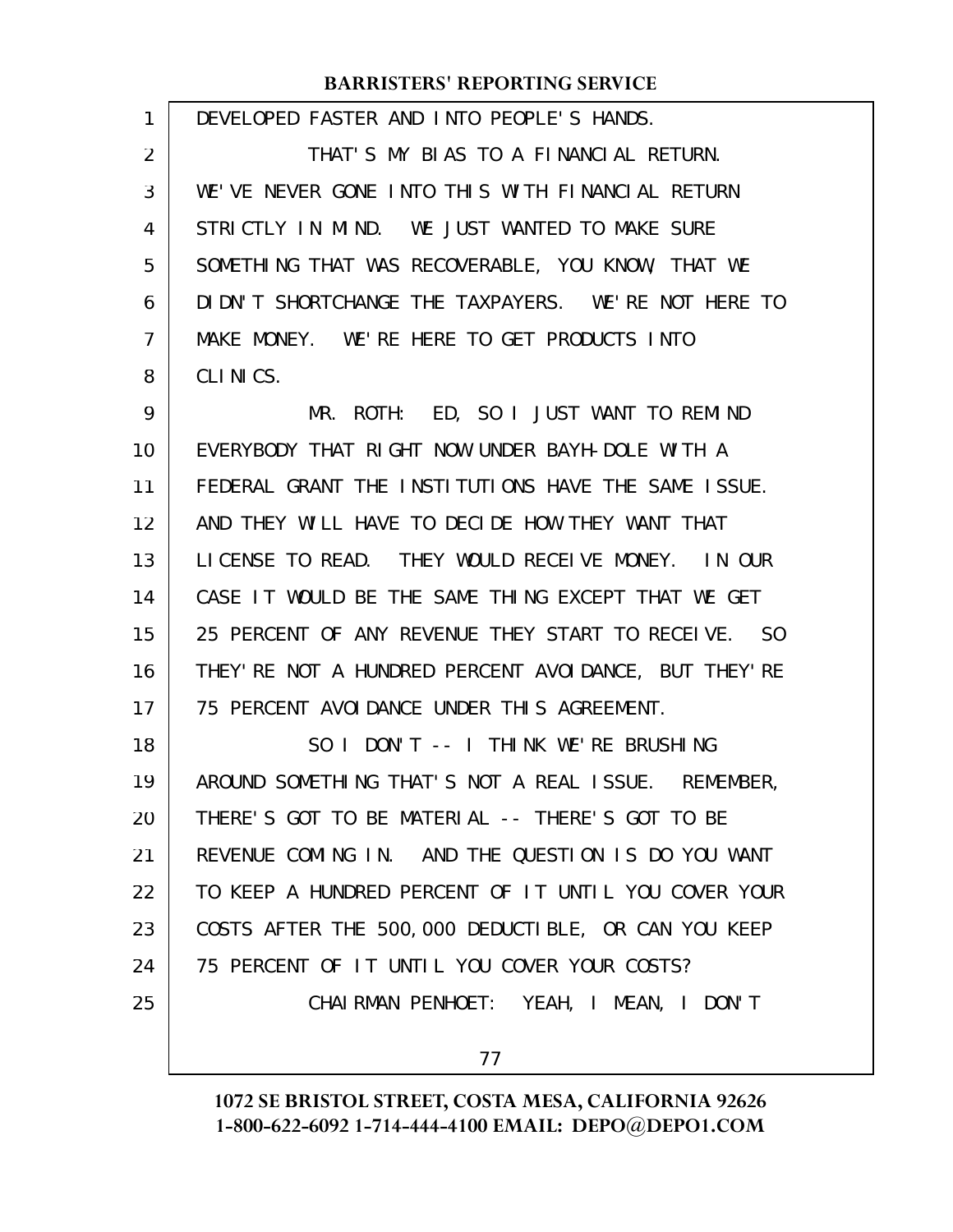DEVELOPED FASTER AND INTO PEOPLE'S HANDS.

THAT'S MY BIAS TO A FINANCIAL RETURN. WE'VE NEVER GONE INTO THIS WITH FINANCIAL RETURN STRICTLY IN MIND. WE JUST WANTED TO MAKE SURE SOMETHING THAT WAS RECOVERABLE, YOU KNOW, THAT WE DIDN'T SHORTCHANGE THE TAXPAYERS. WE'RE NOT HERE TO MAKE MONEY. WE'RE HERE TO GET PRODUCTS INTO CLINICS.

MR. ROTH: ED, SO I JUST WANT TO REMIND EVERYBODY THAT RIGHT NOW UNDER BAYH-DOLE WITH A FEDERAL GRANT THE INSTITUTIONS HAVE THE SAME ISSUE. AND THEY WILL HAVE TO DECIDE HOW THEY WANT THAT LICENSE TO READ. THEY WOULD RECEIVE MONEY. IN OUR CASE IT WOULD BE THE SAME THING EXCEPT THAT WE GET 25 PERCENT OF ANY REVENUE THEY START TO RECEIVE. SO THEY'RE NOT A HUNDRED PERCENT AVOIDANCE, BUT THEY'RE 75 PERCENT AVOIDANCE UNDER THIS AGREEMENT.

SO I DON'T -- I THINK WE'RE BRUSHING AROUND SOMETHING THAT'S NOT A REAL ISSUE. REMEMBER, THERE'S GOT TO BE MATERIAL -- THERE'S GOT TO BE REVENUE COMING IN. AND THE QUESTION IS DO YOU WANT TO KEEP A HUNDRED PERCENT OF IT UNTIL YOU COVER YOUR COSTS AFTER THE 500,000 DEDUCTIBLE, OR CAN YOU KEEP 75 PERCENT OF IT UNTIL YOU COVER YOUR COSTS?

CHAIRMAN PENHOET: YEAH, I MEAN, I DON'T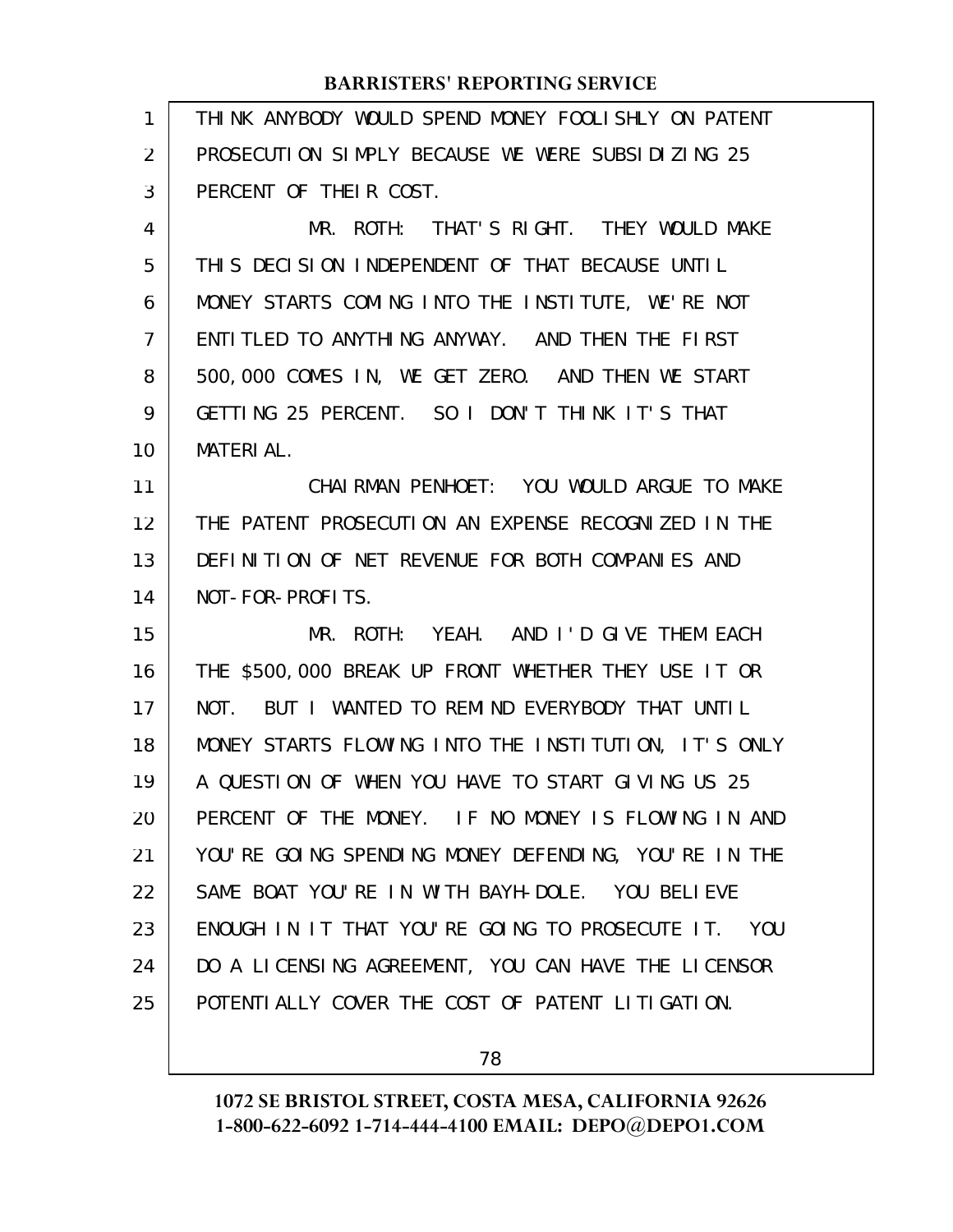THINK ANYBODY WOULD SPEND MONEY FOOLISHLY ON PATENT PROSECUTION SIMPLY BECAUSE WE WERE SUBSIDIZING 25 PERCENT OF THEIR COST.

MR. ROTH: THAT'S RIGHT. THEY WOULD MAKE THIS DECISION INDEPENDENT OF THAT BECAUSE UNTIL MONEY STARTS COMING INTO THE INSTITUTE, WE'RE NOT ENTITLED TO ANYTHING ANYWAY. AND THEN THE FIRST 500,000 COMES IN, WE GET ZERO. AND THEN WE START GETTING 25 PERCENT. SO I DON'T THINK IT'S THAT MATERIAL.

CHAIRMAN PENHOET: YOU WOULD ARGUE TO MAKE THE PATENT PROSECUTION AN EXPENSE RECOGNIZED IN THE DEFINITION OF NET REVENUE FOR BOTH COMPANIES AND NOT-FOR-PROFITS.

MR. ROTH: YEAH. AND I'D GIVE THEM EACH THE $500,000 BREAK UP FRONT WHETHER THEY USE IT OR NOT. BUT I WANTED TO REMIND EVERYBODY THAT UNTIL MONEY STARTS FLOWING INTO THE INSTITUTION, IT'S ONLY A QUESTION OF WHEN YOU HAVE TO START GIVING US 25 PERCENT OF THE MONEY. IF NO MONEY IS FLOWING IN AND YOU'RE GOING SPENDING MONEY DEFENDING, YOU'RE IN THE SAME BOAT YOU'RE IN WITH BAYH-DOLE. YOU BELIEVE ENOUGH IN IT THAT YOU'RE GOING TO PROSECUTE IT. YOU DO A LICENSING AGREEMENT, YOU CAN HAVE THE LICENSOR POTENTIALLY COVER THE COST OF PATENT LITIGATION.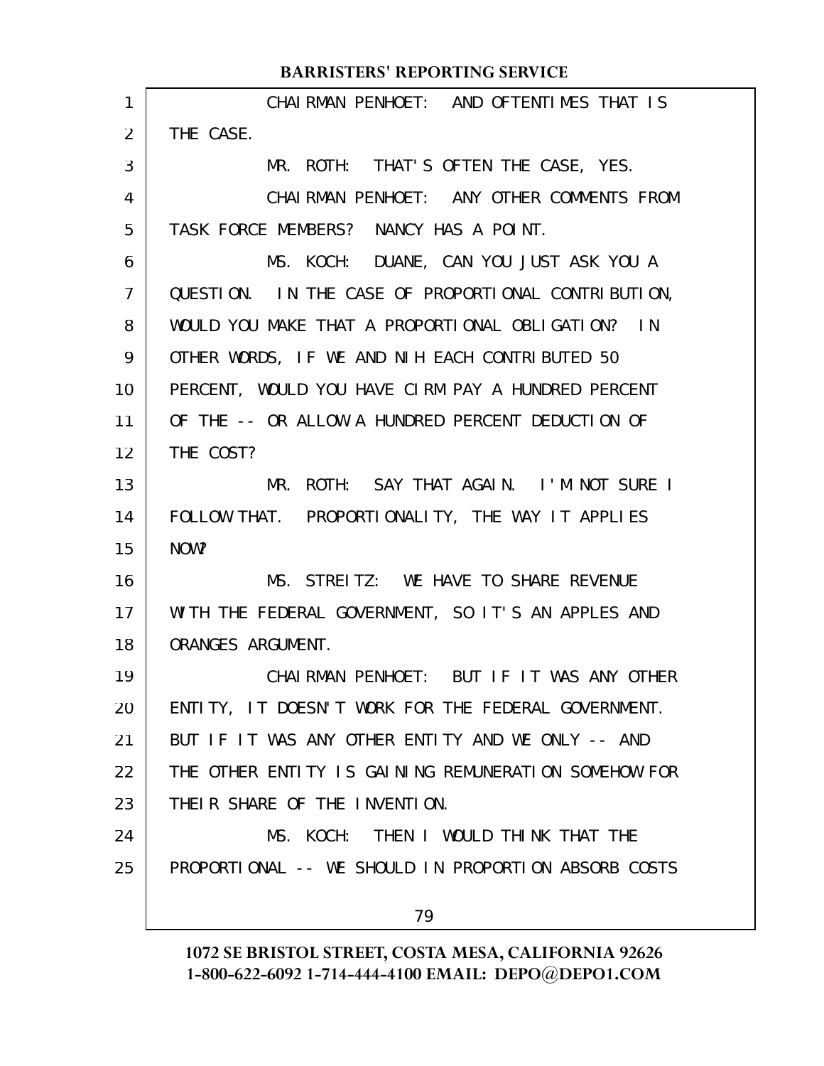CHAIRMAN PENHOET: AND OFTENTIMES THAT IS THE CASE.

MR. ROTH: THAT'S OFTEN THE CASE, YES.

CHAIRMAN PENHOET: ANY OTHER COMMENTS FROM TASK FORCE MEMBERS? NANCY HAS A POINT.

MS. KOCH: DUANE, CAN YOU JUST ASK YOU A QUESTION. IN THE CASE OF PROPORTIONAL CONTRIBUTION, WOULD YOU MAKE THAT A PROPORTIONAL OBLIGATION? IN OTHER WORDS, IF WE AND NIH EACH CONTRIBUTED 50 PERCENT, WOULD YOU HAVE CIRM PAY A HUNDRED PERCENT OF THE -- OR ALLOW A HUNDRED PERCENT DEDUCTION OF THE COST?

MR. ROTH: SAY THAT AGAIN. I'M NOT SURE I FOLLOW THAT. PROPORTIONALITY, THE WAY IT APPLIES NOW?

MS. STREITZ: WE HAVE TO SHARE REVENUE WITH THE FEDERAL GOVERNMENT, SO IT'S AN APPLES AND ORANGES ARGUMENT.

CHAIRMAN PENHOET: BUT IF IT WAS ANY OTHER ENTITY, IT DOESN'T WORK FOR THE FEDERAL GOVERNMENT. BUT IF IT WAS ANY OTHER ENTITY AND WE ONLY -- AND THE OTHER ENTITY IS GAINING REMUNERATION SOMEHOW FOR THEIR SHARE OF THE INVENTION.

MS. KOCH: THEN I WOULD THINK THAT THE PROPORTIONAL -- WE SHOULD IN PROPORTION ABSORB COSTS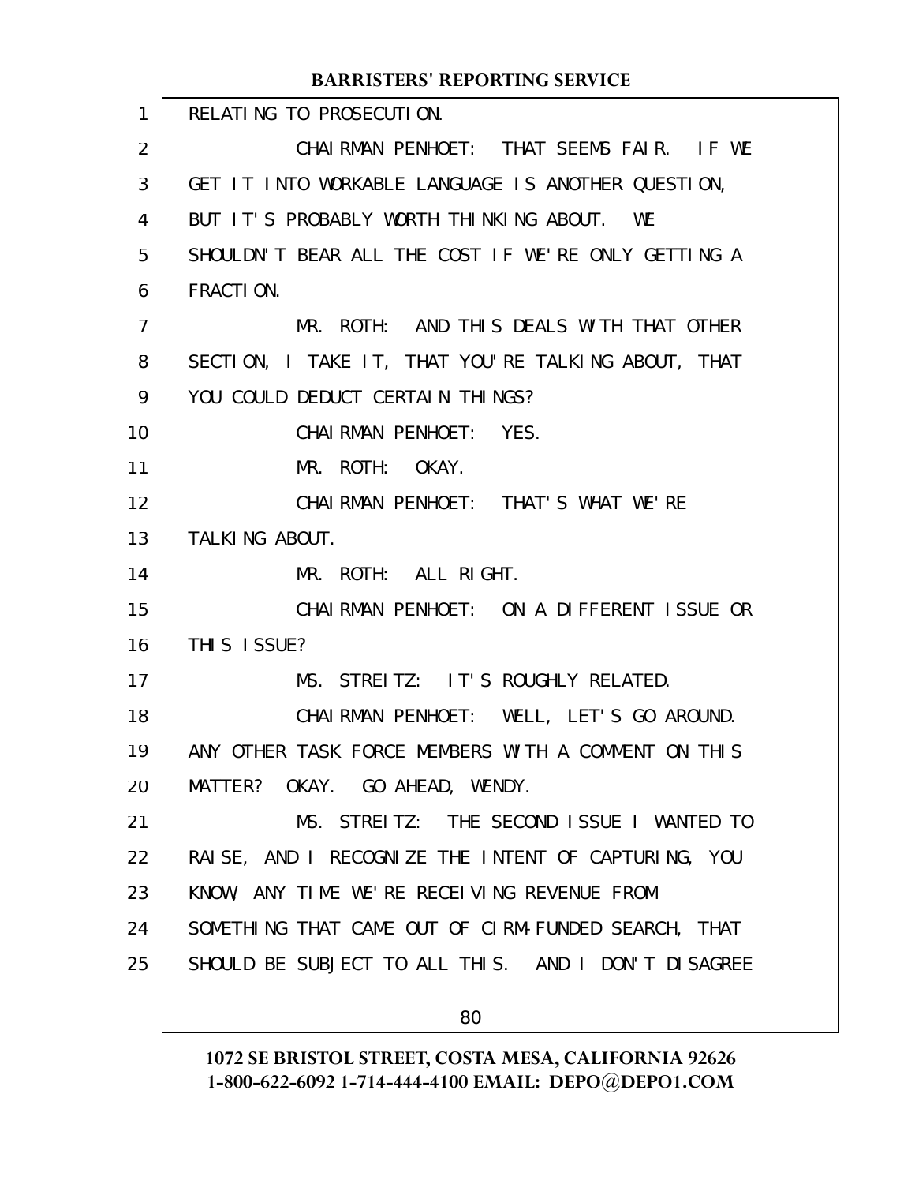RELATING TO PROSECUTION.

CHAIRMAN PENHOET: THAT SEEMS FAIR. IF WE GET IT INTO WORKABLE LANGUAGE IS ANOTHER QUESTION, BUT IT'S PROBABLY WORTH THINKING ABOUT. WE SHOULDN'T BEAR ALL THE COST IF WE'RE ONLY GETTING A FRACTION.

MR. ROTH: AND THIS DEALS WITH THAT OTHER SECTION, I TAKE IT, THAT YOU'RE TALKING ABOUT, THAT YOU COULD DEDUCT CERTAIN THINGS?

CHAIRMAN PENHOET: YES.

MR. ROTH: OKAY.

CHAIRMAN PENHOET: THAT'S WHAT WE'RE TALKING ABOUT.

MR. ROTH: ALL RIGHT.

CHAIRMAN PENHOET: ON A DIFFERENT ISSUE OR THIS ISSUE?

MS. STREITZ: IT'S ROUGHLY RELATED.

CHAIRMAN PENHOET: WELL, LET'S GO AROUND. ANY OTHER TASK FORCE MEMBERS WITH A COMMENT ON THIS MATTER? OKAY. GO AHEAD, WENDY.

MS. STREITZ: THE SECOND ISSUE I WANTED TO RAISE, AND I RECOGNIZE THE INTENT OF CAPTURING, YOU KNOW, ANY TIME WE'RE RECEIVING REVENUE FROM SOMETHING THAT CAME OUT OF CIRM-FUNDED SEARCH, THAT SHOULD BE SUBJECT TO ALL THIS. AND I DON'T DISAGREE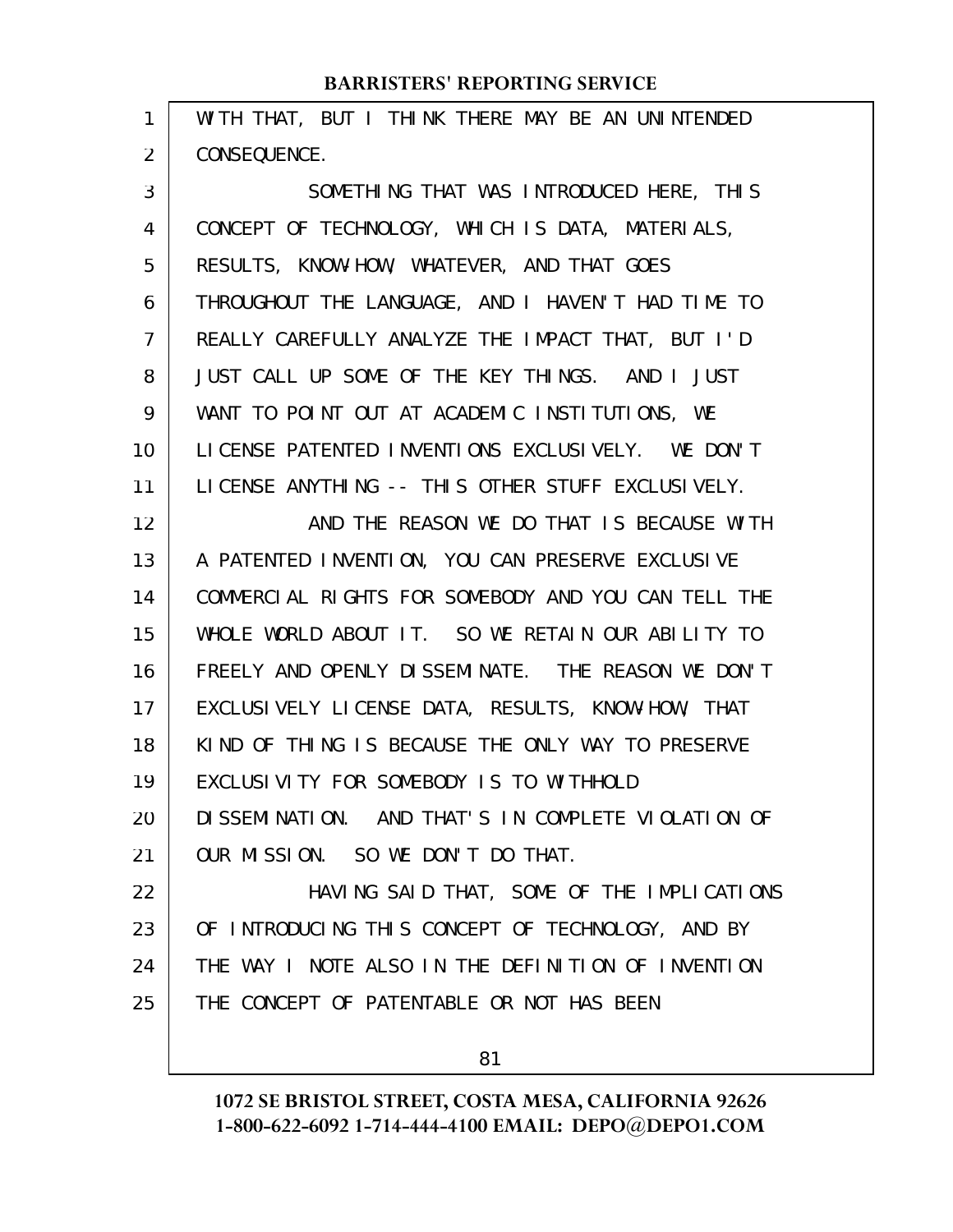WITH THAT, BUT I THINK THERE MAY BE AN UNINTENDED CONSEQUENCE.

SOMETHING THAT WAS INTRODUCED HERE, THIS CONCEPT OF TECHNOLOGY, WHICH IS DATA, MATERIALS, RESULTS, KNOW-HOW, WHATEVER, AND THAT GOES THROUGHOUT THE LANGUAGE, AND I HAVEN'T HAD TIME TO REALLY CAREFULLY ANALYZE THE IMPACT THAT, BUT I'D JUST CALL UP SOME OF THE KEY THINGS. AND I JUST WANT TO POINT OUT AT ACADEMIC INSTITUTIONS, WE LICENSE PATENTED INVENTIONS EXCLUSIVELY. WE DON'T LICENSE ANYTHING -- THIS OTHER STUFF EXCLUSIVELY.

AND THE REASON WE DO THAT IS BECAUSE WITH A PATENTED INVENTION, YOU CAN PRESERVE EXCLUSIVE COMMERCIAL RIGHTS FOR SOMEBODY AND YOU CAN TELL THE WHOLE WORLD ABOUT IT. SO WE RETAIN OUR ABILITY TO FREELY AND OPENLY DISSEMINATE. THE REASON WE DON'T EXCLUSIVELY LICENSE DATA, RESULTS, KNOW-HOW, THAT KIND OF THING IS BECAUSE THE ONLY WAY TO PRESERVE EXCLUSIVITY FOR SOMEBODY IS TO WITHHOLD DISSEMINATION. AND THAT'S IN COMPLETE VIOLATION OF OUR MISSION. SO WE DON'T DO THAT.

HAVING SAID THAT, SOME OF THE IMPLICATIONS OF INTRODUCING THIS CONCEPT OF TECHNOLOGY, AND BY THE WAY I NOTE ALSO IN THE DEFINITION OF INVENTION THE CONCEPT OF PATENTABLE OR NOT HAS BEEN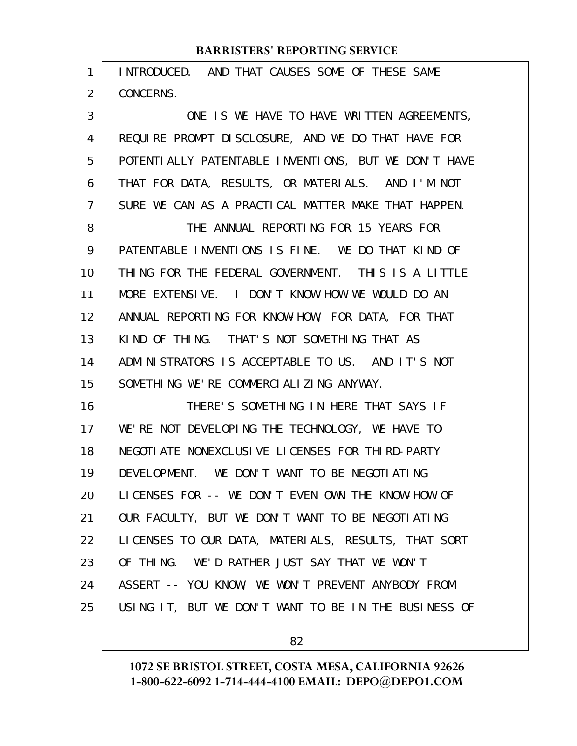INTRODUCED. AND THAT CAUSES SOME OF THESE SAME CONCERNS.

ONE IS WE HAVE TO HAVE WRITTEN AGREEMENTS, REQUIRE PROMPT DISCLOSURE, AND WE DO THAT HAVE FOR POTENTIALLY PATENTABLE INVENTIONS, BUT WE DON'T HAVE THAT FOR DATA, RESULTS, OR MATERIALS. AND I'M NOT SURE WE CAN AS A PRACTICAL MATTER MAKE THAT HAPPEN.

THE ANNUAL REPORTING FOR 15 YEARS FOR PATENTABLE INVENTIONS IS FINE. WE DO THAT KIND OF THING FOR THE FEDERAL GOVERNMENT. THIS IS A LITTLE MORE EXTENSIVE. I DON'T KNOW HOW WE WOULD DO AN ANNUAL REPORTING FOR KNOW-HOW, FOR DATA, FOR THAT KIND OF THING. THAT'S NOT SOMETHING THAT AS ADMINISTRATORS IS ACCEPTABLE TO US. AND IT'S NOT SOMETHING WE'RE COMMERCIALIZING ANYWAY.

THERE'S SOMETHING IN HERE THAT SAYS IF WE'RE NOT DEVELOPING THE TECHNOLOGY, WE HAVE TO NEGOTIATE NONEXCLUSIVE LICENSES FOR THIRD-PARTY DEVELOPMENT. WE DON'T WANT TO BE NEGOTIATING LICENSES FOR -- WE DON'T EVEN OWN THE KNOW-HOW OF OUR FACULTY, BUT WE DON'T WANT TO BE NEGOTIATING LICENSES TO OUR DATA, MATERIALS, RESULTS, THAT SORT OF THING. WE'D RATHER JUST SAY THAT WE WON'T ASSERT -- YOU KNOW, WE WON'T PREVENT ANYBODY FROM USING IT, BUT WE DON'T WANT TO BE IN THE BUSINESS OF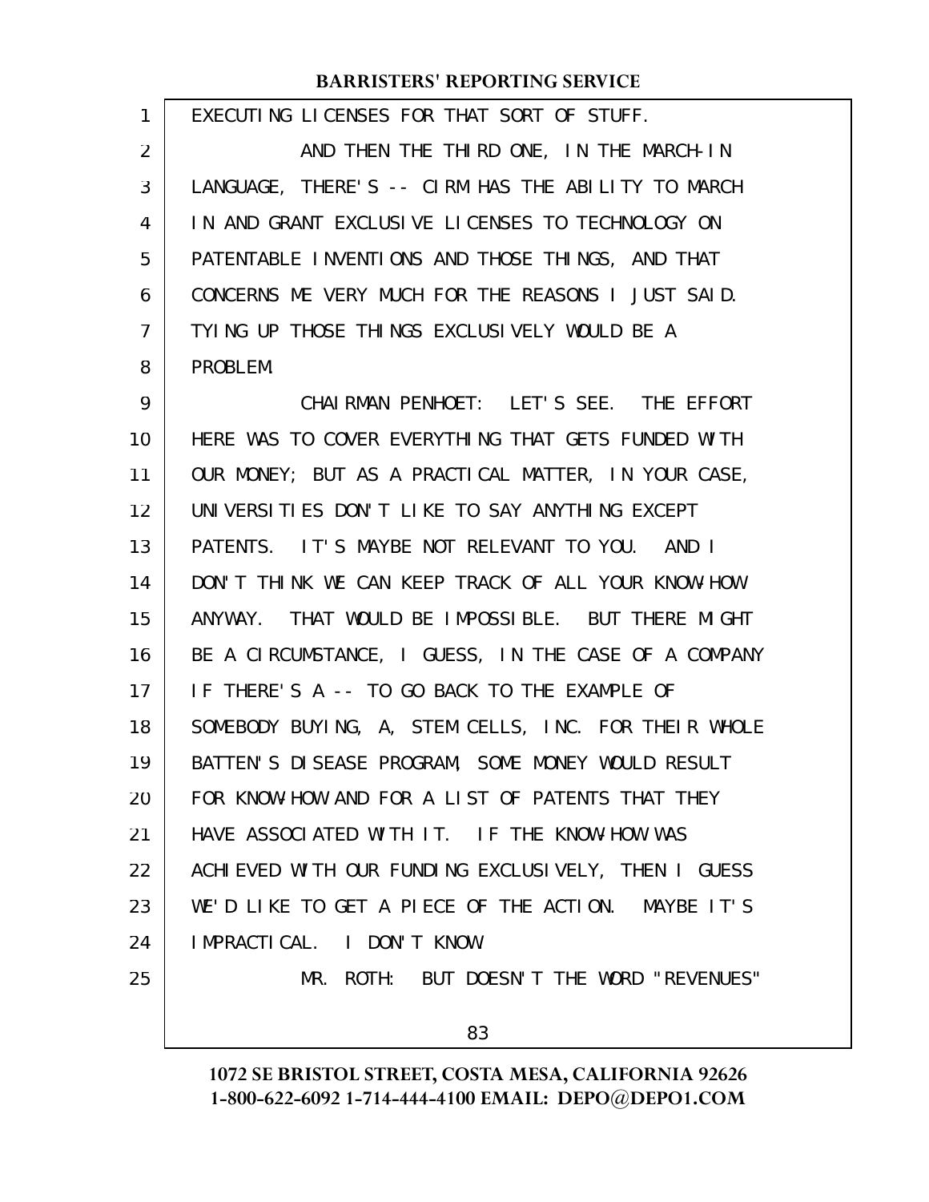EXECUTING LICENSES FOR THAT SORT OF STUFF.

AND THEN THE THIRD ONE, IN THE MARCH-IN LANGUAGE, THERE'S -- CIRM HAS THE ABILITY TO MARCH IN AND GRANT EXCLUSIVE LICENSES TO TECHNOLOGY ON PATENTABLE INVENTIONS AND THOSE THINGS, AND THAT CONCERNS ME VERY MUCH FOR THE REASONS I JUST SAID. TYING UP THOSE THINGS EXCLUSIVELY WOULD BE A PROBLEM.

CHAIRMAN PENHOET: LET'S SEE. THE EFFORT HERE WAS TO COVER EVERYTHING THAT GETS FUNDED WITH OUR MONEY; BUT AS A PRACTICAL MATTER, IN YOUR CASE, UNIVERSITIES DON'T LIKE TO SAY ANYTHING EXCEPT PATENTS. IT'S MAYBE NOT RELEVANT TO YOU. AND I DON'T THINK WE CAN KEEP TRACK OF ALL YOUR KNOW-HOW ANYWAY. THAT WOULD BE IMPOSSIBLE. BUT THERE MIGHT BE A CIRCUMSTANCE, I GUESS, IN THE CASE OF A COMPANY IF THERE'S A -- TO GO BACK TO THE EXAMPLE OF SOMEBODY BUYING, A, STEM CELLS, INC. FOR THEIR WHOLE BATTEN'S DISEASE PROGRAM, SOME MONEY WOULD RESULT FOR KNOW-HOW AND FOR A LIST OF PATENTS THAT THEY HAVE ASSOCIATED WITH IT. IF THE KNOW-HOW WAS ACHIEVED WITH OUR FUNDING EXCLUSIVELY, THEN I GUESS WE'D LIKE TO GET A PIECE OF THE ACTION. MAYBE IT'S IMPRACTICAL. I DON'T KNOW.

MR. ROTH: BUT DOESN'T THE WORD "REVENUES"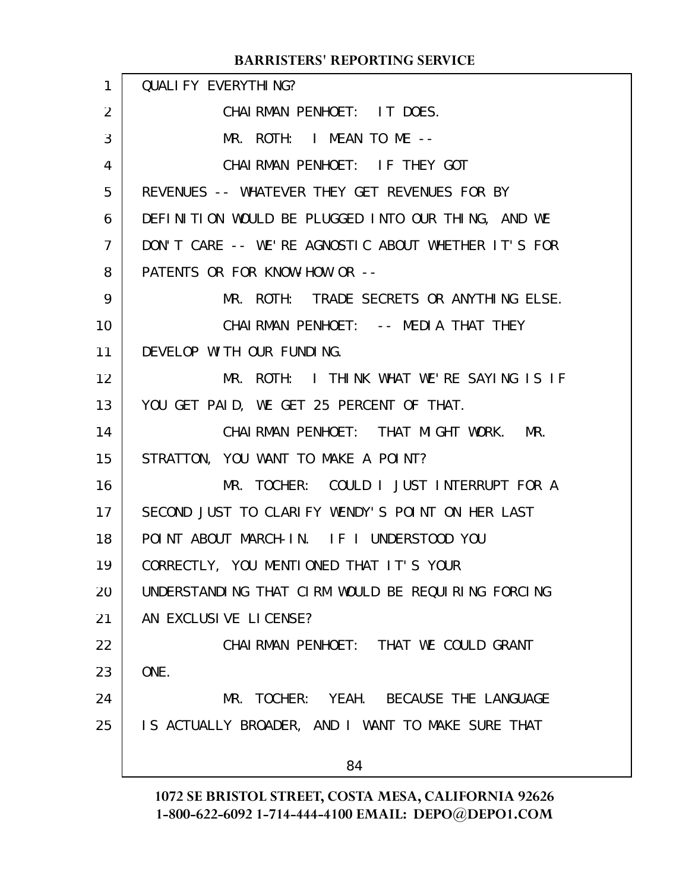QUALIFY EVERYTHING?

CHAIRMAN PENHOET: IT DOES.

MR. ROTH: I MEAN TO ME --

CHAIRMAN PENHOET: IF THEY GOT REVENUES -- WHATEVER THEY GET REVENUES FOR BY DEFINITION WOULD BE PLUGGED INTO OUR THING, AND WE DON'T CARE -- WE'RE AGNOSTIC ABOUT WHETHER IT'S FOR PATENTS OR FOR KNOW-HOW OR --

MR. ROTH: TRADE SECRETS OR ANYTHING ELSE.

CHAIRMAN PENHOET: -- MEDIA THAT THEY DEVELOP WITH OUR FUNDING.

MR. ROTH: I THINK WHAT WE'RE SAYING IS IF YOU GET PAID, WE GET 25 PERCENT OF THAT.

CHAIRMAN PENHOET: THAT MIGHT WORK. MR. STRATTON, YOU WANT TO MAKE A POINT?

MR. TOCHER: COULD I JUST INTERRUPT FOR A SECOND JUST TO CLARIFY WENDY'S POINT ON HER LAST POINT ABOUT MARCH-IN. IF I UNDERSTOOD YOU CORRECTLY, YOU MENTIONED THAT IT'S YOUR UNDERSTANDING THAT CIRM WOULD BE REQUIRING FORCING AN EXCLUSIVE LICENSE?

CHAIRMAN PENHOET: THAT WE COULD GRANT ONE.

MR. TOCHER: YEAH. BECAUSE THE LANGUAGE IS ACTUALLY BROADER, AND I WANT TO MAKE SURE THAT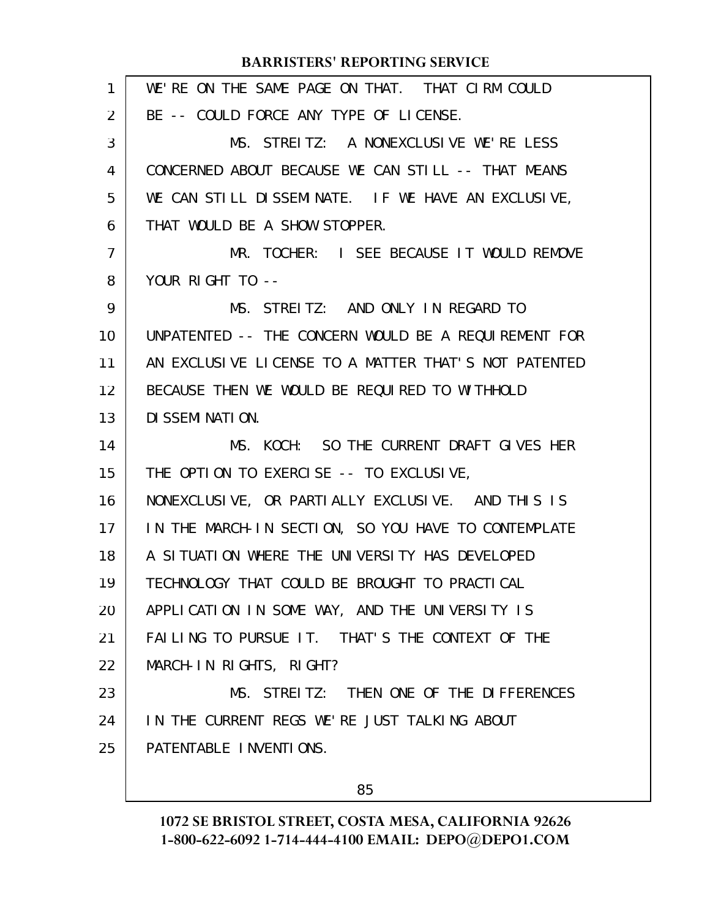WE'RE ON THE SAME PAGE ON THAT. THAT CIRM COULD BE -- COULD FORCE ANY TYPE OF LICENSE.

MS. STREITZ: A NONEXCLUSIVE WE'RE LESS CONCERNED ABOUT BECAUSE WE CAN STILL -- THAT MEANS WE CAN STILL DISSEMINATE. IF WE HAVE AN EXCLUSIVE, THAT WOULD BE A SHOW STOPPER.

MR. TOCHER: I SEE BECAUSE IT WOULD REMOVE YOUR RIGHT TO --

MS. STREITZ: AND ONLY IN REGARD TO UNPATENTED -- THE CONCERN WOULD BE A REQUIREMENT FOR AN EXCLUSIVE LICENSE TO A MATTER THAT'S NOT PATENTED BECAUSE THEN WE WOULD BE REQUIRED TO WITHHOLD DISSEMINATION.

MS. KOCH: SO THE CURRENT DRAFT GIVES HER THE OPTION TO EXERCISE -- TO EXCLUSIVE, NONEXCLUSIVE, OR PARTIALLY EXCLUSIVE. AND THIS IS IN THE MARCH-IN SECTION, SO YOU HAVE TO CONTEMPLATE A SITUATION WHERE THE UNIVERSITY HAS DEVELOPED TECHNOLOGY THAT COULD BE BROUGHT TO PRACTICAL APPLICATION IN SOME WAY, AND THE UNIVERSITY IS FAILING TO PURSUE IT. THAT'S THE CONTEXT OF THE MARCH-IN RIGHTS, RIGHT?

MS. STREITZ: THEN ONE OF THE DIFFERENCES IN THE CURRENT REGS WE'RE JUST TALKING ABOUT PATENTABLE INVENTIONS.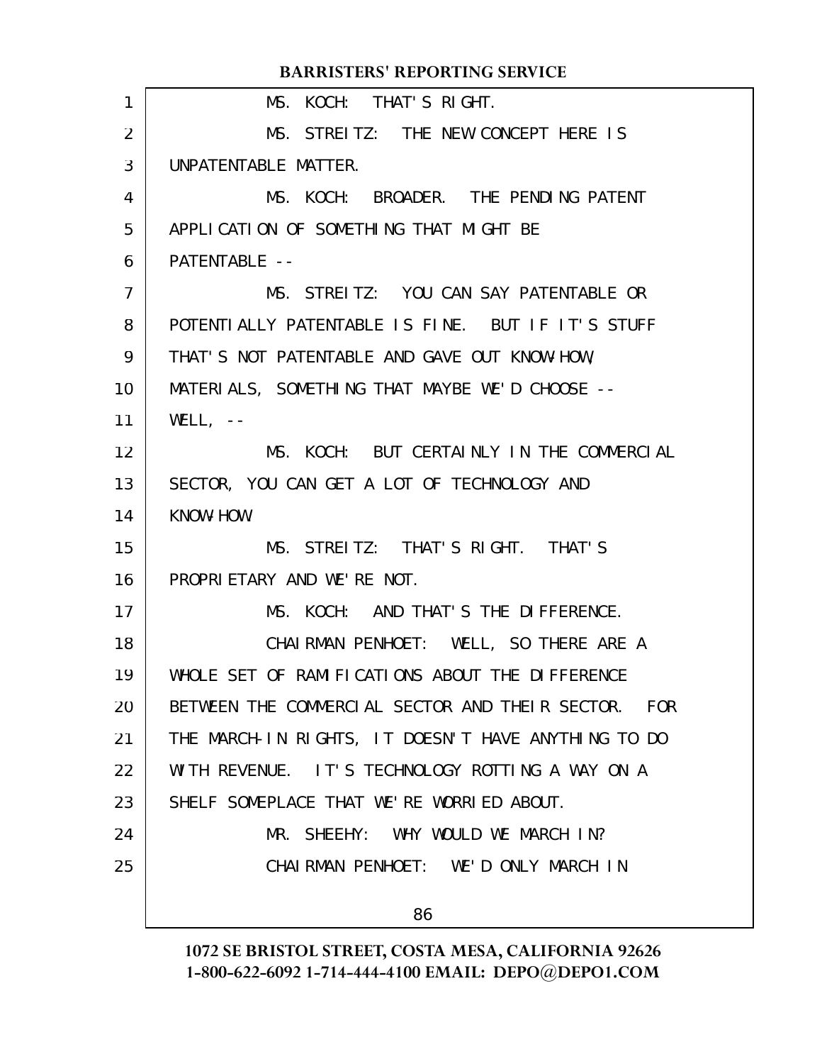MS. KOCH: THAT'S RIGHT.

MS. STREITZ: THE NEW CONCEPT HERE IS UNPATENTABLE MATTER.

MS. KOCH: BROADER. THE PENDING PATENT APPLICATION OF SOMETHING THAT MIGHT BE PATENTABLE --

MS. STREITZ: YOU CAN SAY PATENTABLE OR POTENTIALLY PATENTABLE IS FINE. BUT IF IT'S STUFF THAT'S NOT PATENTABLE AND GAVE OUT KNOW-HOW, MATERIALS, SOMETHING THAT MAYBE WE'D CHOOSE -- WELL, --

MS. KOCH: BUT CERTAINLY IN THE COMMERCIAL SECTOR, YOU CAN GET A LOT OF TECHNOLOGY AND KNOW-HOW.

MS. STREITZ: THAT'S RIGHT. THAT'S PROPRIETARY AND WE'RE NOT.

MS. KOCH: AND THAT'S THE DIFFERENCE.

CHAIRMAN PENHOET: WELL, SO THERE ARE A WHOLE SET OF RAMIFICATIONS ABOUT THE DIFFERENCE BETWEEN THE COMMERCIAL SECTOR AND THEIR SECTOR. FOR THE MARCH-IN RIGHTS, IT DOESN'T HAVE ANYTHING TO DO WITH REVENUE. IT'S TECHNOLOGY ROTTING A WAY ON A SHELF SOMEPLACE THAT WE'RE WORRIED ABOUT.

MR. SHEEHY: WHY WOULD WE MARCH IN?

CHAIRMAN PENHOET: WE'D ONLY MARCH IN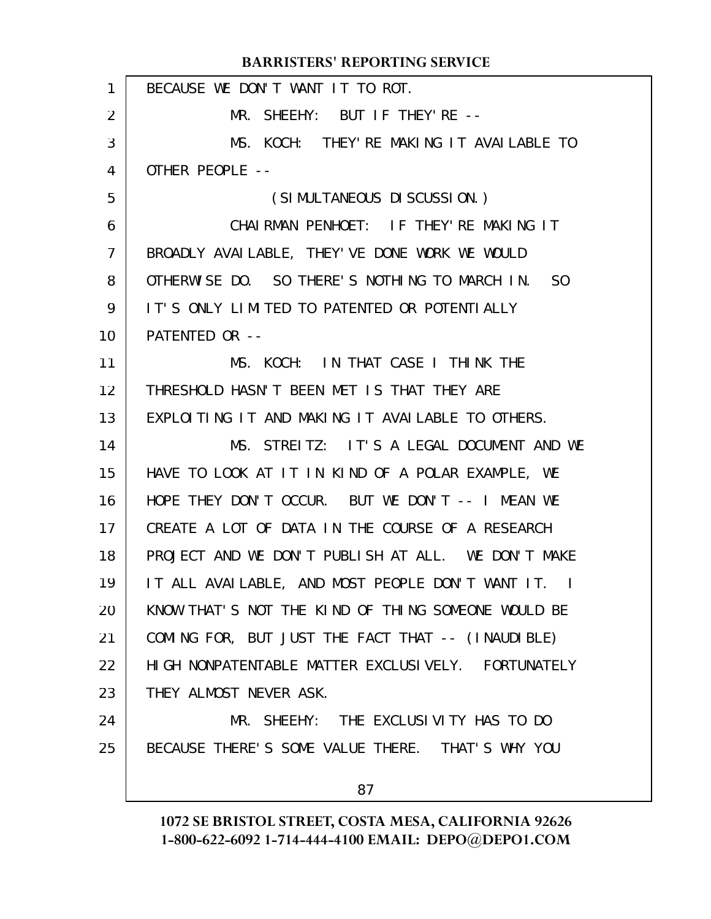BECAUSE WE DON'T WANT IT TO ROT.

MR. SHEEHY: BUT IF THEY'RE --

MS. KOCH: THEY'RE MAKING IT AVAILABLE TO OTHER PEOPLE --

(SIMULTANEOUS DISCUSSION.)

CHAIRMAN PENHOET: IF THEY'RE MAKING IT BROADLY AVAILABLE, THEY'VE DONE WORK WE WOULD OTHERWISE DO. SO THERE'S NOTHING TO MARCH IN. SO IT'S ONLY LIMITED TO PATENTED OR POTENTIALLY PATENTED OR --

MS. KOCH: IN THAT CASE I THINK THE THRESHOLD HASN'T BEEN MET IS THAT THEY ARE EXPLOITING IT AND MAKING IT AVAILABLE TO OTHERS.

MS. STREITZ: IT'S A LEGAL DOCUMENT AND WE HAVE TO LOOK AT IT IN KIND OF A POLAR EXAMPLE, WE HOPE THEY DON'T OCCUR. BUT WE DON'T -- I MEAN WE CREATE A LOT OF DATA IN THE COURSE OF A RESEARCH PROJECT AND WE DON'T PUBLISH AT ALL. WE DON'T MAKE IT ALL AVAILABLE, AND MOST PEOPLE DON'T WANT IT. I KNOW THAT'S NOT THE KIND OF THING SOMEONE WOULD BE COMING FOR, BUT JUST THE FACT THAT -- (INAUDIBLE) HIGH NONPATENTABLE MATTER EXCLUSIVELY. FORTUNATELY THEY ALMOST NEVER ASK.

MR. SHEEHY: THE EXCLUSIVITY HAS TO DO BECAUSE THERE'S SOME VALUE THERE. THAT'S WHY YOU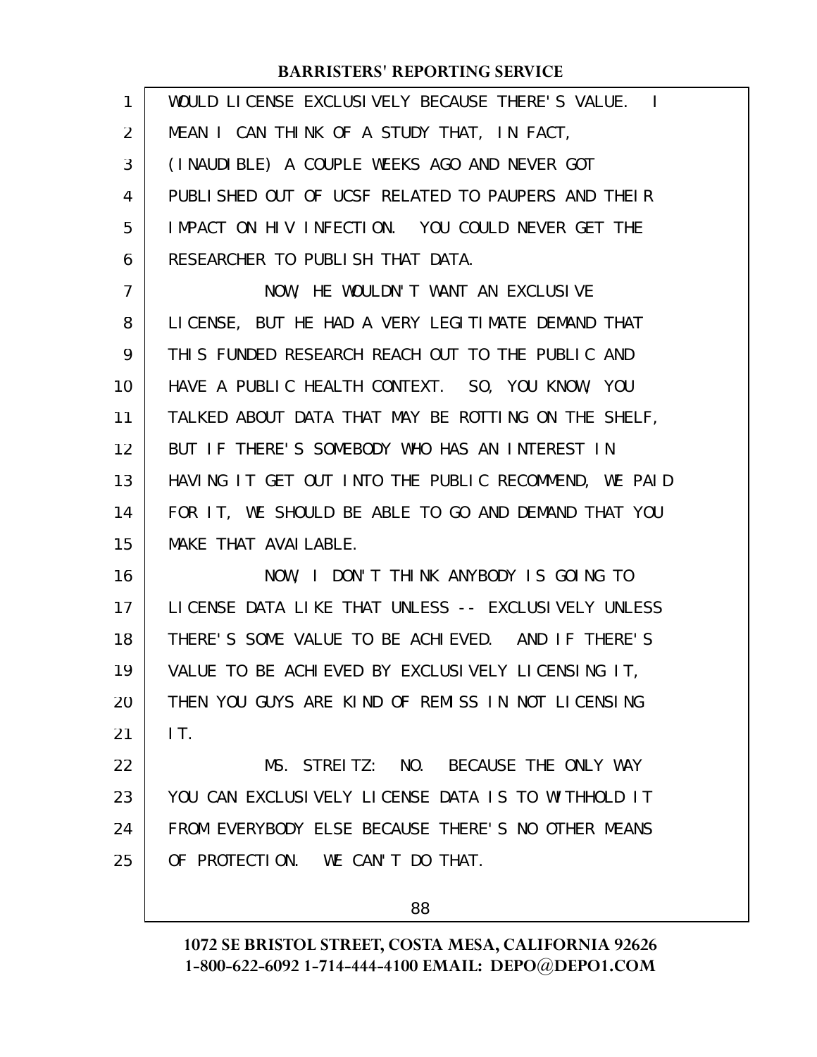WOULD LICENSE EXCLUSIVELY BECAUSE THERE'S VALUE. I MEAN I CAN THINK OF A STUDY THAT, IN FACT, (INAUDIBLE) A COUPLE WEEKS AGO AND NEVER GOT PUBLISHED OUT OF UCSF RELATED TO PAUPERS AND THEIR IMPACT ON HIV INFECTION. YOU COULD NEVER GET THE RESEARCHER TO PUBLISH THAT DATA.

NOW, HE WOULDN'T WANT AN EXCLUSIVE LICENSE, BUT HE HAD A VERY LEGITIMATE DEMAND THAT THIS FUNDED RESEARCH REACH OUT TO THE PUBLIC AND HAVE A PUBLIC HEALTH CONTEXT. SO, YOU KNOW, YOU TALKED ABOUT DATA THAT MAY BE ROTTING ON THE SHELF, BUT IF THERE'S SOMEBODY WHO HAS AN INTEREST IN HAVING IT GET OUT INTO THE PUBLIC RECOMMEND, WE PAID FOR IT, WE SHOULD BE ABLE TO GO AND DEMAND THAT YOU MAKE THAT AVAILABLE.

NOW, I DON'T THINK ANYBODY IS GOING TO LICENSE DATA LIKE THAT UNLESS -- EXCLUSIVELY UNLESS THERE'S SOME VALUE TO BE ACHIEVED. AND IF THERE'S VALUE TO BE ACHIEVED BY EXCLUSIVELY LICENSING IT, THEN YOU GUYS ARE KIND OF REMISS IN NOT LICENSING IT.

MS. STREITZ: NO. BECAUSE THE ONLY WAY YOU CAN EXCLUSIVELY LICENSE DATA IS TO WITHHOLD IT FROM EVERYBODY ELSE BECAUSE THERE'S NO OTHER MEANS OF PROTECTION. WE CAN'T DO THAT.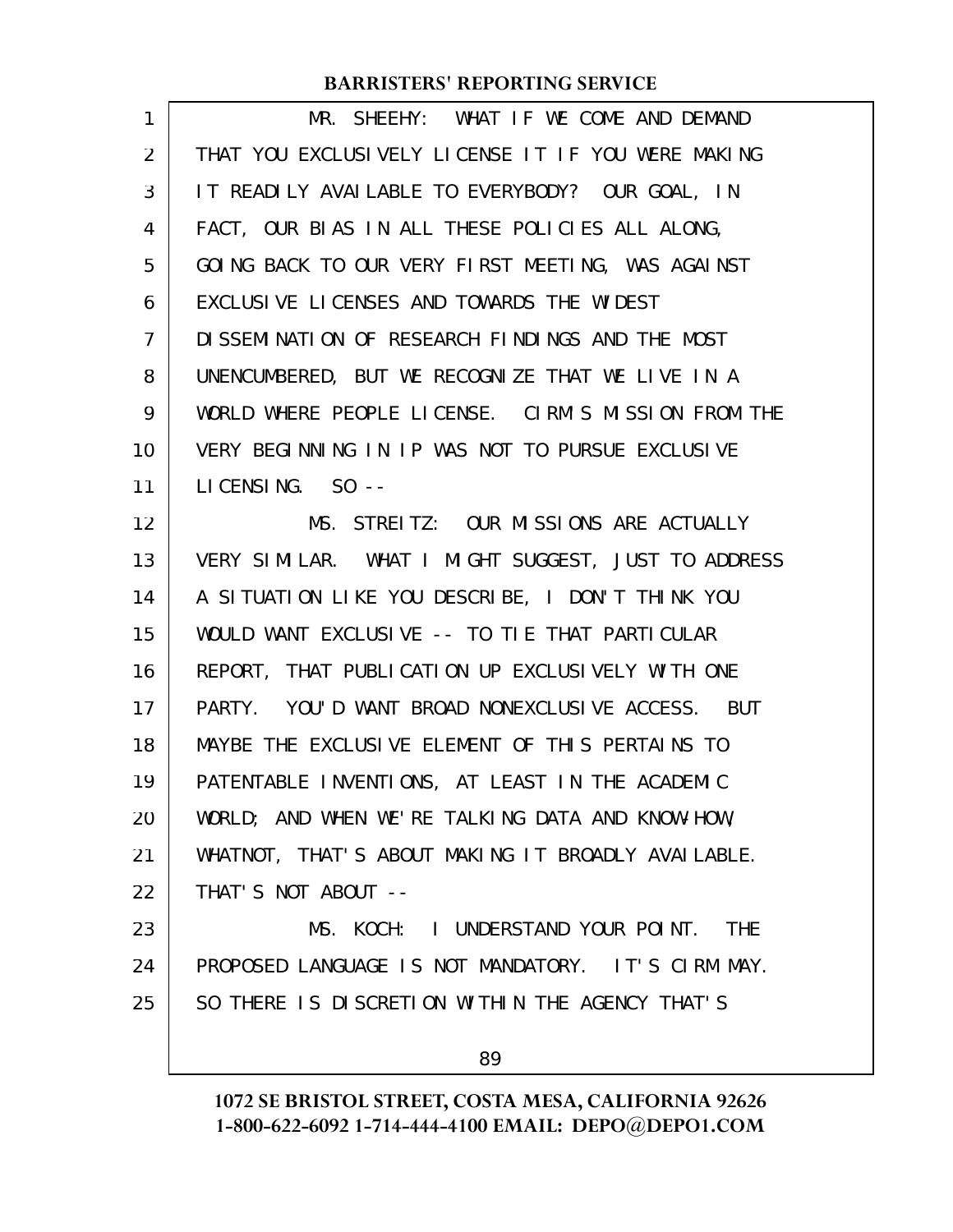MR. SHEEHY: WHAT IF WE COME AND DEMAND THAT YOU EXCLUSIVELY LICENSE IT IF YOU WERE MAKING IT READILY AVAILABLE TO EVERYBODY? OUR GOAL, IN FACT, OUR BIAS IN ALL THESE POLICIES ALL ALONG, GOING BACK TO OUR VERY FIRST MEETING, WAS AGAINST EXCLUSIVE LICENSES AND TOWARDS THE WIDEST DISSEMINATION OF RESEARCH FINDINGS AND THE MOST UNENCUMBERED, BUT WE RECOGNIZE THAT WE LIVE IN A WORLD WHERE PEOPLE LICENSE. CIRM'S MISSION FROM THE VERY BEGINNING IN IP WAS NOT TO PURSUE EXCLUSIVE LICENSING. SO --

MS. STREITZ: OUR MISSIONS ARE ACTUALLY VERY SIMILAR. WHAT I MIGHT SUGGEST, JUST TO ADDRESS A SITUATION LIKE YOU DESCRIBE, I DON'T THINK YOU WOULD WANT EXCLUSIVE -- TO TIE THAT PARTICULAR REPORT, THAT PUBLICATION UP EXCLUSIVELY WITH ONE PARTY. YOU'D WANT BROAD NONEXCLUSIVE ACCESS. BUT MAYBE THE EXCLUSIVE ELEMENT OF THIS PERTAINS TO PATENTABLE INVENTIONS, AT LEAST IN THE ACADEMIC WORLD; AND WHEN WE'RE TALKING DATA AND KNOW-HOW, WHATNOT, THAT'S ABOUT MAKING IT BROADLY AVAILABLE. THAT'S NOT ABOUT --

MS. KOCH: I UNDERSTAND YOUR POINT. THE PROPOSED LANGUAGE IS NOT MANDATORY. IT'S CIRM MAY. SO THERE IS DISCRETION WITHIN THE AGENCY THAT'S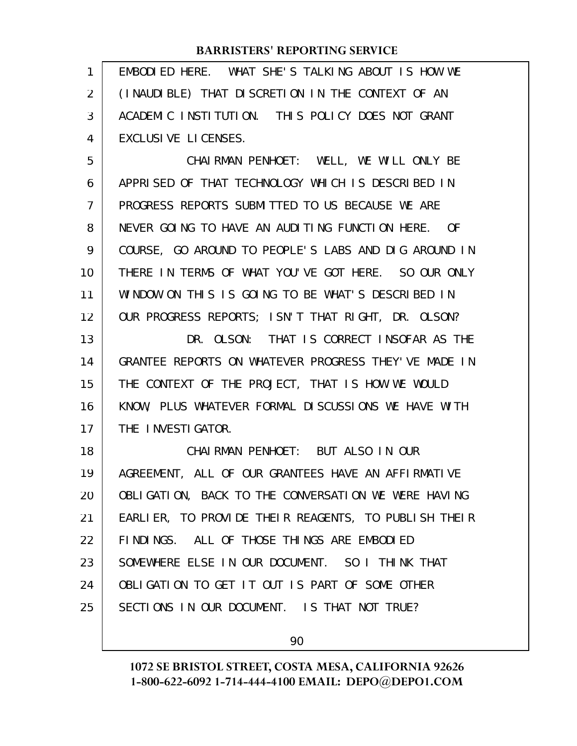EMBODIED HERE. WHAT SHE'S TALKING ABOUT IS HOW WE (INAUDIBLE) THAT DISCRETION IN THE CONTEXT OF AN ACADEMIC INSTITUTION. THIS POLICY DOES NOT GRANT EXCLUSIVE LICENSES.

CHAIRMAN PENHOET: WELL, WE WILL ONLY BE APPRISED OF THAT TECHNOLOGY WHICH IS DESCRIBED IN PROGRESS REPORTS SUBMITTED TO US BECAUSE WE ARE NEVER GOING TO HAVE AN AUDITING FUNCTION HERE. OF COURSE, GO AROUND TO PEOPLE'S LABS AND DIG AROUND IN THERE IN TERMS OF WHAT YOU'VE GOT HERE. SO OUR ONLY WINDOW ON THIS IS GOING TO BE WHAT'S DESCRIBED IN OUR PROGRESS REPORTS; ISN'T THAT RIGHT, DR. OLSON?

DR. OLSON: THAT IS CORRECT INSOFAR AS THE GRANTEE REPORTS ON WHATEVER PROGRESS THEY'VE MADE IN THE CONTEXT OF THE PROJECT, THAT IS HOW WE WOULD KNOW, PLUS WHATEVER FORMAL DISCUSSIONS WE HAVE WITH THE INVESTIGATOR.

CHAIRMAN PENHOET: BUT ALSO IN OUR AGREEMENT, ALL OF OUR GRANTEES HAVE AN AFFIRMATIVE OBLIGATION, BACK TO THE CONVERSATION WE WERE HAVING EARLIER, TO PROVIDE THEIR REAGENTS, TO PUBLISH THEIR FINDINGS. ALL OF THOSE THINGS ARE EMBODIED SOMEWHERE ELSE IN OUR DOCUMENT. SO I THINK THAT OBLIGATION TO GET IT OUT IS PART OF SOME OTHER SECTIONS IN OUR DOCUMENT. IS THAT NOT TRUE?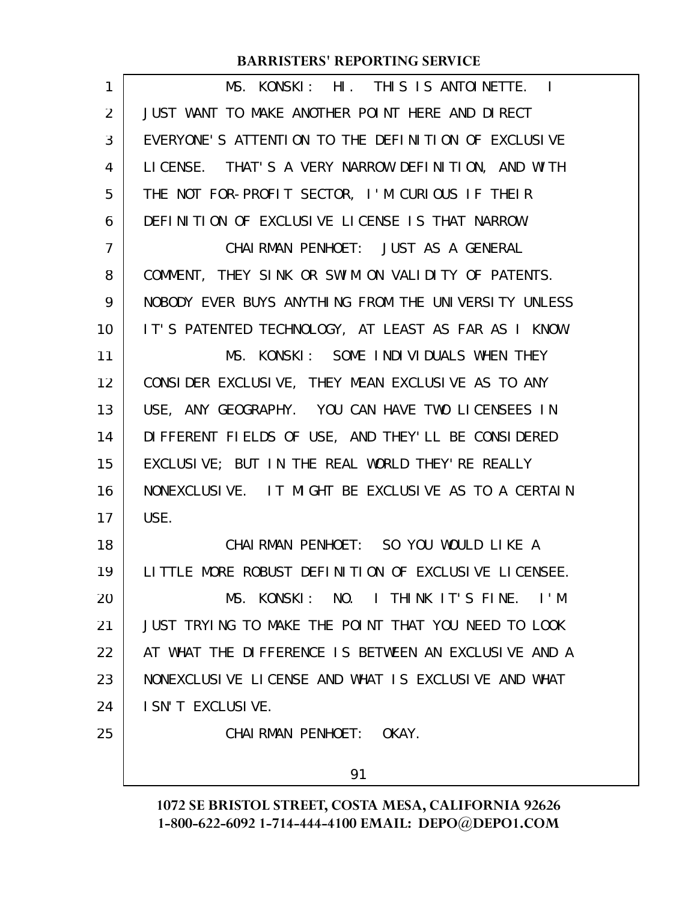MS. KONSKI: HI. THIS IS ANTOINETTE. I JUST WANT TO MAKE ANOTHER POINT HERE AND DIRECT EVERYONE'S ATTENTION TO THE DEFINITION OF EXCLUSIVE LICENSE. THAT'S A VERY NARROW DEFINITION, AND WITH THE NOT FOR-PROFIT SECTOR, I'M CURIOUS IF THEIR DEFINITION OF EXCLUSIVE LICENSE IS THAT NARROW.

CHAIRMAN PENHOET: JUST AS A GENERAL COMMENT, THEY SINK OR SWIM ON VALIDITY OF PATENTS. NOBODY EVER BUYS ANYTHING FROM THE UNIVERSITY UNLESS IT'S PATENTED TECHNOLOGY, AT LEAST AS FAR AS I KNOW.

MS. KONSKI: SOME INDIVIDUALS WHEN THEY CONSIDER EXCLUSIVE, THEY MEAN EXCLUSIVE AS TO ANY USE, ANY GEOGRAPHY. YOU CAN HAVE TWO LICENSEES IN DIFFERENT FIELDS OF USE, AND THEY'LL BE CONSIDERED EXCLUSIVE; BUT IN THE REAL WORLD THEY'RE REALLY NONEXCLUSIVE. IT MIGHT BE EXCLUSIVE AS TO A CERTAIN USE.

CHAIRMAN PENHOET: SO YOU WOULD LIKE A LITTLE MORE ROBUST DEFINITION OF EXCLUSIVE LICENSEE.

MS. KONSKI: NO. I THINK IT'S FINE. I'M JUST TRYING TO MAKE THE POINT THAT YOU NEED TO LOOK AT WHAT THE DIFFERENCE IS BETWEEN AN EXCLUSIVE AND A NONEXCLUSIVE LICENSE AND WHAT IS EXCLUSIVE AND WHAT ISN'T EXCLUSIVE.

CHAIRMAN PENHOET: OKAY.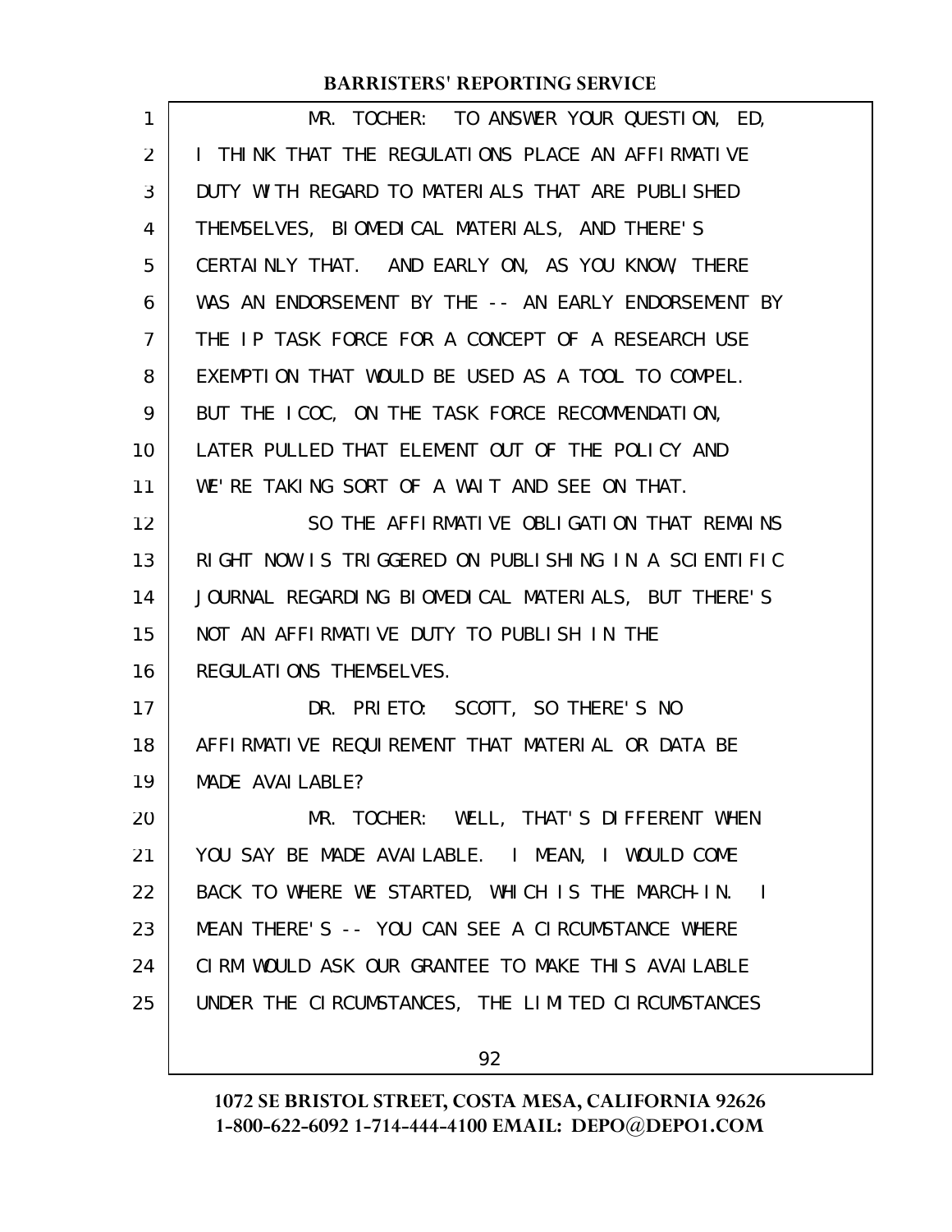MR. TOCHER: TO ANSWER YOUR QUESTION, ED, I THINK THAT THE REGULATIONS PLACE AN AFFIRMATIVE DUTY WITH REGARD TO MATERIALS THAT ARE PUBLISHED THEMSELVES, BIOMEDICAL MATERIALS, AND THERE'S CERTAINLY THAT. AND EARLY ON, AS YOU KNOW, THERE WAS AN ENDORSEMENT BY THE -- AN EARLY ENDORSEMENT BY THE IP TASK FORCE FOR A CONCEPT OF A RESEARCH USE EXEMPTION THAT WOULD BE USED AS A TOOL TO COMPEL. BUT THE ICOC, ON THE TASK FORCE RECOMMENDATION, LATER PULLED THAT ELEMENT OUT OF THE POLICY AND WE'RE TAKING SORT OF A WAIT AND SEE ON THAT.

SO THE AFFIRMATIVE OBLIGATION THAT REMAINS RIGHT NOW IS TRIGGERED ON PUBLISHING IN A SCIENTIFIC JOURNAL REGARDING BIOMEDICAL MATERIALS, BUT THERE'S NOT AN AFFIRMATIVE DUTY TO PUBLISH IN THE REGULATIONS THEMSELVES.

DR. PRIETO: SCOTT, SO THERE'S NO AFFIRMATIVE REQUIREMENT THAT MATERIAL OR DATA BE MADE AVAILABLE?

MR. TOCHER: WELL, THAT'S DIFFERENT WHEN YOU SAY BE MADE AVAILABLE. I MEAN, I WOULD COME BACK TO WHERE WE STARTED, WHICH IS THE MARCH-IN. I MEAN THERE'S -- YOU CAN SEE A CIRCUMSTANCE WHERE CIRM WOULD ASK OUR GRANTEE TO MAKE THIS AVAILABLE UNDER THE CIRCUMSTANCES, THE LIMITED CIRCUMSTANCES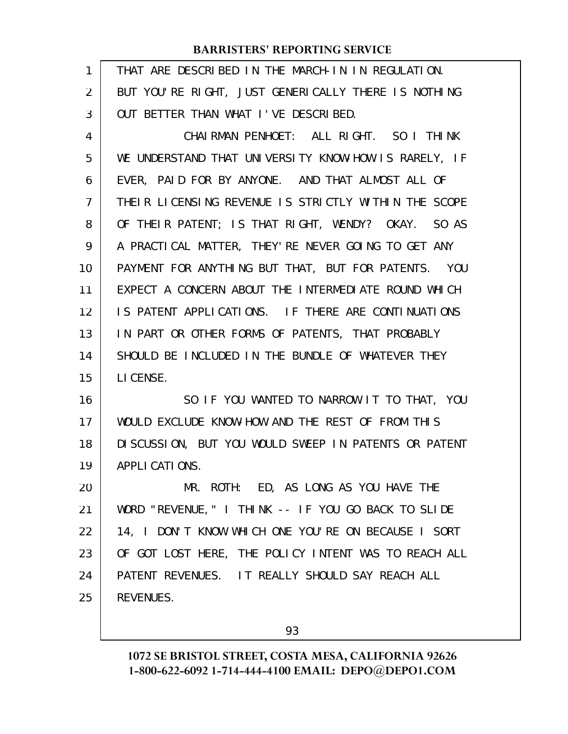THAT ARE DESCRIBED IN THE MARCH-IN IN REGULATION. BUT YOU'RE RIGHT, JUST GENERICALLY THERE IS NOTHING OUT BETTER THAN WHAT I'VE DESCRIBED.

CHAIRMAN PENHOET: ALL RIGHT. SO I THINK WE UNDERSTAND THAT UNIVERSITY KNOW-HOW IS RARELY, IF EVER, PAID FOR BY ANYONE. AND THAT ALMOST ALL OF THEIR LICENSING REVENUE IS STRICTLY WITHIN THE SCOPE OF THEIR PATENT; IS THAT RIGHT, WENDY? OKAY. SO AS A PRACTICAL MATTER, THEY'RE NEVER GOING TO GET ANY PAYMENT FOR ANYTHING BUT THAT, BUT FOR PATENTS. YOU EXPECT A CONCERN ABOUT THE INTERMEDIATE ROUND WHICH IS PATENT APPLICATIONS. IF THERE ARE CONTINUATIONS IN PART OR OTHER FORMS OF PATENTS, THAT PROBABLY SHOULD BE INCLUDED IN THE BUNDLE OF WHATEVER THEY LICENSE.

SO IF YOU WANTED TO NARROW IT TO THAT, YOU WOULD EXCLUDE KNOW-HOW AND THE REST OF FROM THIS DISCUSSION, BUT YOU WOULD SWEEP IN PATENTS OR PATENT APPLICATIONS.

MR. ROTH: ED, AS LONG AS YOU HAVE THE WORD "REVENUE," I THINK -- IF YOU GO BACK TO SLIDE 14, I DON'T KNOW WHICH ONE YOU'RE ON BECAUSE I SORT OF GOT LOST HERE, THE POLICY INTENT WAS TO REACH ALL PATENT REVENUES. IT REALLY SHOULD SAY REACH ALL REVENUES.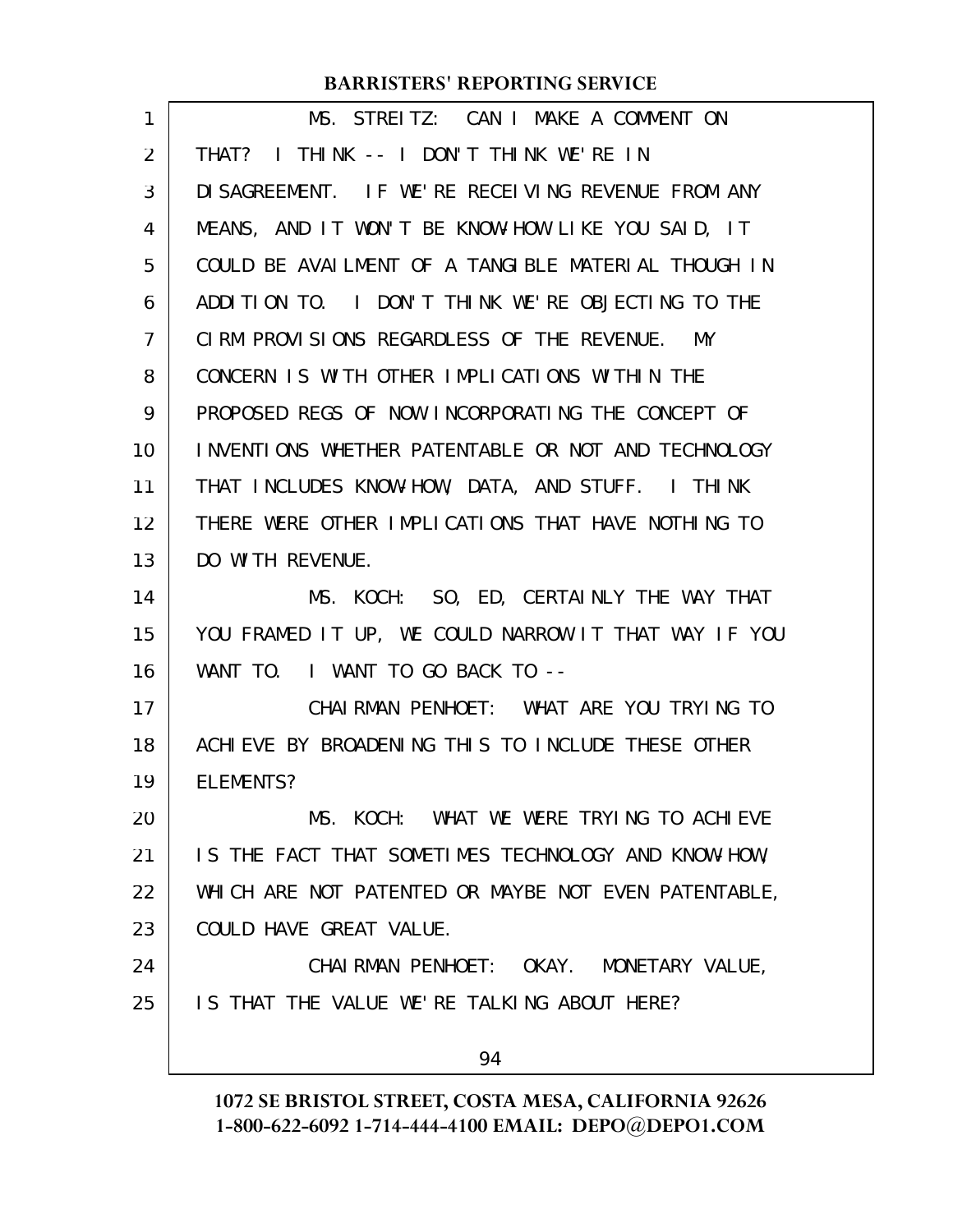MS. STREITZ: CAN I MAKE A COMMENT ON THAT? I THINK -- I DON'T THINK WE'RE IN DISAGREEMENT. IF WE'RE RECEIVING REVENUE FROM ANY MEANS, AND IT WON'T BE KNOW-HOW LIKE YOU SAID, IT COULD BE AVAILMENT OF A TANGIBLE MATERIAL THOUGH IN ADDITION TO. I DON'T THINK WE'RE OBJECTING TO THE CIRM PROVISIONS REGARDLESS OF THE REVENUE. MY CONCERN IS WITH OTHER IMPLICATIONS WITHIN THE PROPOSED REGS OF NOW INCORPORATING THE CONCEPT OF INVENTIONS WHETHER PATENTABLE OR NOT AND TECHNOLOGY THAT INCLUDES KNOW-HOW, DATA, AND STUFF. I THINK THERE WERE OTHER IMPLICATIONS THAT HAVE NOTHING TO DO WITH REVENUE.

MS. KOCH: SO, ED, CERTAINLY THE WAY THAT YOU FRAMED IT UP, WE COULD NARROW IT THAT WAY IF YOU WANT TO. I WANT TO GO BACK TO --

CHAIRMAN PENHOET: WHAT ARE YOU TRYING TO ACHIEVE BY BROADENING THIS TO INCLUDE THESE OTHER ELEMENTS?

MS. KOCH: WHAT WE WERE TRYING TO ACHIEVE IS THE FACT THAT SOMETIMES TECHNOLOGY AND KNOW-HOW, WHICH ARE NOT PATENTED OR MAYBE NOT EVEN PATENTABLE, COULD HAVE GREAT VALUE.

CHAIRMAN PENHOET: OKAY. MONETARY VALUE, IS THAT THE VALUE WE'RE TALKING ABOUT HERE?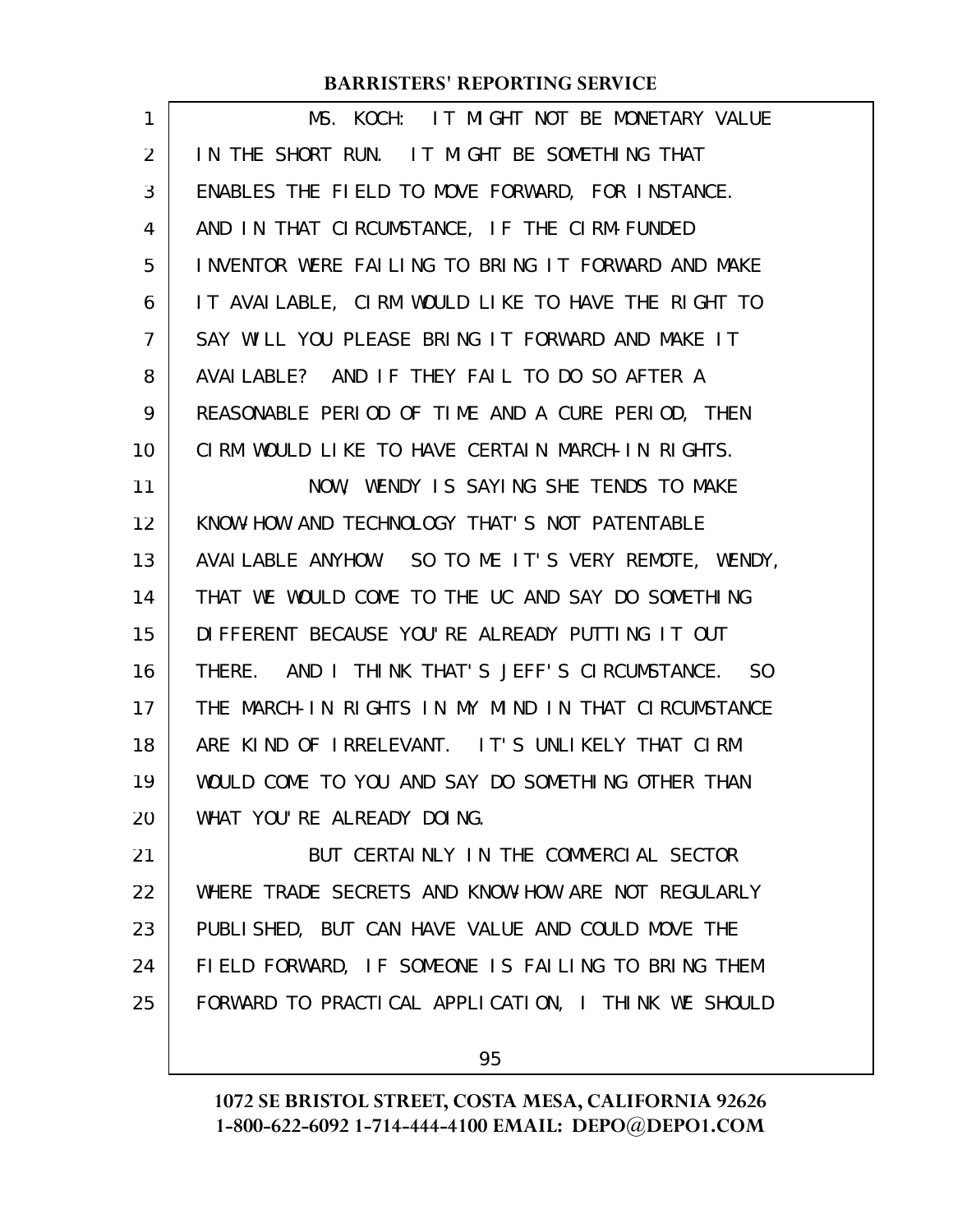MS. KOCH: IT MIGHT NOT BE MONETARY VALUE IN THE SHORT RUN. IT MIGHT BE SOMETHING THAT ENABLES THE FIELD TO MOVE FORWARD, FOR INSTANCE. AND IN THAT CIRCUMSTANCE, IF THE CIRM-FUNDED INVENTOR WERE FAILING TO BRING IT FORWARD AND MAKE IT AVAILABLE, CIRM WOULD LIKE TO HAVE THE RIGHT TO SAY WILL YOU PLEASE BRING IT FORWARD AND MAKE IT AVAILABLE? AND IF THEY FAIL TO DO SO AFTER A REASONABLE PERIOD OF TIME AND A CURE PERIOD, THEN CIRM WOULD LIKE TO HAVE CERTAIN MARCH-IN RIGHTS.

NOW, WENDY IS SAYING SHE TENDS TO MAKE KNOW-HOW AND TECHNOLOGY THAT'S NOT PATENTABLE AVAILABLE ANYHOW. SO TO ME IT'S VERY REMOTE, WENDY, THAT WE WOULD COME TO THE UC AND SAY DO SOMETHING DIFFERENT BECAUSE YOU'RE ALREADY PUTTING IT OUT THERE. AND I THINK THAT'S JEFF'S CIRCUMSTANCE. SO THE MARCH-IN RIGHTS IN MY MIND IN THAT CIRCUMSTANCE ARE KIND OF IRRELEVANT. IT'S UNLIKELY THAT CIRM WOULD COME TO YOU AND SAY DO SOMETHING OTHER THAN WHAT YOU'RE ALREADY DOING.

BUT CERTAINLY IN THE COMMERCIAL SECTOR WHERE TRADE SECRETS AND KNOW-HOW ARE NOT REGULARLY PUBLISHED, BUT CAN HAVE VALUE AND COULD MOVE THE FIELD FORWARD, IF SOMEONE IS FAILING TO BRING THEM FORWARD TO PRACTICAL APPLICATION, I THINK WE SHOULD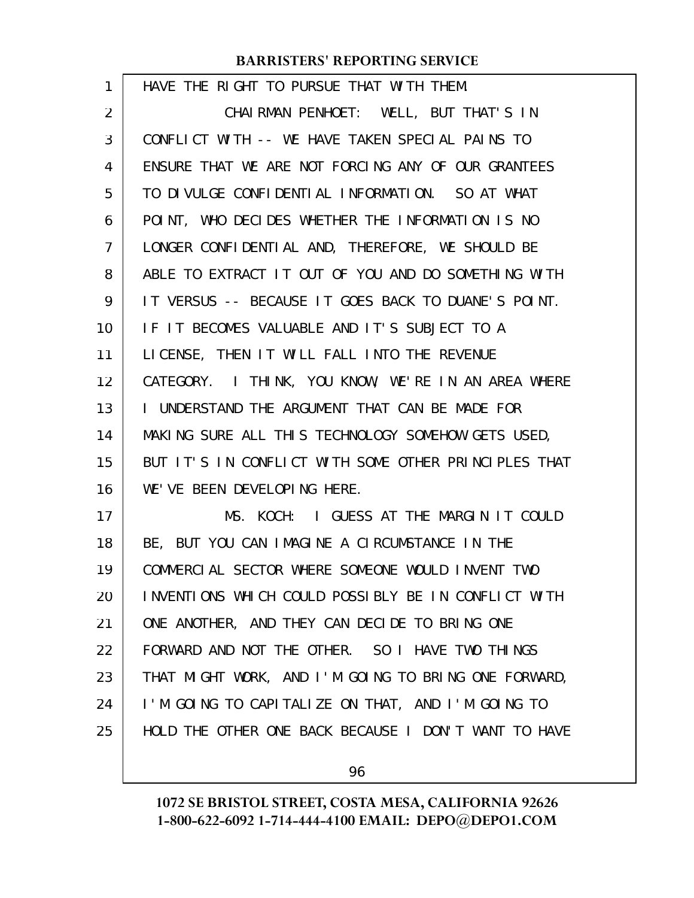HAVE THE RIGHT TO PURSUE THAT WITH THEM.

CHAIRMAN PENHOET: WELL, BUT THAT'S IN CONFLICT WITH -- WE HAVE TAKEN SPECIAL PAINS TO ENSURE THAT WE ARE NOT FORCING ANY OF OUR GRANTEES TO DIVULGE CONFIDENTIAL INFORMATION. SO AT WHAT POINT, WHO DECIDES WHETHER THE INFORMATION IS NO LONGER CONFIDENTIAL AND, THEREFORE, WE SHOULD BE ABLE TO EXTRACT IT OUT OF YOU AND DO SOMETHING WITH IT VERSUS -- BECAUSE IT GOES BACK TO DUANE'S POINT. IF IT BECOMES VALUABLE AND IT'S SUBJECT TO A LICENSE, THEN IT WILL FALL INTO THE REVENUE CATEGORY. I THINK, YOU KNOW, WE'RE IN AN AREA WHERE I UNDERSTAND THE ARGUMENT THAT CAN BE MADE FOR MAKING SURE ALL THIS TECHNOLOGY SOMEHOW GETS USED, BUT IT'S IN CONFLICT WITH SOME OTHER PRINCIPLES THAT WE'VE BEEN DEVELOPING HERE.

MS. KOCH: I GUESS AT THE MARGIN IT COULD BE, BUT YOU CAN IMAGINE A CIRCUMSTANCE IN THE COMMERCIAL SECTOR WHERE SOMEONE WOULD INVENT TWO INVENTIONS WHICH COULD POSSIBLY BE IN CONFLICT WITH ONE ANOTHER, AND THEY CAN DECIDE TO BRING ONE FORWARD AND NOT THE OTHER. SO I HAVE TWO THINGS THAT MIGHT WORK, AND I'M GOING TO BRING ONE FORWARD, I'M GOING TO CAPITALIZE ON THAT, AND I'M GOING TO HOLD THE OTHER ONE BACK BECAUSE I DON'T WANT TO HAVE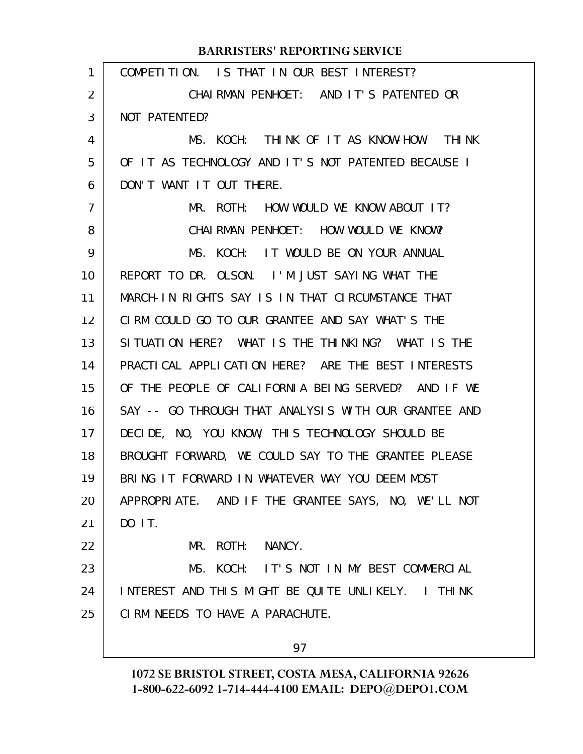COMPETITION. IS THAT IN OUR BEST INTEREST?

CHAIRMAN PENHOET: AND IT'S PATENTED OR NOT PATENTED?

MS. KOCH: THINK OF IT AS KNOW-HOW. THINK OF IT AS TECHNOLOGY AND IT'S NOT PATENTED BECAUSE I DON'T WANT IT OUT THERE.

MR. ROTH: HOW WOULD WE KNOW ABOUT IT?

CHAIRMAN PENHOET: HOW WOULD WE KNOW?

MS. KOCH: IT WOULD BE ON YOUR ANNUAL REPORT TO DR. OLSON. I'M JUST SAYING WHAT THE MARCH-IN RIGHTS SAY IS IN THAT CIRCUMSTANCE THAT CIRM COULD GO TO OUR GRANTEE AND SAY WHAT'S THE SITUATION HERE? WHAT IS THE THINKING? WHAT IS THE PRACTICAL APPLICATION HERE? ARE THE BEST INTERESTS OF THE PEOPLE OF CALIFORNIA BEING SERVED? AND IF WE SAY -- GO THROUGH THAT ANALYSIS WITH OUR GRANTEE AND DECIDE, NO, YOU KNOW, THIS TECHNOLOGY SHOULD BE BROUGHT FORWARD, WE COULD SAY TO THE GRANTEE PLEASE BRING IT FORWARD IN WHATEVER WAY YOU DEEM MOST APPROPRIATE. AND IF THE GRANTEE SAYS, NO, WE'LL NOT DO IT.

MR. ROTH: NANCY.

MS. KOCH: IT'S NOT IN MY BEST COMMERCIAL INTEREST AND THIS MIGHT BE QUITE UNLIKELY. I THINK CIRM NEEDS TO HAVE A PARACHUTE.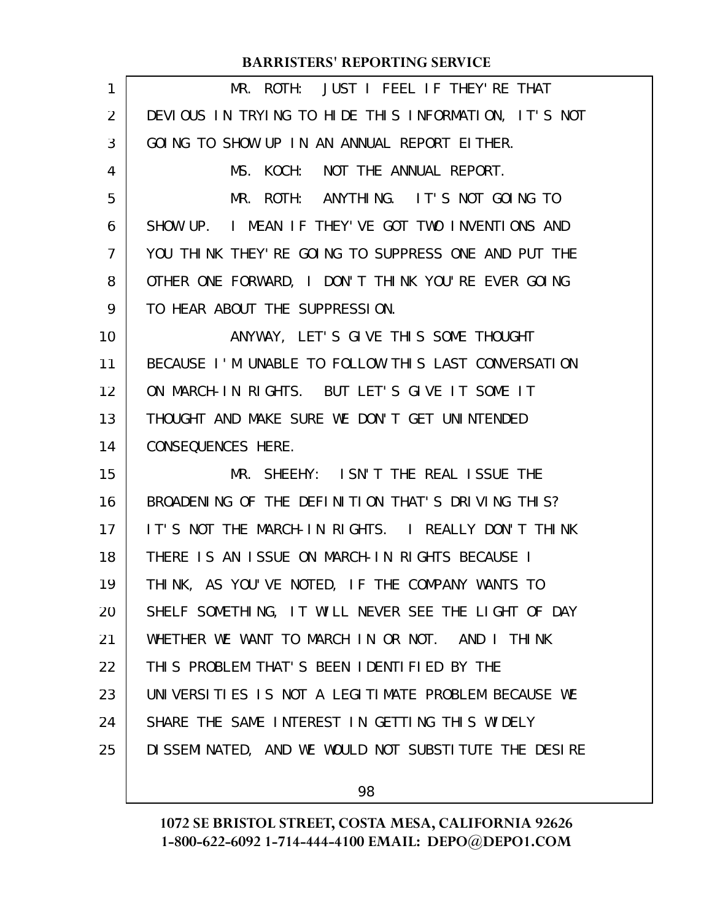MR. ROTH: JUST I FEEL IF THEY'RE THAT DEVIOUS IN TRYING TO HIDE THIS INFORMATION, IT'S NOT GOING TO SHOW UP IN AN ANNUAL REPORT EITHER.

MS. KOCH: NOT THE ANNUAL REPORT.

MR. ROTH: ANYTHING. IT'S NOT GOING TO SHOW UP. I MEAN IF THEY'VE GOT TWO INVENTIONS AND YOU THINK THEY'RE GOING TO SUPPRESS ONE AND PUT THE OTHER ONE FORWARD, I DON'T THINK YOU'RE EVER GOING TO HEAR ABOUT THE SUPPRESSION.

ANYWAY, LET'S GIVE THIS SOME THOUGHT BECAUSE I'M UNABLE TO FOLLOW THIS LAST CONVERSATION ON MARCH-IN RIGHTS. BUT LET'S GIVE IT SOME IT THOUGHT AND MAKE SURE WE DON'T GET UNINTENDED CONSEQUENCES HERE.

MR. SHEEHY: ISN'T THE REAL ISSUE THE BROADENING OF THE DEFINITION THAT'S DRIVING THIS? IT'S NOT THE MARCH-IN RIGHTS. I REALLY DON'T THINK THERE IS AN ISSUE ON MARCH-IN RIGHTS BECAUSE I THINK, AS YOU'VE NOTED, IF THE COMPANY WANTS TO SHELF SOMETHING, IT WILL NEVER SEE THE LIGHT OF DAY WHETHER WE WANT TO MARCH IN OR NOT. AND I THINK THIS PROBLEM THAT'S BEEN IDENTIFIED BY THE UNIVERSITIES IS NOT A LEGITIMATE PROBLEM BECAUSE WE SHARE THE SAME INTEREST IN GETTING THIS WIDELY DISSEMINATED, AND WE WOULD NOT SUBSTITUTE THE DESIRE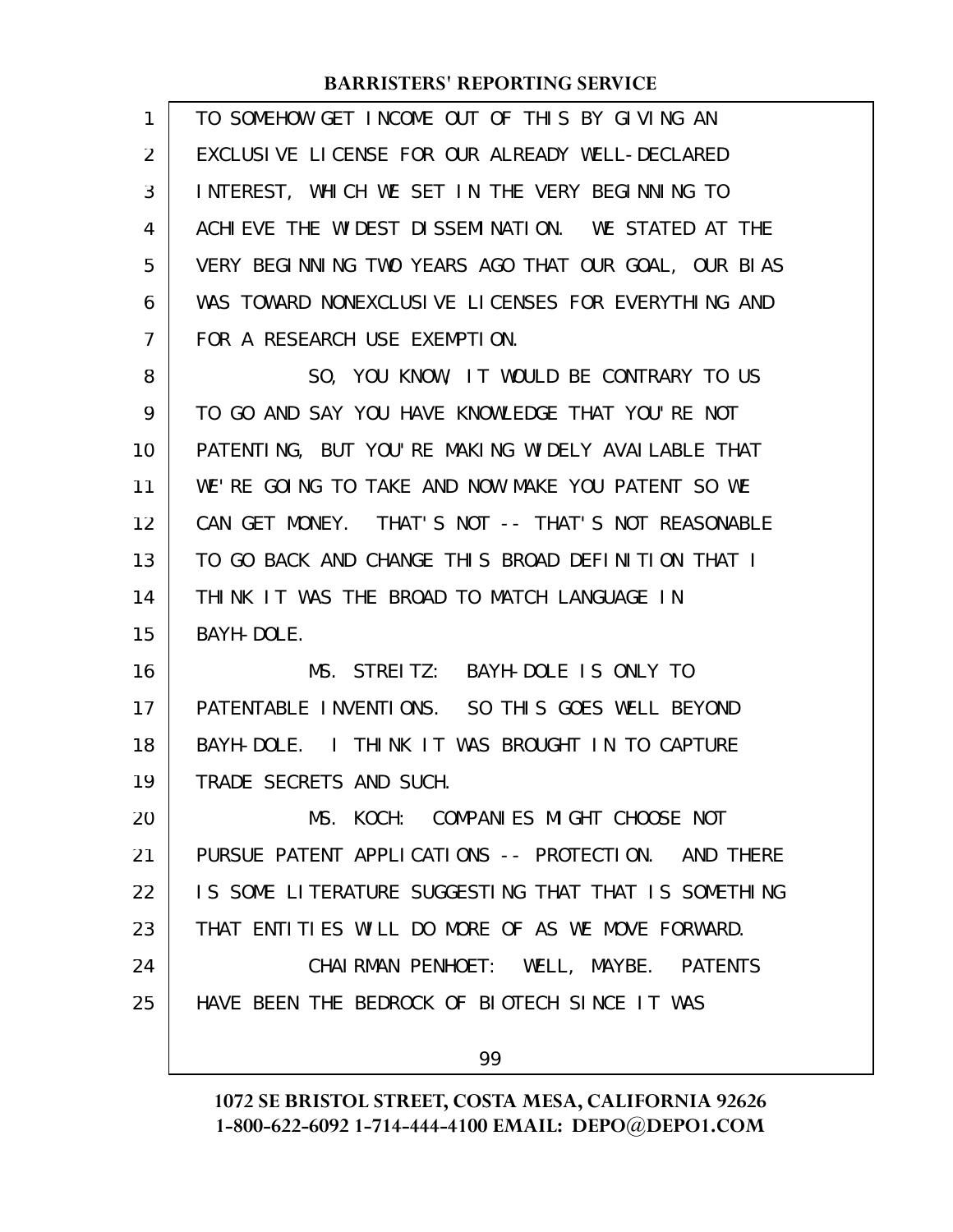TO SOMEHOW GET INCOME OUT OF THIS BY GIVING AN EXCLUSIVE LICENSE FOR OUR ALREADY WELL-DECLARED INTEREST, WHICH WE SET IN THE VERY BEGINNING TO ACHIEVE THE WIDEST DISSEMINATION. WE STATED AT THE VERY BEGINNING TWO YEARS AGO THAT OUR GOAL, OUR BIAS WAS TOWARD NONEXCLUSIVE LICENSES FOR EVERYTHING AND FOR A RESEARCH USE EXEMPTION.

SO, YOU KNOW, IT WOULD BE CONTRARY TO US TO GO AND SAY YOU HAVE KNOWLEDGE THAT YOU'RE NOT PATENTING, BUT YOU'RE MAKING WIDELY AVAILABLE THAT WE'RE GOING TO TAKE AND NOW MAKE YOU PATENT SO WE CAN GET MONEY. THAT'S NOT -- THAT'S NOT REASONABLE TO GO BACK AND CHANGE THIS BROAD DEFINITION THAT I THINK IT WAS THE BROAD TO MATCH LANGUAGE IN BAYH-DOLE.

MS. STREITZ: BAYH-DOLE IS ONLY TO PATENTABLE INVENTIONS. SO THIS GOES WELL BEYOND BAYH-DOLE. I THINK IT WAS BROUGHT IN TO CAPTURE TRADE SECRETS AND SUCH.

MS. KOCH: COMPANIES MIGHT CHOOSE NOT PURSUE PATENT APPLICATIONS -- PROTECTION. AND THERE IS SOME LITERATURE SUGGESTING THAT THAT IS SOMETHING THAT ENTITIES WILL DO MORE OF AS WE MOVE FORWARD.

CHAIRMAN PENHOET: WELL, MAYBE. PATENTS HAVE BEEN THE BEDROCK OF BIOTECH SINCE IT WAS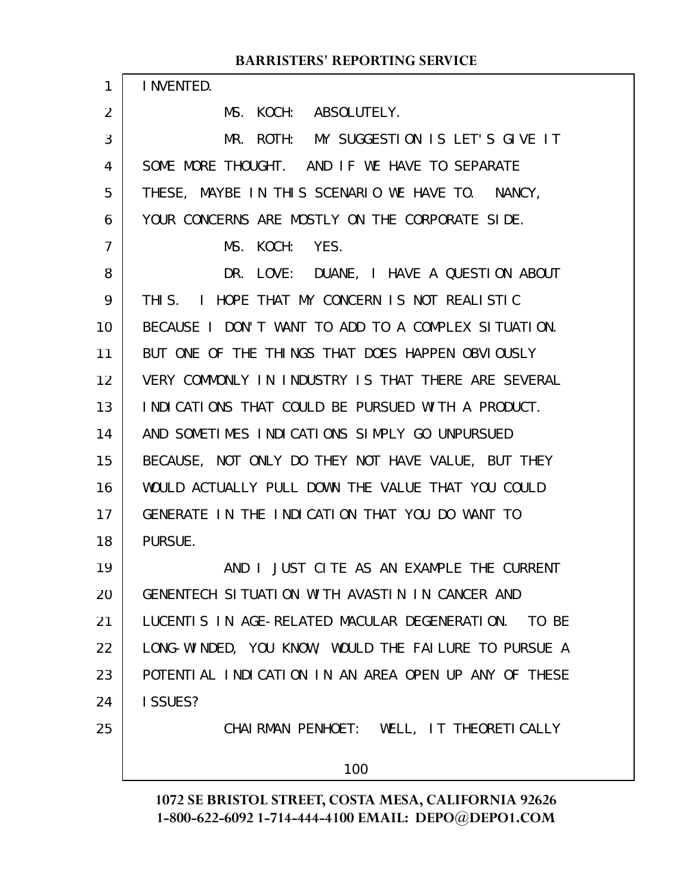INVENTED.

MS. KOCH: ABSOLUTELY.

MR. ROTH: MY SUGGESTION IS LET'S GIVE IT SOME MORE THOUGHT. AND IF WE HAVE TO SEPARATE THESE, MAYBE IN THIS SCENARIO WE HAVE TO. NANCY, YOUR CONCERNS ARE MOSTLY ON THE CORPORATE SIDE.

MS. KOCH: YES.

DR. LOVE: DUANE, I HAVE A QUESTION ABOUT THIS. I HOPE THAT MY CONCERN IS NOT REALISTIC BECAUSE I DON'T WANT TO ADD TO A COMPLEX SITUATION. BUT ONE OF THE THINGS THAT DOES HAPPEN OBVIOUSLY VERY COMMONLY IN INDUSTRY IS THAT THERE ARE SEVERAL INDICATIONS THAT COULD BE PURSUED WITH A PRODUCT. AND SOMETIMES INDICATIONS SIMPLY GO UNPURSUED BECAUSE, NOT ONLY DO THEY NOT HAVE VALUE, BUT THEY WOULD ACTUALLY PULL DOWN THE VALUE THAT YOU COULD GENERATE IN THE INDICATION THAT YOU DO WANT TO PURSUE.

AND I JUST CITE AS AN EXAMPLE THE CURRENT GENENTECH SITUATION WITH AVASTIN IN CANCER AND LUCENTIS IN AGE-RELATED MACULAR DEGENERATION. TO BE LONG-WINDED, YOU KNOW, WOULD THE FAILURE TO PURSUE A POTENTIAL INDICATION IN AN AREA OPEN UP ANY OF THESE ISSUES?

CHAIRMAN PENHOET: WELL, IT THEORETICALLY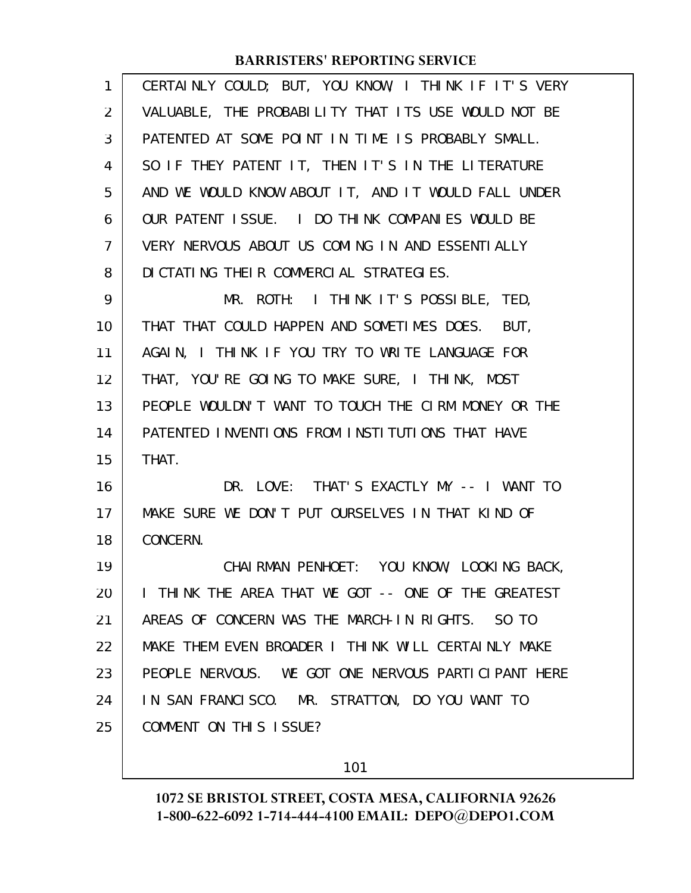CERTAINLY COULD; BUT, YOU KNOW, I THINK IF IT'S VERY VALUABLE, THE PROBABILITY THAT ITS USE WOULD NOT BE PATENTED AT SOME POINT IN TIME IS PROBABLY SMALL. SO IF THEY PATENT IT, THEN IT'S IN THE LITERATURE AND WE WOULD KNOW ABOUT IT, AND IT WOULD FALL UNDER OUR PATENT ISSUE. I DO THINK COMPANIES WOULD BE VERY NERVOUS ABOUT US COMING IN AND ESSENTIALLY DICTATING THEIR COMMERCIAL STRATEGIES.

MR. ROTH: I THINK IT'S POSSIBLE, TED, THAT THAT COULD HAPPEN AND SOMETIMES DOES. BUT, AGAIN, I THINK IF YOU TRY TO WRITE LANGUAGE FOR THAT, YOU'RE GOING TO MAKE SURE, I THINK, MOST PEOPLE WOULDN'T WANT TO TOUCH THE CIRM MONEY OR THE PATENTED INVENTIONS FROM INSTITUTIONS THAT HAVE THAT.

DR. LOVE: THAT'S EXACTLY MY -- I WANT TO MAKE SURE WE DON'T PUT OURSELVES IN THAT KIND OF CONCERN.

CHAIRMAN PENHOET: YOU KNOW, LOOKING BACK, I THINK THE AREA THAT WE GOT -- ONE OF THE GREATEST AREAS OF CONCERN WAS THE MARCH-IN RIGHTS. SO TO MAKE THEM EVEN BROADER I THINK WILL CERTAINLY MAKE PEOPLE NERVOUS. WE GOT ONE NERVOUS PARTICIPANT HERE IN SAN FRANCISCO. MR. STRATTON, DO YOU WANT TO COMMENT ON THIS ISSUE?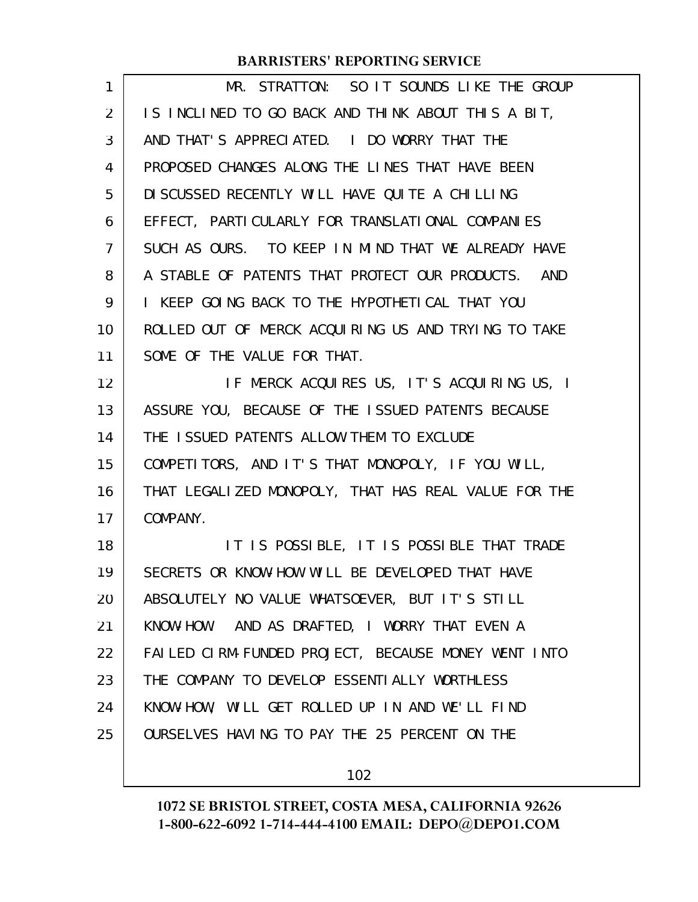MR. STRATTON: SO IT SOUNDS LIKE THE GROUP IS INCLINED TO GO BACK AND THINK ABOUT THIS A BIT, AND THAT'S APPRECIATED. I DO WORRY THAT THE PROPOSED CHANGES ALONG THE LINES THAT HAVE BEEN DISCUSSED RECENTLY WILL HAVE QUITE A CHILLING EFFECT, PARTICULARLY FOR TRANSLATIONAL COMPANIES SUCH AS OURS. TO KEEP IN MIND THAT WE ALREADY HAVE A STABLE OF PATENTS THAT PROTECT OUR PRODUCTS. AND I KEEP GOING BACK TO THE HYPOTHETICAL THAT YOU ROLLED OUT OF MERCK ACQUIRING US AND TRYING TO TAKE SOME OF THE VALUE FOR THAT.

IF MERCK ACQUIRES US, IT'S ACQUIRING US, I ASSURE YOU, BECAUSE OF THE ISSUED PATENTS BECAUSE THE ISSUED PATENTS ALLOW THEM TO EXCLUDE COMPETITORS, AND IT'S THAT MONOPOLY, IF YOU WILL, THAT LEGALIZED MONOPOLY, THAT HAS REAL VALUE FOR THE COMPANY.

IT IS POSSIBLE, IT IS POSSIBLE THAT TRADE SECRETS OR KNOW-HOW WILL BE DEVELOPED THAT HAVE ABSOLUTELY NO VALUE WHATSOEVER, BUT IT'S STILL KNOW-HOW. AND AS DRAFTED, I WORRY THAT EVEN A FAILED CIRM-FUNDED PROJECT, BECAUSE MONEY WENT INTO THE COMPANY TO DEVELOP ESSENTIALLY WORTHLESS KNOW-HOW, WILL GET ROLLED UP IN AND WE'LL FIND OURSELVES HAVING TO PAY THE 25 PERCENT ON THE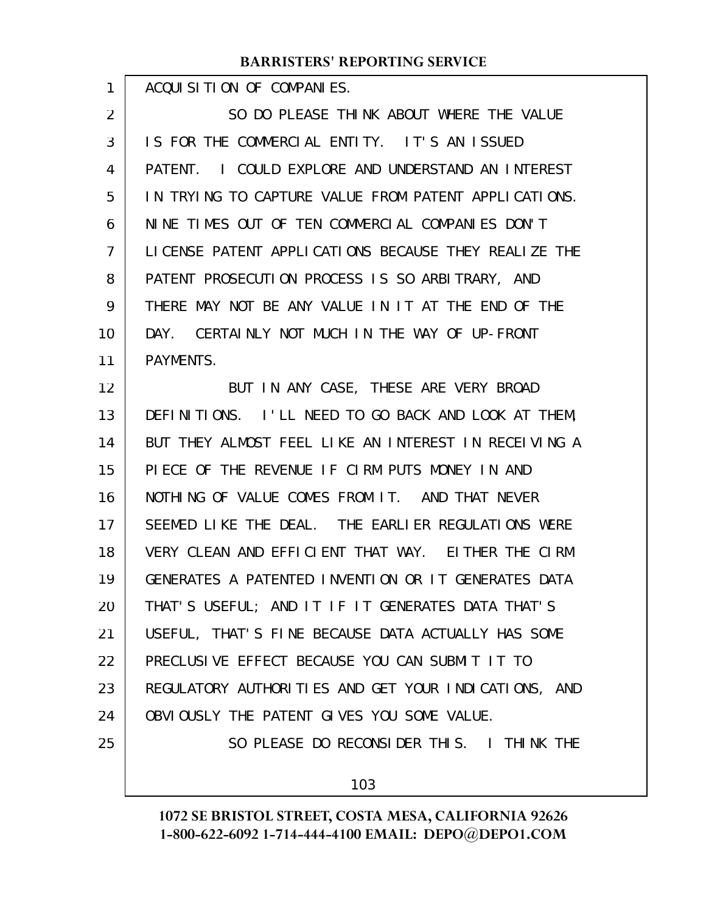ACQUISITION OF COMPANIES.

SO DO PLEASE THINK ABOUT WHERE THE VALUE IS FOR THE COMMERCIAL ENTITY. IT'S AN ISSUED PATENT. I COULD EXPLORE AND UNDERSTAND AN INTEREST IN TRYING TO CAPTURE VALUE FROM PATENT APPLICATIONS. NINE TIMES OUT OF TEN COMMERCIAL COMPANIES DON'T LICENSE PATENT APPLICATIONS BECAUSE THEY REALIZE THE PATENT PROSECUTION PROCESS IS SO ARBITRARY, AND THERE MAY NOT BE ANY VALUE IN IT AT THE END OF THE DAY. CERTAINLY NOT MUCH IN THE WAY OF UP-FRONT PAYMENTS.

BUT IN ANY CASE, THESE ARE VERY BROAD DEFINITIONS. I'LL NEED TO GO BACK AND LOOK AT THEM, BUT THEY ALMOST FEEL LIKE AN INTEREST IN RECEIVING A PIECE OF THE REVENUE IF CIRM PUTS MONEY IN AND NOTHING OF VALUE COMES FROM IT. AND THAT NEVER SEEMED LIKE THE DEAL. THE EARLIER REGULATIONS WERE VERY CLEAN AND EFFICIENT THAT WAY. EITHER THE CIRM GENERATES A PATENTED INVENTION OR IT GENERATES DATA THAT'S USEFUL; AND IT IF IT GENERATES DATA THAT'S USEFUL, THAT'S FINE BECAUSE DATA ACTUALLY HAS SOME PRECLUSIVE EFFECT BECAUSE YOU CAN SUBMIT IT TO REGULATORY AUTHORITIES AND GET YOUR INDICATIONS, AND OBVIOUSLY THE PATENT GIVES YOU SOME VALUE.

SO PLEASE DO RECONSIDER THIS. I THINK THE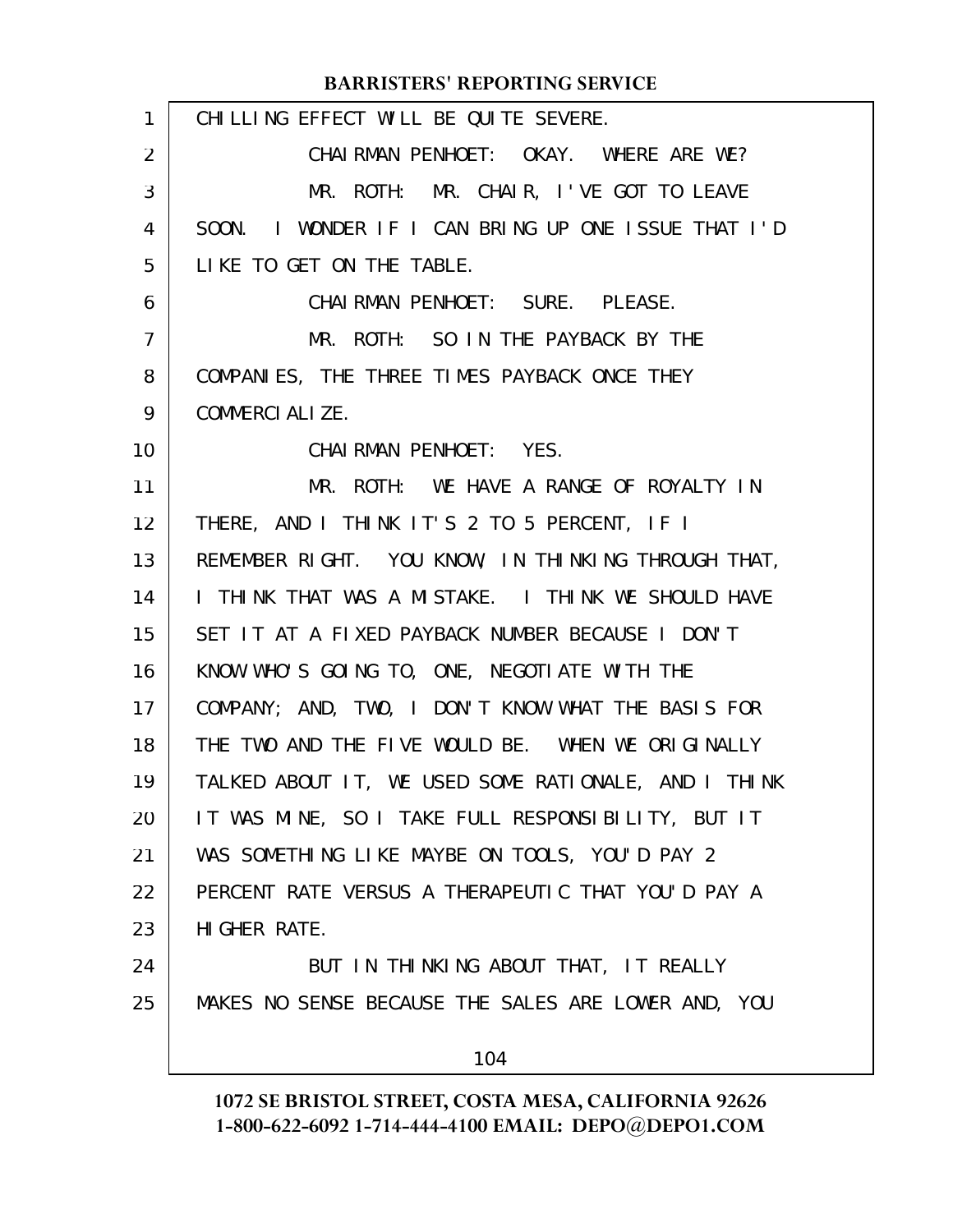CHILLING EFFECT WILL BE QUITE SEVERE.

CHAIRMAN PENHOET: OKAY. WHERE ARE WE?

MR. ROTH: MR. CHAIR, I'VE GOT TO LEAVE SOON. I WONDER IF I CAN BRING UP ONE ISSUE THAT I'D LIKE TO GET ON THE TABLE.

CHAIRMAN PENHOET: SURE. PLEASE.

MR. ROTH: SO IN THE PAYBACK BY THE COMPANIES, THE THREE TIMES PAYBACK ONCE THEY COMMERCIALIZE.

CHAIRMAN PENHOET: YES.

MR. ROTH: WE HAVE A RANGE OF ROYALTY IN THERE, AND I THINK IT'S 2 TO 5 PERCENT, IF I REMEMBER RIGHT. YOU KNOW, IN THINKING THROUGH THAT, I THINK THAT WAS A MISTAKE. I THINK WE SHOULD HAVE SET IT AT A FIXED PAYBACK NUMBER BECAUSE I DON'T KNOW WHO'S GOING TO, ONE, NEGOTIATE WITH THE COMPANY; AND, TWO, I DON'T KNOW WHAT THE BASIS FOR THE TWO AND THE FIVE WOULD BE. WHEN WE ORIGINALLY TALKED ABOUT IT, WE USED SOME RATIONALE, AND I THINK IT WAS MINE, SO I TAKE FULL RESPONSIBILITY, BUT IT WAS SOMETHING LIKE MAYBE ON TOOLS, YOU'D PAY 2 PERCENT RATE VERSUS A THERAPEUTIC THAT YOU'D PAY A HIGHER RATE.

BUT IN THINKING ABOUT THAT, IT REALLY MAKES NO SENSE BECAUSE THE SALES ARE LOWER AND, YOU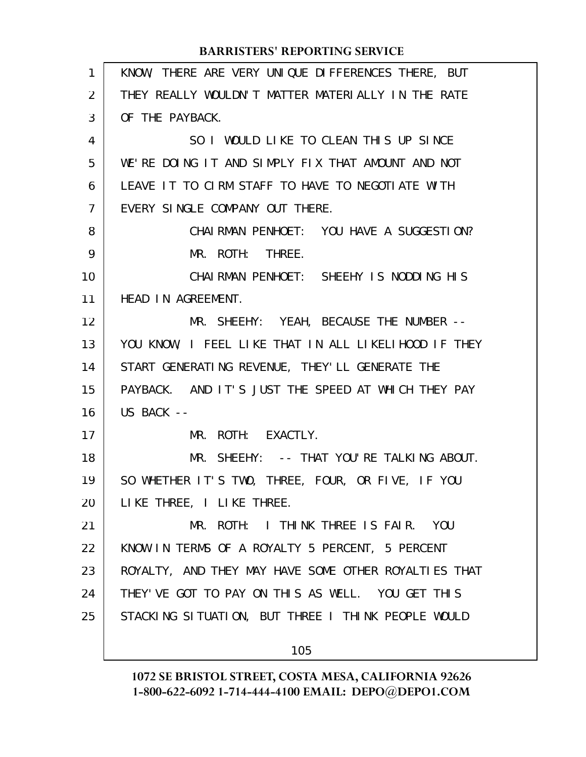KNOW, THERE ARE VERY UNIQUE DIFFERENCES THERE, BUT THEY REALLY WOULDN'T MATTER MATERIALLY IN THE RATE OF THE PAYBACK.

SO I WOULD LIKE TO CLEAN THIS UP SINCE WE'RE DOING IT AND SIMPLY FIX THAT AMOUNT AND NOT LEAVE IT TO CIRM STAFF TO HAVE TO NEGOTIATE WITH EVERY SINGLE COMPANY OUT THERE.

CHAIRMAN PENHOET: YOU HAVE A SUGGESTION?

MR. ROTH: THREE.

CHAIRMAN PENHOET: SHEEHY IS NODDING HIS HEAD IN AGREEMENT.

MR. SHEEHY: YEAH, BECAUSE THE NUMBER -- YOU KNOW, I FEEL LIKE THAT IN ALL LIKELIHOOD IF THEY START GENERATING REVENUE, THEY'LL GENERATE THE PAYBACK. AND IT'S JUST THE SPEED AT WHICH THEY PAY US BACK --

MR. ROTH: EXACTLY.

MR. SHEEHY: -- THAT YOU'RE TALKING ABOUT. SO WHETHER IT'S TWO, THREE, FOUR, OR FIVE, IF YOU LIKE THREE, I LIKE THREE.

MR. ROTH: I THINK THREE IS FAIR. YOU KNOW IN TERMS OF A ROYALTY 5 PERCENT, 5 PERCENT ROYALTY, AND THEY MAY HAVE SOME OTHER ROYALTIES THAT THEY'VE GOT TO PAY ON THIS AS WELL. YOU GET THIS STACKING SITUATION, BUT THREE I THINK PEOPLE WOULD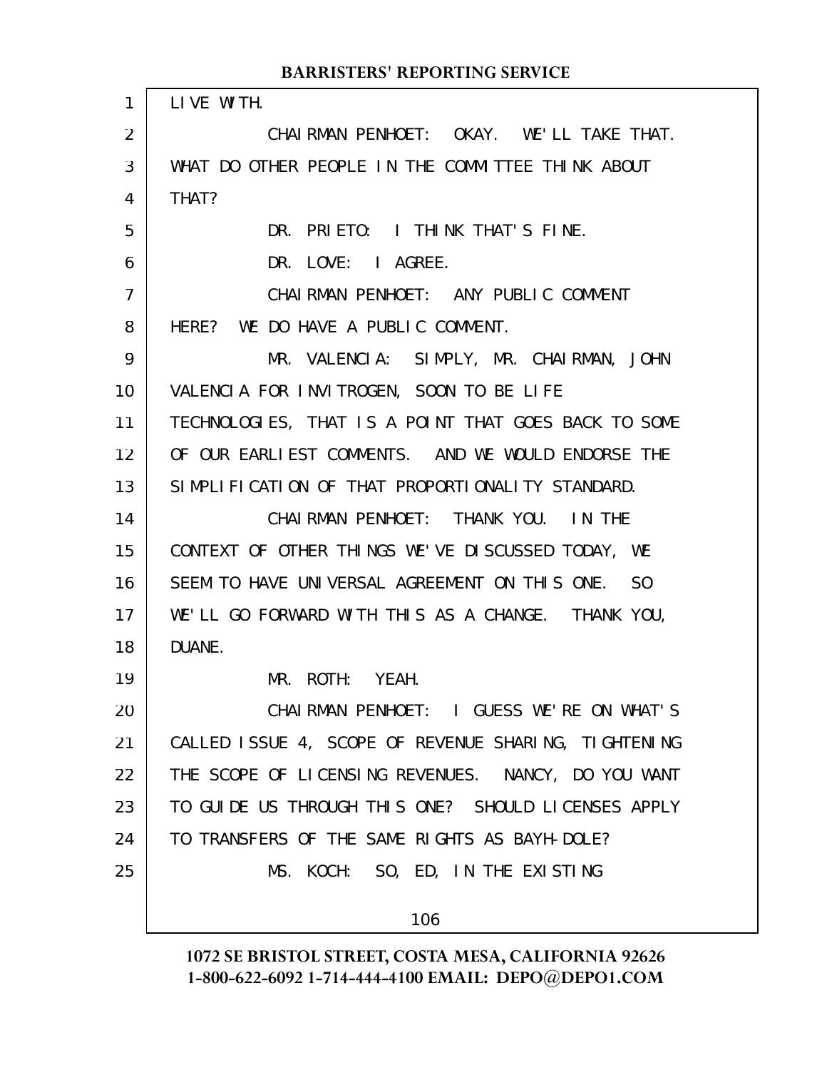LIVE WITH.

CHAIRMAN PENHOET: OKAY. WE'LL TAKE THAT. WHAT DO OTHER PEOPLE IN THE COMMITTEE THINK ABOUT THAT?

DR. PRIETO: I THINK THAT'S FINE.

DR. LOVE: I AGREE.

CHAIRMAN PENHOET: ANY PUBLIC COMMENT HERE? WE DO HAVE A PUBLIC COMMENT.

MR. VALENCIA: SIMPLY, MR. CHAIRMAN, JOHN VALENCIA FOR INVITROGEN, SOON TO BE LIFE TECHNOLOGIES, THAT IS A POINT THAT GOES BACK TO SOME OF OUR EARLIEST COMMENTS. AND WE WOULD ENDORSE THE SIMPLIFICATION OF THAT PROPORTIONALITY STANDARD.

CHAIRMAN PENHOET: THANK YOU. IN THE CONTEXT OF OTHER THINGS WE'VE DISCUSSED TODAY, WE SEEM TO HAVE UNIVERSAL AGREEMENT ON THIS ONE. SO WE'LL GO FORWARD WITH THIS AS A CHANGE. THANK YOU, DUANE.

MR. ROTH: YEAH.

CHAIRMAN PENHOET: I GUESS WE'RE ON WHAT'S CALLED ISSUE 4, SCOPE OF REVENUE SHARING, TIGHTENING THE SCOPE OF LICENSING REVENUES. NANCY, DO YOU WANT TO GUIDE US THROUGH THIS ONE? SHOULD LICENSES APPLY TO TRANSFERS OF THE SAME RIGHTS AS BAYH-DOLE?

MS. KOCH: SO, ED, IN THE EXISTING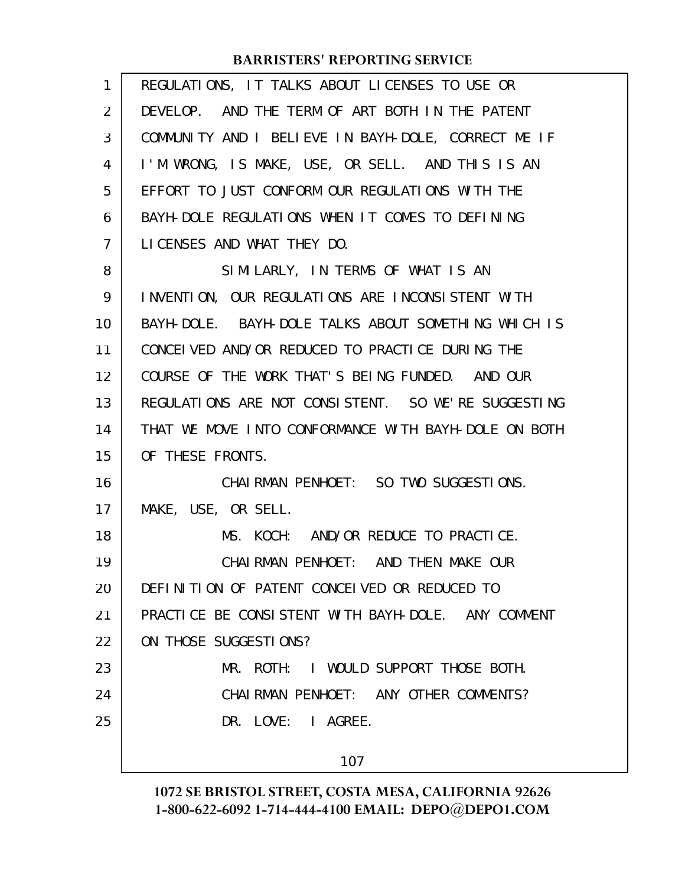REGULATIONS, IT TALKS ABOUT LICENSES TO USE OR DEVELOP. AND THE TERM OF ART BOTH IN THE PATENT COMMUNITY AND I BELIEVE IN BAYH-DOLE, CORRECT ME IF I'M WRONG, IS MAKE, USE, OR SELL. AND THIS IS AN EFFORT TO JUST CONFORM OUR REGULATIONS WITH THE BAYH-DOLE REGULATIONS WHEN IT COMES TO DEFINING LICENSES AND WHAT THEY DO.

SIMILARLY, IN TERMS OF WHAT IS AN INVENTION, OUR REGULATIONS ARE INCONSISTENT WITH BAYH-DOLE. BAYH-DOLE TALKS ABOUT SOMETHING WHICH IS CONCEIVED AND/OR REDUCED TO PRACTICE DURING THE COURSE OF THE WORK THAT'S BEING FUNDED. AND OUR REGULATIONS ARE NOT CONSISTENT. SO WE'RE SUGGESTING THAT WE MOVE INTO CONFORMANCE WITH BAYH-DOLE ON BOTH OF THESE FRONTS.

CHAIRMAN PENHOET: SO TWO SUGGESTIONS. MAKE, USE, OR SELL.

MS. KOCH: AND/OR REDUCE TO PRACTICE.

CHAIRMAN PENHOET: AND THEN MAKE OUR DEFINITION OF PATENT CONCEIVED OR REDUCED TO PRACTICE BE CONSISTENT WITH BAYH-DOLE. ANY COMMENT ON THOSE SUGGESTIONS?

MR. ROTH: I WOULD SUPPORT THOSE BOTH.

CHAIRMAN PENHOET: ANY OTHER COMMENTS?

DR. LOVE: I AGREE.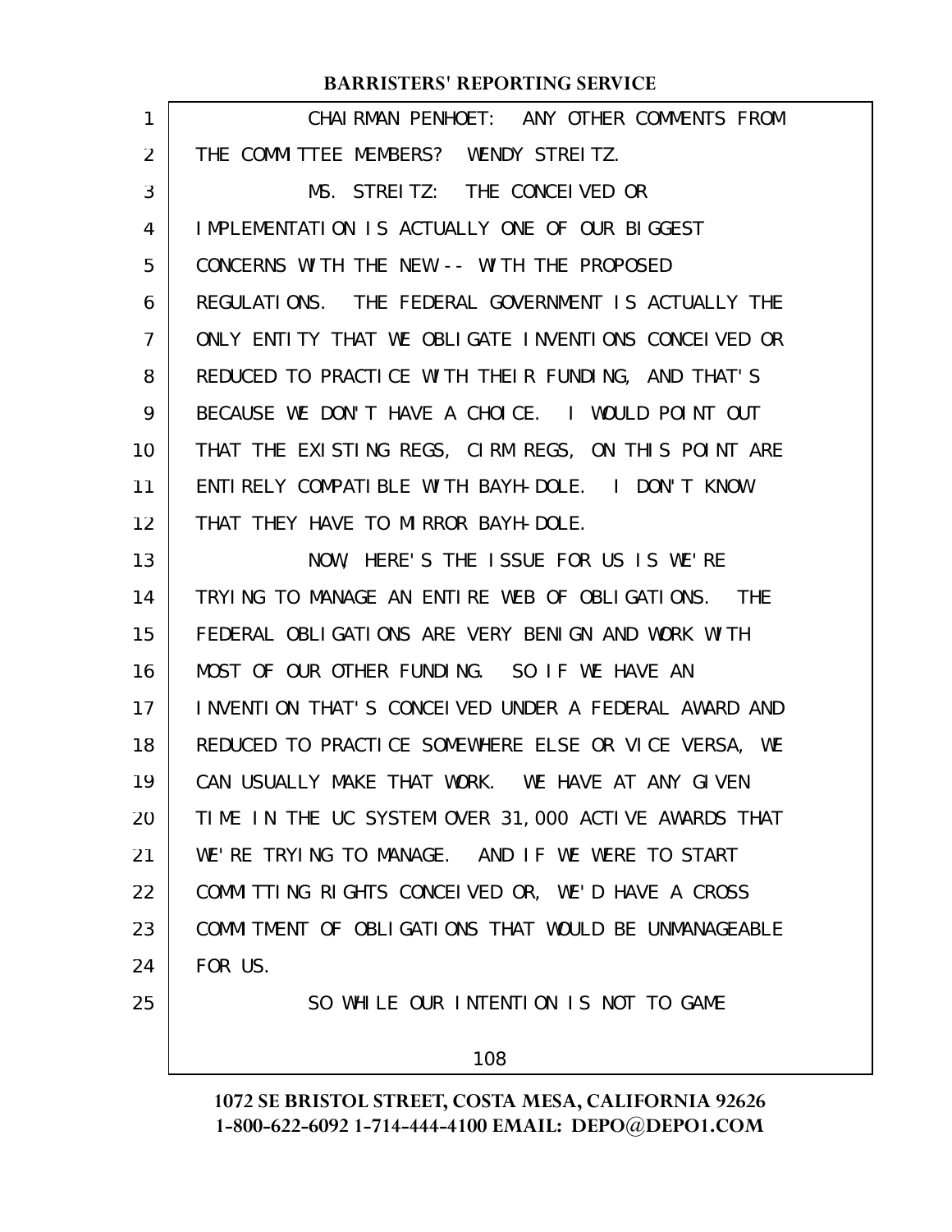CHAIRMAN PENHOET: ANY OTHER COMMENTS FROM THE COMMITTEE MEMBERS? WENDY STREITZ.

MS. STREITZ: THE CONCEIVED OR IMPLEMENTATION IS ACTUALLY ONE OF OUR BIGGEST CONCERNS WITH THE NEW -- WITH THE PROPOSED REGULATIONS. THE FEDERAL GOVERNMENT IS ACTUALLY THE ONLY ENTITY THAT WE OBLIGATE INVENTIONS CONCEIVED OR REDUCED TO PRACTICE WITH THEIR FUNDING, AND THAT'S BECAUSE WE DON'T HAVE A CHOICE. I WOULD POINT OUT THAT THE EXISTING REGS, CIRM REGS, ON THIS POINT ARE ENTIRELY COMPATIBLE WITH BAYH-DOLE. I DON'T KNOW THAT THEY HAVE TO MIRROR BAYH-DOLE.

NOW, HERE'S THE ISSUE FOR US IS WE'RE TRYING TO MANAGE AN ENTIRE WEB OF OBLIGATIONS. THE FEDERAL OBLIGATIONS ARE VERY BENIGN AND WORK WITH MOST OF OUR OTHER FUNDING. SO IF WE HAVE AN INVENTION THAT'S CONCEIVED UNDER A FEDERAL AWARD AND REDUCED TO PRACTICE SOMEWHERE ELSE OR VICE VERSA, WE CAN USUALLY MAKE THAT WORK. WE HAVE AT ANY GIVEN TIME IN THE UC SYSTEM OVER 31,000 ACTIVE AWARDS THAT WE'RE TRYING TO MANAGE. AND IF WE WERE TO START COMMITTING RIGHTS CONCEIVED OR, WE'D HAVE A CROSS COMMITMENT OF OBLIGATIONS THAT WOULD BE UNMANAGEABLE FOR US.

SO WHILE OUR INTENTION IS NOT TO GAME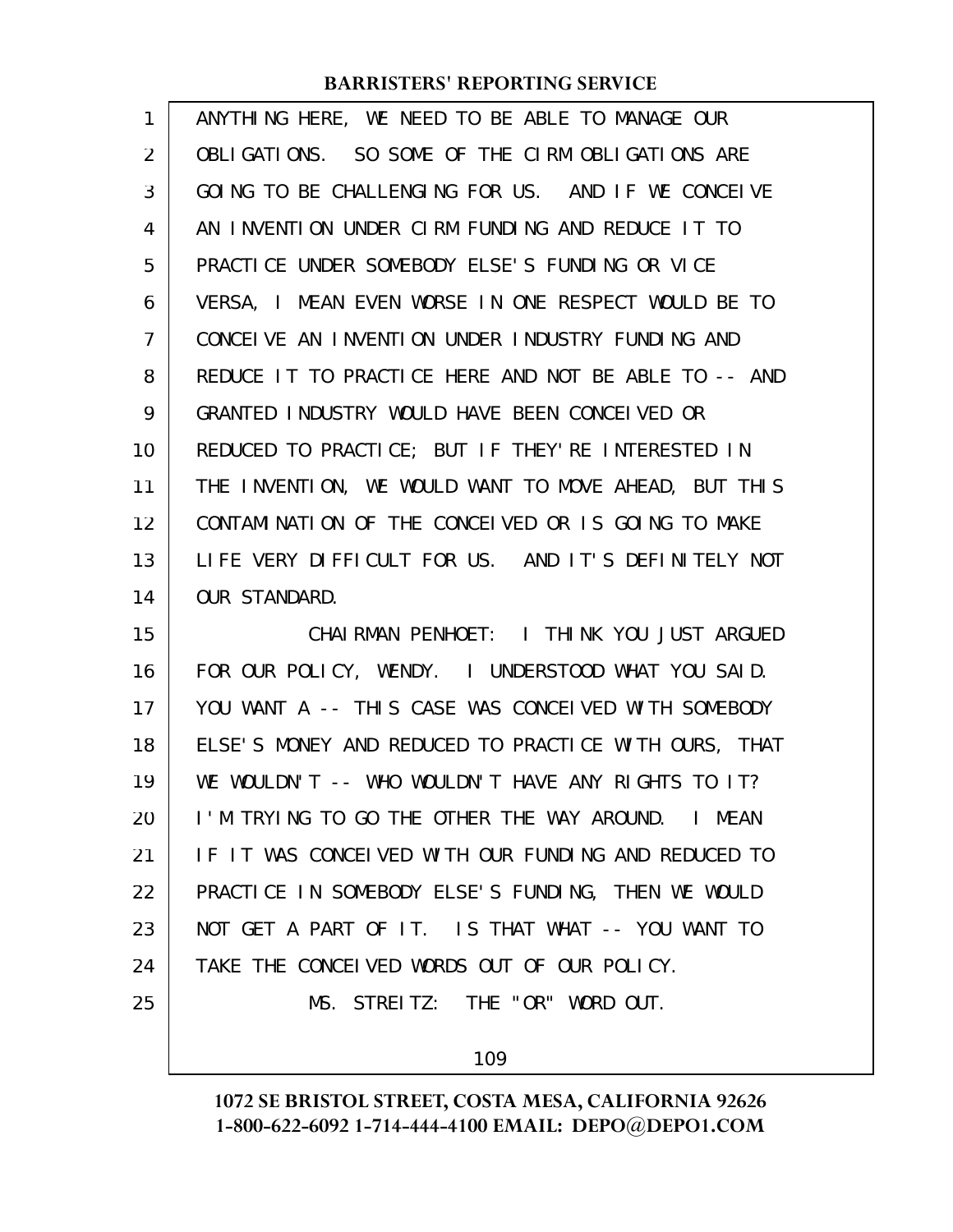ANYTHING HERE, WE NEED TO BE ABLE TO MANAGE OUR OBLIGATIONS. SO SOME OF THE CIRM OBLIGATIONS ARE GOING TO BE CHALLENGING FOR US. AND IF WE CONCEIVE AN INVENTION UNDER CIRM FUNDING AND REDUCE IT TO PRACTICE UNDER SOMEBODY ELSE'S FUNDING OR VICE VERSA, I MEAN EVEN WORSE IN ONE RESPECT WOULD BE TO CONCEIVE AN INVENTION UNDER INDUSTRY FUNDING AND REDUCE IT TO PRACTICE HERE AND NOT BE ABLE TO -- AND GRANTED INDUSTRY WOULD HAVE BEEN CONCEIVED OR REDUCED TO PRACTICE; BUT IF THEY'RE INTERESTED IN THE INVENTION, WE WOULD WANT TO MOVE AHEAD, BUT THIS CONTAMINATION OF THE CONCEIVED OR IS GOING TO MAKE LIFE VERY DIFFICULT FOR US. AND IT'S DEFINITELY NOT OUR STANDARD.

CHAIRMAN PENHOET: I THINK YOU JUST ARGUED FOR OUR POLICY, WENDY. I UNDERSTOOD WHAT YOU SAID. YOU WANT A -- THIS CASE WAS CONCEIVED WITH SOMEBODY ELSE'S MONEY AND REDUCED TO PRACTICE WITH OURS, THAT WE WOULDN'T -- WHO WOULDN'T HAVE ANY RIGHTS TO IT? I'M TRYING TO GO THE OTHER THE WAY AROUND. I MEAN IF IT WAS CONCEIVED WITH OUR FUNDING AND REDUCED TO PRACTICE IN SOMEBODY ELSE'S FUNDING, THEN WE WOULD NOT GET A PART OF IT. IS THAT WHAT -- YOU WANT TO TAKE THE CONCEIVED WORDS OUT OF OUR POLICY.

MS. STREITZ: THE "OR" WORD OUT.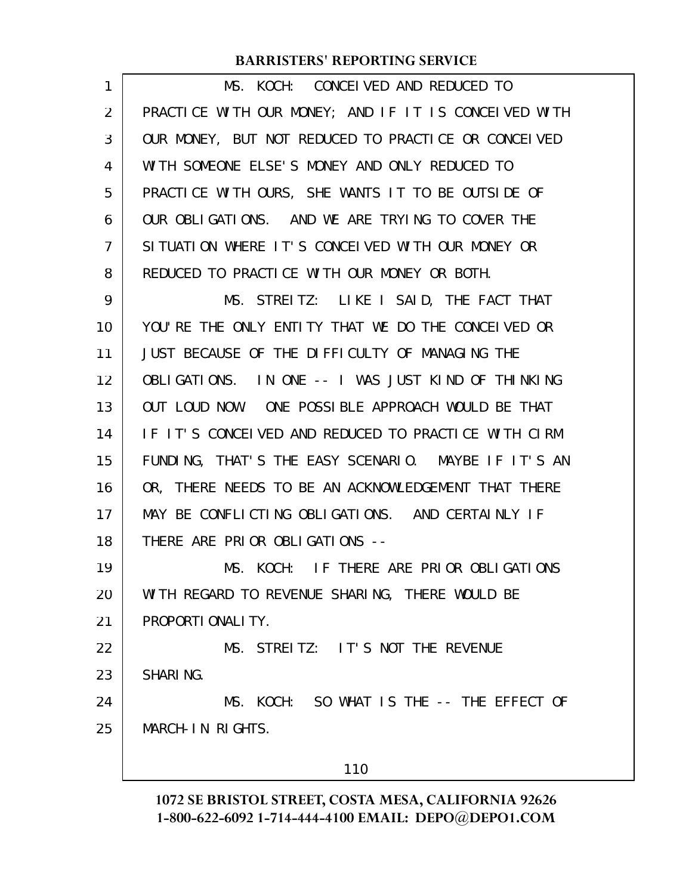MS. KOCH: CONCEIVED AND REDUCED TO PRACTICE WITH OUR MONEY; AND IF IT IS CONCEIVED WITH OUR MONEY, BUT NOT REDUCED TO PRACTICE OR CONCEIVED WITH SOMEONE ELSE'S MONEY AND ONLY REDUCED TO PRACTICE WITH OURS, SHE WANTS IT TO BE OUTSIDE OF OUR OBLIGATIONS. AND WE ARE TRYING TO COVER THE SITUATION WHERE IT'S CONCEIVED WITH OUR MONEY OR REDUCED TO PRACTICE WITH OUR MONEY OR BOTH.

MS. STREITZ: LIKE I SAID, THE FACT THAT YOU'RE THE ONLY ENTITY THAT WE DO THE CONCEIVED OR JUST BECAUSE OF THE DIFFICULTY OF MANAGING THE OBLIGATIONS. IN ONE -- I WAS JUST KIND OF THINKING OUT LOUD NOW. ONE POSSIBLE APPROACH WOULD BE THAT IF IT'S CONCEIVED AND REDUCED TO PRACTICE WITH CIRM FUNDING, THAT'S THE EASY SCENARIO. MAYBE IF IT'S AN OR, THERE NEEDS TO BE AN ACKNOWLEDGEMENT THAT THERE MAY BE CONFLICTING OBLIGATIONS. AND CERTAINLY IF THERE ARE PRIOR OBLIGATIONS --

MS. KOCH: IF THERE ARE PRIOR OBLIGATIONS WITH REGARD TO REVENUE SHARING, THERE WOULD BE PROPORTIONALITY.

MS. STREITZ: IT'S NOT THE REVENUE SHARING.

MS. KOCH: SO WHAT IS THE -- THE EFFECT OF MARCH-IN RIGHTS.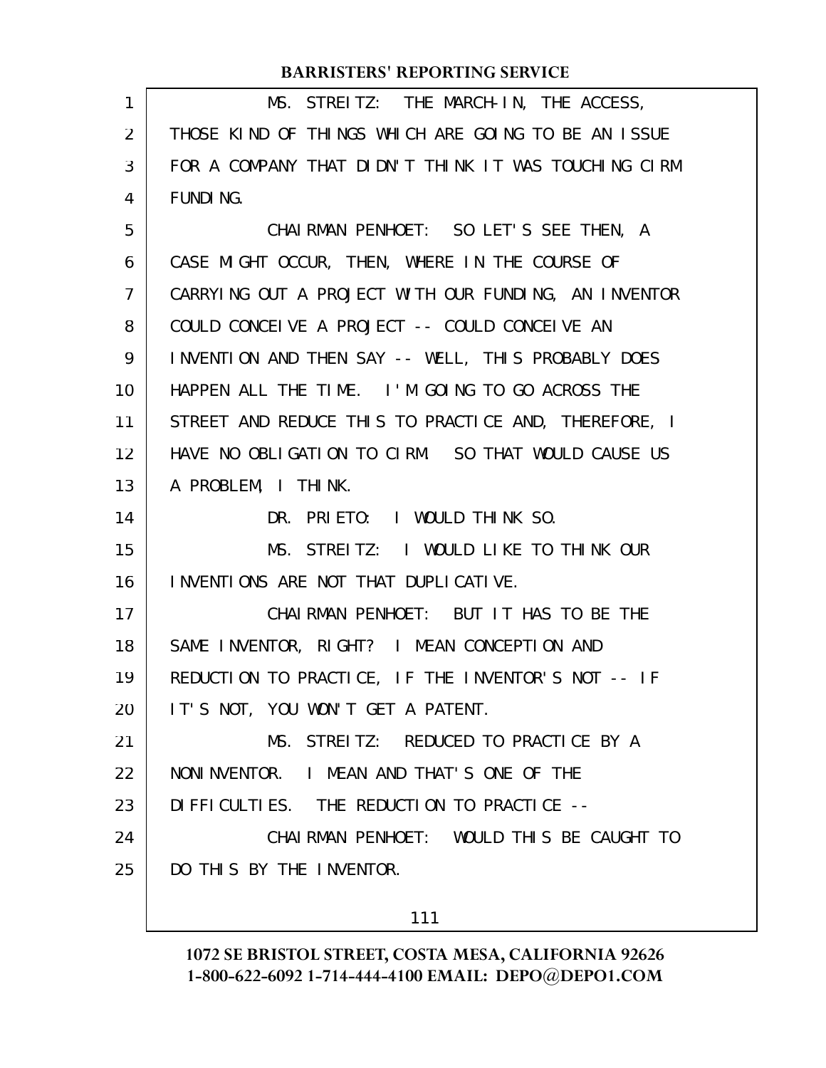MS. STREITZ: THE MARCH-IN, THE ACCESS, THOSE KIND OF THINGS WHICH ARE GOING TO BE AN ISSUE FOR A COMPANY THAT DIDN'T THINK IT WAS TOUCHING CIRM FUNDING.

CHAIRMAN PENHOET: SO LET'S SEE THEN, A CASE MIGHT OCCUR, THEN, WHERE IN THE COURSE OF CARRYING OUT A PROJECT WITH OUR FUNDING, AN INVENTOR COULD CONCEIVE A PROJECT -- COULD CONCEIVE AN INVENTION AND THEN SAY -- WELL, THIS PROBABLY DOES HAPPEN ALL THE TIME. I'M GOING TO GO ACROSS THE STREET AND REDUCE THIS TO PRACTICE AND, THEREFORE, I HAVE NO OBLIGATION TO CIRM. SO THAT WOULD CAUSE US A PROBLEM, I THINK.

DR. PRIETO: I WOULD THINK SO.

MS. STREITZ: I WOULD LIKE TO THINK OUR INVENTIONS ARE NOT THAT DUPLICATIVE.

CHAIRMAN PENHOET: BUT IT HAS TO BE THE SAME INVENTOR, RIGHT? I MEAN CONCEPTION AND REDUCTION TO PRACTICE, IF THE INVENTOR'S NOT -- IF IT'S NOT, YOU WON'T GET A PATENT.

MS. STREITZ: REDUCED TO PRACTICE BY A NONINVENTOR. I MEAN AND THAT'S ONE OF THE DIFFICULTIES. THE REDUCTION TO PRACTICE --

CHAIRMAN PENHOET: WOULD THIS BE CAUGHT TO DO THIS BY THE INVENTOR.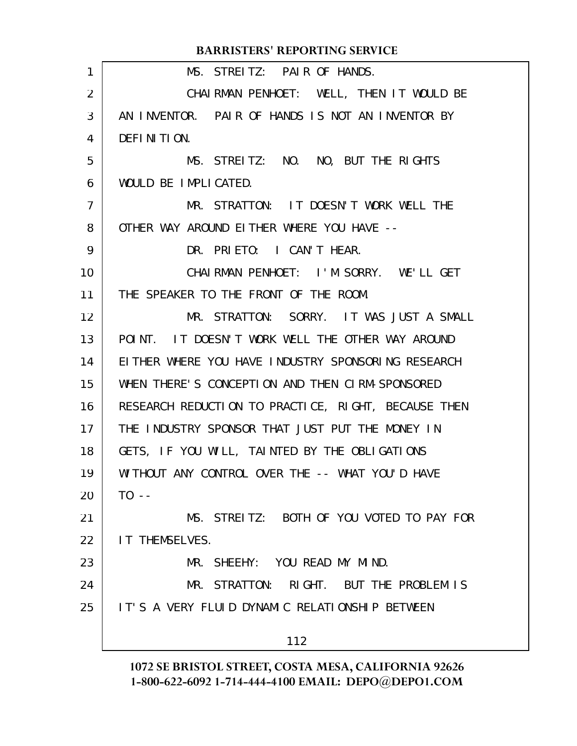MS. STREITZ: PAIR OF HANDS.

CHAIRMAN PENHOET: WELL, THEN IT WOULD BE AN INVENTOR. PAIR OF HANDS IS NOT AN INVENTOR BY DEFINITION.

MS. STREITZ: NO. NO, BUT THE RIGHTS WOULD BE IMPLICATED.

MR. STRATTON: IT DOESN'T WORK WELL THE OTHER WAY AROUND EITHER WHERE YOU HAVE --

DR. PRIETO: I CAN'T HEAR.

CHAIRMAN PENHOET: I'M SORRY. WE'LL GET THE SPEAKER TO THE FRONT OF THE ROOM.

MR. STRATTON: SORRY. IT WAS JUST A SMALL POINT. IT DOESN'T WORK WELL THE OTHER WAY AROUND EITHER WHERE YOU HAVE INDUSTRY SPONSORING RESEARCH WHEN THERE'S CONCEPTION AND THEN CIRM-SPONSORED RESEARCH REDUCTION TO PRACTICE, RIGHT, BECAUSE THEN THE INDUSTRY SPONSOR THAT JUST PUT THE MONEY IN GETS, IF YOU WILL, TAINTED BY THE OBLIGATIONS WITHOUT ANY CONTROL OVER THE -- WHAT YOU'D HAVE TO --

MS. STREITZ: BOTH OF YOU VOTED TO PAY FOR IT THEMSELVES.

MR. SHEEHY: YOU READ MY MIND.

MR. STRATTON: RIGHT. BUT THE PROBLEM IS IT'S A VERY FLUID DYNAMIC RELATIONSHIP BETWEEN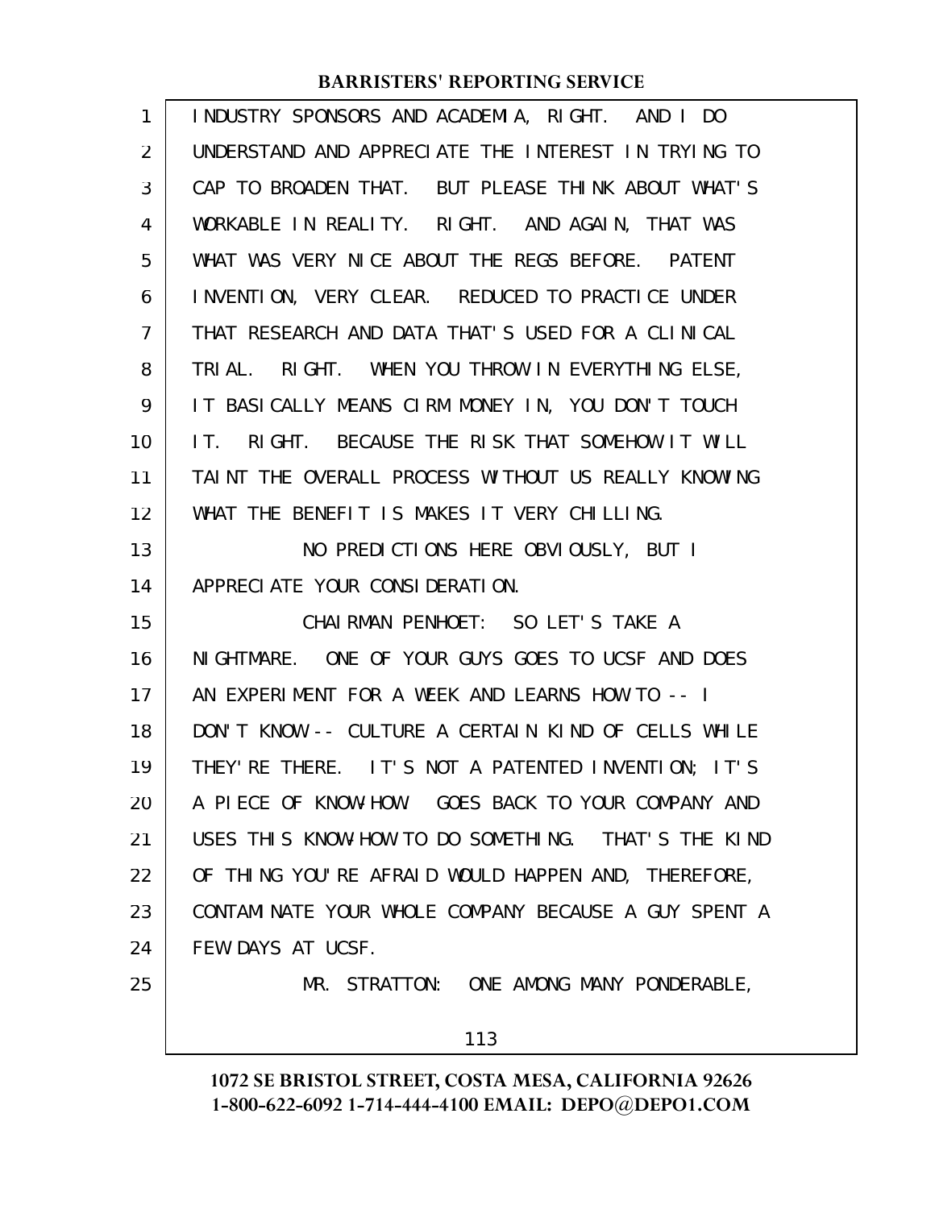INDUSTRY SPONSORS AND ACADEMIA, RIGHT. AND I DO UNDERSTAND AND APPRECIATE THE INTEREST IN TRYING TO CAP TO BROADEN THAT. BUT PLEASE THINK ABOUT WHAT'S WORKABLE IN REALITY. RIGHT. AND AGAIN, THAT WAS WHAT WAS VERY NICE ABOUT THE REGS BEFORE. PATENT INVENTION, VERY CLEAR. REDUCED TO PRACTICE UNDER THAT RESEARCH AND DATA THAT'S USED FOR A CLINICAL TRIAL. RIGHT. WHEN YOU THROW IN EVERYTHING ELSE, IT BASICALLY MEANS CIRM MONEY IN, YOU DON'T TOUCH IT. RIGHT. BECAUSE THE RISK THAT SOMEHOW IT WILL TAINT THE OVERALL PROCESS WITHOUT US REALLY KNOWING WHAT THE BENEFIT IS MAKES IT VERY CHILLING.

NO PREDICTIONS HERE OBVIOUSLY, BUT I APPRECIATE YOUR CONSIDERATION.

CHAIRMAN PENHOET: SO LET'S TAKE A NIGHTMARE. ONE OF YOUR GUYS GOES TO UCSF AND DOES AN EXPERIMENT FOR A WEEK AND LEARNS HOW TO -- I DON'T KNOW -- CULTURE A CERTAIN KIND OF CELLS WHILE THEY'RE THERE. IT'S NOT A PATENTED INVENTION; IT'S A PIECE OF KNOW-HOW. GOES BACK TO YOUR COMPANY AND USES THIS KNOW-HOW TO DO SOMETHING. THAT'S THE KIND OF THING YOU'RE AFRAID WOULD HAPPEN AND, THEREFORE, CONTAMINATE YOUR WHOLE COMPANY BECAUSE A GUY SPENT A FEW DAYS AT UCSF.

MR. STRATTON: ONE AMONG MANY PONDERABLE,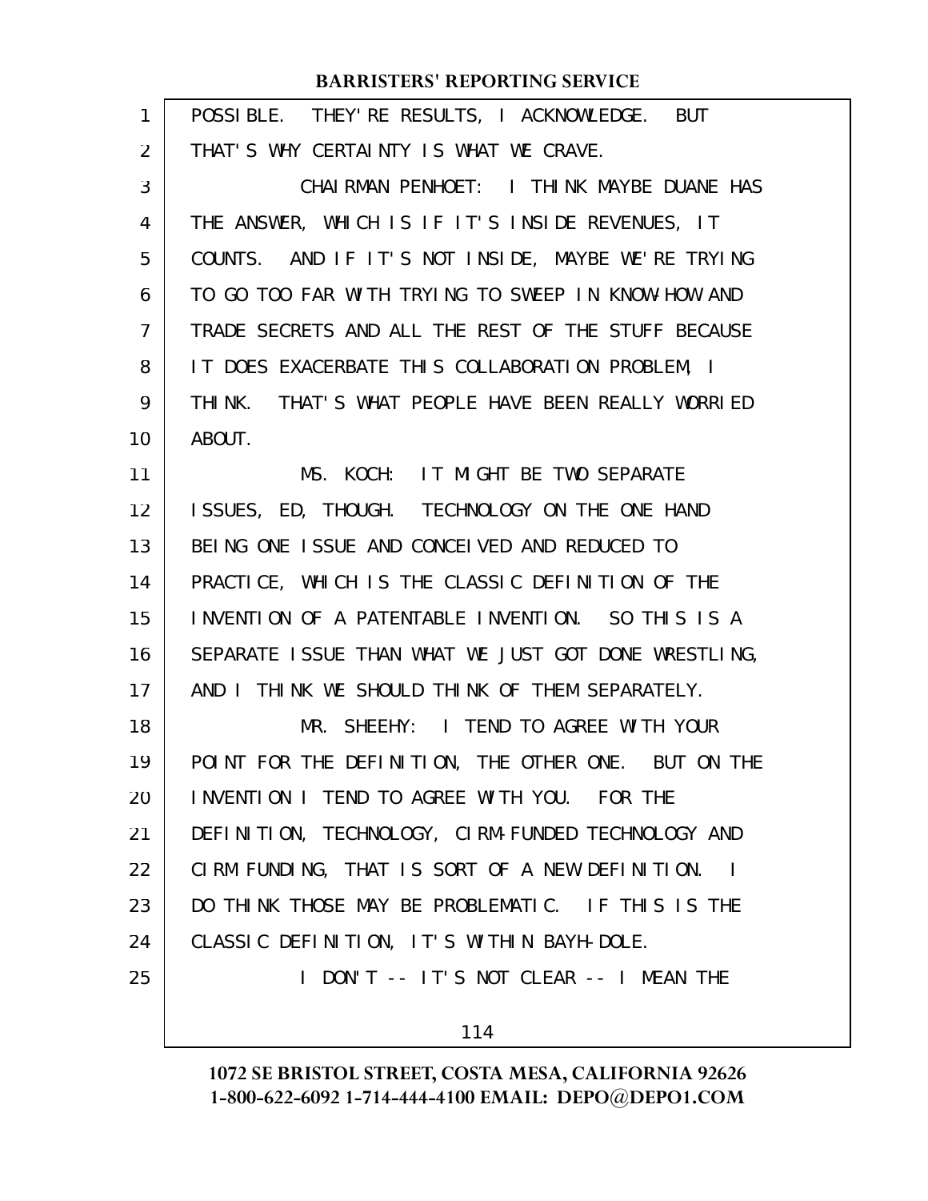POSSIBLE. THEY'RE RESULTS, I ACKNOWLEDGE. BUT THAT'S WHY CERTAINTY IS WHAT WE CRAVE.

CHAIRMAN PENHOET: I THINK MAYBE DUANE HAS THE ANSWER, WHICH IS IF IT'S INSIDE REVENUES, IT COUNTS. AND IF IT'S NOT INSIDE, MAYBE WE'RE TRYING TO GO TOO FAR WITH TRYING TO SWEEP IN KNOW-HOW AND TRADE SECRETS AND ALL THE REST OF THE STUFF BECAUSE IT DOES EXACERBATE THIS COLLABORATION PROBLEM, I THINK. THAT'S WHAT PEOPLE HAVE BEEN REALLY WORRIED ABOUT.

MS. KOCH: IT MIGHT BE TWO SEPARATE ISSUES, ED, THOUGH. TECHNOLOGY ON THE ONE HAND BEING ONE ISSUE AND CONCEIVED AND REDUCED TO PRACTICE, WHICH IS THE CLASSIC DEFINITION OF THE INVENTION OF A PATENTABLE INVENTION. SO THIS IS A SEPARATE ISSUE THAN WHAT WE JUST GOT DONE WRESTLING, AND I THINK WE SHOULD THINK OF THEM SEPARATELY.

MR. SHEEHY: I TEND TO AGREE WITH YOUR POINT FOR THE DEFINITION, THE OTHER ONE. BUT ON THE INVENTION I TEND TO AGREE WITH YOU. FOR THE DEFINITION, TECHNOLOGY, CIRM-FUNDED TECHNOLOGY AND CIRM FUNDING, THAT IS SORT OF A NEW DEFINITION. I DO THINK THOSE MAY BE PROBLEMATIC. IF THIS IS THE CLASSIC DEFINITION, IT'S WITHIN BAYH-DOLE.

I DON'T -- IT'S NOT CLEAR -- I MEAN THE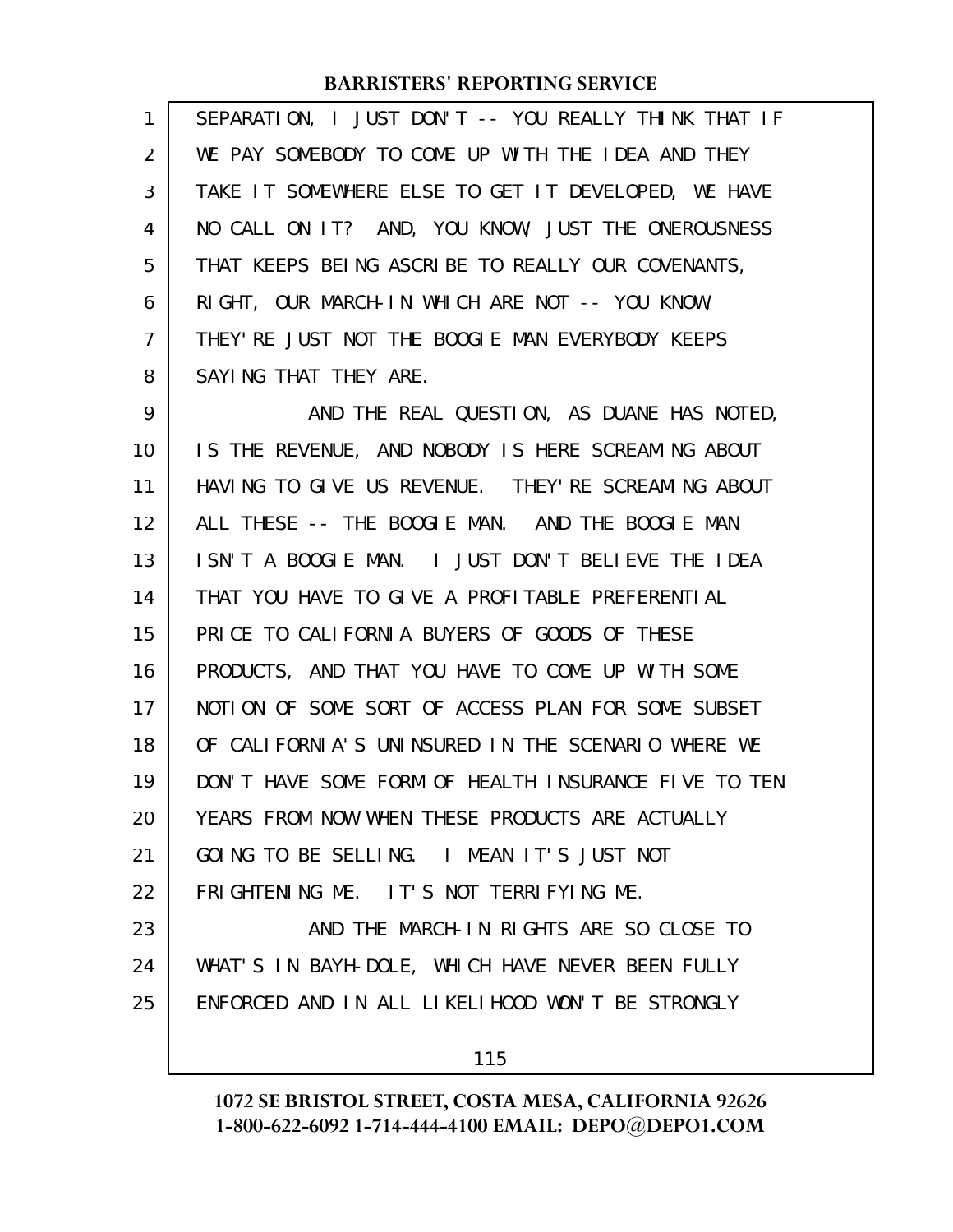SEPARATION, I JUST DON'T -- YOU REALLY THINK THAT IF WE PAY SOMEBODY TO COME UP WITH THE IDEA AND THEY TAKE IT SOMEWHERE ELSE TO GET IT DEVELOPED, WE HAVE NO CALL ON IT? AND, YOU KNOW, JUST THE ONEROUSNESS THAT KEEPS BEING ASCRIBE TO REALLY OUR COVENANTS, RIGHT, OUR MARCH-IN WHICH ARE NOT -- YOU KNOW, THEY'RE JUST NOT THE BOOGIE MAN EVERYBODY KEEPS SAYING THAT THEY ARE.

AND THE REAL QUESTION, AS DUANE HAS NOTED, IS THE REVENUE, AND NOBODY IS HERE SCREAMING ABOUT HAVING TO GIVE US REVENUE. THEY'RE SCREAMING ABOUT ALL THESE -- THE BOOGIE MAN. AND THE BOOGIE MAN ISN'T A BOOGIE MAN. I JUST DON'T BELIEVE THE IDEA THAT YOU HAVE TO GIVE A PROFITABLE PREFERENTIAL PRICE TO CALIFORNIA BUYERS OF GOODS OF THESE PRODUCTS, AND THAT YOU HAVE TO COME UP WITH SOME NOTION OF SOME SORT OF ACCESS PLAN FOR SOME SUBSET OF CALIFORNIA'S UNINSURED IN THE SCENARIO WHERE WE DON'T HAVE SOME FORM OF HEALTH INSURANCE FIVE TO TEN YEARS FROM NOW WHEN THESE PRODUCTS ARE ACTUALLY GOING TO BE SELLING. I MEAN IT'S JUST NOT FRIGHTENING ME. IT'S NOT TERRIFYING ME.

AND THE MARCH-IN RIGHTS ARE SO CLOSE TO WHAT'S IN BAYH-DOLE, WHICH HAVE NEVER BEEN FULLY ENFORCED AND IN ALL LIKELIHOOD WON'T BE STRONGLY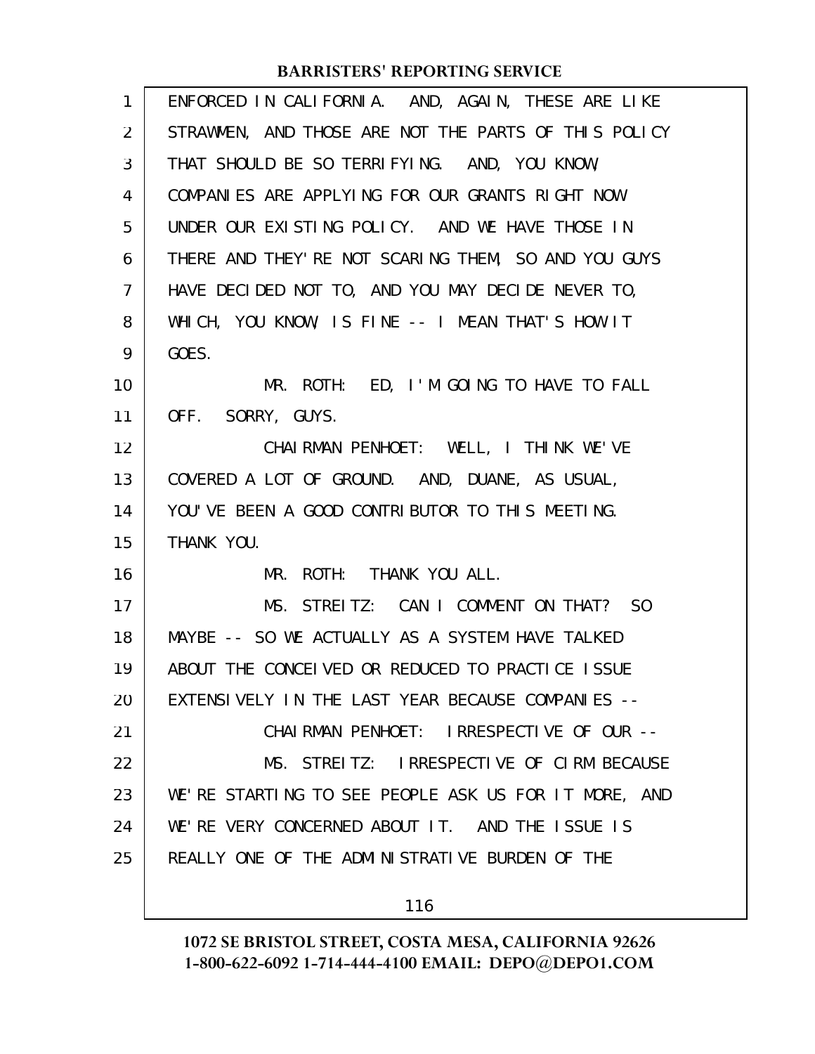ENFORCED IN CALIFORNIA. AND, AGAIN, THESE ARE LIKE STRAWMEN, AND THOSE ARE NOT THE PARTS OF THIS POLICY THAT SHOULD BE SO TERRIFYING. AND, YOU KNOW, COMPANIES ARE APPLYING FOR OUR GRANTS RIGHT NOW UNDER OUR EXISTING POLICY. AND WE HAVE THOSE IN THERE AND THEY'RE NOT SCARING THEM, SO AND YOU GUYS HAVE DECIDED NOT TO, AND YOU MAY DECIDE NEVER TO, WHICH, YOU KNOW, IS FINE -- I MEAN THAT'S HOW IT GOES.

MR. ROTH: ED, I'M GOING TO HAVE TO FALL OFF. SORRY, GUYS.

CHAIRMAN PENHOET: WELL, I THINK WE'VE COVERED A LOT OF GROUND. AND, DUANE, AS USUAL, YOU'VE BEEN A GOOD CONTRIBUTOR TO THIS MEETING. THANK YOU.

MR. ROTH: THANK YOU ALL.

MS. STREITZ: CAN I COMMENT ON THAT? SO MAYBE -- SO WE ACTUALLY AS A SYSTEM HAVE TALKED ABOUT THE CONCEIVED OR REDUCED TO PRACTICE ISSUE EXTENSIVELY IN THE LAST YEAR BECAUSE COMPANIES --

CHAIRMAN PENHOET: IRRESPECTIVE OF OUR --

MS. STREITZ: IRRESPECTIVE OF CIRM BECAUSE WE'RE STARTING TO SEE PEOPLE ASK US FOR IT MORE, AND WE'RE VERY CONCERNED ABOUT IT. AND THE ISSUE IS REALLY ONE OF THE ADMINISTRATIVE BURDEN OF THE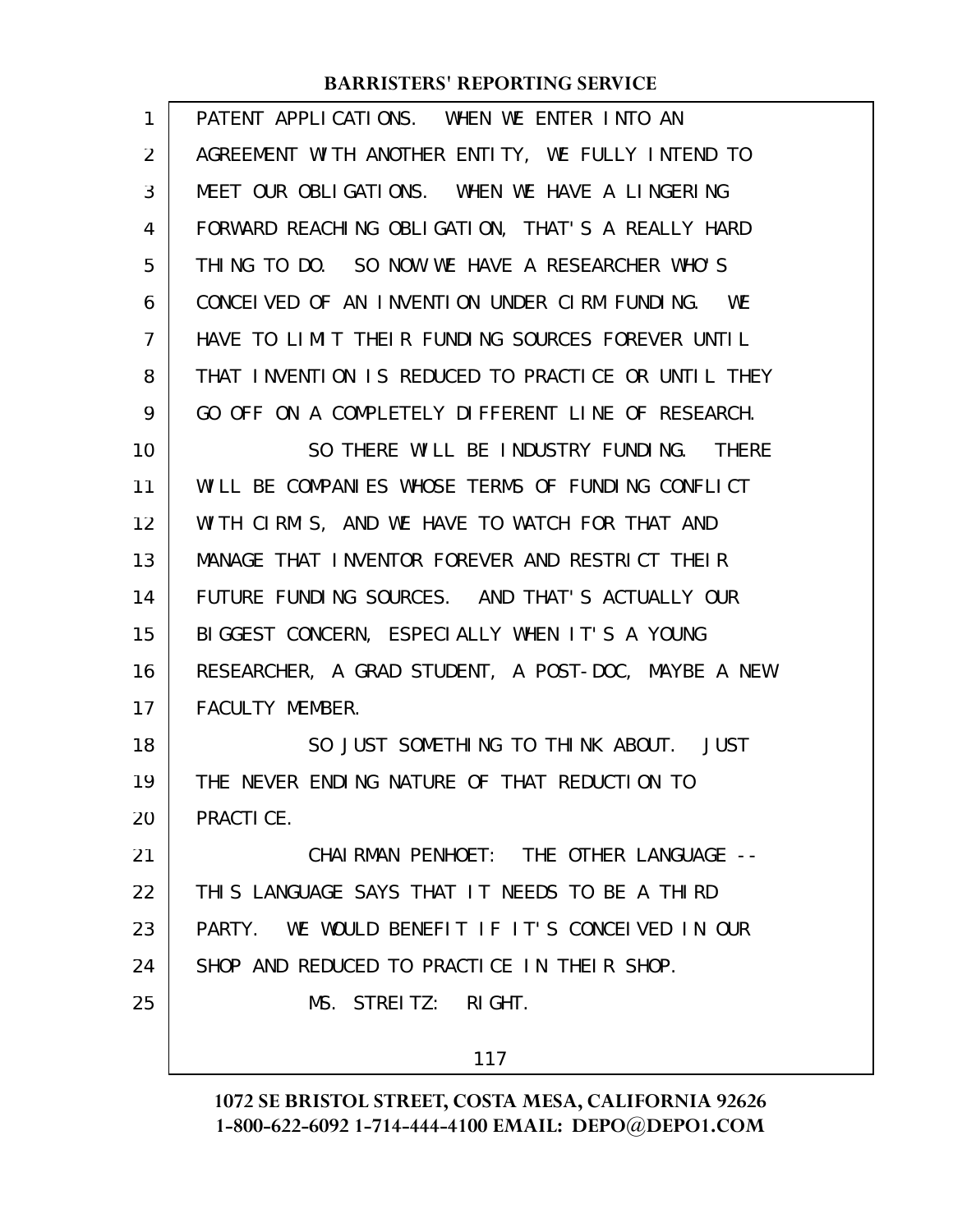PATENT APPLICATIONS. WHEN WE ENTER INTO AN AGREEMENT WITH ANOTHER ENTITY, WE FULLY INTEND TO MEET OUR OBLIGATIONS. WHEN WE HAVE A LINGERING FORWARD REACHING OBLIGATION, THAT'S A REALLY HARD THING TO DO. SO NOW WE HAVE A RESEARCHER WHO'S CONCEIVED OF AN INVENTION UNDER CIRM FUNDING. WE HAVE TO LIMIT THEIR FUNDING SOURCES FOREVER UNTIL THAT INVENTION IS REDUCED TO PRACTICE OR UNTIL THEY GO OFF ON A COMPLETELY DIFFERENT LINE OF RESEARCH.

SO THERE WILL BE INDUSTRY FUNDING. THERE WILL BE COMPANIES WHOSE TERMS OF FUNDING CONFLICT WITH CIRM'S, AND WE HAVE TO WATCH FOR THAT AND MANAGE THAT INVENTOR FOREVER AND RESTRICT THEIR FUTURE FUNDING SOURCES. AND THAT'S ACTUALLY OUR BIGGEST CONCERN, ESPECIALLY WHEN IT'S A YOUNG RESEARCHER, A GRAD STUDENT, A POST-DOC, MAYBE A NEW FACULTY MEMBER.

SO JUST SOMETHING TO THINK ABOUT. JUST THE NEVER ENDING NATURE OF THAT REDUCTION TO PRACTICE.

CHAIRMAN PENHOET: THE OTHER LANGUAGE -- THIS LANGUAGE SAYS THAT IT NEEDS TO BE A THIRD PARTY. WE WOULD BENEFIT IF IT'S CONCEIVED IN OUR SHOP AND REDUCED TO PRACTICE IN THEIR SHOP.

MS. STREITZ: RIGHT.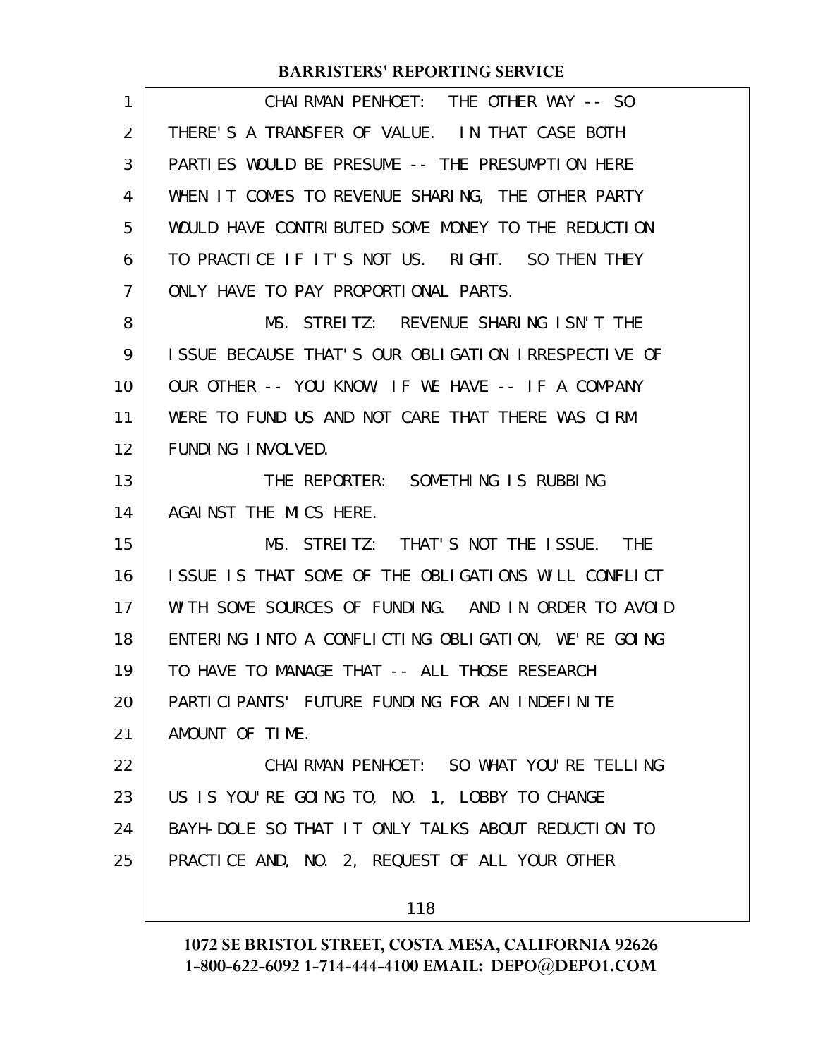CHAIRMAN PENHOET: THE OTHER WAY -- SO THERE'S A TRANSFER OF VALUE. IN THAT CASE BOTH PARTIES WOULD BE PRESUME -- THE PRESUMPTION HERE WHEN IT COMES TO REVENUE SHARING, THE OTHER PARTY WOULD HAVE CONTRIBUTED SOME MONEY TO THE REDUCTION TO PRACTICE IF IT'S NOT US. RIGHT. SO THEN THEY ONLY HAVE TO PAY PROPORTIONAL PARTS.

MS. STREITZ: REVENUE SHARING ISN'T THE ISSUE BECAUSE THAT'S OUR OBLIGATION IRRESPECTIVE OF OUR OTHER -- YOU KNOW, IF WE HAVE -- IF A COMPANY WERE TO FUND US AND NOT CARE THAT THERE WAS CIRM FUNDING INVOLVED.

THE REPORTER: SOMETHING IS RUBBING AGAINST THE MICS HERE.

MS. STREITZ: THAT'S NOT THE ISSUE. THE ISSUE IS THAT SOME OF THE OBLIGATIONS WILL CONFLICT WITH SOME SOURCES OF FUNDING. AND IN ORDER TO AVOID ENTERING INTO A CONFLICTING OBLIGATION, WE'RE GOING TO HAVE TO MANAGE THAT -- ALL THOSE RESEARCH PARTICIPANTS' FUTURE FUNDING FOR AN INDEFINITE AMOUNT OF TIME.

CHAIRMAN PENHOET: SO WHAT YOU'RE TELLING US IS YOU'RE GOING TO, NO. 1, LOBBY TO CHANGE BAYH-DOLE SO THAT IT ONLY TALKS ABOUT REDUCTION TO PRACTICE AND, NO. 2, REQUEST OF ALL YOUR OTHER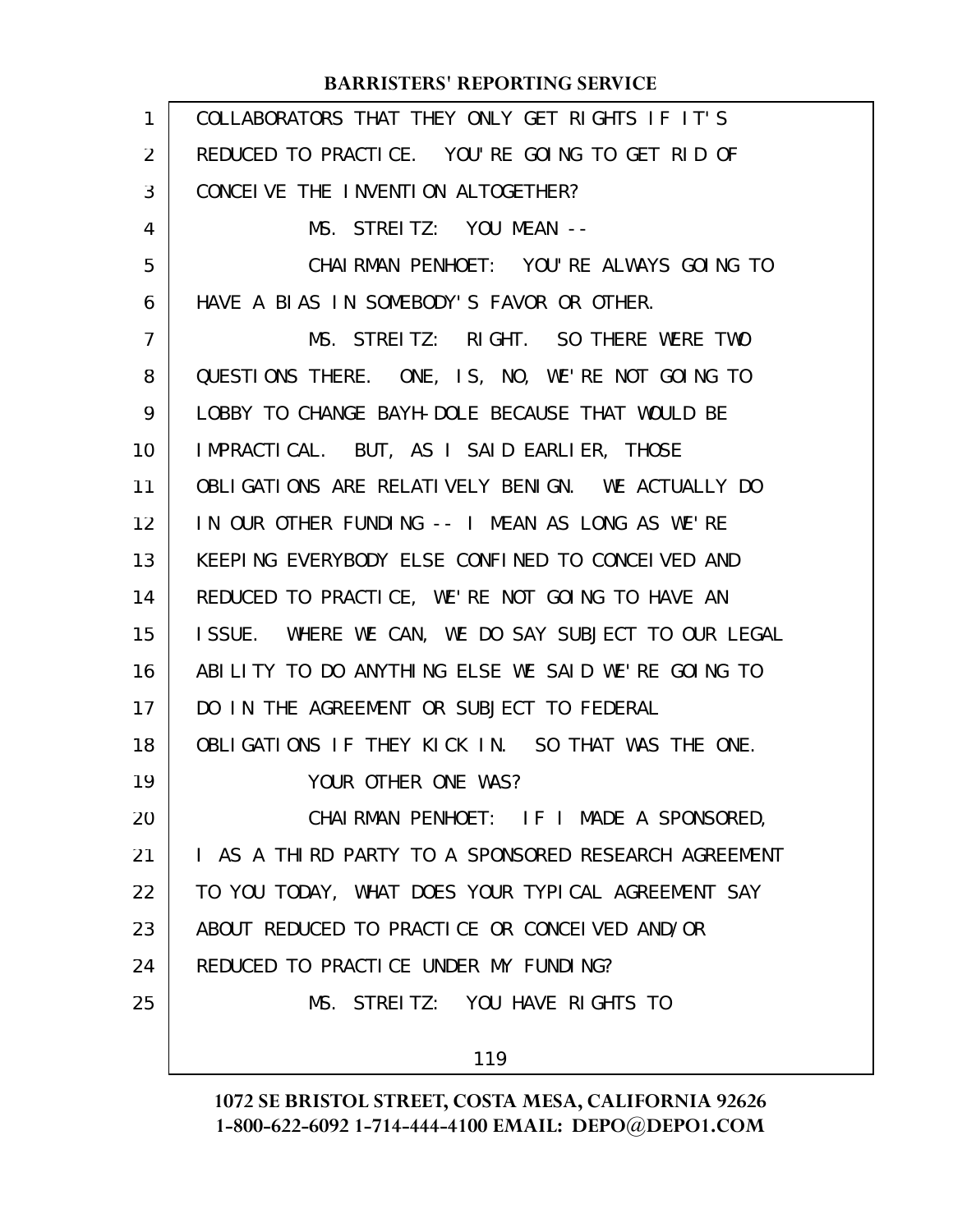COLLABORATORS THAT THEY ONLY GET RIGHTS IF IT'S REDUCED TO PRACTICE. YOU'RE GOING TO GET RID OF CONCEIVE THE INVENTION ALTOGETHER?

MS. STREITZ: YOU MEAN --

CHAIRMAN PENHOET: YOU'RE ALWAYS GOING TO HAVE A BIAS IN SOMEBODY'S FAVOR OR OTHER.

MS. STREITZ: RIGHT. SO THERE WERE TWO QUESTIONS THERE. ONE, IS, NO, WE'RE NOT GOING TO LOBBY TO CHANGE BAYH-DOLE BECAUSE THAT WOULD BE IMPRACTICAL. BUT, AS I SAID EARLIER, THOSE OBLIGATIONS ARE RELATIVELY BENIGN. WE ACTUALLY DO IN OUR OTHER FUNDING -- I MEAN AS LONG AS WE'RE KEEPING EVERYBODY ELSE CONFINED TO CONCEIVED AND REDUCED TO PRACTICE, WE'RE NOT GOING TO HAVE AN ISSUE. WHERE WE CAN, WE DO SAY SUBJECT TO OUR LEGAL ABILITY TO DO ANYTHING ELSE WE SAID WE'RE GOING TO DO IN THE AGREEMENT OR SUBJECT TO FEDERAL OBLIGATIONS IF THEY KICK IN. SO THAT WAS THE ONE.

YOUR OTHER ONE WAS?

CHAIRMAN PENHOET: IF I MADE A SPONSORED, I AS A THIRD PARTY TO A SPONSORED RESEARCH AGREEMENT TO YOU TODAY, WHAT DOES YOUR TYPICAL AGREEMENT SAY ABOUT REDUCED TO PRACTICE OR CONCEIVED AND/OR REDUCED TO PRACTICE UNDER MY FUNDING?

MS. STREITZ: YOU HAVE RIGHTS TO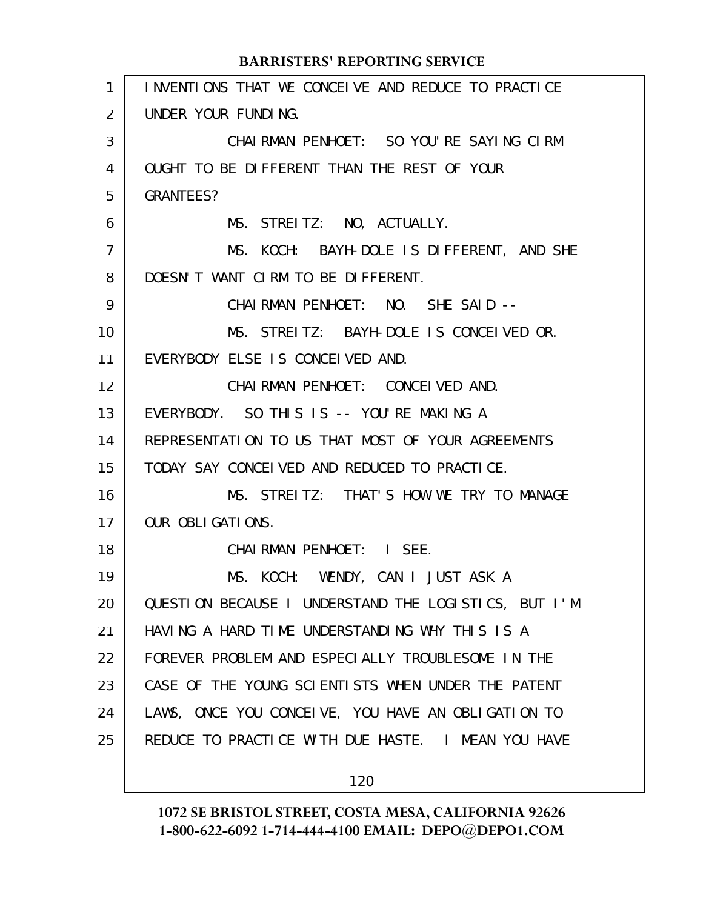INVENTIONS THAT WE CONCEIVE AND REDUCE TO PRACTICE UNDER YOUR FUNDING.

CHAIRMAN PENHOET: SO YOU'RE SAYING CIRM OUGHT TO BE DIFFERENT THAN THE REST OF YOUR GRANTEES?

MS. STREITZ: NO, ACTUALLY.

MS. KOCH: BAYH-DOLE IS DIFFERENT, AND SHE DOESN'T WANT CIRM TO BE DIFFERENT.

CHAIRMAN PENHOET: NO. SHE SAID --

MS. STREITZ: BAYH-DOLE IS CONCEIVED OR. EVERYBODY ELSE IS CONCEIVED AND.

CHAIRMAN PENHOET: CONCEIVED AND. EVERYBODY. SO THIS IS -- YOU'RE MAKING A REPRESENTATION TO US THAT MOST OF YOUR AGREEMENTS TODAY SAY CONCEIVED AND REDUCED TO PRACTICE.

MS. STREITZ: THAT'S HOW WE TRY TO MANAGE OUR OBLIGATIONS.

CHAIRMAN PENHOET: I SEE.

MS. KOCH: WENDY, CAN I JUST ASK A QUESTION BECAUSE I UNDERSTAND THE LOGISTICS, BUT I'M HAVING A HARD TIME UNDERSTANDING WHY THIS IS A FOREVER PROBLEM AND ESPECIALLY TROUBLESOME IN THE CASE OF THE YOUNG SCIENTISTS WHEN UNDER THE PATENT LAWS, ONCE YOU CONCEIVE, YOU HAVE AN OBLIGATION TO REDUCE TO PRACTICE WITH DUE HASTE. I MEAN YOU HAVE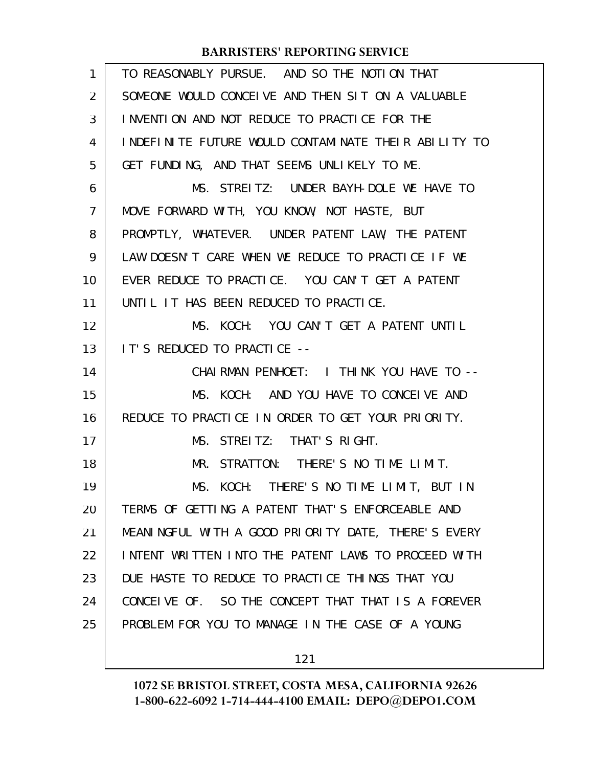TO REASONABLY PURSUE. AND SO THE NOTION THAT SOMEONE WOULD CONCEIVE AND THEN SIT ON A VALUABLE INVENTION AND NOT REDUCE TO PRACTICE FOR THE INDEFINITE FUTURE WOULD CONTAMINATE THEIR ABILITY TO GET FUNDING, AND THAT SEEMS UNLIKELY TO ME.

MS. STREITZ: UNDER BAYH-DOLE WE HAVE TO MOVE FORWARD WITH, YOU KNOW, NOT HASTE, BUT PROMPTLY, WHATEVER. UNDER PATENT LAW, THE PATENT LAW DOESN'T CARE WHEN WE REDUCE TO PRACTICE IF WE EVER REDUCE TO PRACTICE. YOU CAN'T GET A PATENT UNTIL IT HAS BEEN REDUCED TO PRACTICE.

MS. KOCH: YOU CAN'T GET A PATENT UNTIL IT'S REDUCED TO PRACTICE --

CHAIRMAN PENHOET: I THINK YOU HAVE TO --

MS. KOCH: AND YOU HAVE TO CONCEIVE AND REDUCE TO PRACTICE IN ORDER TO GET YOUR PRIORITY.

MS. STREITZ: THAT'S RIGHT.

MR. STRATTON: THERE'S NO TIME LIMIT.

MS. KOCH: THERE'S NO TIME LIMIT, BUT IN TERMS OF GETTING A PATENT THAT'S ENFORCEABLE AND MEANINGFUL WITH A GOOD PRIORITY DATE, THERE'S EVERY INTENT WRITTEN INTO THE PATENT LAWS TO PROCEED WITH DUE HASTE TO REDUCE TO PRACTICE THINGS THAT YOU CONCEIVE OF. SO THE CONCEPT THAT THAT IS A FOREVER PROBLEM FOR YOU TO MANAGE IN THE CASE OF A YOUNG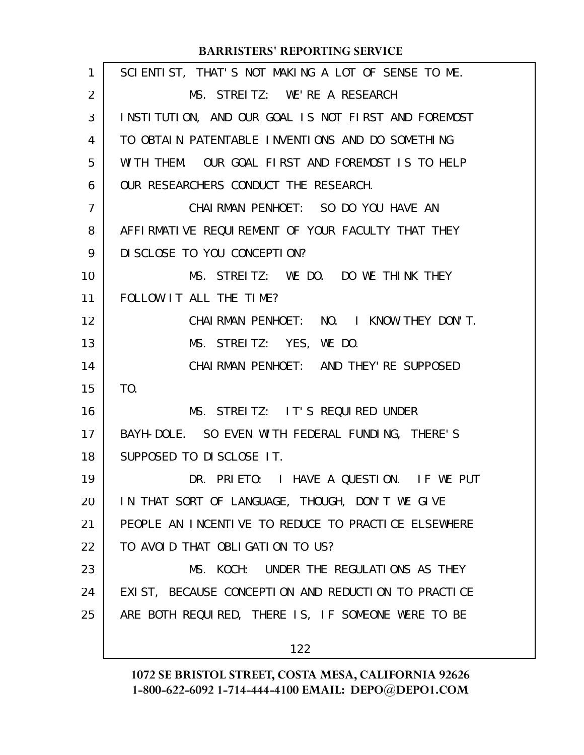SCIENTIST, THAT'S NOT MAKING A LOT OF SENSE TO ME.

MS. STREITZ: WE'RE A RESEARCH INSTITUTION, AND OUR GOAL IS NOT FIRST AND FOREMOST TO OBTAIN PATENTABLE INVENTIONS AND DO SOMETHING WITH THEM. OUR GOAL FIRST AND FOREMOST IS TO HELP OUR RESEARCHERS CONDUCT THE RESEARCH.

CHAIRMAN PENHOET: SO DO YOU HAVE AN AFFIRMATIVE REQUIREMENT OF YOUR FACULTY THAT THEY DISCLOSE TO YOU CONCEPTION?

MS. STREITZ: WE DO. DO WE THINK THEY FOLLOW IT ALL THE TIME?

CHAIRMAN PENHOET: NO. I KNOW THEY DON'T.

MS. STREITZ: YES, WE DO.

CHAIRMAN PENHOET: AND THEY'RE SUPPOSED TO.

MS. STREITZ: IT'S REQUIRED UNDER BAYH-DOLE. SO EVEN WITH FEDERAL FUNDING, THERE'S SUPPOSED TO DISCLOSE IT.

DR. PRIETO: I HAVE A QUESTION. IF WE PUT IN THAT SORT OF LANGUAGE, THOUGH, DON'T WE GIVE PEOPLE AN INCENTIVE TO REDUCE TO PRACTICE ELSEWHERE TO AVOID THAT OBLIGATION TO US?

MS. KOCH: UNDER THE REGULATIONS AS THEY EXIST, BECAUSE CONCEPTION AND REDUCTION TO PRACTICE ARE BOTH REQUIRED, THERE IS, IF SOMEONE WERE TO BE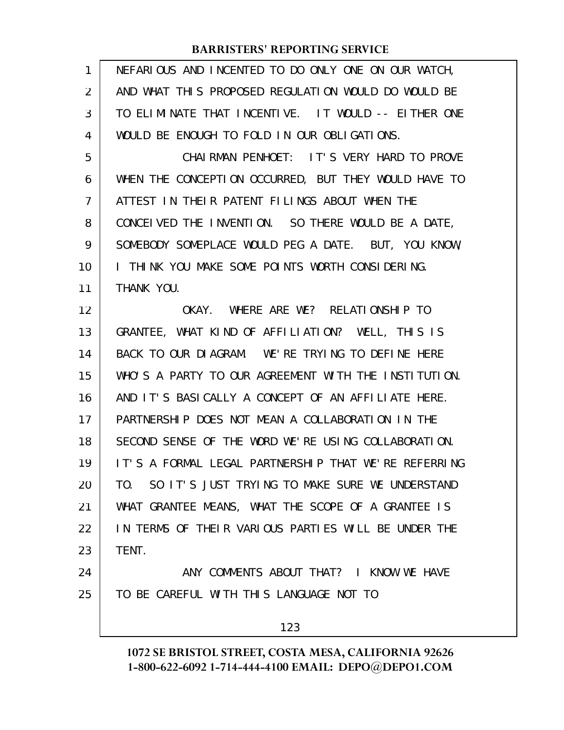NEFARIOUS AND INCENTED TO DO ONLY ONE ON OUR WATCH, AND WHAT THIS PROPOSED REGULATION WOULD DO WOULD BE TO ELIMINATE THAT INCENTIVE. IT WOULD -- EITHER ONE WOULD BE ENOUGH TO FOLD IN OUR OBLIGATIONS.

CHAIRMAN PENHOET: IT'S VERY HARD TO PROVE WHEN THE CONCEPTION OCCURRED, BUT THEY WOULD HAVE TO ATTEST IN THEIR PATENT FILINGS ABOUT WHEN THE CONCEIVED THE INVENTION. SO THERE WOULD BE A DATE, SOMEBODY SOMEPLACE WOULD PEG A DATE. BUT, YOU KNOW, I THINK YOU MAKE SOME POINTS WORTH CONSIDERING. THANK YOU.

OKAY. WHERE ARE WE? RELATIONSHIP TO GRANTEE, WHAT KIND OF AFFILIATION? WELL, THIS IS BACK TO OUR DIAGRAM. WE'RE TRYING TO DEFINE HERE WHO'S A PARTY TO OUR AGREEMENT WITH THE INSTITUTION. AND IT'S BASICALLY A CONCEPT OF AN AFFILIATE HERE. PARTNERSHIP DOES NOT MEAN A COLLABORATION IN THE SECOND SENSE OF THE WORD WE'RE USING COLLABORATION. IT'S A FORMAL LEGAL PARTNERSHIP THAT WE'RE REFERRING TO. SO IT'S JUST TRYING TO MAKE SURE WE UNDERSTAND WHAT GRANTEE MEANS, WHAT THE SCOPE OF A GRANTEE IS IN TERMS OF THEIR VARIOUS PARTIES WILL BE UNDER THE TENT.

ANY COMMENTS ABOUT THAT? I KNOW WE HAVE TO BE CAREFUL WITH THIS LANGUAGE NOT TO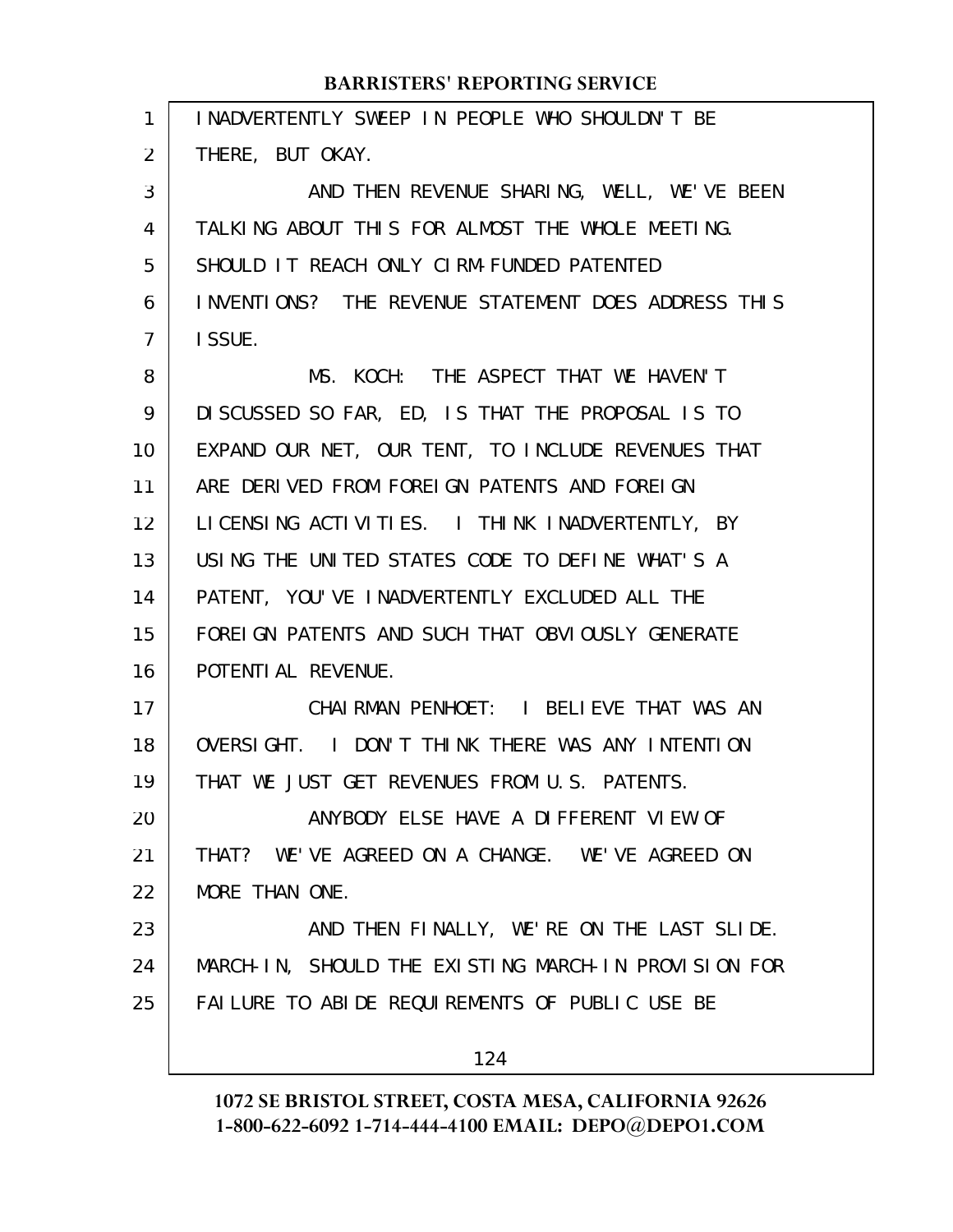INADVERTENTLY SWEEP IN PEOPLE WHO SHOULDN'T BE THERE, BUT OKAY.

AND THEN REVENUE SHARING, WELL, WE'VE BEEN TALKING ABOUT THIS FOR ALMOST THE WHOLE MEETING. SHOULD IT REACH ONLY CIRM-FUNDED PATENTED INVENTIONS? THE REVENUE STATEMENT DOES ADDRESS THIS ISSUE.

MS. KOCH: THE ASPECT THAT WE HAVEN'T DISCUSSED SO FAR, ED, IS THAT THE PROPOSAL IS TO EXPAND OUR NET, OUR TENT, TO INCLUDE REVENUES THAT ARE DERIVED FROM FOREIGN PATENTS AND FOREIGN LICENSING ACTIVITIES. I THINK INADVERTENTLY, BY USING THE UNITED STATES CODE TO DEFINE WHAT'S A PATENT, YOU'VE INADVERTENTLY EXCLUDED ALL THE FOREIGN PATENTS AND SUCH THAT OBVIOUSLY GENERATE POTENTIAL REVENUE.

CHAIRMAN PENHOET: I BELIEVE THAT WAS AN OVERSIGHT. I DON'T THINK THERE WAS ANY INTENTION THAT WE JUST GET REVENUES FROM U.S. PATENTS.

ANYBODY ELSE HAVE A DIFFERENT VIEW OF THAT? WE'VE AGREED ON A CHANGE. WE'VE AGREED ON MORE THAN ONE.

AND THEN FINALLY, WE'RE ON THE LAST SLIDE. MARCH-IN, SHOULD THE EXISTING MARCH-IN PROVISION FOR FAILURE TO ABIDE REQUIREMENTS OF PUBLIC USE BE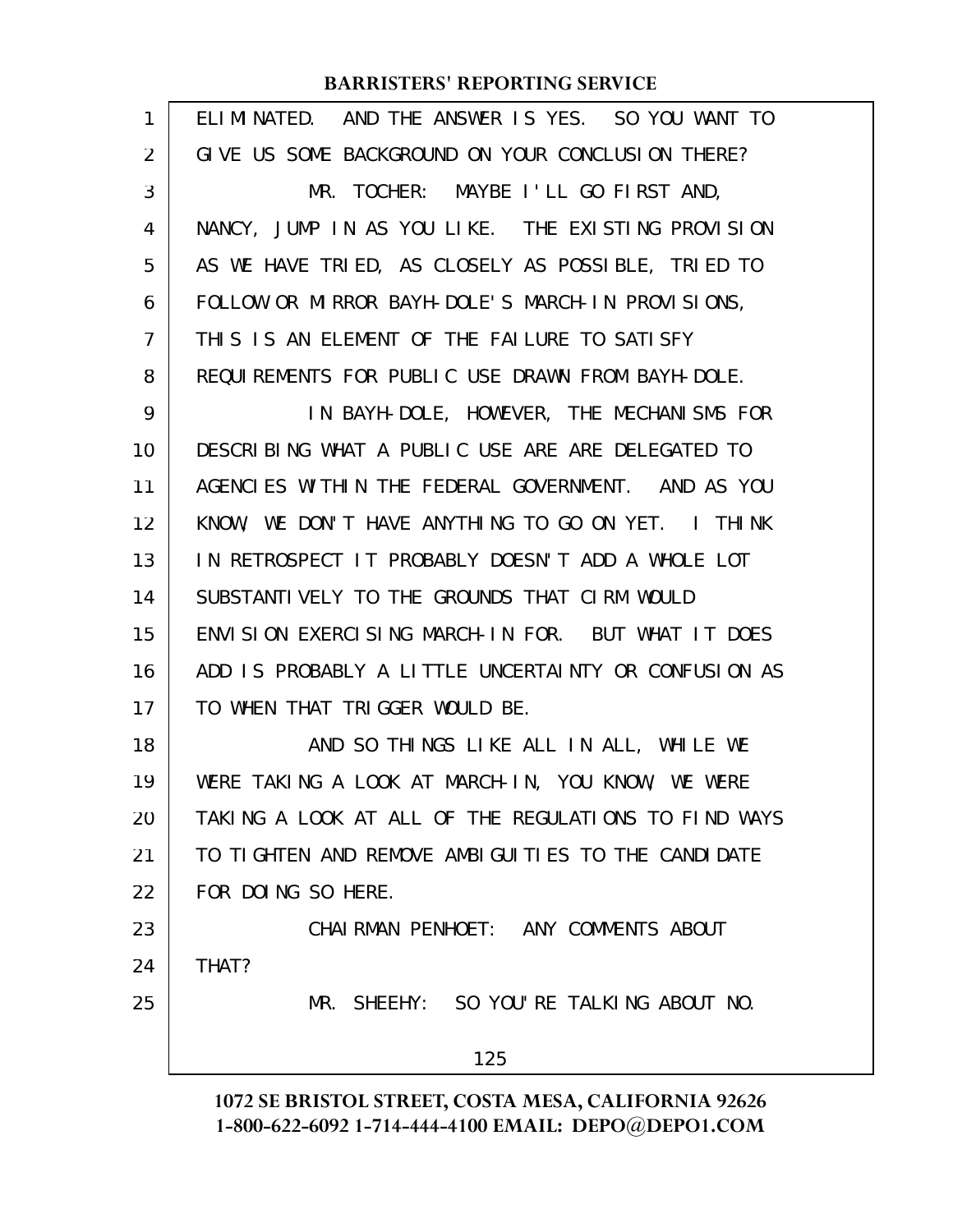ELIMINATED. AND THE ANSWER IS YES. SO YOU WANT TO GIVE US SOME BACKGROUND ON YOUR CONCLUSION THERE?

MR. TOCHER: MAYBE I'LL GO FIRST AND, NANCY, JUMP IN AS YOU LIKE. THE EXISTING PROVISION AS WE HAVE TRIED, AS CLOSELY AS POSSIBLE, TRIED TO FOLLOW OR MIRROR BAYH-DOLE'S MARCH-IN PROVISIONS, THIS IS AN ELEMENT OF THE FAILURE TO SATISFY REQUIREMENTS FOR PUBLIC USE DRAWN FROM BAYH-DOLE.

IN BAYH-DOLE, HOWEVER, THE MECHANISMS FOR DESCRIBING WHAT A PUBLIC USE ARE ARE DELEGATED TO AGENCIES WITHIN THE FEDERAL GOVERNMENT. AND AS YOU KNOW, WE DON'T HAVE ANYTHING TO GO ON YET. I THINK IN RETROSPECT IT PROBABLY DOESN'T ADD A WHOLE LOT SUBSTANTIVELY TO THE GROUNDS THAT CIRM WOULD ENVISION EXERCISING MARCH-IN FOR. BUT WHAT IT DOES ADD IS PROBABLY A LITTLE UNCERTAINTY OR CONFUSION AS TO WHEN THAT TRIGGER WOULD BE.

AND SO THINGS LIKE ALL IN ALL, WHILE WE WERE TAKING A LOOK AT MARCH-IN, YOU KNOW, WE WERE TAKING A LOOK AT ALL OF THE REGULATIONS TO FIND WAYS TO TIGHTEN AND REMOVE AMBIGUITIES TO THE CANDIDATE FOR DOING SO HERE.

CHAIRMAN PENHOET: ANY COMMENTS ABOUT THAT?

MR. SHEEHY: SO YOU'RE TALKING ABOUT NO.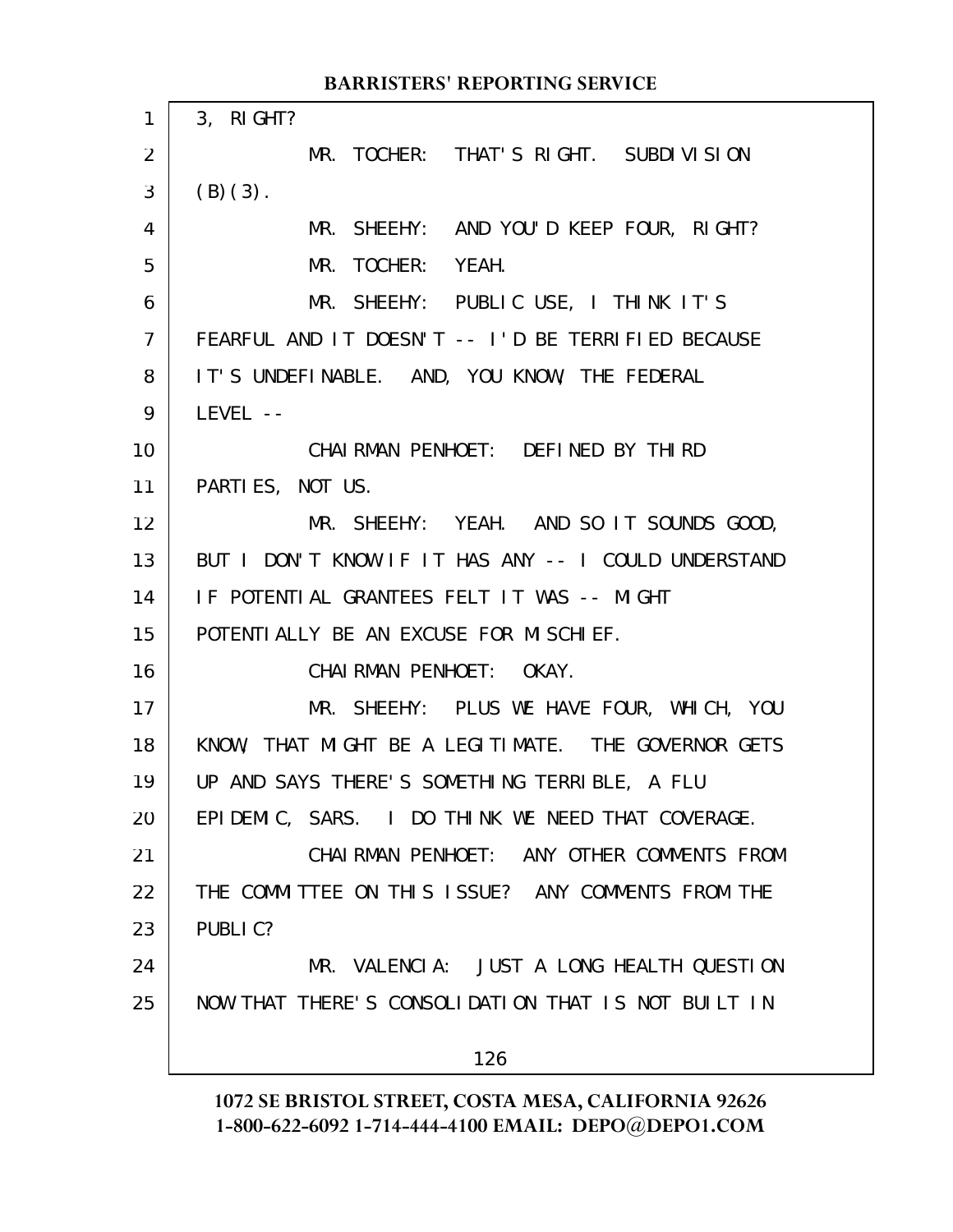3, RIGHT?

MR. TOCHER: THAT'S RIGHT. SUBDIVISION (B)(3).

MR. SHEEHY: AND YOU'D KEEP FOUR, RIGHT?

MR. TOCHER: YEAH.

MR. SHEEHY: PUBLIC USE, I THINK IT'S FEARFUL AND IT DOESN'T -- I'D BE TERRIFIED BECAUSE IT'S UNDEFINABLE. AND, YOU KNOW, THE FEDERAL LEVEL --

CHAIRMAN PENHOET: DEFINED BY THIRD PARTIES, NOT US.

MR. SHEEHY: YEAH. AND SO IT SOUNDS GOOD, BUT I DON'T KNOW IF IT HAS ANY -- I COULD UNDERSTAND IF POTENTIAL GRANTEES FELT IT WAS -- MIGHT POTENTIALLY BE AN EXCUSE FOR MISCHIEF.

CHAIRMAN PENHOET: OKAY.

MR. SHEEHY: PLUS WE HAVE FOUR, WHICH, YOU KNOW, THAT MIGHT BE A LEGITIMATE. THE GOVERNOR GETS UP AND SAYS THERE'S SOMETHING TERRIBLE, A FLU EPIDEMIC, SARS. I DO THINK WE NEED THAT COVERAGE.

CHAIRMAN PENHOET: ANY OTHER COMMENTS FROM THE COMMITTEE ON THIS ISSUE? ANY COMMENTS FROM THE PUBLIC?

MR. VALENCIA: JUST A LONG HEALTH QUESTION NOW THAT THERE'S CONSOLIDATION THAT IS NOT BUILT IN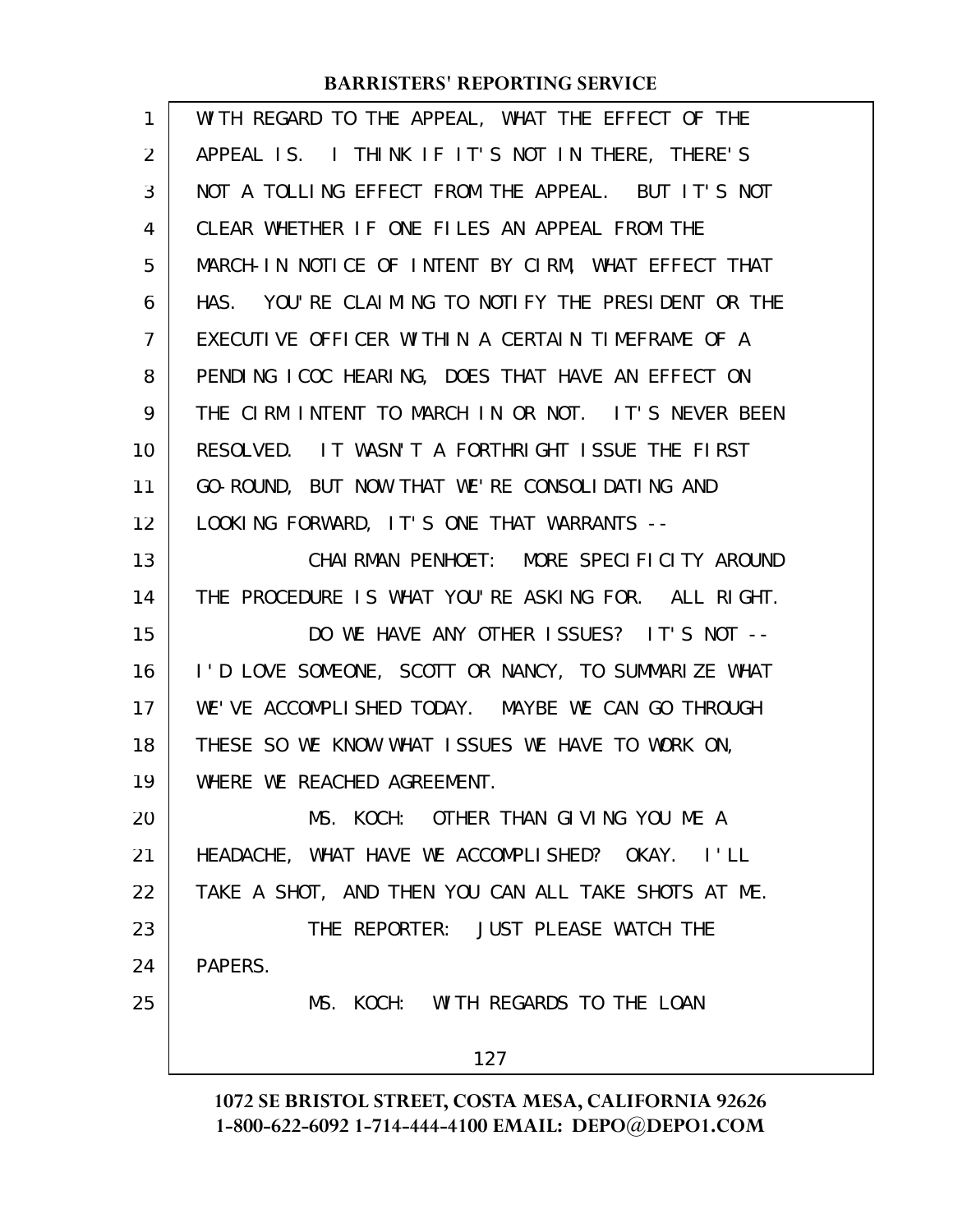WITH REGARD TO THE APPEAL, WHAT THE EFFECT OF THE APPEAL IS. I THINK IF IT'S NOT IN THERE, THERE'S NOT A TOLLING EFFECT FROM THE APPEAL. BUT IT'S NOT CLEAR WHETHER IF ONE FILES AN APPEAL FROM THE MARCH-IN NOTICE OF INTENT BY CIRM, WHAT EFFECT THAT HAS. YOU'RE CLAIMING TO NOTIFY THE PRESIDENT OR THE EXECUTIVE OFFICER WITHIN A CERTAIN TIMEFRAME OF A PENDING ICOC HEARING, DOES THAT HAVE AN EFFECT ON THE CIRM INTENT TO MARCH IN OR NOT. IT'S NEVER BEEN RESOLVED. IT WASN'T A FORTHRIGHT ISSUE THE FIRST GO-ROUND, BUT NOW THAT WE'RE CONSOLIDATING AND LOOKING FORWARD, IT'S ONE THAT WARRANTS --

CHAIRMAN PENHOET: MORE SPECIFICITY AROUND THE PROCEDURE IS WHAT YOU'RE ASKING FOR. ALL RIGHT.

DO WE HAVE ANY OTHER ISSUES? IT'S NOT -- I'D LOVE SOMEONE, SCOTT OR NANCY, TO SUMMARIZE WHAT WE'VE ACCOMPLISHED TODAY. MAYBE WE CAN GO THROUGH THESE SO WE KNOW WHAT ISSUES WE HAVE TO WORK ON, WHERE WE REACHED AGREEMENT.

MS. KOCH: OTHER THAN GIVING YOU ME A HEADACHE, WHAT HAVE WE ACCOMPLISHED? OKAY. I'LL TAKE A SHOT, AND THEN YOU CAN ALL TAKE SHOTS AT ME.

THE REPORTER: JUST PLEASE WATCH THE PAPERS.

MS. KOCH: WITH REGARDS TO THE LOAN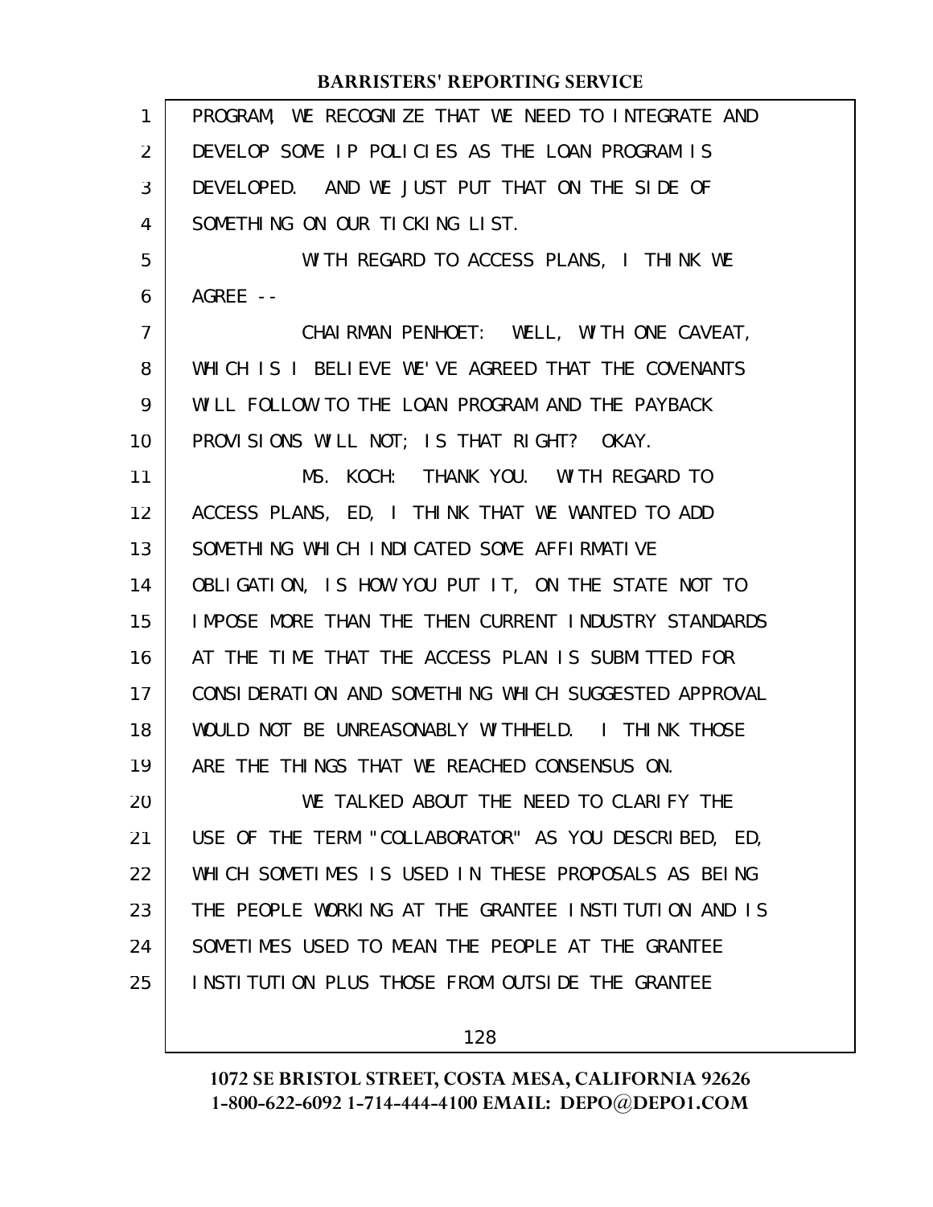PROGRAM, WE RECOGNIZE THAT WE NEED TO INTEGRATE AND DEVELOP SOME IP POLICIES AS THE LOAN PROGRAM IS DEVELOPED. AND WE JUST PUT THAT ON THE SIDE OF SOMETHING ON OUR TICKING LIST.

WITH REGARD TO ACCESS PLANS, I THINK WE AGREE --

CHAIRMAN PENHOET: WELL, WITH ONE CAVEAT, WHICH IS I BELIEVE WE'VE AGREED THAT THE COVENANTS WILL FOLLOW TO THE LOAN PROGRAM AND THE PAYBACK PROVISIONS WILL NOT; IS THAT RIGHT? OKAY.

MS. KOCH: THANK YOU. WITH REGARD TO ACCESS PLANS, ED, I THINK THAT WE WANTED TO ADD SOMETHING WHICH INDICATED SOME AFFIRMATIVE OBLIGATION, IS HOW YOU PUT IT, ON THE STATE NOT TO IMPOSE MORE THAN THE THEN CURRENT INDUSTRY STANDARDS AT THE TIME THAT THE ACCESS PLAN IS SUBMITTED FOR CONSIDERATION AND SOMETHING WHICH SUGGESTED APPROVAL WOULD NOT BE UNREASONABLY WITHHELD. I THINK THOSE ARE THE THINGS THAT WE REACHED CONSENSUS ON.

WE TALKED ABOUT THE NEED TO CLARIFY THE USE OF THE TERM "COLLABORATOR" AS YOU DESCRIBED, ED, WHICH SOMETIMES IS USED IN THESE PROPOSALS AS BEING THE PEOPLE WORKING AT THE GRANTEE INSTITUTION AND IS SOMETIMES USED TO MEAN THE PEOPLE AT THE GRANTEE INSTITUTION PLUS THOSE FROM OUTSIDE THE GRANTEE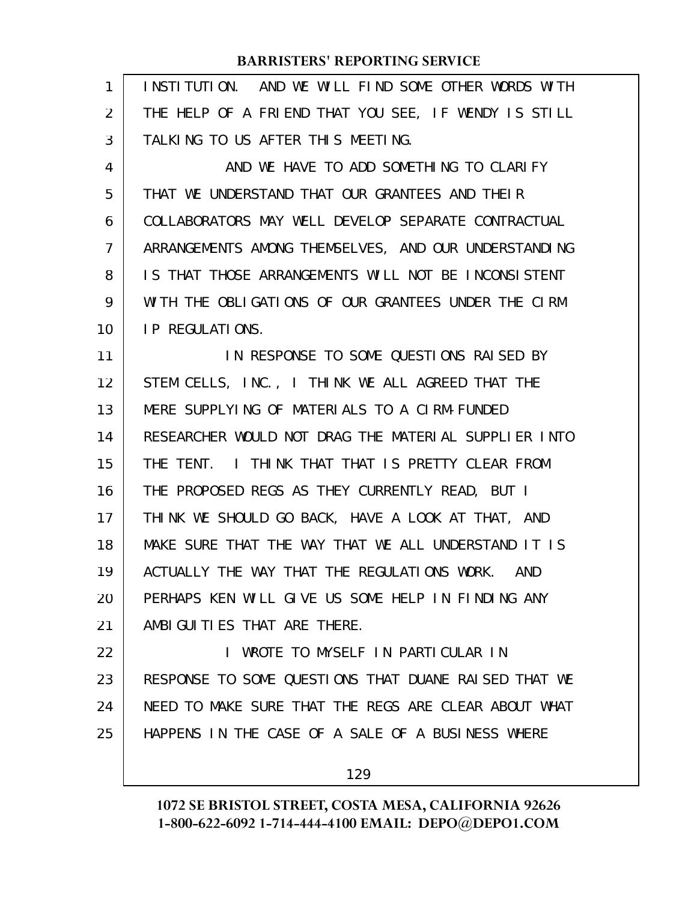INSTITUTION. AND WE WILL FIND SOME OTHER WORDS WITH THE HELP OF A FRIEND THAT YOU SEE, IF WENDY IS STILL TALKING TO US AFTER THIS MEETING.

AND WE HAVE TO ADD SOMETHING TO CLARIFY THAT WE UNDERSTAND THAT OUR GRANTEES AND THEIR COLLABORATORS MAY WELL DEVELOP SEPARATE CONTRACTUAL ARRANGEMENTS AMONG THEMSELVES, AND OUR UNDERSTANDING IS THAT THOSE ARRANGEMENTS WILL NOT BE INCONSISTENT WITH THE OBLIGATIONS OF OUR GRANTEES UNDER THE CIRM IP REGULATIONS.

IN RESPONSE TO SOME QUESTIONS RAISED BY STEM CELLS, INC., I THINK WE ALL AGREED THAT THE MERE SUPPLYING OF MATERIALS TO A CIRM-FUNDED RESEARCHER WOULD NOT DRAG THE MATERIAL SUPPLIER INTO THE TENT. I THINK THAT THAT IS PRETTY CLEAR FROM THE PROPOSED REGS AS THEY CURRENTLY READ, BUT I THINK WE SHOULD GO BACK, HAVE A LOOK AT THAT, AND MAKE SURE THAT THE WAY THAT WE ALL UNDERSTAND IT IS ACTUALLY THE WAY THAT THE REGULATIONS WORK. AND PERHAPS KEN WILL GIVE US SOME HELP IN FINDING ANY AMBIGUITIES THAT ARE THERE.

I WROTE TO MYSELF IN PARTICULAR IN RESPONSE TO SOME QUESTIONS THAT DUANE RAISED THAT WE NEED TO MAKE SURE THAT THE REGS ARE CLEAR ABOUT WHAT HAPPENS IN THE CASE OF A SALE OF A BUSINESS WHERE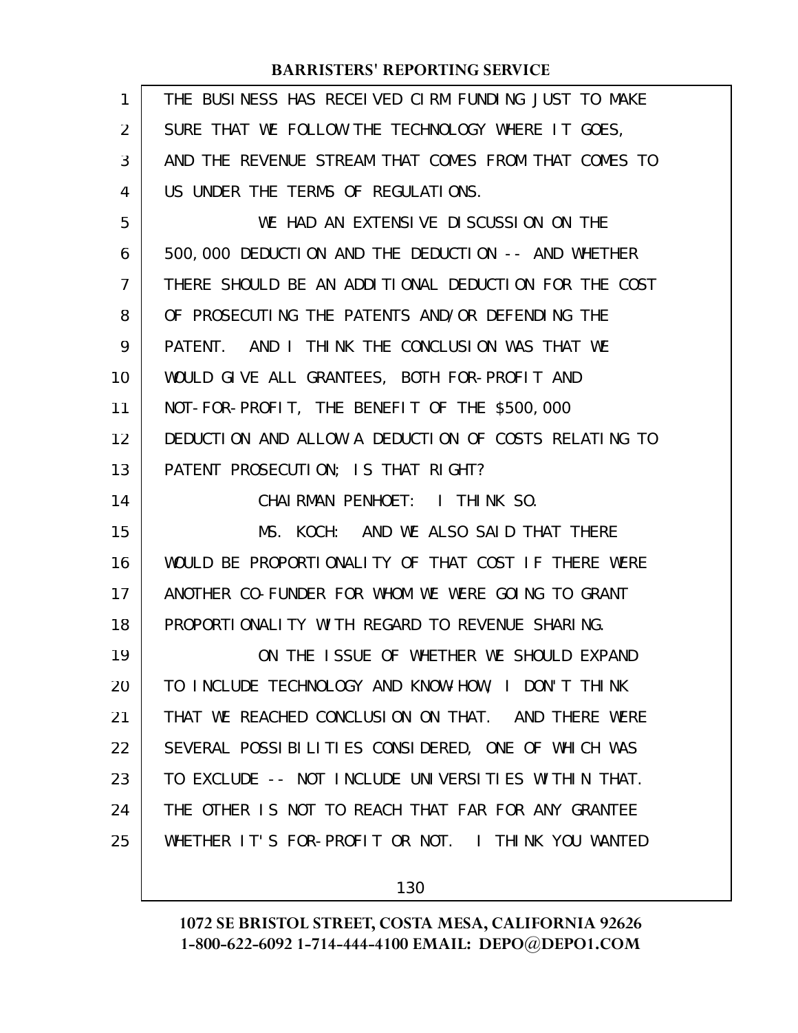THE BUSINESS HAS RECEIVED CIRM FUNDING JUST TO MAKE SURE THAT WE FOLLOW THE TECHNOLOGY WHERE IT GOES, AND THE REVENUE STREAM THAT COMES FROM THAT COMES TO US UNDER THE TERMS OF REGULATIONS.

WE HAD AN EXTENSIVE DISCUSSION ON THE 500,000 DEDUCTION AND THE DEDUCTION -- AND WHETHER THERE SHOULD BE AN ADDITIONAL DEDUCTION FOR THE COST OF PROSECUTING THE PATENTS AND/OR DEFENDING THE PATENT. AND I THINK THE CONCLUSION WAS THAT WE WOULD GIVE ALL GRANTEES, BOTH FOR-PROFIT AND NOT-FOR-PROFIT, THE BENEFIT OF THE $500,000 DEDUCTION AND ALLOW A DEDUCTION OF COSTS RELATING TO PATENT PROSECUTION; IS THAT RIGHT?

CHAIRMAN PENHOET: I THINK SO.

MS. KOCH: AND WE ALSO SAID THAT THERE WOULD BE PROPORTIONALITY OF THAT COST IF THERE WERE ANOTHER CO-FUNDER FOR WHOM WE WERE GOING TO GRANT PROPORTIONALITY WITH REGARD TO REVENUE SHARING.

ON THE ISSUE OF WHETHER WE SHOULD EXPAND TO INCLUDE TECHNOLOGY AND KNOW-HOW, I DON'T THINK THAT WE REACHED CONCLUSION ON THAT. AND THERE WERE SEVERAL POSSIBILITIES CONSIDERED, ONE OF WHICH WAS TO EXCLUDE -- NOT INCLUDE UNIVERSITIES WITHIN THAT. THE OTHER IS NOT TO REACH THAT FAR FOR ANY GRANTEE WHETHER IT'S FOR-PROFIT OR NOT. I THINK YOU WANTED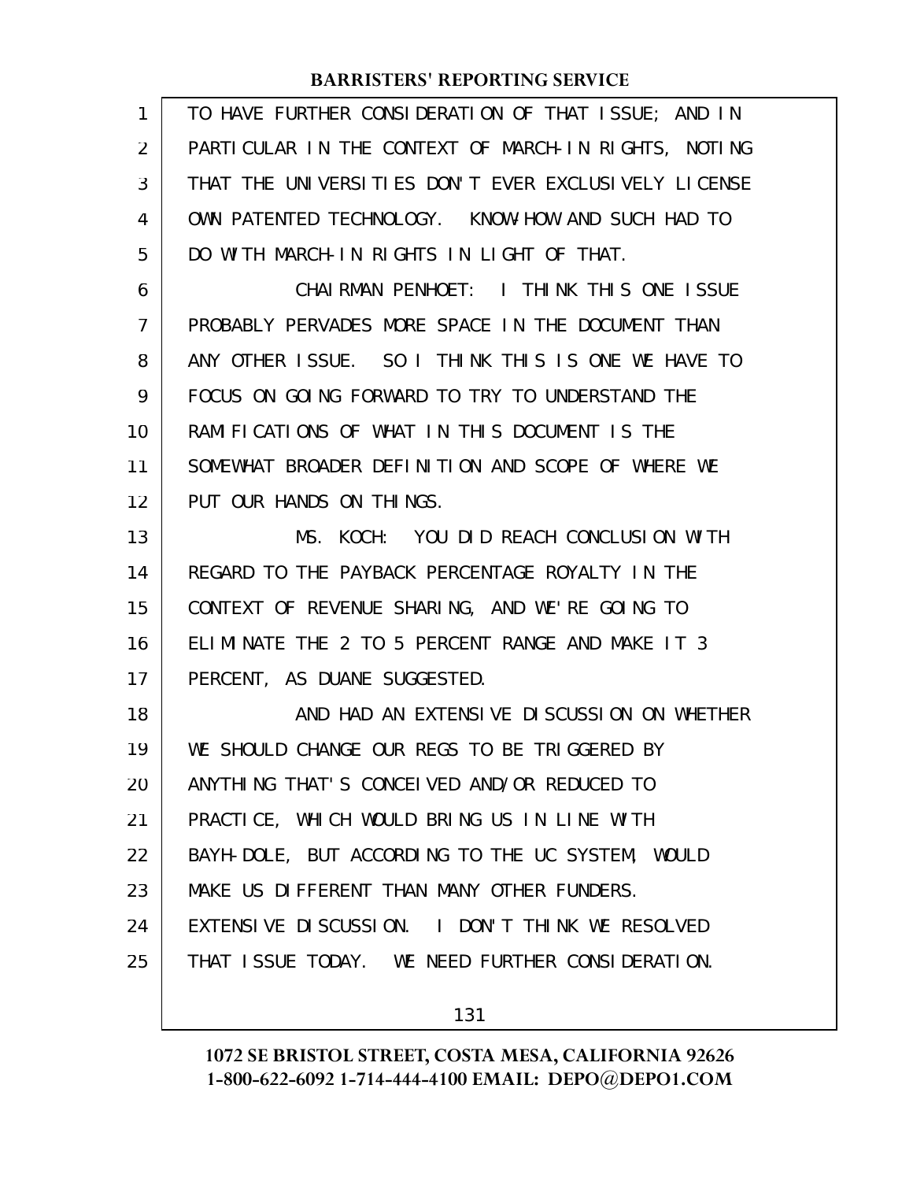TO HAVE FURTHER CONSIDERATION OF THAT ISSUE; AND IN PARTICULAR IN THE CONTEXT OF MARCH-IN RIGHTS, NOTING THAT THE UNIVERSITIES DON'T EVER EXCLUSIVELY LICENSE OWN PATENTED TECHNOLOGY. KNOW-HOW AND SUCH HAD TO DO WITH MARCH-IN RIGHTS IN LIGHT OF THAT.

CHAIRMAN PENHOET: I THINK THIS ONE ISSUE PROBABLY PERVADES MORE SPACE IN THE DOCUMENT THAN ANY OTHER ISSUE. SO I THINK THIS IS ONE WE HAVE TO FOCUS ON GOING FORWARD TO TRY TO UNDERSTAND THE RAMIFICATIONS OF WHAT IN THIS DOCUMENT IS THE SOMEWHAT BROADER DEFINITION AND SCOPE OF WHERE WE PUT OUR HANDS ON THINGS.

MS. KOCH: YOU DID REACH CONCLUSION WITH REGARD TO THE PAYBACK PERCENTAGE ROYALTY IN THE CONTEXT OF REVENUE SHARING, AND WE'RE GOING TO ELIMINATE THE 2 TO 5 PERCENT RANGE AND MAKE IT 3 PERCENT, AS DUANE SUGGESTED.

AND HAD AN EXTENSIVE DISCUSSION ON WHETHER WE SHOULD CHANGE OUR REGS TO BE TRIGGERED BY ANYTHING THAT'S CONCEIVED AND/OR REDUCED TO PRACTICE, WHICH WOULD BRING US IN LINE WITH BAYH-DOLE, BUT ACCORDING TO THE UC SYSTEM, WOULD MAKE US DIFFERENT THAN MANY OTHER FUNDERS. EXTENSIVE DISCUSSION. I DON'T THINK WE RESOLVED THAT ISSUE TODAY. WE NEED FURTHER CONSIDERATION.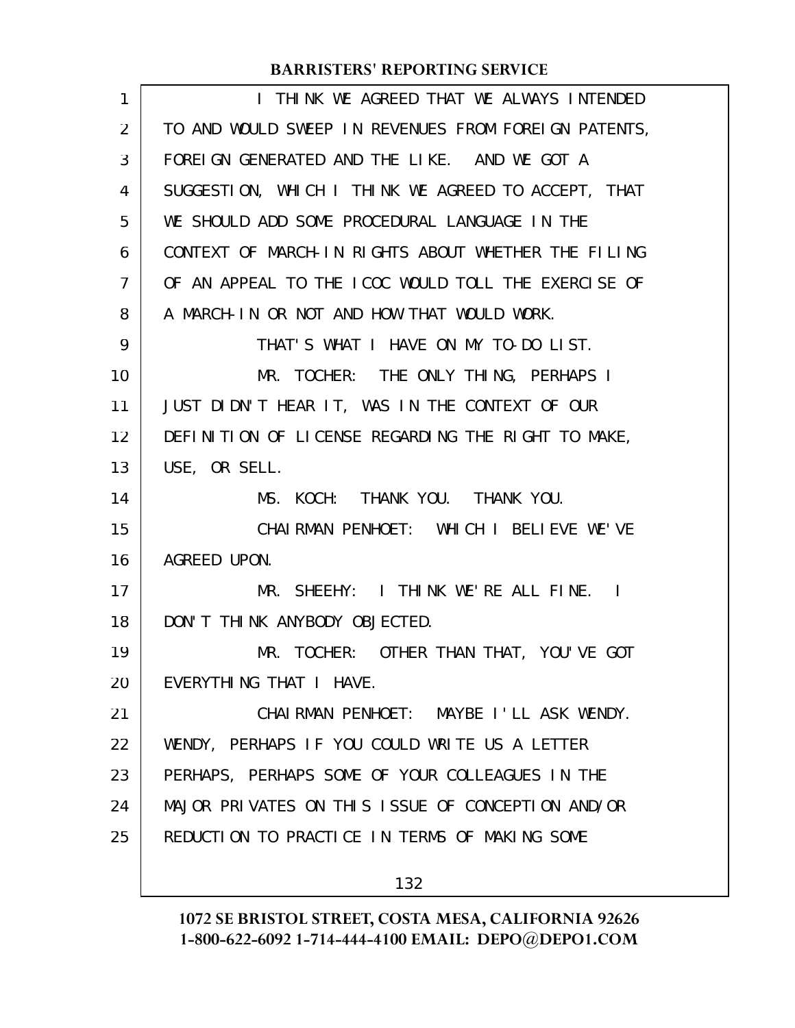I THINK WE AGREED THAT WE ALWAYS INTENDED TO AND WOULD SWEEP IN REVENUES FROM FOREIGN PATENTS, FOREIGN GENERATED AND THE LIKE. AND WE GOT A SUGGESTION, WHICH I THINK WE AGREED TO ACCEPT, THAT WE SHOULD ADD SOME PROCEDURAL LANGUAGE IN THE CONTEXT OF MARCH-IN RIGHTS ABOUT WHETHER THE FILING OF AN APPEAL TO THE ICOC WOULD TOLL THE EXERCISE OF A MARCH-IN OR NOT AND HOW THAT WOULD WORK.

THAT'S WHAT I HAVE ON MY TO-DO LIST.

MR. TOCHER: THE ONLY THING, PERHAPS I JUST DIDN'T HEAR IT, WAS IN THE CONTEXT OF OUR DEFINITION OF LICENSE REGARDING THE RIGHT TO MAKE, USE, OR SELL.

MS. KOCH: THANK YOU. THANK YOU.

CHAIRMAN PENHOET: WHICH I BELIEVE WE'VE AGREED UPON.

MR. SHEEHY: I THINK WE'RE ALL FINE. I DON'T THINK ANYBODY OBJECTED.

MR. TOCHER: OTHER THAN THAT, YOU'VE GOT EVERYTHING THAT I HAVE.

CHAIRMAN PENHOET: MAYBE I'LL ASK WENDY. WENDY, PERHAPS IF YOU COULD WRITE US A LETTER PERHAPS, PERHAPS SOME OF YOUR COLLEAGUES IN THE MAJOR PRIVATES ON THIS ISSUE OF CONCEPTION AND/OR REDUCTION TO PRACTICE IN TERMS OF MAKING SOME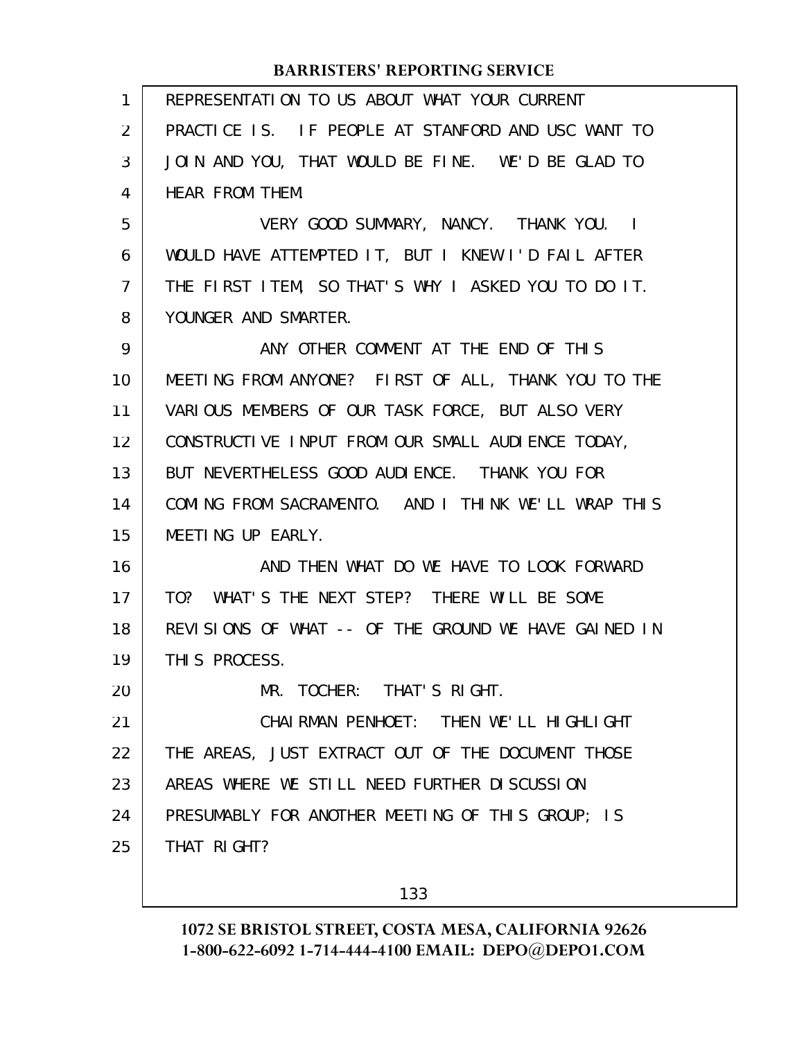REPRESENTATION TO US ABOUT WHAT YOUR CURRENT PRACTICE IS. IF PEOPLE AT STANFORD AND USC WANT TO JOIN AND YOU, THAT WOULD BE FINE. WE'D BE GLAD TO HEAR FROM THEM.

VERY GOOD SUMMARY, NANCY. THANK YOU. I WOULD HAVE ATTEMPTED IT, BUT I KNEW I'D FAIL AFTER THE FIRST ITEM, SO THAT'S WHY I ASKED YOU TO DO IT. YOUNGER AND SMARTER.

ANY OTHER COMMENT AT THE END OF THIS MEETING FROM ANYONE? FIRST OF ALL, THANK YOU TO THE VARIOUS MEMBERS OF OUR TASK FORCE, BUT ALSO VERY CONSTRUCTIVE INPUT FROM OUR SMALL AUDIENCE TODAY, BUT NEVERTHELESS GOOD AUDIENCE. THANK YOU FOR COMING FROM SACRAMENTO. AND I THINK WE'LL WRAP THIS MEETING UP EARLY.

AND THEN WHAT DO WE HAVE TO LOOK FORWARD TO? WHAT'S THE NEXT STEP? THERE WILL BE SOME REVISIONS OF WHAT -- OF THE GROUND WE HAVE GAINED IN THIS PROCESS.

MR. TOCHER: THAT'S RIGHT.

CHAIRMAN PENHOET: THEN WE'LL HIGHLIGHT THE AREAS, JUST EXTRACT OUT OF THE DOCUMENT THOSE AREAS WHERE WE STILL NEED FURTHER DISCUSSION PRESUMABLY FOR ANOTHER MEETING OF THIS GROUP; IS THAT RIGHT?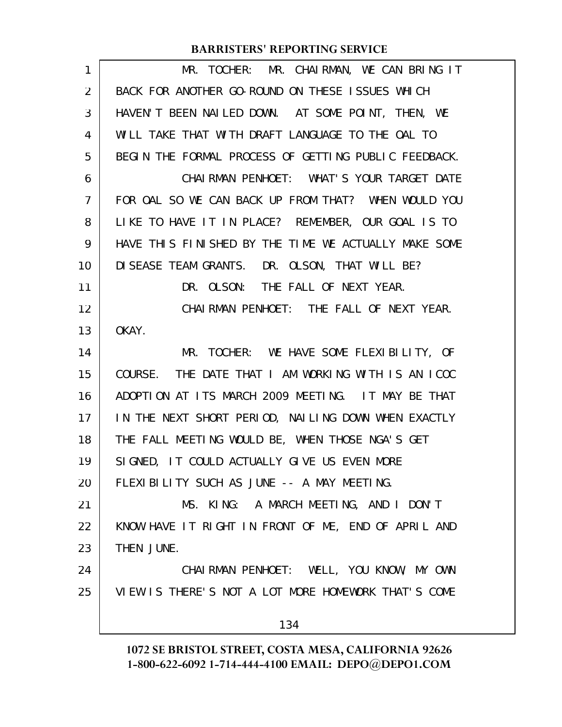MR. TOCHER: MR. CHAIRMAN, WE CAN BRING IT BACK FOR ANOTHER GO-ROUND ON THESE ISSUES WHICH HAVEN'T BEEN NAILED DOWN. AT SOME POINT, THEN, WE WILL TAKE THAT WITH DRAFT LANGUAGE TO THE OAL TO BEGIN THE FORMAL PROCESS OF GETTING PUBLIC FEEDBACK.

CHAIRMAN PENHOET: WHAT'S YOUR TARGET DATE FOR OAL SO WE CAN BACK UP FROM THAT? WHEN WOULD YOU LIKE TO HAVE IT IN PLACE? REMEMBER, OUR GOAL IS TO HAVE THIS FINISHED BY THE TIME WE ACTUALLY MAKE SOME DISEASE TEAM GRANTS. DR. OLSON, THAT WILL BE?

DR. OLSON: THE FALL OF NEXT YEAR.

CHAIRMAN PENHOET: THE FALL OF NEXT YEAR. OKAY.

MR. TOCHER: WE HAVE SOME FLEXIBILITY, OF COURSE. THE DATE THAT I AM WORKING WITH IS AN ICOC ADOPTION AT ITS MARCH 2009 MEETING. IT MAY BE THAT IN THE NEXT SHORT PERIOD, NAILING DOWN WHEN EXACTLY THE FALL MEETING WOULD BE, WHEN THOSE NGA'S GET SIGNED, IT COULD ACTUALLY GIVE US EVEN MORE FLEXIBILITY SUCH AS JUNE -- A MAY MEETING.

MS. KING: A MARCH MEETING, AND I DON'T KNOW HAVE IT RIGHT IN FRONT OF ME, END OF APRIL AND THEN JUNE.

CHAIRMAN PENHOET: WELL, YOU KNOW, MY OWN VIEW IS THERE'S NOT A LOT MORE HOMEWORK THAT'S COME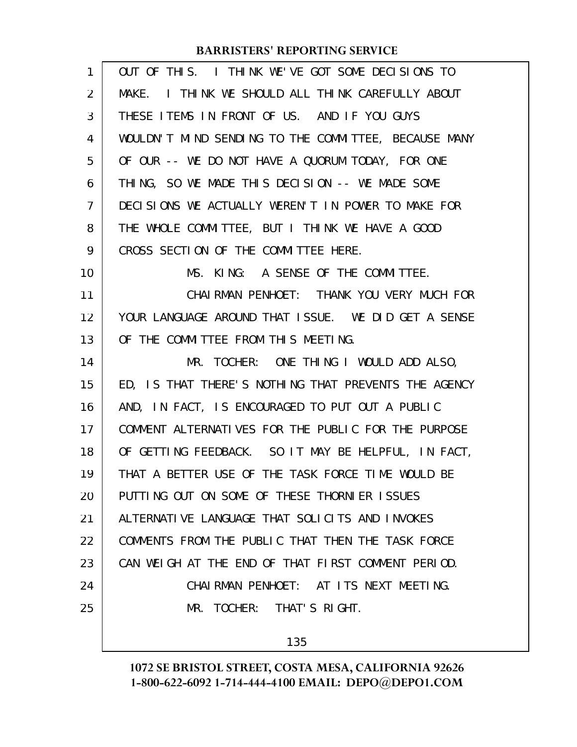OUT OF THIS. I THINK WE'VE GOT SOME DECISIONS TO MAKE. I THINK WE SHOULD ALL THINK CAREFULLY ABOUT THESE ITEMS IN FRONT OF US. AND IF YOU GUYS WOULDN'T MIND SENDING TO THE COMMITTEE, BECAUSE MANY OF OUR -- WE DO NOT HAVE A QUORUM TODAY, FOR ONE THING, SO WE MADE THIS DECISION -- WE MADE SOME DECISIONS WE ACTUALLY WEREN'T IN POWER TO MAKE FOR THE WHOLE COMMITTEE, BUT I THINK WE HAVE A GOOD CROSS SECTION OF THE COMMITTEE HERE.

MS. KING: A SENSE OF THE COMMITTEE.

CHAIRMAN PENHOET: THANK YOU VERY MUCH FOR YOUR LANGUAGE AROUND THAT ISSUE. WE DID GET A SENSE OF THE COMMITTEE FROM THIS MEETING.

MR. TOCHER: ONE THING I WOULD ADD ALSO, ED, IS THAT THERE'S NOTHING THAT PREVENTS THE AGENCY AND, IN FACT, IS ENCOURAGED TO PUT OUT A PUBLIC COMMENT ALTERNATIVES FOR THE PUBLIC FOR THE PURPOSE OF GETTING FEEDBACK. SO IT MAY BE HELPFUL, IN FACT, THAT A BETTER USE OF THE TASK FORCE TIME WOULD BE PUTTING OUT ON SOME OF THESE THORNIER ISSUES ALTERNATIVE LANGUAGE THAT SOLICITS AND INVOKES COMMENTS FROM THE PUBLIC THAT THEN THE TASK FORCE CAN WEIGH AT THE END OF THAT FIRST COMMENT PERIOD.

CHAIRMAN PENHOET: AT ITS NEXT MEETING.

MR. TOCHER: THAT'S RIGHT.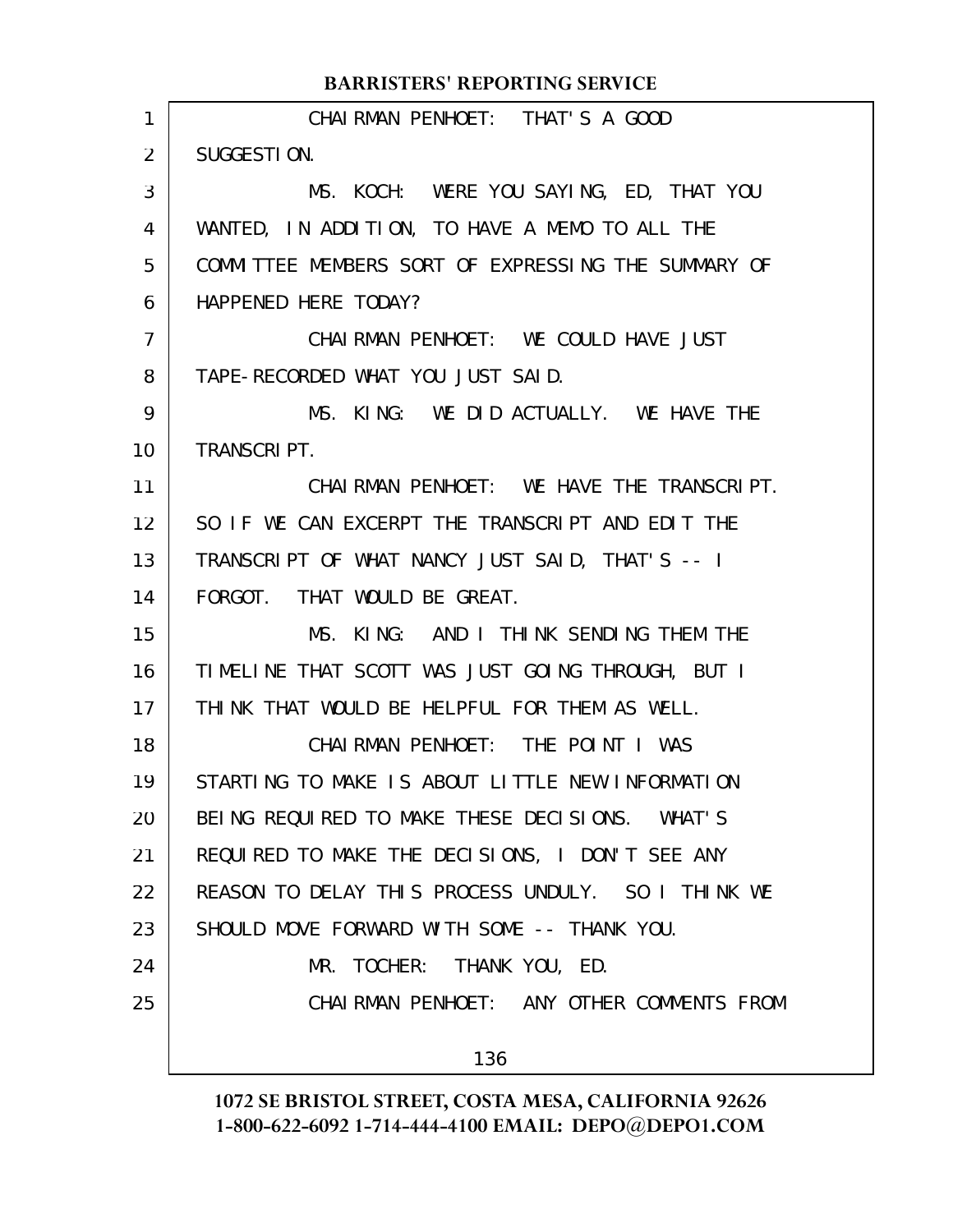CHAIRMAN PENHOET: THAT'S A GOOD SUGGESTION.

MS. KOCH: WERE YOU SAYING, ED, THAT YOU WANTED, IN ADDITION, TO HAVE A MEMO TO ALL THE COMMITTEE MEMBERS SORT OF EXPRESSING THE SUMMARY OF HAPPENED HERE TODAY?

CHAIRMAN PENHOET: WE COULD HAVE JUST TAPE-RECORDED WHAT YOU JUST SAID.

MS. KING: WE DID ACTUALLY. WE HAVE THE TRANSCRIPT.

CHAIRMAN PENHOET: WE HAVE THE TRANSCRIPT. SO IF WE CAN EXCERPT THE TRANSCRIPT AND EDIT THE TRANSCRIPT OF WHAT NANCY JUST SAID, THAT'S -- I FORGOT. THAT WOULD BE GREAT.

MS. KING: AND I THINK SENDING THEM THE TIMELINE THAT SCOTT WAS JUST GOING THROUGH, BUT I THINK THAT WOULD BE HELPFUL FOR THEM AS WELL.

CHAIRMAN PENHOET: THE POINT I WAS STARTING TO MAKE IS ABOUT LITTLE NEW INFORMATION BEING REQUIRED TO MAKE THESE DECISIONS. WHAT'S REQUIRED TO MAKE THE DECISIONS, I DON'T SEE ANY REASON TO DELAY THIS PROCESS UNDULY. SO I THINK WE SHOULD MOVE FORWARD WITH SOME -- THANK YOU.

MR. TOCHER: THANK YOU, ED.

CHAIRMAN PENHOET: ANY OTHER COMMENTS FROM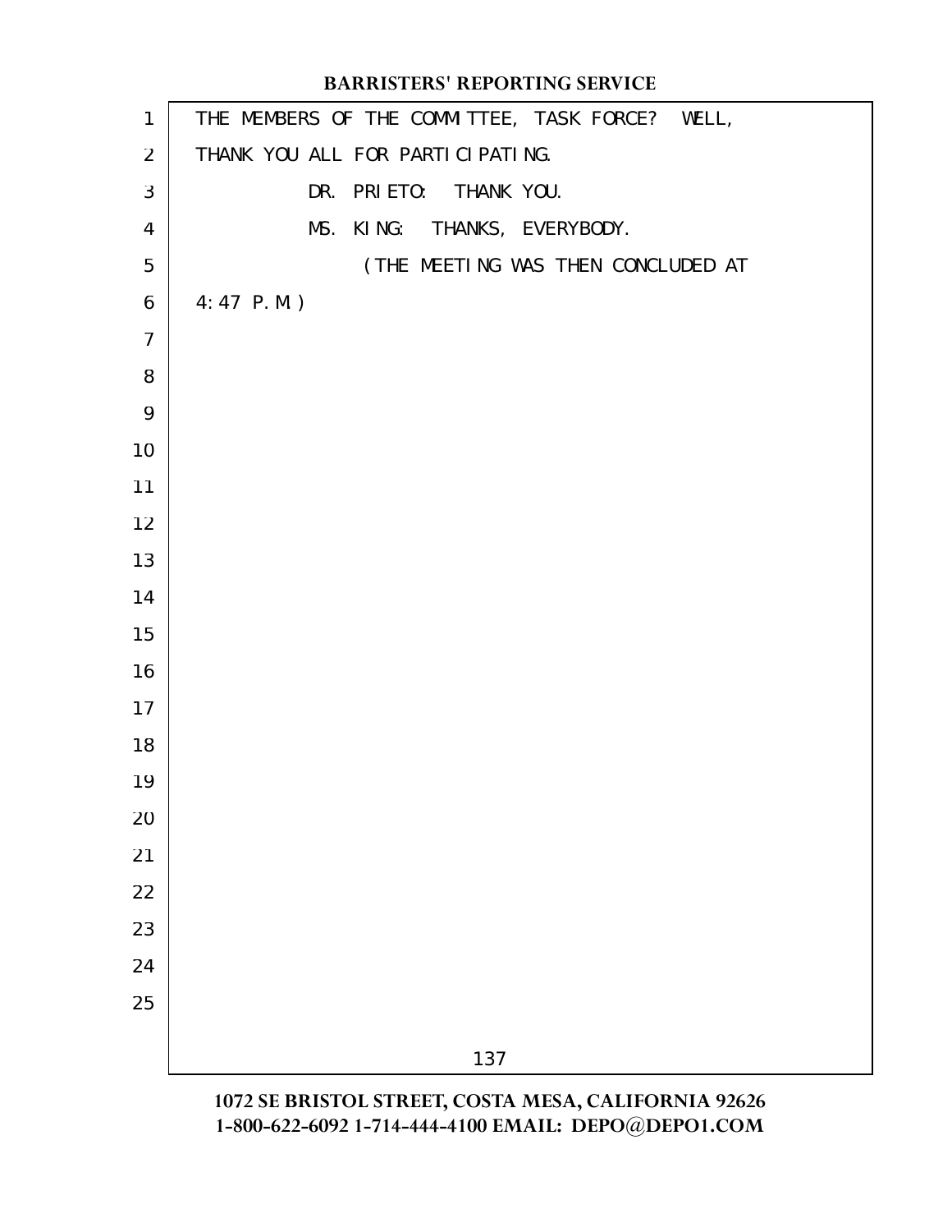THE MEMBERS OF THE COMMITTEE, TASK FORCE? WELL, THANK YOU ALL FOR PARTICIPATING.

DR. PRIETO: THANK YOU.

MS. KING: THANKS, EVERYBODY.

(THE MEETING WAS THEN CONCLUDED AT 4:47 P.M.)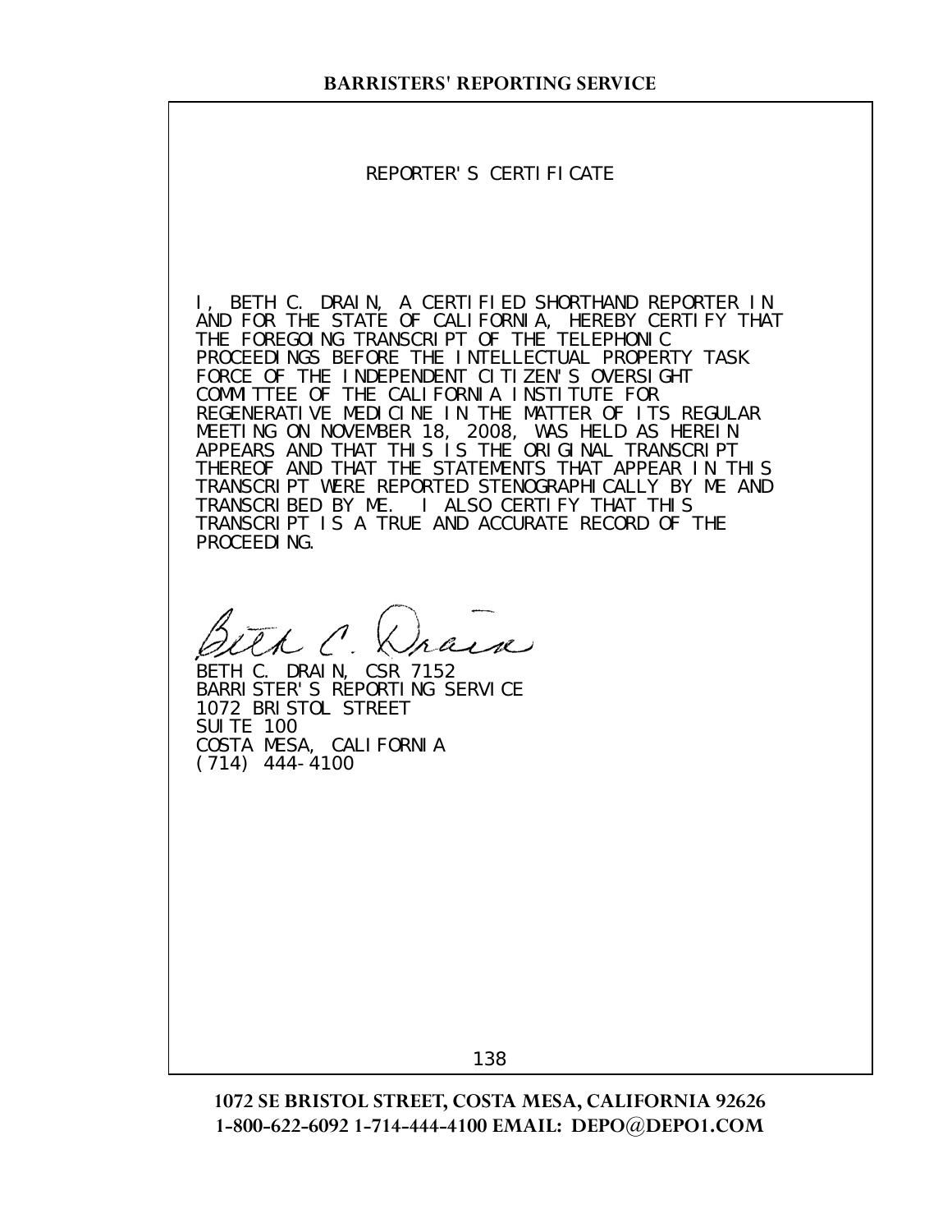# REPORTER'S CERTIFICATE

I, BETH C. DRAIN, A CERTIFIED SHORTHAND REPORTER IN AND FOR THE STATE OF CALIFORNIA, HEREBY CERTIFY THAT THE FOREGOING TRANSCRIPT OF THE TELEPHONIC PROCEEDINGS BEFORE THE INTELLECTUAL PROPERTY TASK FORCE OF THE INDEPENDENT CITIZEN'S OVERSIGHT COMMITTEE OF THE CALIFORNIA INSTITUTE FOR REGENERATIVE MEDICINE IN THE MATTER OF ITS REGULAR MEETING ON NOVEMBER 18, 2008, WAS HELD AS HEREIN APPEARS AND THAT THIS IS THE ORIGINAL TRANSCRIPT THEREOF AND THAT THE STATEMENTS THAT APPEAR IN THIS TRANSCRIPT WERE REPORTED STENOGRAPHICALLY BY ME AND TRANSCRIBED BY ME. I ALSO CERTIFY THAT THIS TRANSCRIPT IS A TRUE AND ACCURATE RECORD OF THE PROCEEDING.

Beth C. Drain

BETH C. DRAIN, CSR 7152
BARRISTER'S REPORTING SERVICE
1072 BRISTOL STREET
SUITE 100
COSTA MESA, CALIFORNIA
(714) 444-4100